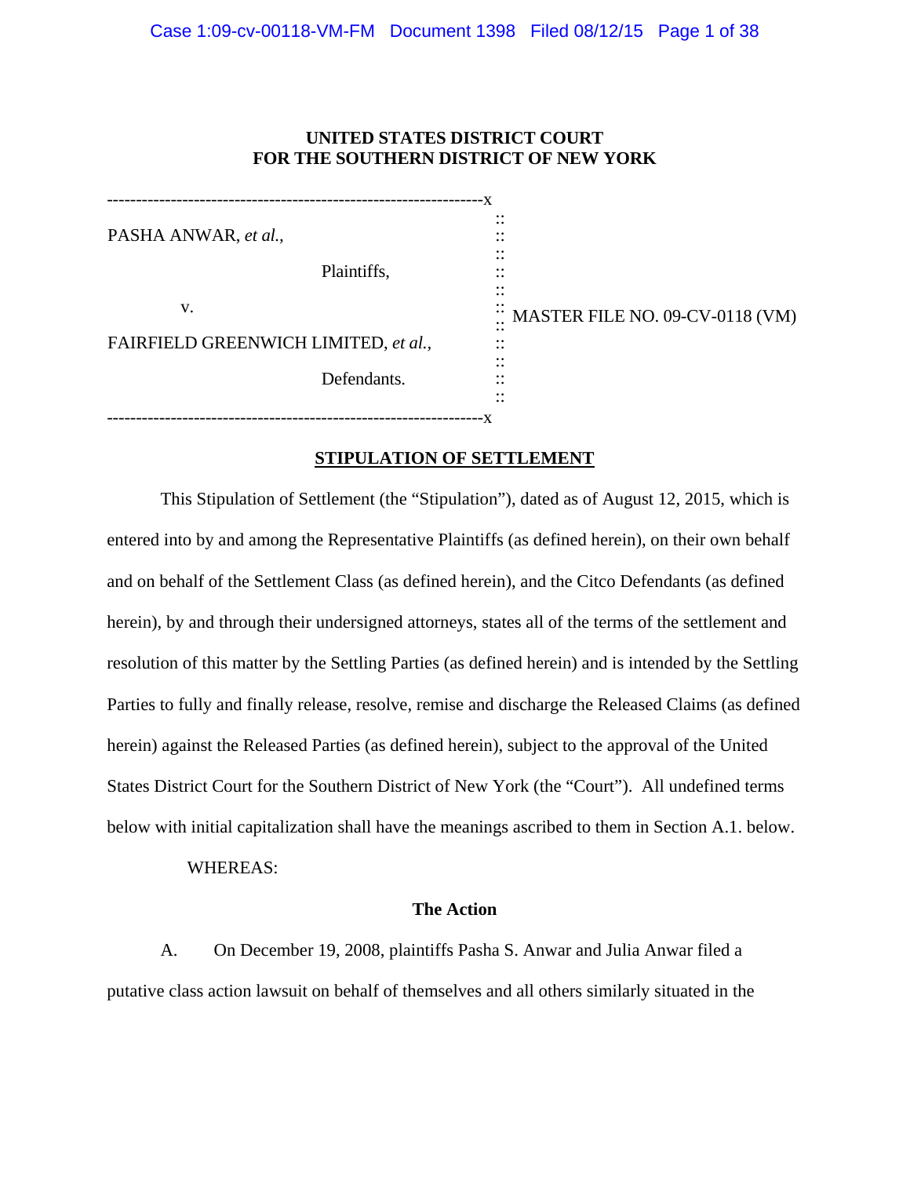UNITED STATES DISTRICT COURT
FOR THE SOUTHERN DISTRICT OF NEW YORK

| | |
|---|---|
| PASHA ANWAR, *et al.*, Plaintiffs, v. FAIRFIELD GREENWICH LIMITED, *et al.*, Defendants. | MASTER FILE NO. 09-CV-0118 (VM) |

## STIPULATION OF SETTLEMENT

This Stipulation of Settlement (the "Stipulation"), dated as of August 12, 2015, which is entered into by and among the Representative Plaintiffs (as defined herein), on their own behalf and on behalf of the Settlement Class (as defined herein), and the Citco Defendants (as defined herein), by and through their undersigned attorneys, states all of the terms of the settlement and resolution of this matter by the Settling Parties (as defined herein) and is intended by the Settling Parties to fully and finally release, resolve, remise and discharge the Released Claims (as defined herein) against the Released Parties (as defined herein), subject to the approval of the United States District Court for the Southern District of New York (the "Court"). All undefined terms below with initial capitalization shall have the meanings ascribed to them in Section A.1. below.

WHEREAS:

### The Action

A. On December 19, 2008, plaintiffs Pasha S. Anwar and Julia Anwar filed a putative class action lawsuit on behalf of themselves and all others similarly situated in the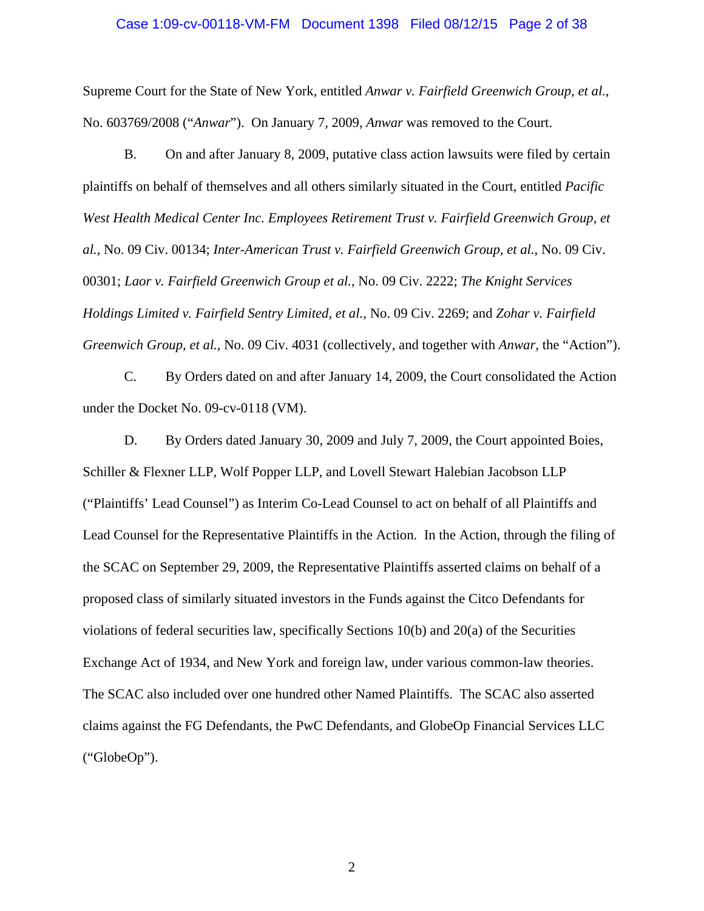Supreme Court for the State of New York, entitled *Anwar v. Fairfield Greenwich Group, et al.*, No. 603769/2008 ("*Anwar*"). On January 7, 2009, *Anwar* was removed to the Court.

B. On and after January 8, 2009, putative class action lawsuits were filed by certain plaintiffs on behalf of themselves and all others similarly situated in the Court, entitled *Pacific West Health Medical Center Inc. Employees Retirement Trust v. Fairfield Greenwich Group, et al.*, No. 09 Civ. 00134; *Inter-American Trust v. Fairfield Greenwich Group, et al.*, No. 09 Civ. 00301; *Laor v. Fairfield Greenwich Group et al.*, No. 09 Civ. 2222; *The Knight Services Holdings Limited v. Fairfield Sentry Limited, et al.*, No. 09 Civ. 2269; and *Zohar v. Fairfield Greenwich Group, et al.*, No. 09 Civ. 4031 (collectively, and together with *Anwar*, the "Action").

C. By Orders dated on and after January 14, 2009, the Court consolidated the Action under the Docket No. 09-cv-0118 (VM).

D. By Orders dated January 30, 2009 and July 7, 2009, the Court appointed Boies, Schiller & Flexner LLP, Wolf Popper LLP, and Lovell Stewart Halebian Jacobson LLP ("Plaintiffs' Lead Counsel") as Interim Co-Lead Counsel to act on behalf of all Plaintiffs and Lead Counsel for the Representative Plaintiffs in the Action. In the Action, through the filing of the SCAC on September 29, 2009, the Representative Plaintiffs asserted claims on behalf of a proposed class of similarly situated investors in the Funds against the Citco Defendants for violations of federal securities law, specifically Sections 10(b) and 20(a) of the Securities Exchange Act of 1934, and New York and foreign law, under various common-law theories. The SCAC also included over one hundred other Named Plaintiffs. The SCAC also asserted claims against the FG Defendants, the PwC Defendants, and GlobeOp Financial Services LLC ("GlobeOp").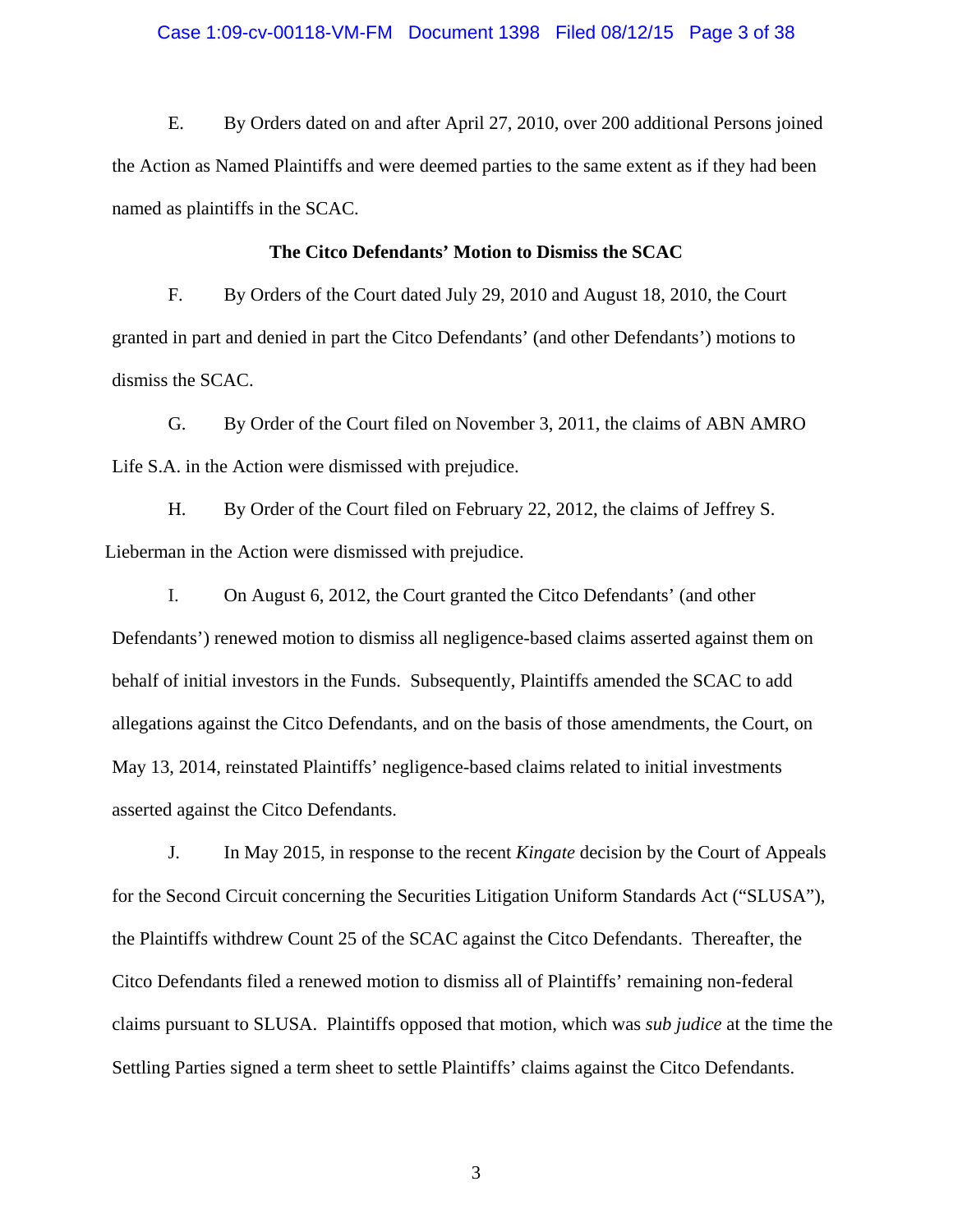E. By Orders dated on and after April 27, 2010, over 200 additional Persons joined the Action as Named Plaintiffs and were deemed parties to the same extent as if they had been named as plaintiffs in the SCAC.

**The Citco Defendants' Motion to Dismiss the SCAC**

F. By Orders of the Court dated July 29, 2010 and August 18, 2010, the Court granted in part and denied in part the Citco Defendants' (and other Defendants') motions to dismiss the SCAC.

G. By Order of the Court filed on November 3, 2011, the claims of ABN AMRO Life S.A. in the Action were dismissed with prejudice.

H. By Order of the Court filed on February 22, 2012, the claims of Jeffrey S. Lieberman in the Action were dismissed with prejudice.

I. On August 6, 2012, the Court granted the Citco Defendants' (and other Defendants') renewed motion to dismiss all negligence-based claims asserted against them on behalf of initial investors in the Funds. Subsequently, Plaintiffs amended the SCAC to add allegations against the Citco Defendants, and on the basis of those amendments, the Court, on May 13, 2014, reinstated Plaintiffs' negligence-based claims related to initial investments asserted against the Citco Defendants.

J. In May 2015, in response to the recent *Kingate* decision by the Court of Appeals for the Second Circuit concerning the Securities Litigation Uniform Standards Act ("SLUSA"), the Plaintiffs withdrew Count 25 of the SCAC against the Citco Defendants. Thereafter, the Citco Defendants filed a renewed motion to dismiss all of Plaintiffs' remaining non-federal claims pursuant to SLUSA. Plaintiffs opposed that motion, which was *sub judice* at the time the Settling Parties signed a term sheet to settle Plaintiffs' claims against the Citco Defendants.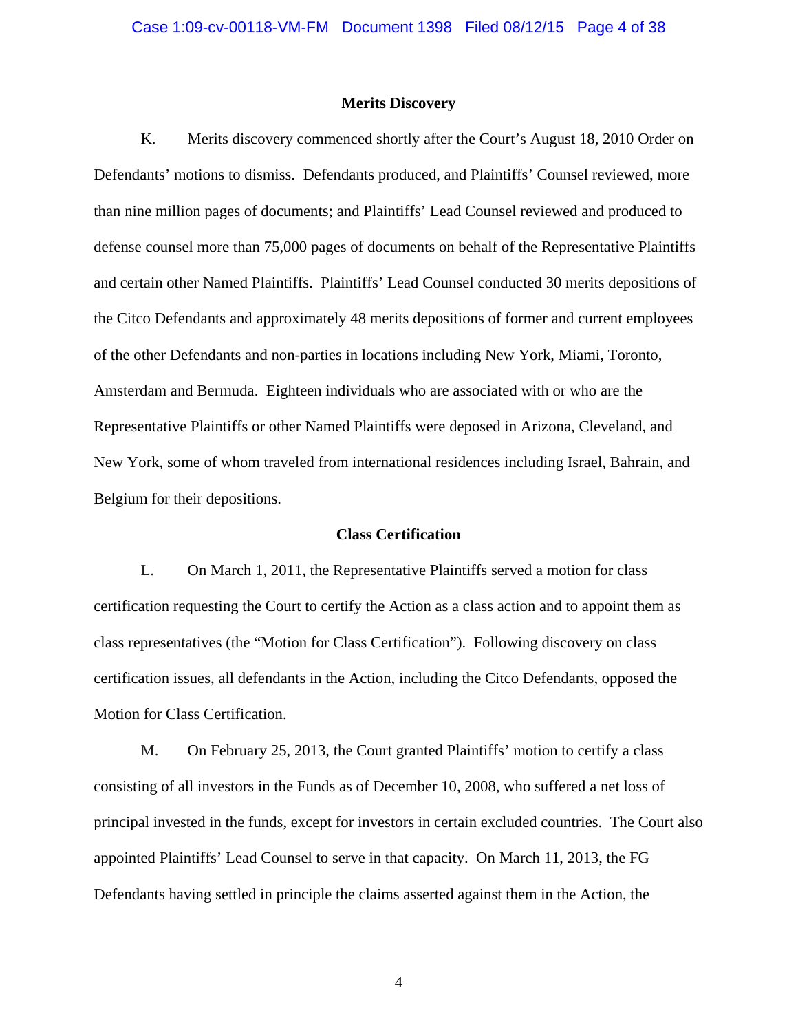### Merits Discovery

K. Merits discovery commenced shortly after the Court's August 18, 2010 Order on Defendants' motions to dismiss. Defendants produced, and Plaintiffs' Counsel reviewed, more than nine million pages of documents; and Plaintiffs' Lead Counsel reviewed and produced to defense counsel more than 75,000 pages of documents on behalf of the Representative Plaintiffs and certain other Named Plaintiffs. Plaintiffs' Lead Counsel conducted 30 merits depositions of the Citco Defendants and approximately 48 merits depositions of former and current employees of the other Defendants and non-parties in locations including New York, Miami, Toronto, Amsterdam and Bermuda. Eighteen individuals who are associated with or who are the Representative Plaintiffs or other Named Plaintiffs were deposed in Arizona, Cleveland, and New York, some of whom traveled from international residences including Israel, Bahrain, and Belgium for their depositions.

### Class Certification

L. On March 1, 2011, the Representative Plaintiffs served a motion for class certification requesting the Court to certify the Action as a class action and to appoint them as class representatives (the "Motion for Class Certification"). Following discovery on class certification issues, all defendants in the Action, including the Citco Defendants, opposed the Motion for Class Certification.

M. On February 25, 2013, the Court granted Plaintiffs' motion to certify a class consisting of all investors in the Funds as of December 10, 2008, who suffered a net loss of principal invested in the funds, except for investors in certain excluded countries. The Court also appointed Plaintiffs' Lead Counsel to serve in that capacity. On March 11, 2013, the FG Defendants having settled in principle the claims asserted against them in the Action, the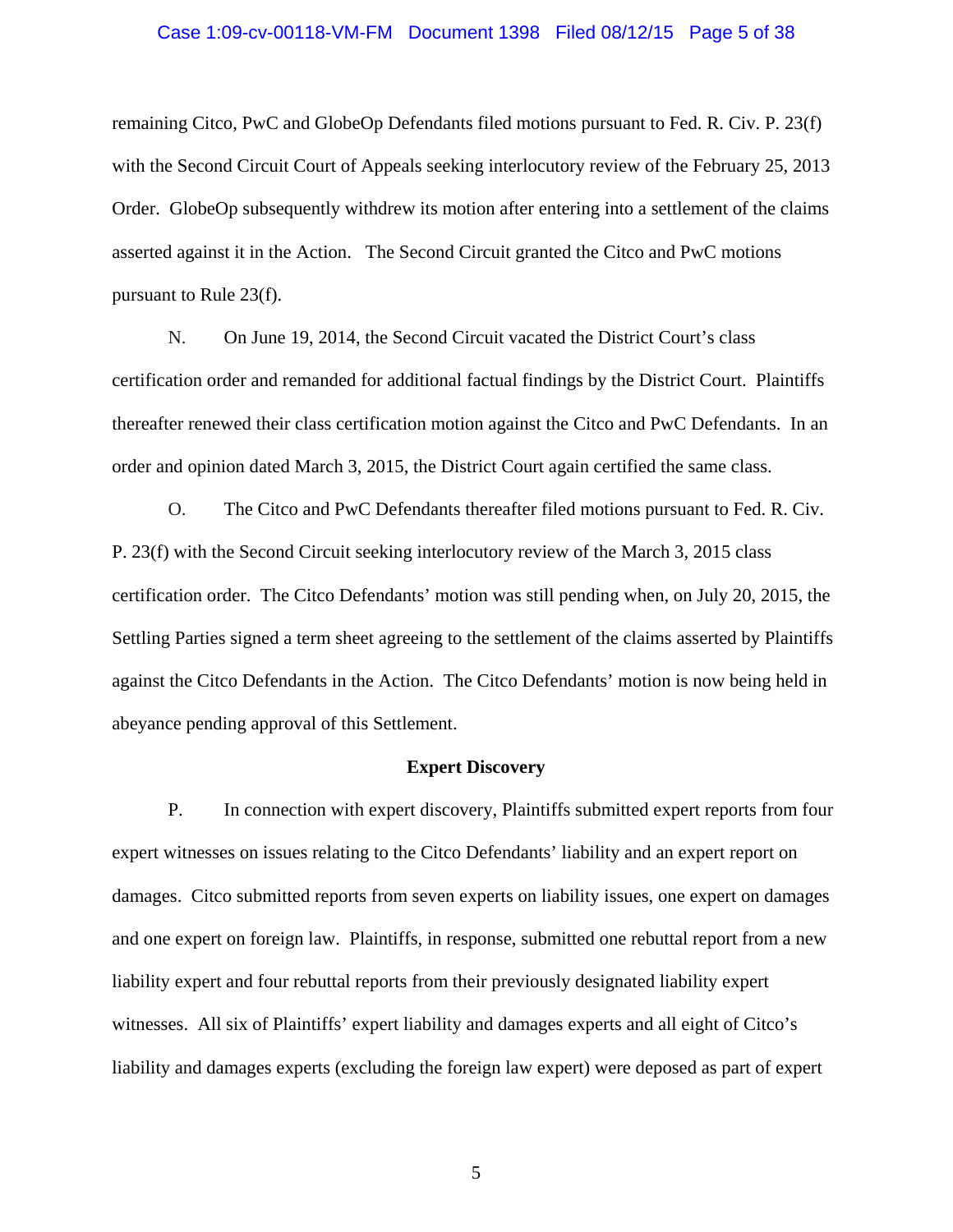remaining Citco, PwC and GlobeOp Defendants filed motions pursuant to Fed. R. Civ. P. 23(f) with the Second Circuit Court of Appeals seeking interlocutory review of the February 25, 2013 Order. GlobeOp subsequently withdrew its motion after entering into a settlement of the claims asserted against it in the Action. The Second Circuit granted the Citco and PwC motions pursuant to Rule 23(f).

N. On June 19, 2014, the Second Circuit vacated the District Court's class certification order and remanded for additional factual findings by the District Court. Plaintiffs thereafter renewed their class certification motion against the Citco and PwC Defendants. In an order and opinion dated March 3, 2015, the District Court again certified the same class.

O. The Citco and PwC Defendants thereafter filed motions pursuant to Fed. R. Civ. P. 23(f) with the Second Circuit seeking interlocutory review of the March 3, 2015 class certification order. The Citco Defendants' motion was still pending when, on July 20, 2015, the Settling Parties signed a term sheet agreeing to the settlement of the claims asserted by Plaintiffs against the Citco Defendants in the Action. The Citco Defendants' motion is now being held in abeyance pending approval of this Settlement.

**Expert Discovery**

P. In connection with expert discovery, Plaintiffs submitted expert reports from four expert witnesses on issues relating to the Citco Defendants' liability and an expert report on damages. Citco submitted reports from seven experts on liability issues, one expert on damages and one expert on foreign law. Plaintiffs, in response, submitted one rebuttal report from a new liability expert and four rebuttal reports from their previously designated liability expert witnesses. All six of Plaintiffs' expert liability and damages experts and all eight of Citco's liability and damages experts (excluding the foreign law expert) were deposed as part of expert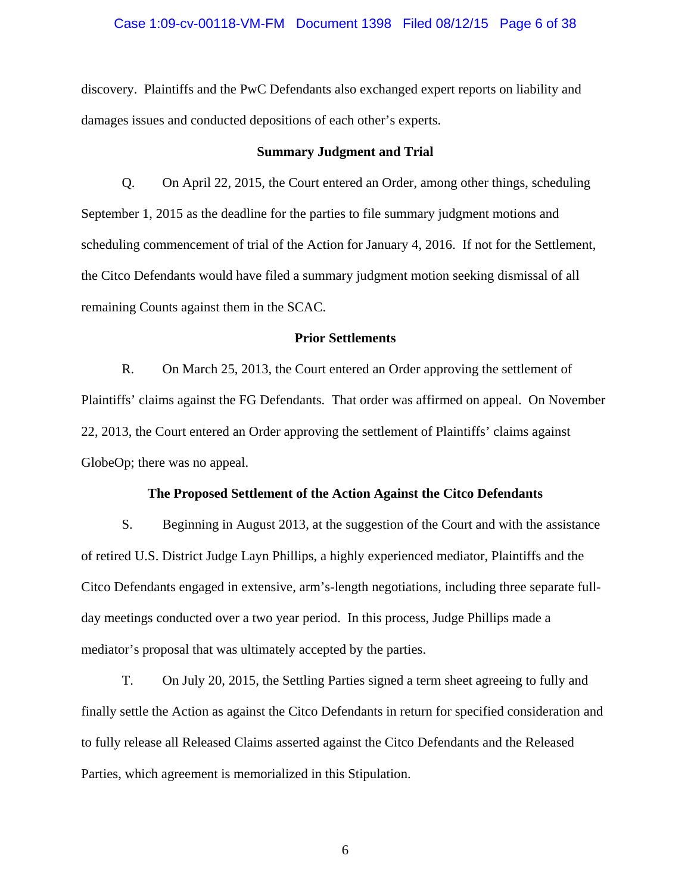discovery. Plaintiffs and the PwC Defendants also exchanged expert reports on liability and damages issues and conducted depositions of each other's experts.

**Summary Judgment and Trial**

Q. On April 22, 2015, the Court entered an Order, among other things, scheduling September 1, 2015 as the deadline for the parties to file summary judgment motions and scheduling commencement of trial of the Action for January 4, 2016. If not for the Settlement, the Citco Defendants would have filed a summary judgment motion seeking dismissal of all remaining Counts against them in the SCAC.

**Prior Settlements**

R. On March 25, 2013, the Court entered an Order approving the settlement of Plaintiffs' claims against the FG Defendants. That order was affirmed on appeal. On November 22, 2013, the Court entered an Order approving the settlement of Plaintiffs' claims against GlobeOp; there was no appeal.

**The Proposed Settlement of the Action Against the Citco Defendants**

S. Beginning in August 2013, at the suggestion of the Court and with the assistance of retired U.S. District Judge Layn Phillips, a highly experienced mediator, Plaintiffs and the Citco Defendants engaged in extensive, arm's-length negotiations, including three separate full-day meetings conducted over a two year period. In this process, Judge Phillips made a mediator's proposal that was ultimately accepted by the parties.

T. On July 20, 2015, the Settling Parties signed a term sheet agreeing to fully and finally settle the Action as against the Citco Defendants in return for specified consideration and to fully release all Released Claims asserted against the Citco Defendants and the Released Parties, which agreement is memorialized in this Stipulation.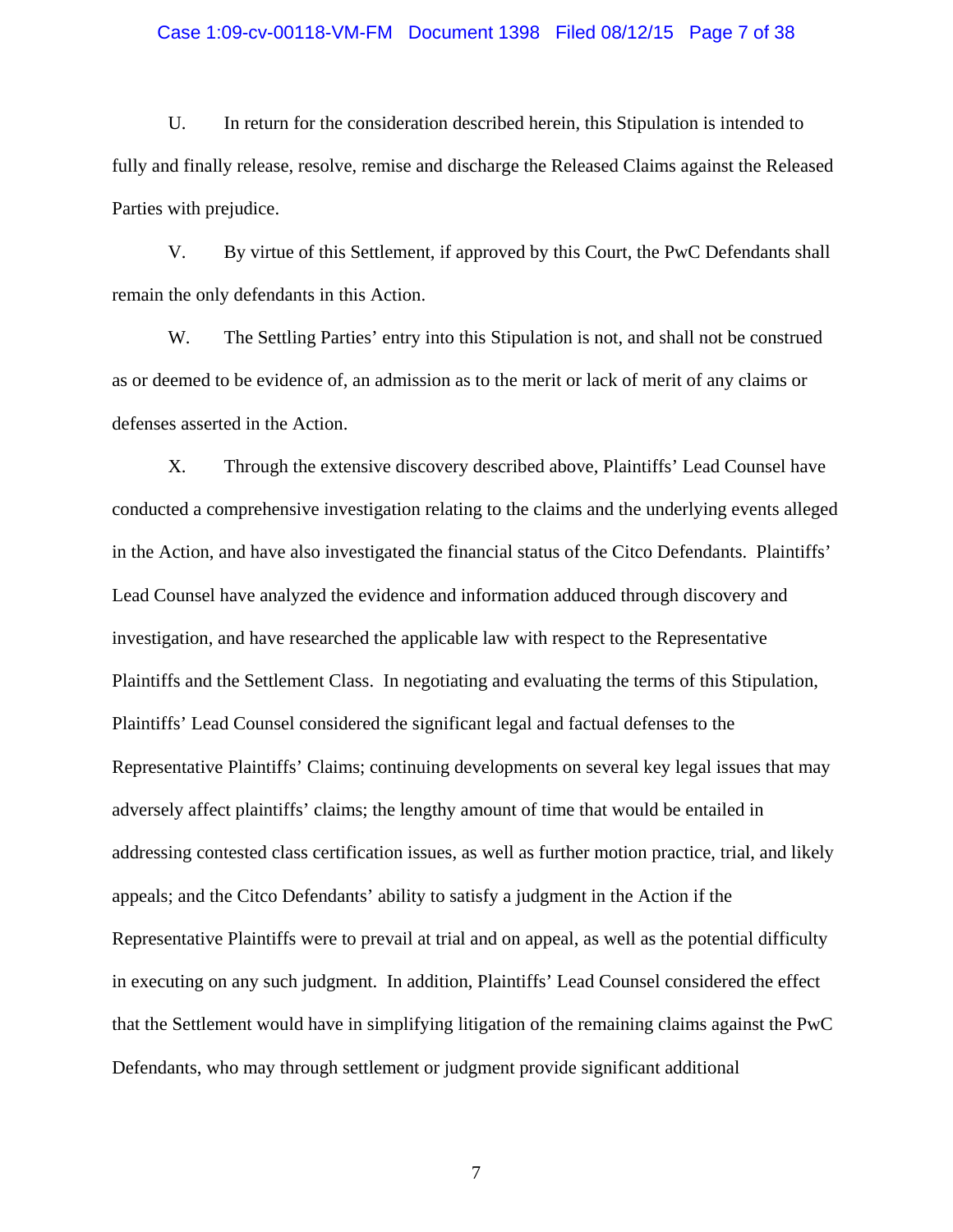U. In return for the consideration described herein, this Stipulation is intended to fully and finally release, resolve, remise and discharge the Released Claims against the Released Parties with prejudice.

V. By virtue of this Settlement, if approved by this Court, the PwC Defendants shall remain the only defendants in this Action.

W. The Settling Parties' entry into this Stipulation is not, and shall not be construed as or deemed to be evidence of, an admission as to the merit or lack of merit of any claims or defenses asserted in the Action.

X. Through the extensive discovery described above, Plaintiffs' Lead Counsel have conducted a comprehensive investigation relating to the claims and the underlying events alleged in the Action, and have also investigated the financial status of the Citco Defendants. Plaintiffs' Lead Counsel have analyzed the evidence and information adduced through discovery and investigation, and have researched the applicable law with respect to the Representative Plaintiffs and the Settlement Class. In negotiating and evaluating the terms of this Stipulation, Plaintiffs' Lead Counsel considered the significant legal and factual defenses to the Representative Plaintiffs' Claims; continuing developments on several key legal issues that may adversely affect plaintiffs' claims; the lengthy amount of time that would be entailed in addressing contested class certification issues, as well as further motion practice, trial, and likely appeals; and the Citco Defendants' ability to satisfy a judgment in the Action if the Representative Plaintiffs were to prevail at trial and on appeal, as well as the potential difficulty in executing on any such judgment. In addition, Plaintiffs' Lead Counsel considered the effect that the Settlement would have in simplifying litigation of the remaining claims against the PwC Defendants, who may through settlement or judgment provide significant additional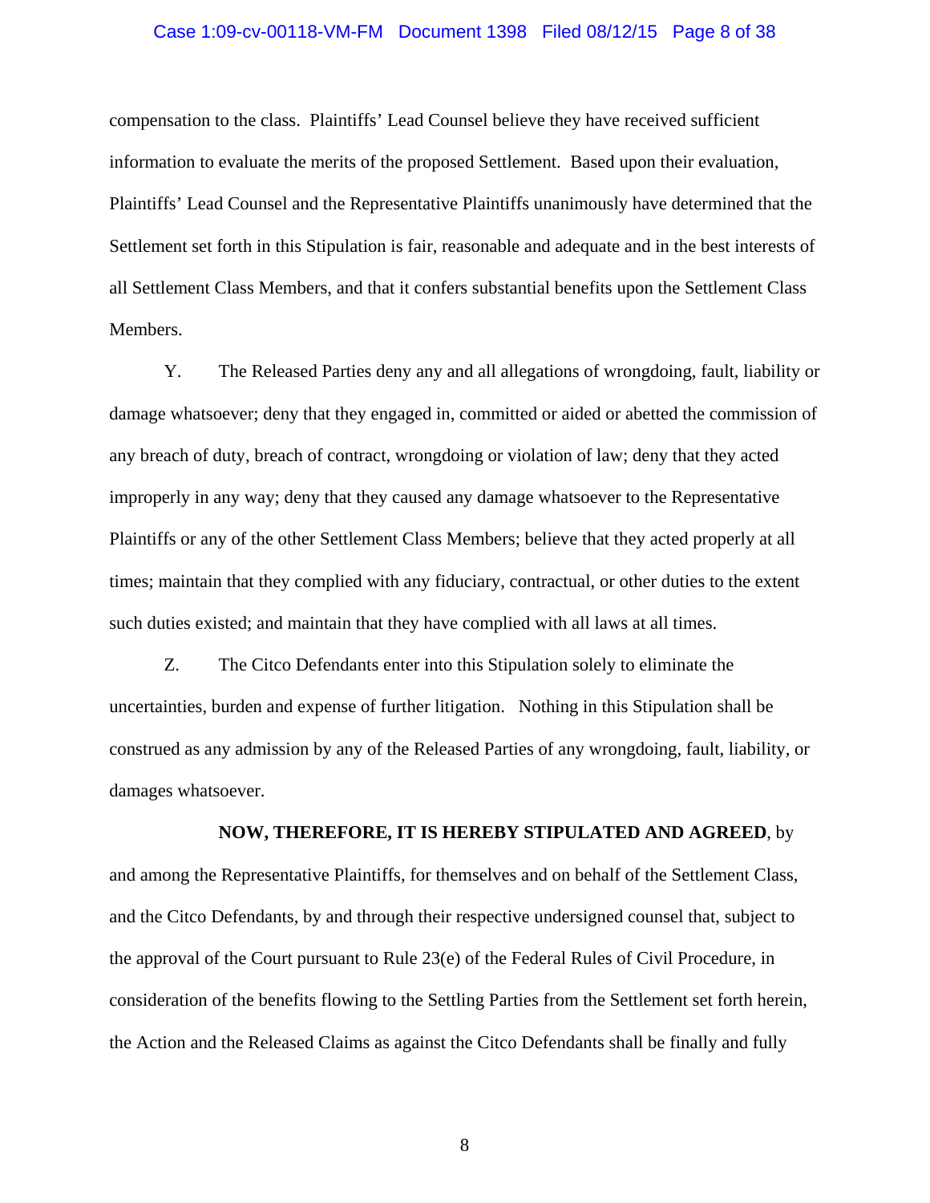compensation to the class. Plaintiffs' Lead Counsel believe they have received sufficient information to evaluate the merits of the proposed Settlement. Based upon their evaluation, Plaintiffs' Lead Counsel and the Representative Plaintiffs unanimously have determined that the Settlement set forth in this Stipulation is fair, reasonable and adequate and in the best interests of all Settlement Class Members, and that it confers substantial benefits upon the Settlement Class Members.

Y. The Released Parties deny any and all allegations of wrongdoing, fault, liability or damage whatsoever; deny that they engaged in, committed or aided or abetted the commission of any breach of duty, breach of contract, wrongdoing or violation of law; deny that they acted improperly in any way; deny that they caused any damage whatsoever to the Representative Plaintiffs or any of the other Settlement Class Members; believe that they acted properly at all times; maintain that they complied with any fiduciary, contractual, or other duties to the extent such duties existed; and maintain that they have complied with all laws at all times.

Z. The Citco Defendants enter into this Stipulation solely to eliminate the uncertainties, burden and expense of further litigation. Nothing in this Stipulation shall be construed as any admission by any of the Released Parties of any wrongdoing, fault, liability, or damages whatsoever.

**NOW, THEREFORE, IT IS HEREBY STIPULATED AND AGREED**, by and among the Representative Plaintiffs, for themselves and on behalf of the Settlement Class, and the Citco Defendants, by and through their respective undersigned counsel that, subject to the approval of the Court pursuant to Rule 23(e) of the Federal Rules of Civil Procedure, in consideration of the benefits flowing to the Settling Parties from the Settlement set forth herein, the Action and the Released Claims as against the Citco Defendants shall be finally and fully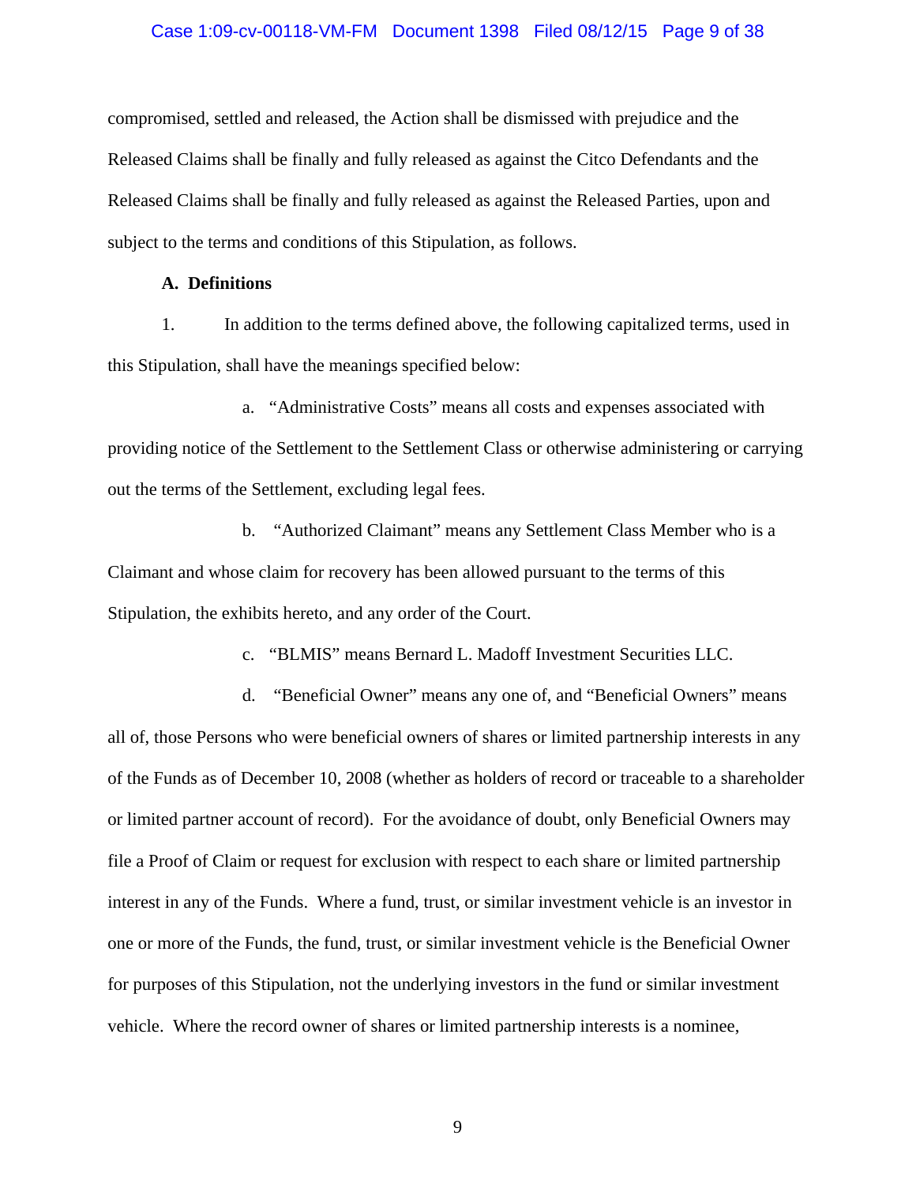compromised, settled and released, the Action shall be dismissed with prejudice and the Released Claims shall be finally and fully released as against the Citco Defendants and the Released Claims shall be finally and fully released as against the Released Parties, upon and subject to the terms and conditions of this Stipulation, as follows.

**A. Definitions**

1. In addition to the terms defined above, the following capitalized terms, used in this Stipulation, shall have the meanings specified below:

a. "Administrative Costs" means all costs and expenses associated with providing notice of the Settlement to the Settlement Class or otherwise administering or carrying out the terms of the Settlement, excluding legal fees.

b. "Authorized Claimant" means any Settlement Class Member who is a Claimant and whose claim for recovery has been allowed pursuant to the terms of this Stipulation, the exhibits hereto, and any order of the Court.

c. "BLMIS" means Bernard L. Madoff Investment Securities LLC.

d. "Beneficial Owner" means any one of, and "Beneficial Owners" means all of, those Persons who were beneficial owners of shares or limited partnership interests in any of the Funds as of December 10, 2008 (whether as holders of record or traceable to a shareholder or limited partner account of record). For the avoidance of doubt, only Beneficial Owners may file a Proof of Claim or request for exclusion with respect to each share or limited partnership interest in any of the Funds. Where a fund, trust, or similar investment vehicle is an investor in one or more of the Funds, the fund, trust, or similar investment vehicle is the Beneficial Owner for purposes of this Stipulation, not the underlying investors in the fund or similar investment vehicle. Where the record owner of shares or limited partnership interests is a nominee,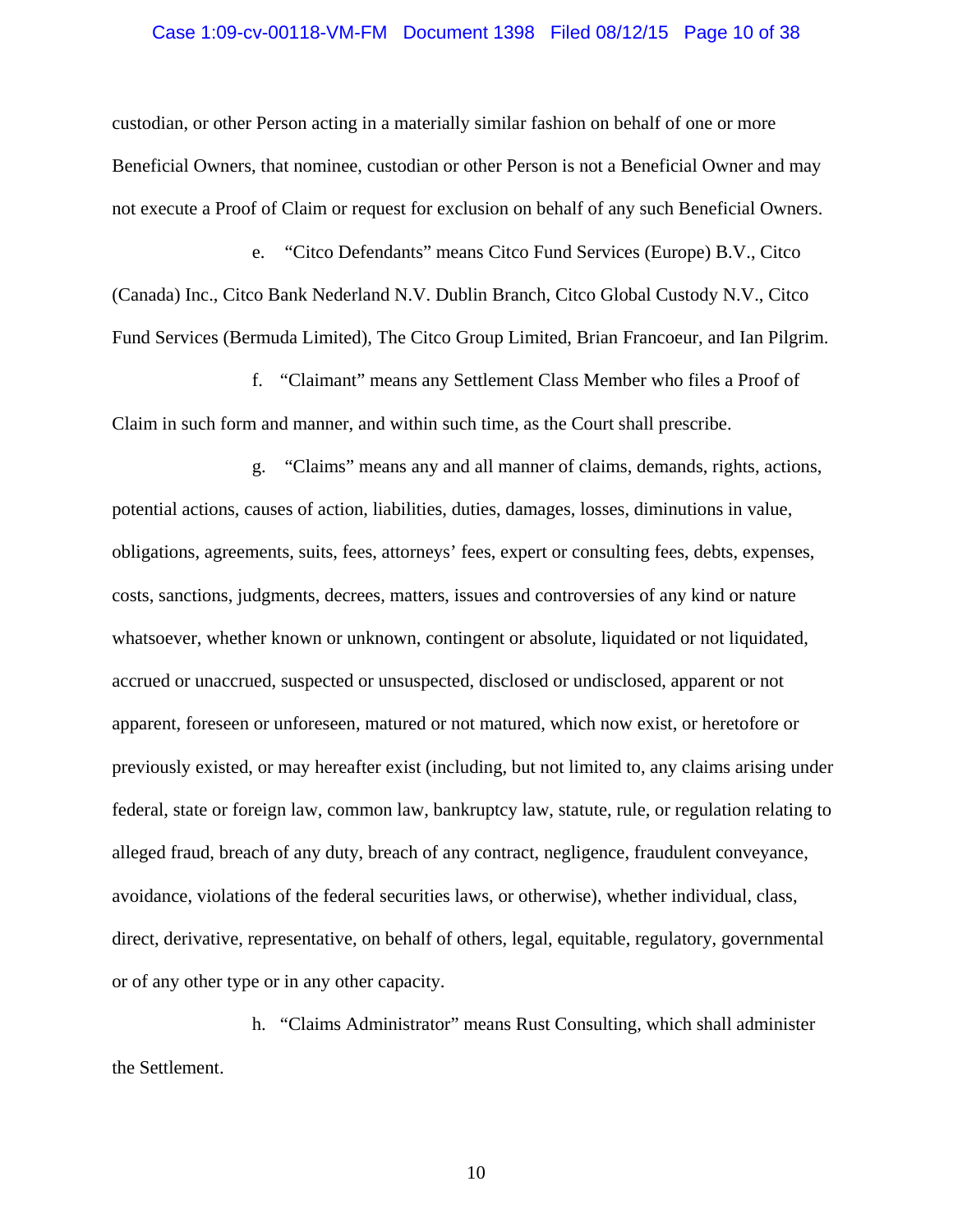custodian, or other Person acting in a materially similar fashion on behalf of one or more Beneficial Owners, that nominee, custodian or other Person is not a Beneficial Owner and may not execute a Proof of Claim or request for exclusion on behalf of any such Beneficial Owners.

e. "Citco Defendants" means Citco Fund Services (Europe) B.V., Citco (Canada) Inc., Citco Bank Nederland N.V. Dublin Branch, Citco Global Custody N.V., Citco Fund Services (Bermuda Limited), The Citco Group Limited, Brian Francoeur, and Ian Pilgrim.

f. "Claimant" means any Settlement Class Member who files a Proof of Claim in such form and manner, and within such time, as the Court shall prescribe.

g. "Claims" means any and all manner of claims, demands, rights, actions, potential actions, causes of action, liabilities, duties, damages, losses, diminutions in value, obligations, agreements, suits, fees, attorneys' fees, expert or consulting fees, debts, expenses, costs, sanctions, judgments, decrees, matters, issues and controversies of any kind or nature whatsoever, whether known or unknown, contingent or absolute, liquidated or not liquidated, accrued or unaccrued, suspected or unsuspected, disclosed or undisclosed, apparent or not apparent, foreseen or unforeseen, matured or not matured, which now exist, or heretofore or previously existed, or may hereafter exist (including, but not limited to, any claims arising under federal, state or foreign law, common law, bankruptcy law, statute, rule, or regulation relating to alleged fraud, breach of any duty, breach of any contract, negligence, fraudulent conveyance, avoidance, violations of the federal securities laws, or otherwise), whether individual, class, direct, derivative, representative, on behalf of others, legal, equitable, regulatory, governmental or of any other type or in any other capacity.

h. "Claims Administrator" means Rust Consulting, which shall administer the Settlement.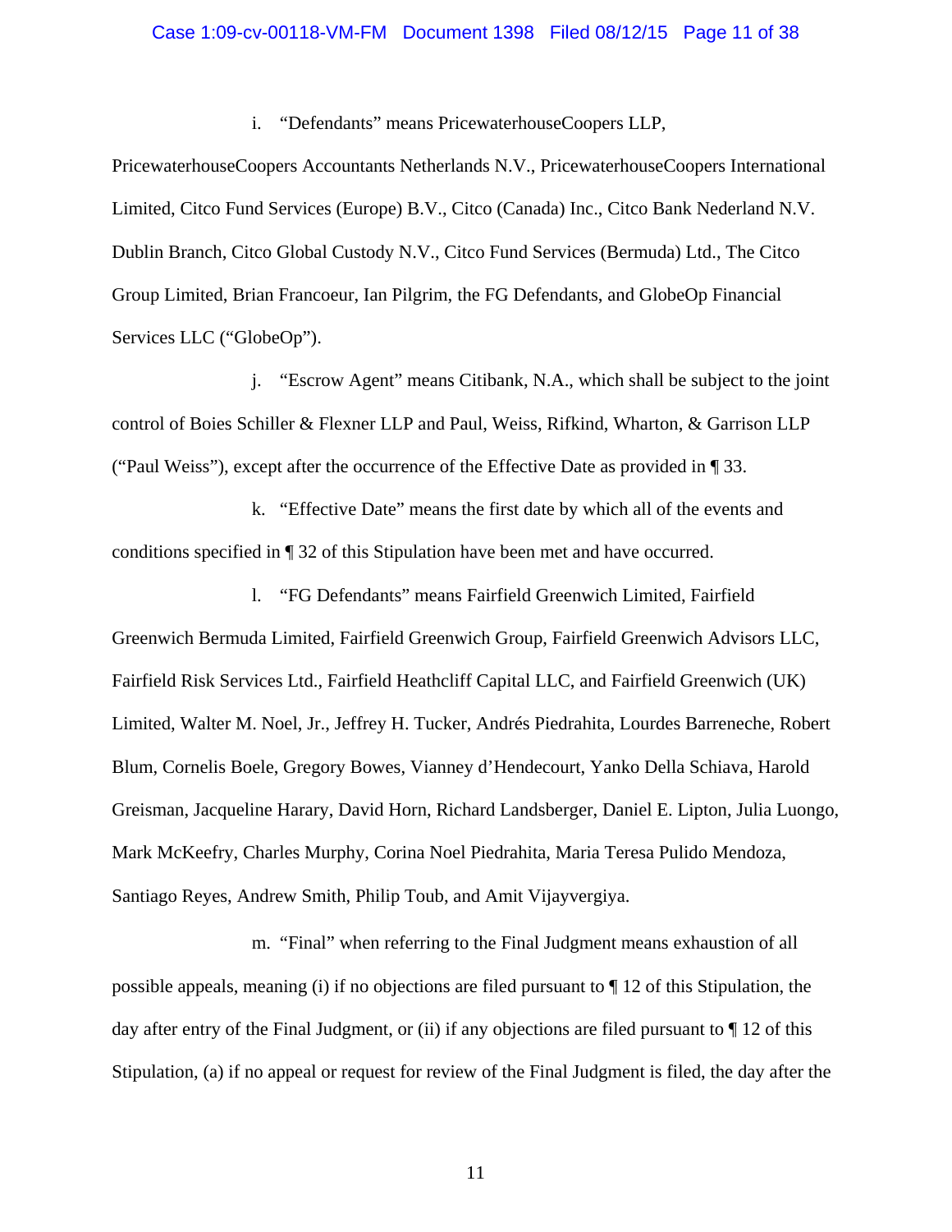i. "Defendants" means PricewaterhouseCoopers LLP, PricewaterhouseCoopers Accountants Netherlands N.V., PricewaterhouseCoopers International Limited, Citco Fund Services (Europe) B.V., Citco (Canada) Inc., Citco Bank Nederland N.V. Dublin Branch, Citco Global Custody N.V., Citco Fund Services (Bermuda) Ltd., The Citco Group Limited, Brian Francoeur, Ian Pilgrim, the FG Defendants, and GlobeOp Financial Services LLC ("GlobeOp").

j. "Escrow Agent" means Citibank, N.A., which shall be subject to the joint control of Boies Schiller & Flexner LLP and Paul, Weiss, Rifkind, Wharton, & Garrison LLP ("Paul Weiss"), except after the occurrence of the Effective Date as provided in ¶ 33.

k. "Effective Date" means the first date by which all of the events and conditions specified in ¶ 32 of this Stipulation have been met and have occurred.

l. "FG Defendants" means Fairfield Greenwich Limited, Fairfield Greenwich Bermuda Limited, Fairfield Greenwich Group, Fairfield Greenwich Advisors LLC, Fairfield Risk Services Ltd., Fairfield Heathcliff Capital LLC, and Fairfield Greenwich (UK) Limited, Walter M. Noel, Jr., Jeffrey H. Tucker, Andrés Piedrahita, Lourdes Barreneche, Robert Blum, Cornelis Boele, Gregory Bowes, Vianney d'Hendecourt, Yanko Della Schiava, Harold Greisman, Jacqueline Harary, David Horn, Richard Landsberger, Daniel E. Lipton, Julia Luongo, Mark McKeefry, Charles Murphy, Corina Noel Piedrahita, Maria Teresa Pulido Mendoza, Santiago Reyes, Andrew Smith, Philip Toub, and Amit Vijayvergiya.

m. "Final" when referring to the Final Judgment means exhaustion of all possible appeals, meaning (i) if no objections are filed pursuant to ¶ 12 of this Stipulation, the day after entry of the Final Judgment, or (ii) if any objections are filed pursuant to ¶ 12 of this Stipulation, (a) if no appeal or request for review of the Final Judgment is filed, the day after the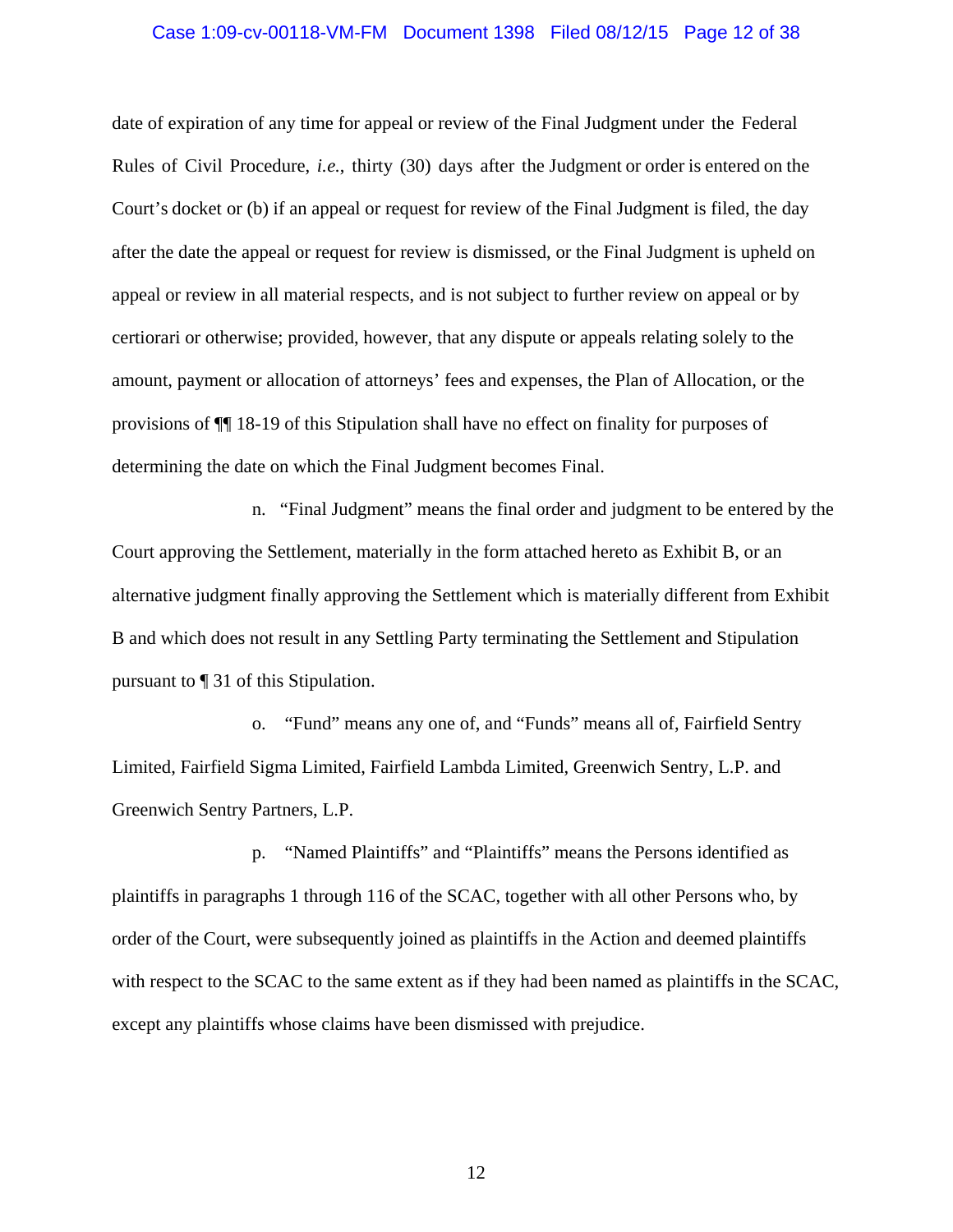date of expiration of any time for appeal or review of the Final Judgment under the Federal Rules of Civil Procedure, *i.e.*, thirty (30) days after the Judgment or order is entered on the Court's docket or (b) if an appeal or request for review of the Final Judgment is filed, the day after the date the appeal or request for review is dismissed, or the Final Judgment is upheld on appeal or review in all material respects, and is not subject to further review on appeal or by certiorari or otherwise; provided, however, that any dispute or appeals relating solely to the amount, payment or allocation of attorneys' fees and expenses, the Plan of Allocation, or the provisions of ¶¶ 18-19 of this Stipulation shall have no effect on finality for purposes of determining the date on which the Final Judgment becomes Final.

n. "Final Judgment" means the final order and judgment to be entered by the Court approving the Settlement, materially in the form attached hereto as Exhibit B, or an alternative judgment finally approving the Settlement which is materially different from Exhibit B and which does not result in any Settling Party terminating the Settlement and Stipulation pursuant to ¶ 31 of this Stipulation.

o. "Fund" means any one of, and "Funds" means all of, Fairfield Sentry Limited, Fairfield Sigma Limited, Fairfield Lambda Limited, Greenwich Sentry, L.P. and Greenwich Sentry Partners, L.P.

p. "Named Plaintiffs" and "Plaintiffs" means the Persons identified as plaintiffs in paragraphs 1 through 116 of the SCAC, together with all other Persons who, by order of the Court, were subsequently joined as plaintiffs in the Action and deemed plaintiffs with respect to the SCAC to the same extent as if they had been named as plaintiffs in the SCAC, except any plaintiffs whose claims have been dismissed with prejudice.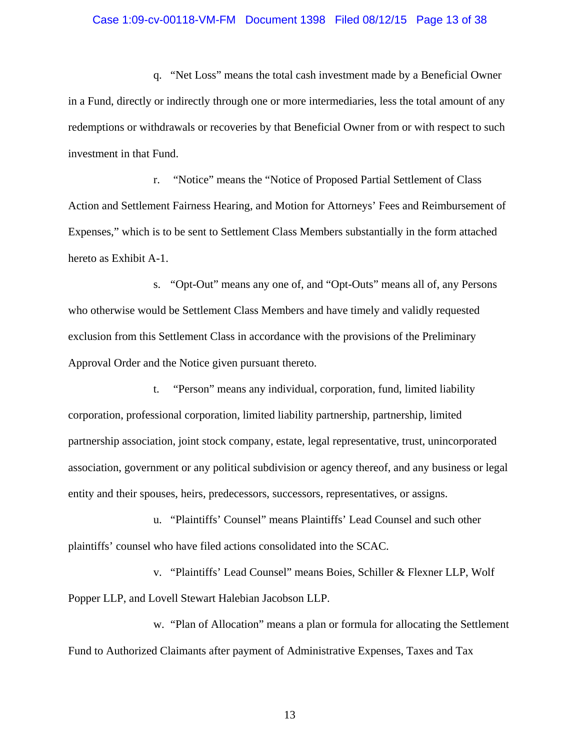q. "Net Loss" means the total cash investment made by a Beneficial Owner in a Fund, directly or indirectly through one or more intermediaries, less the total amount of any redemptions or withdrawals or recoveries by that Beneficial Owner from or with respect to such investment in that Fund.

r. "Notice" means the "Notice of Proposed Partial Settlement of Class Action and Settlement Fairness Hearing, and Motion for Attorneys' Fees and Reimbursement of Expenses," which is to be sent to Settlement Class Members substantially in the form attached hereto as Exhibit A-1.

s. "Opt-Out" means any one of, and "Opt-Outs" means all of, any Persons who otherwise would be Settlement Class Members and have timely and validly requested exclusion from this Settlement Class in accordance with the provisions of the Preliminary Approval Order and the Notice given pursuant thereto.

t. "Person" means any individual, corporation, fund, limited liability corporation, professional corporation, limited liability partnership, partnership, limited partnership association, joint stock company, estate, legal representative, trust, unincorporated association, government or any political subdivision or agency thereof, and any business or legal entity and their spouses, heirs, predecessors, successors, representatives, or assigns.

u. "Plaintiffs' Counsel" means Plaintiffs' Lead Counsel and such other plaintiffs' counsel who have filed actions consolidated into the SCAC.

v. "Plaintiffs' Lead Counsel" means Boies, Schiller & Flexner LLP, Wolf Popper LLP, and Lovell Stewart Halebian Jacobson LLP.

w. "Plan of Allocation" means a plan or formula for allocating the Settlement Fund to Authorized Claimants after payment of Administrative Expenses, Taxes and Tax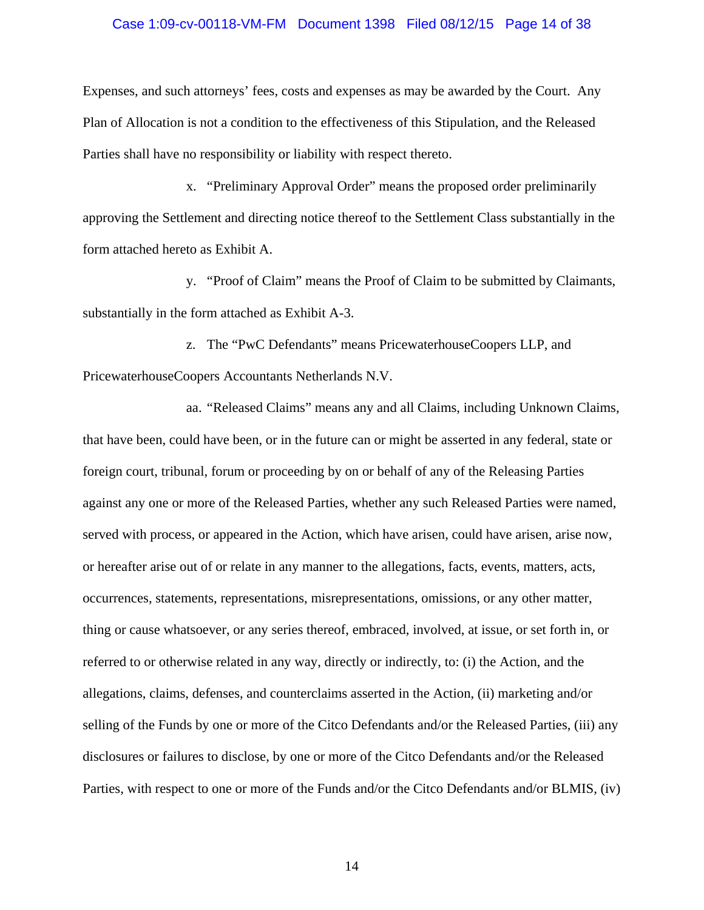Expenses, and such attorneys' fees, costs and expenses as may be awarded by the Court. Any Plan of Allocation is not a condition to the effectiveness of this Stipulation, and the Released Parties shall have no responsibility or liability with respect thereto.

x. "Preliminary Approval Order" means the proposed order preliminarily approving the Settlement and directing notice thereof to the Settlement Class substantially in the form attached hereto as Exhibit A.

y. "Proof of Claim" means the Proof of Claim to be submitted by Claimants, substantially in the form attached as Exhibit A-3.

z. The "PwC Defendants" means PricewaterhouseCoopers LLP, and PricewaterhouseCoopers Accountants Netherlands N.V.

aa. "Released Claims" means any and all Claims, including Unknown Claims, that have been, could have been, or in the future can or might be asserted in any federal, state or foreign court, tribunal, forum or proceeding by on or behalf of any of the Releasing Parties against any one or more of the Released Parties, whether any such Released Parties were named, served with process, or appeared in the Action, which have arisen, could have arisen, arise now, or hereafter arise out of or relate in any manner to the allegations, facts, events, matters, acts, occurrences, statements, representations, misrepresentations, omissions, or any other matter, thing or cause whatsoever, or any series thereof, embraced, involved, at issue, or set forth in, or referred to or otherwise related in any way, directly or indirectly, to: (i) the Action, and the allegations, claims, defenses, and counterclaims asserted in the Action, (ii) marketing and/or selling of the Funds by one or more of the Citco Defendants and/or the Released Parties, (iii) any disclosures or failures to disclose, by one or more of the Citco Defendants and/or the Released Parties, with respect to one or more of the Funds and/or the Citco Defendants and/or BLMIS, (iv)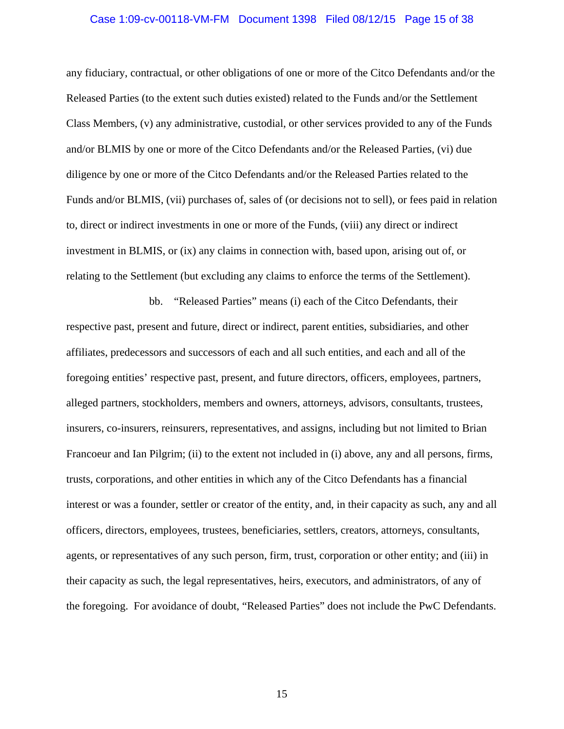any fiduciary, contractual, or other obligations of one or more of the Citco Defendants and/or the Released Parties (to the extent such duties existed) related to the Funds and/or the Settlement Class Members, (v) any administrative, custodial, or other services provided to any of the Funds and/or BLMIS by one or more of the Citco Defendants and/or the Released Parties, (vi) due diligence by one or more of the Citco Defendants and/or the Released Parties related to the Funds and/or BLMIS, (vii) purchases of, sales of (or decisions not to sell), or fees paid in relation to, direct or indirect investments in one or more of the Funds, (viii) any direct or indirect investment in BLMIS, or (ix) any claims in connection with, based upon, arising out of, or relating to the Settlement (but excluding any claims to enforce the terms of the Settlement).

bb. "Released Parties" means (i) each of the Citco Defendants, their respective past, present and future, direct or indirect, parent entities, subsidiaries, and other affiliates, predecessors and successors of each and all such entities, and each and all of the foregoing entities' respective past, present, and future directors, officers, employees, partners, alleged partners, stockholders, members and owners, attorneys, advisors, consultants, trustees, insurers, co-insurers, reinsurers, representatives, and assigns, including but not limited to Brian Francoeur and Ian Pilgrim; (ii) to the extent not included in (i) above, any and all persons, firms, trusts, corporations, and other entities in which any of the Citco Defendants has a financial interest or was a founder, settler or creator of the entity, and, in their capacity as such, any and all officers, directors, employees, trustees, beneficiaries, settlers, creators, attorneys, consultants, agents, or representatives of any such person, firm, trust, corporation or other entity; and (iii) in their capacity as such, the legal representatives, heirs, executors, and administrators, of any of the foregoing. For avoidance of doubt, "Released Parties" does not include the PwC Defendants.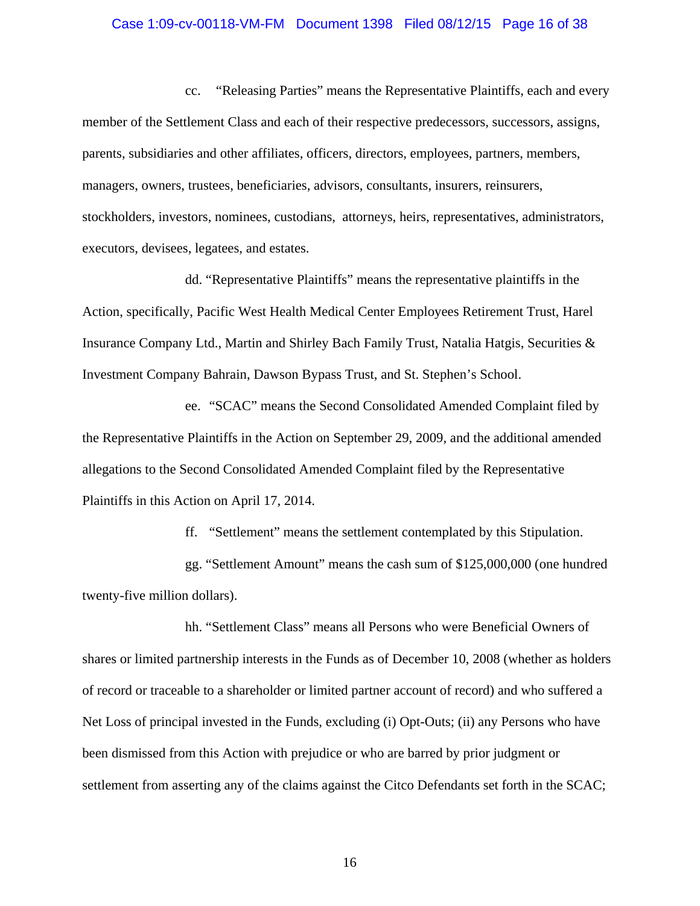cc. "Releasing Parties" means the Representative Plaintiffs, each and every member of the Settlement Class and each of their respective predecessors, successors, assigns, parents, subsidiaries and other affiliates, officers, directors, employees, partners, members, managers, owners, trustees, beneficiaries, advisors, consultants, insurers, reinsurers, stockholders, investors, nominees, custodians, attorneys, heirs, representatives, administrators, executors, devisees, legatees, and estates.

dd. "Representative Plaintiffs" means the representative plaintiffs in the Action, specifically, Pacific West Health Medical Center Employees Retirement Trust, Harel Insurance Company Ltd., Martin and Shirley Bach Family Trust, Natalia Hatgis, Securities & Investment Company Bahrain, Dawson Bypass Trust, and St. Stephen's School.

ee. "SCAC" means the Second Consolidated Amended Complaint filed by the Representative Plaintiffs in the Action on September 29, 2009, and the additional amended allegations to the Second Consolidated Amended Complaint filed by the Representative Plaintiffs in this Action on April 17, 2014.

ff. "Settlement" means the settlement contemplated by this Stipulation.

gg. "Settlement Amount" means the cash sum of $125,000,000 (one hundred twenty-five million dollars).

hh. "Settlement Class" means all Persons who were Beneficial Owners of shares or limited partnership interests in the Funds as of December 10, 2008 (whether as holders of record or traceable to a shareholder or limited partner account of record) and who suffered a Net Loss of principal invested in the Funds, excluding (i) Opt-Outs; (ii) any Persons who have been dismissed from this Action with prejudice or who are barred by prior judgment or settlement from asserting any of the claims against the Citco Defendants set forth in the SCAC;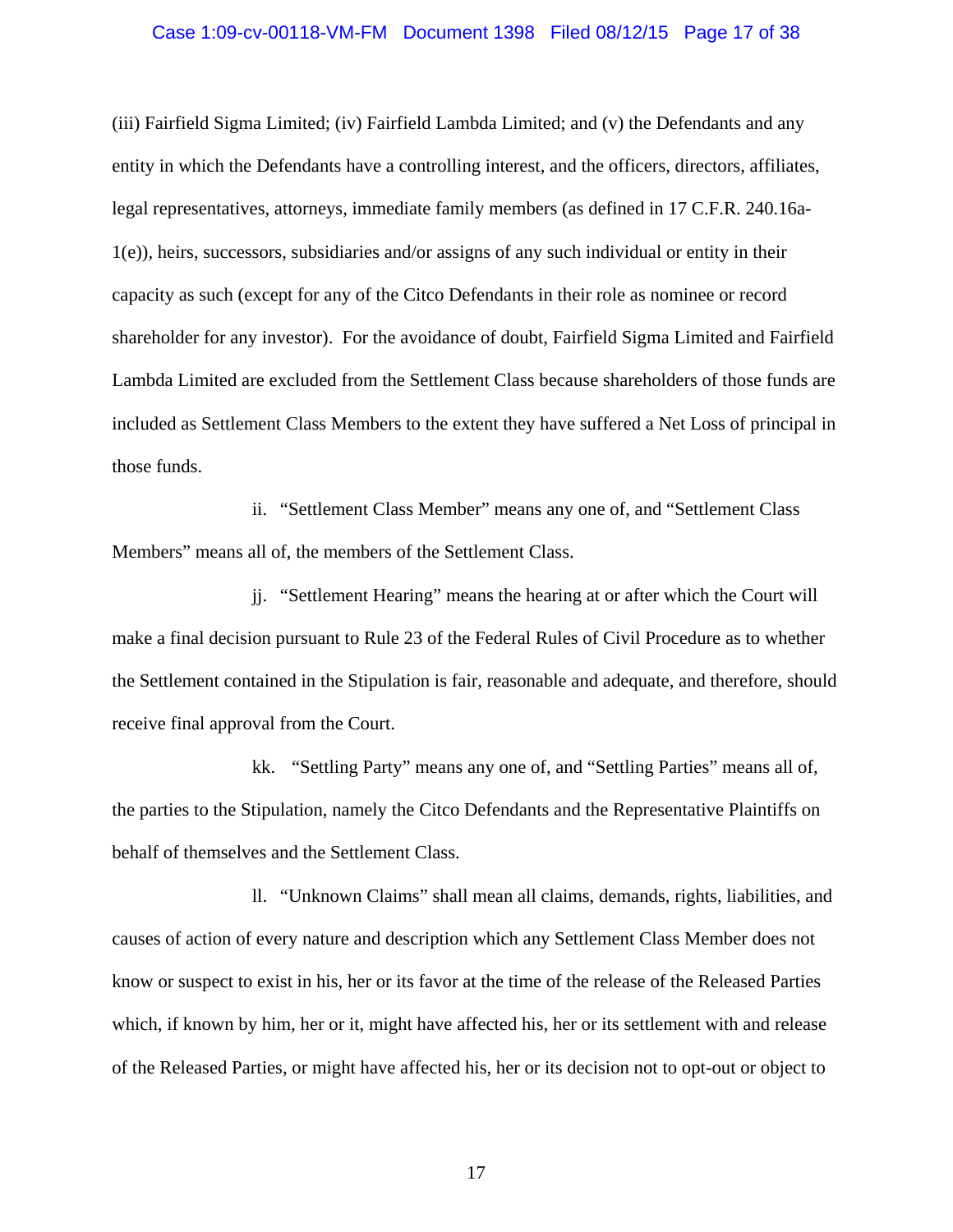(iii) Fairfield Sigma Limited; (iv) Fairfield Lambda Limited; and (v) the Defendants and any entity in which the Defendants have a controlling interest, and the officers, directors, affiliates, legal representatives, attorneys, immediate family members (as defined in 17 C.F.R. 240.16a-1(e)), heirs, successors, subsidiaries and/or assigns of any such individual or entity in their capacity as such (except for any of the Citco Defendants in their role as nominee or record shareholder for any investor). For the avoidance of doubt, Fairfield Sigma Limited and Fairfield Lambda Limited are excluded from the Settlement Class because shareholders of those funds are included as Settlement Class Members to the extent they have suffered a Net Loss of principal in those funds.

ii. "Settlement Class Member" means any one of, and "Settlement Class Members" means all of, the members of the Settlement Class.

jj. "Settlement Hearing" means the hearing at or after which the Court will make a final decision pursuant to Rule 23 of the Federal Rules of Civil Procedure as to whether the Settlement contained in the Stipulation is fair, reasonable and adequate, and therefore, should receive final approval from the Court.

kk. "Settling Party" means any one of, and "Settling Parties" means all of, the parties to the Stipulation, namely the Citco Defendants and the Representative Plaintiffs on behalf of themselves and the Settlement Class.

ll. "Unknown Claims" shall mean all claims, demands, rights, liabilities, and causes of action of every nature and description which any Settlement Class Member does not know or suspect to exist in his, her or its favor at the time of the release of the Released Parties which, if known by him, her or it, might have affected his, her or its settlement with and release of the Released Parties, or might have affected his, her or its decision not to opt-out or object to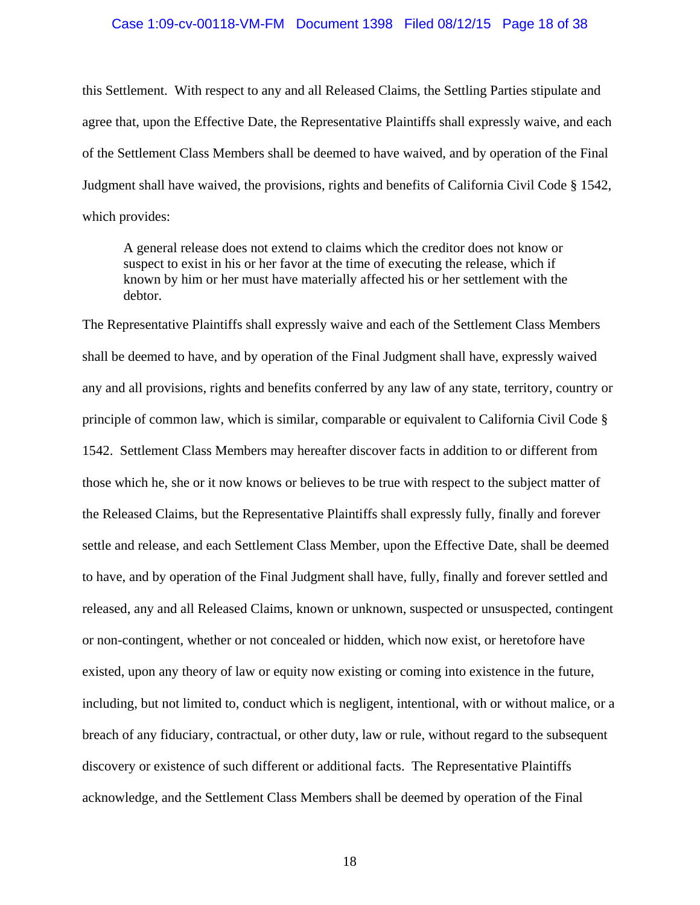this Settlement. With respect to any and all Released Claims, the Settling Parties stipulate and agree that, upon the Effective Date, the Representative Plaintiffs shall expressly waive, and each of the Settlement Class Members shall be deemed to have waived, and by operation of the Final Judgment shall have waived, the provisions, rights and benefits of California Civil Code § 1542, which provides:

> A general release does not extend to claims which the creditor does not know or suspect to exist in his or her favor at the time of executing the release, which if known by him or her must have materially affected his or her settlement with the debtor.

The Representative Plaintiffs shall expressly waive and each of the Settlement Class Members shall be deemed to have, and by operation of the Final Judgment shall have, expressly waived any and all provisions, rights and benefits conferred by any law of any state, territory, country or principle of common law, which is similar, comparable or equivalent to California Civil Code § 1542. Settlement Class Members may hereafter discover facts in addition to or different from those which he, she or it now knows or believes to be true with respect to the subject matter of the Released Claims, but the Representative Plaintiffs shall expressly fully, finally and forever settle and release, and each Settlement Class Member, upon the Effective Date, shall be deemed to have, and by operation of the Final Judgment shall have, fully, finally and forever settled and released, any and all Released Claims, known or unknown, suspected or unsuspected, contingent or non-contingent, whether or not concealed or hidden, which now exist, or heretofore have existed, upon any theory of law or equity now existing or coming into existence in the future, including, but not limited to, conduct which is negligent, intentional, with or without malice, or a breach of any fiduciary, contractual, or other duty, law or rule, without regard to the subsequent discovery or existence of such different or additional facts. The Representative Plaintiffs acknowledge, and the Settlement Class Members shall be deemed by operation of the Final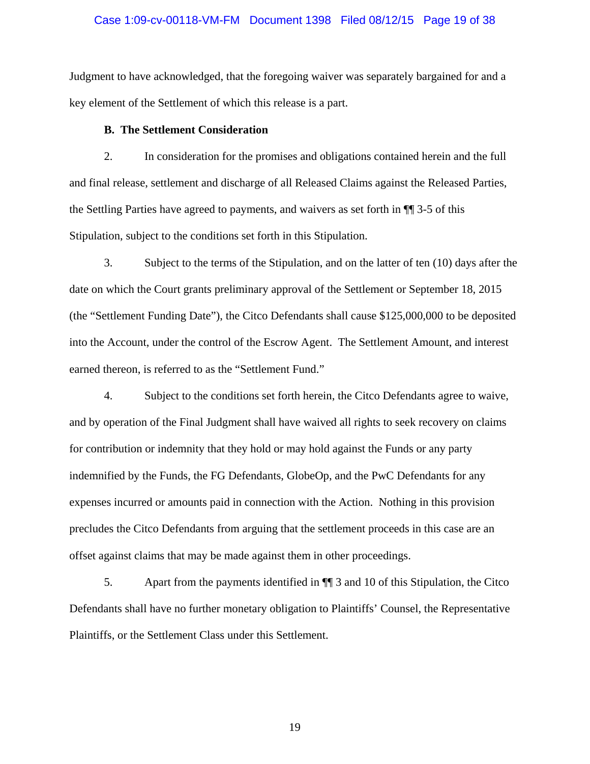Judgment to have acknowledged, that the foregoing waiver was separately bargained for and a key element of the Settlement of which this release is a part.

**B. The Settlement Consideration**

2. In consideration for the promises and obligations contained herein and the full and final release, settlement and discharge of all Released Claims against the Released Parties, the Settling Parties have agreed to payments, and waivers as set forth in ¶¶ 3-5 of this Stipulation, subject to the conditions set forth in this Stipulation.

3. Subject to the terms of the Stipulation, and on the latter of ten (10) days after the date on which the Court grants preliminary approval of the Settlement or September 18, 2015 (the "Settlement Funding Date"), the Citco Defendants shall cause $125,000,000 to be deposited into the Account, under the control of the Escrow Agent. The Settlement Amount, and interest earned thereon, is referred to as the "Settlement Fund."

4. Subject to the conditions set forth herein, the Citco Defendants agree to waive, and by operation of the Final Judgment shall have waived all rights to seek recovery on claims for contribution or indemnity that they hold or may hold against the Funds or any party indemnified by the Funds, the FG Defendants, GlobeOp, and the PwC Defendants for any expenses incurred or amounts paid in connection with the Action. Nothing in this provision precludes the Citco Defendants from arguing that the settlement proceeds in this case are an offset against claims that may be made against them in other proceedings.

5. Apart from the payments identified in ¶¶ 3 and 10 of this Stipulation, the Citco Defendants shall have no further monetary obligation to Plaintiffs' Counsel, the Representative Plaintiffs, or the Settlement Class under this Settlement.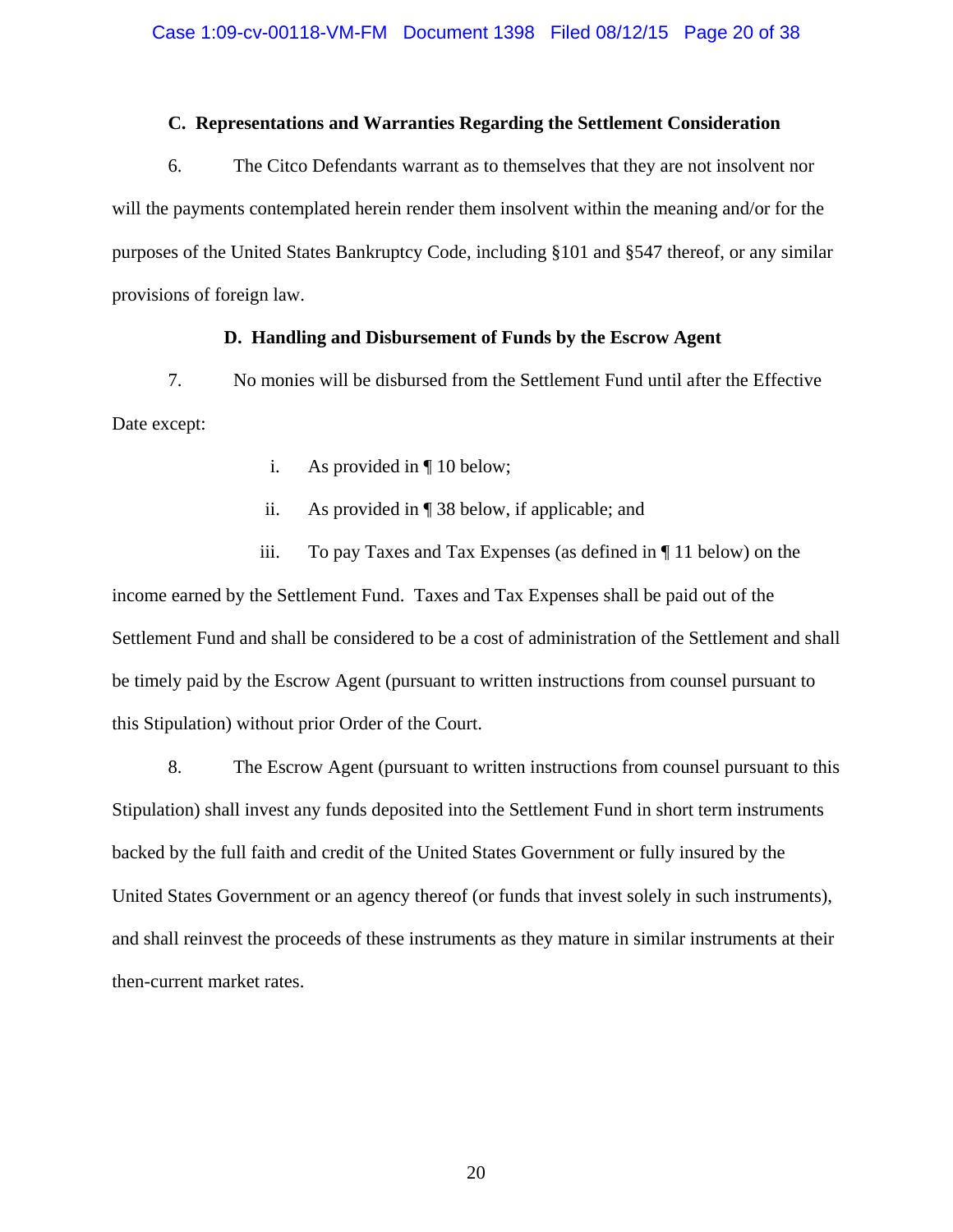### C. Representations and Warranties Regarding the Settlement Consideration

6. The Citco Defendants warrant as to themselves that they are not insolvent nor will the payments contemplated herein render them insolvent within the meaning and/or for the purposes of the United States Bankruptcy Code, including §101 and §547 thereof, or any similar provisions of foreign law.

### D. Handling and Disbursement of Funds by the Escrow Agent

7. No monies will be disbursed from the Settlement Fund until after the Effective Date except:

   i. As provided in ¶ 10 below;

   ii. As provided in ¶ 38 below, if applicable; and

   iii. To pay Taxes and Tax Expenses (as defined in ¶ 11 below) on the income earned by the Settlement Fund. Taxes and Tax Expenses shall be paid out of the Settlement Fund and shall be considered to be a cost of administration of the Settlement and shall be timely paid by the Escrow Agent (pursuant to written instructions from counsel pursuant to this Stipulation) without prior Order of the Court.

8. The Escrow Agent (pursuant to written instructions from counsel pursuant to this Stipulation) shall invest any funds deposited into the Settlement Fund in short term instruments backed by the full faith and credit of the United States Government or fully insured by the United States Government or an agency thereof (or funds that invest solely in such instruments), and shall reinvest the proceeds of these instruments as they mature in similar instruments at their then-current market rates.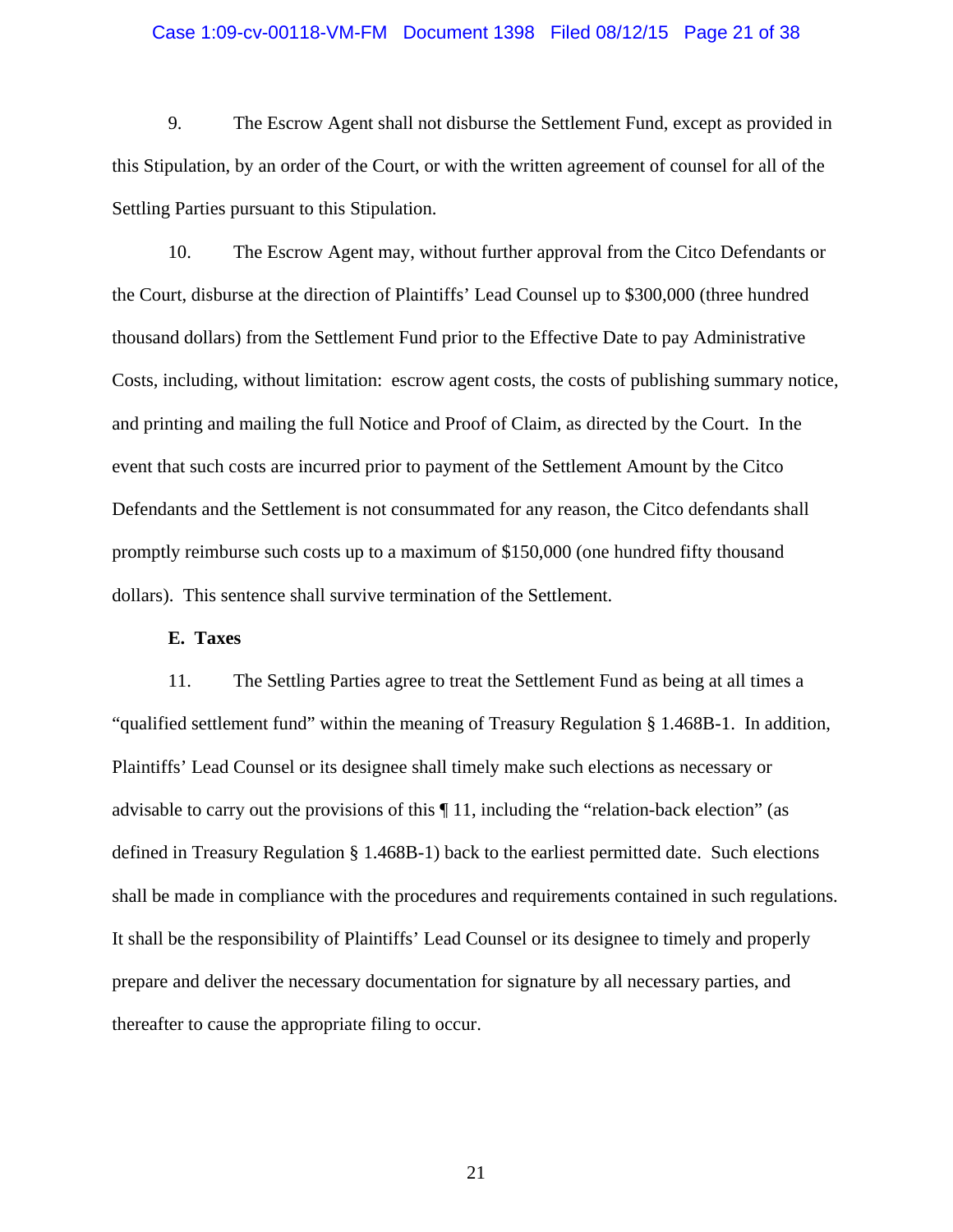9. The Escrow Agent shall not disburse the Settlement Fund, except as provided in this Stipulation, by an order of the Court, or with the written agreement of counsel for all of the Settling Parties pursuant to this Stipulation.

10. The Escrow Agent may, without further approval from the Citco Defendants or the Court, disburse at the direction of Plaintiffs' Lead Counsel up to $300,000 (three hundred thousand dollars) from the Settlement Fund prior to the Effective Date to pay Administrative Costs, including, without limitation: escrow agent costs, the costs of publishing summary notice, and printing and mailing the full Notice and Proof of Claim, as directed by the Court. In the event that such costs are incurred prior to payment of the Settlement Amount by the Citco Defendants and the Settlement is not consummated for any reason, the Citco defendants shall promptly reimburse such costs up to a maximum of $150,000 (one hundred fifty thousand dollars). This sentence shall survive termination of the Settlement.

**E. Taxes**

11. The Settling Parties agree to treat the Settlement Fund as being at all times a "qualified settlement fund" within the meaning of Treasury Regulation § 1.468B-1. In addition, Plaintiffs' Lead Counsel or its designee shall timely make such elections as necessary or advisable to carry out the provisions of this ¶ 11, including the "relation-back election" (as defined in Treasury Regulation § 1.468B-1) back to the earliest permitted date. Such elections shall be made in compliance with the procedures and requirements contained in such regulations. It shall be the responsibility of Plaintiffs' Lead Counsel or its designee to timely and properly prepare and deliver the necessary documentation for signature by all necessary parties, and thereafter to cause the appropriate filing to occur.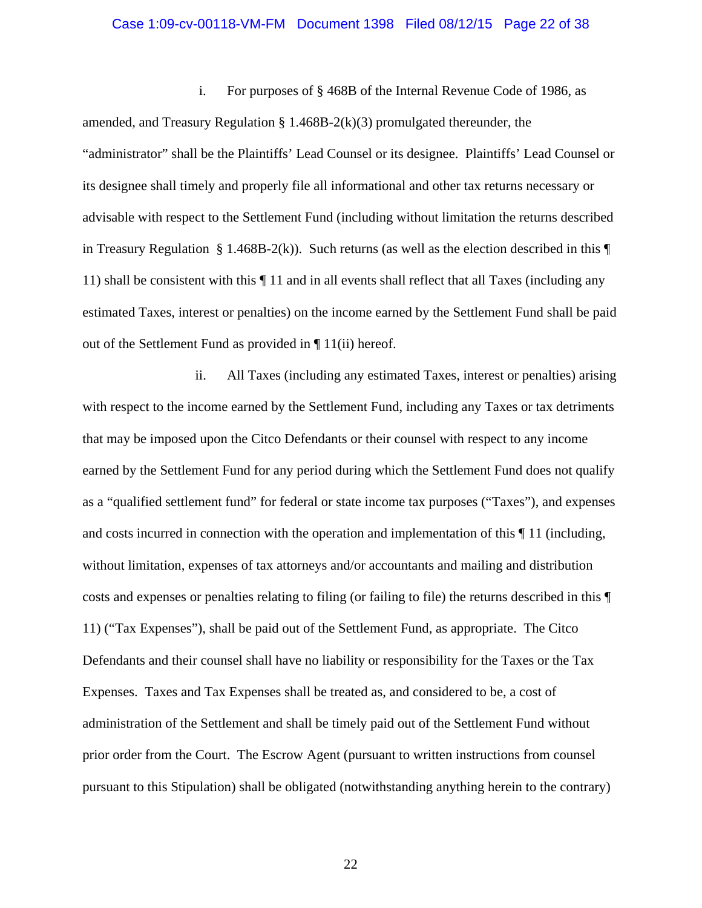i. For purposes of § 468B of the Internal Revenue Code of 1986, as amended, and Treasury Regulation § 1.468B-2(k)(3) promulgated thereunder, the "administrator" shall be the Plaintiffs' Lead Counsel or its designee. Plaintiffs' Lead Counsel or its designee shall timely and properly file all informational and other tax returns necessary or advisable with respect to the Settlement Fund (including without limitation the returns described in Treasury Regulation § 1.468B-2(k)). Such returns (as well as the election described in this ¶ 11) shall be consistent with this ¶ 11 and in all events shall reflect that all Taxes (including any estimated Taxes, interest or penalties) on the income earned by the Settlement Fund shall be paid out of the Settlement Fund as provided in ¶ 11(ii) hereof.

ii. All Taxes (including any estimated Taxes, interest or penalties) arising with respect to the income earned by the Settlement Fund, including any Taxes or tax detriments that may be imposed upon the Citco Defendants or their counsel with respect to any income earned by the Settlement Fund for any period during which the Settlement Fund does not qualify as a "qualified settlement fund" for federal or state income tax purposes ("Taxes"), and expenses and costs incurred in connection with the operation and implementation of this ¶ 11 (including, without limitation, expenses of tax attorneys and/or accountants and mailing and distribution costs and expenses or penalties relating to filing (or failing to file) the returns described in this ¶ 11) ("Tax Expenses"), shall be paid out of the Settlement Fund, as appropriate. The Citco Defendants and their counsel shall have no liability or responsibility for the Taxes or the Tax Expenses. Taxes and Tax Expenses shall be treated as, and considered to be, a cost of administration of the Settlement and shall be timely paid out of the Settlement Fund without prior order from the Court. The Escrow Agent (pursuant to written instructions from counsel pursuant to this Stipulation) shall be obligated (notwithstanding anything herein to the contrary)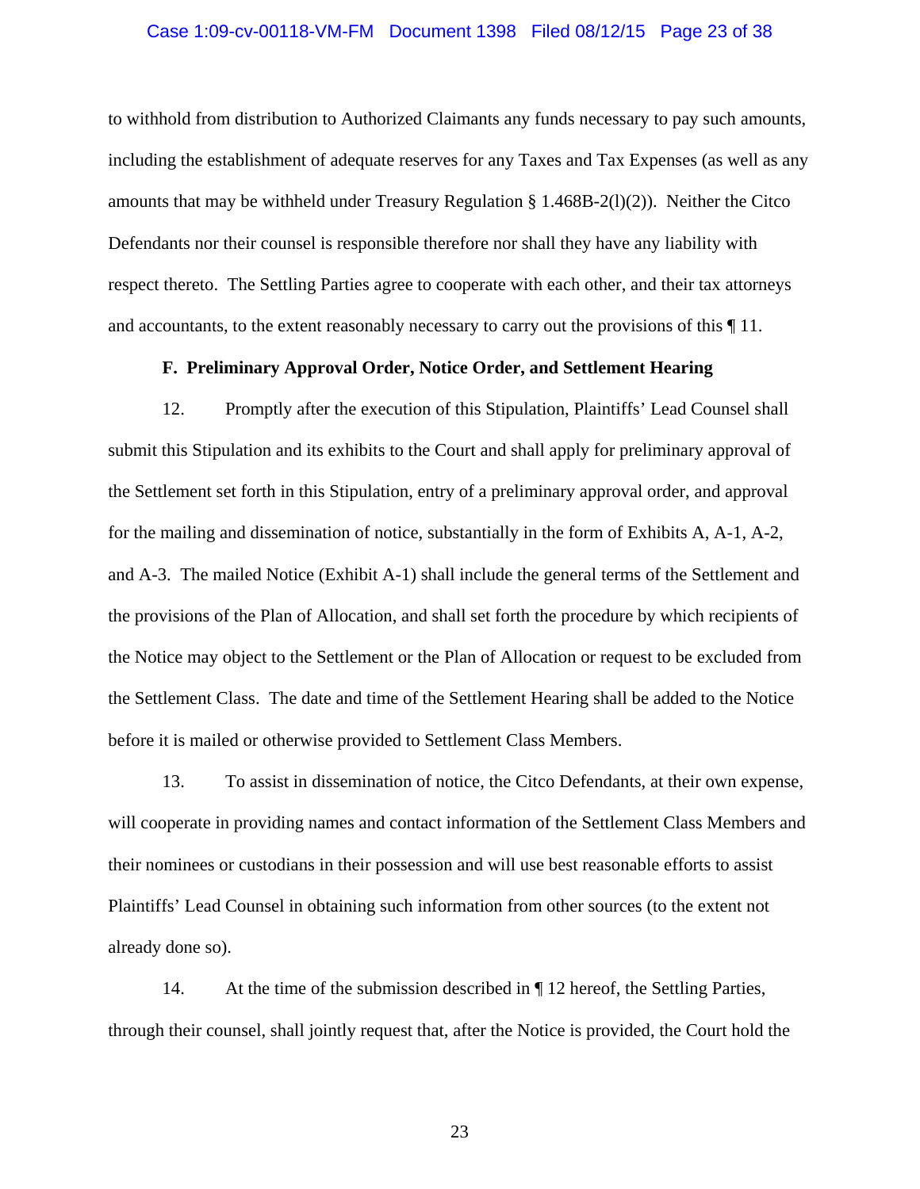to withhold from distribution to Authorized Claimants any funds necessary to pay such amounts, including the establishment of adequate reserves for any Taxes and Tax Expenses (as well as any amounts that may be withheld under Treasury Regulation § 1.468B-2(l)(2)). Neither the Citco Defendants nor their counsel is responsible therefore nor shall they have any liability with respect thereto. The Settling Parties agree to cooperate with each other, and their tax attorneys and accountants, to the extent reasonably necessary to carry out the provisions of this ¶ 11.

**F. Preliminary Approval Order, Notice Order, and Settlement Hearing**

12. Promptly after the execution of this Stipulation, Plaintiffs' Lead Counsel shall submit this Stipulation and its exhibits to the Court and shall apply for preliminary approval of the Settlement set forth in this Stipulation, entry of a preliminary approval order, and approval for the mailing and dissemination of notice, substantially in the form of Exhibits A, A-1, A-2, and A-3. The mailed Notice (Exhibit A-1) shall include the general terms of the Settlement and the provisions of the Plan of Allocation, and shall set forth the procedure by which recipients of the Notice may object to the Settlement or the Plan of Allocation or request to be excluded from the Settlement Class. The date and time of the Settlement Hearing shall be added to the Notice before it is mailed or otherwise provided to Settlement Class Members.

13. To assist in dissemination of notice, the Citco Defendants, at their own expense, will cooperate in providing names and contact information of the Settlement Class Members and their nominees or custodians in their possession and will use best reasonable efforts to assist Plaintiffs' Lead Counsel in obtaining such information from other sources (to the extent not already done so).

14. At the time of the submission described in ¶ 12 hereof, the Settling Parties, through their counsel, shall jointly request that, after the Notice is provided, the Court hold the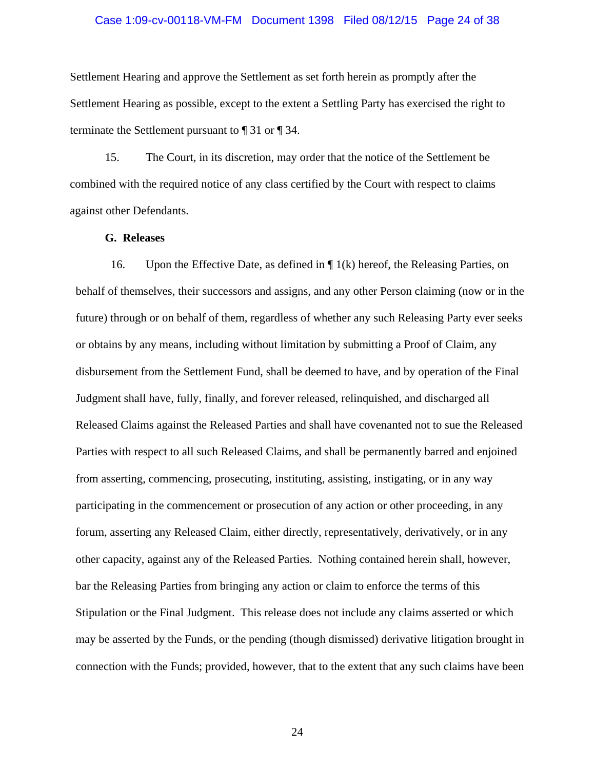Settlement Hearing and approve the Settlement as set forth herein as promptly after the Settlement Hearing as possible, except to the extent a Settling Party has exercised the right to terminate the Settlement pursuant to ¶ 31 or ¶ 34.

15. The Court, in its discretion, may order that the notice of the Settlement be combined with the required notice of any class certified by the Court with respect to claims against other Defendants.

**G. Releases**

16. Upon the Effective Date, as defined in ¶ 1(k) hereof, the Releasing Parties, on behalf of themselves, their successors and assigns, and any other Person claiming (now or in the future) through or on behalf of them, regardless of whether any such Releasing Party ever seeks or obtains by any means, including without limitation by submitting a Proof of Claim, any disbursement from the Settlement Fund, shall be deemed to have, and by operation of the Final Judgment shall have, fully, finally, and forever released, relinquished, and discharged all Released Claims against the Released Parties and shall have covenanted not to sue the Released Parties with respect to all such Released Claims, and shall be permanently barred and enjoined from asserting, commencing, prosecuting, instituting, assisting, instigating, or in any way participating in the commencement or prosecution of any action or other proceeding, in any forum, asserting any Released Claim, either directly, representatively, derivatively, or in any other capacity, against any of the Released Parties. Nothing contained herein shall, however, bar the Releasing Parties from bringing any action or claim to enforce the terms of this Stipulation or the Final Judgment. This release does not include any claims asserted or which may be asserted by the Funds, or the pending (though dismissed) derivative litigation brought in connection with the Funds; provided, however, that to the extent that any such claims have been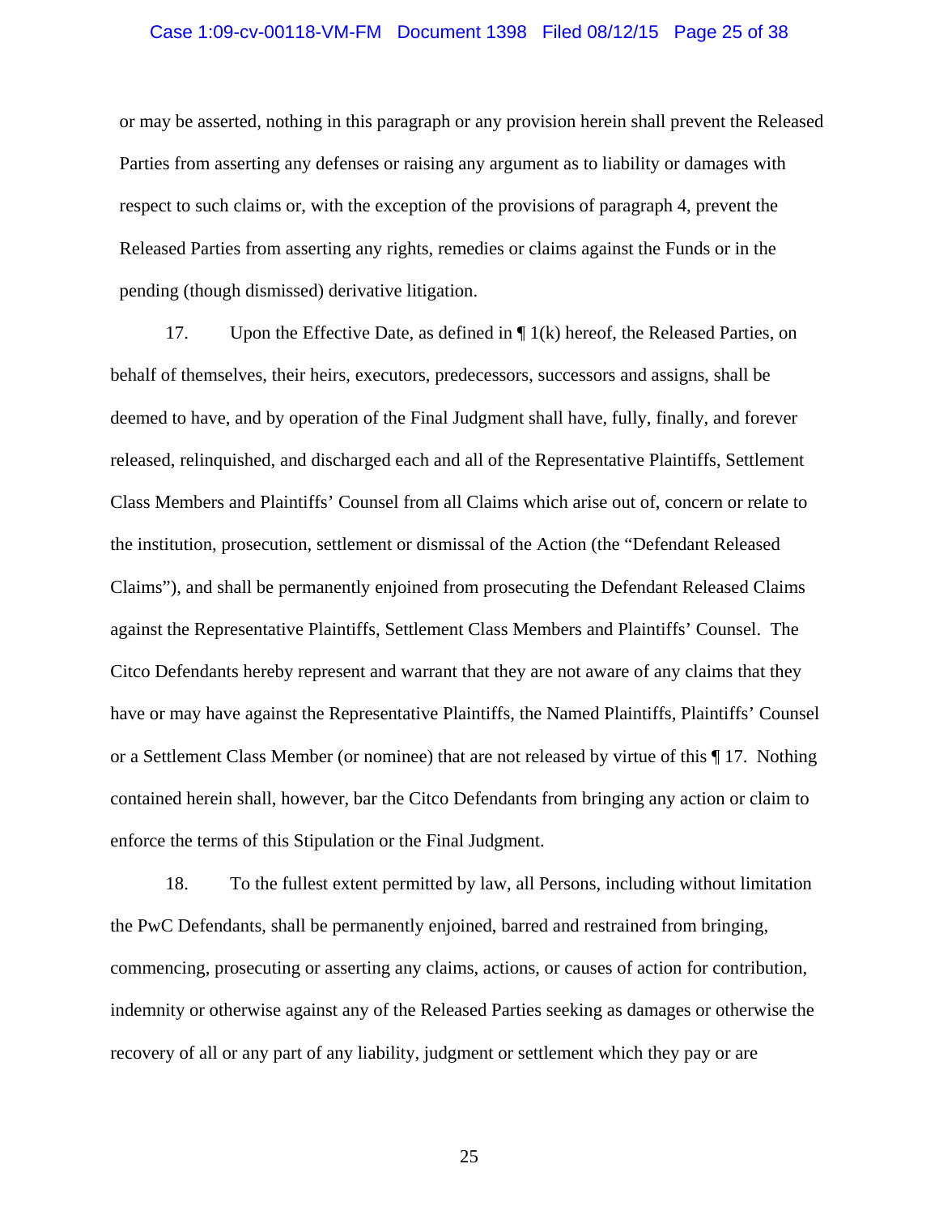or may be asserted, nothing in this paragraph or any provision herein shall prevent the Released Parties from asserting any defenses or raising any argument as to liability or damages with respect to such claims or, with the exception of the provisions of paragraph 4, prevent the Released Parties from asserting any rights, remedies or claims against the Funds or in the pending (though dismissed) derivative litigation.

17. Upon the Effective Date, as defined in ¶ 1(k) hereof, the Released Parties, on behalf of themselves, their heirs, executors, predecessors, successors and assigns, shall be deemed to have, and by operation of the Final Judgment shall have, fully, finally, and forever released, relinquished, and discharged each and all of the Representative Plaintiffs, Settlement Class Members and Plaintiffs' Counsel from all Claims which arise out of, concern or relate to the institution, prosecution, settlement or dismissal of the Action (the "Defendant Released Claims"), and shall be permanently enjoined from prosecuting the Defendant Released Claims against the Representative Plaintiffs, Settlement Class Members and Plaintiffs' Counsel. The Citco Defendants hereby represent and warrant that they are not aware of any claims that they have or may have against the Representative Plaintiffs, the Named Plaintiffs, Plaintiffs' Counsel or a Settlement Class Member (or nominee) that are not released by virtue of this ¶ 17. Nothing contained herein shall, however, bar the Citco Defendants from bringing any action or claim to enforce the terms of this Stipulation or the Final Judgment.

18. To the fullest extent permitted by law, all Persons, including without limitation the PwC Defendants, shall be permanently enjoined, barred and restrained from bringing, commencing, prosecuting or asserting any claims, actions, or causes of action for contribution, indemnity or otherwise against any of the Released Parties seeking as damages or otherwise the recovery of all or any part of any liability, judgment or settlement which they pay or are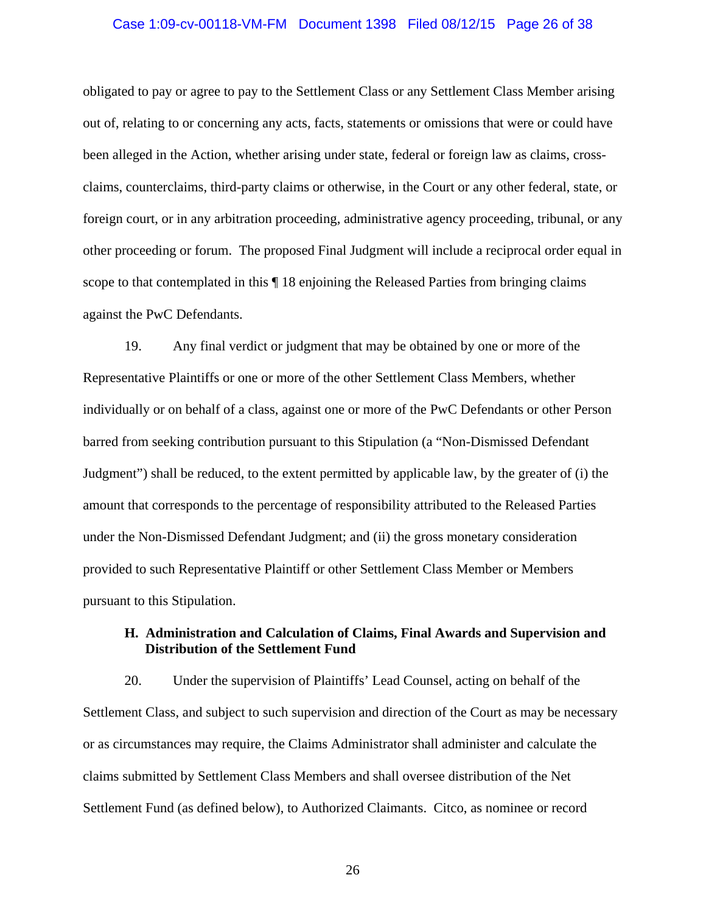obligated to pay or agree to pay to the Settlement Class or any Settlement Class Member arising out of, relating to or concerning any acts, facts, statements or omissions that were or could have been alleged in the Action, whether arising under state, federal or foreign law as claims, cross-claims, counterclaims, third-party claims or otherwise, in the Court or any other federal, state, or foreign court, or in any arbitration proceeding, administrative agency proceeding, tribunal, or any other proceeding or forum. The proposed Final Judgment will include a reciprocal order equal in scope to that contemplated in this ¶ 18 enjoining the Released Parties from bringing claims against the PwC Defendants.

19. Any final verdict or judgment that may be obtained by one or more of the Representative Plaintiffs or one or more of the other Settlement Class Members, whether individually or on behalf of a class, against one or more of the PwC Defendants or other Person barred from seeking contribution pursuant to this Stipulation (a "Non-Dismissed Defendant Judgment") shall be reduced, to the extent permitted by applicable law, by the greater of (i) the amount that corresponds to the percentage of responsibility attributed to the Released Parties under the Non-Dismissed Defendant Judgment; and (ii) the gross monetary consideration provided to such Representative Plaintiff or other Settlement Class Member or Members pursuant to this Stipulation.

### H. Administration and Calculation of Claims, Final Awards and Supervision and Distribution of the Settlement Fund

20. Under the supervision of Plaintiffs' Lead Counsel, acting on behalf of the Settlement Class, and subject to such supervision and direction of the Court as may be necessary or as circumstances may require, the Claims Administrator shall administer and calculate the claims submitted by Settlement Class Members and shall oversee distribution of the Net Settlement Fund (as defined below), to Authorized Claimants. Citco, as nominee or record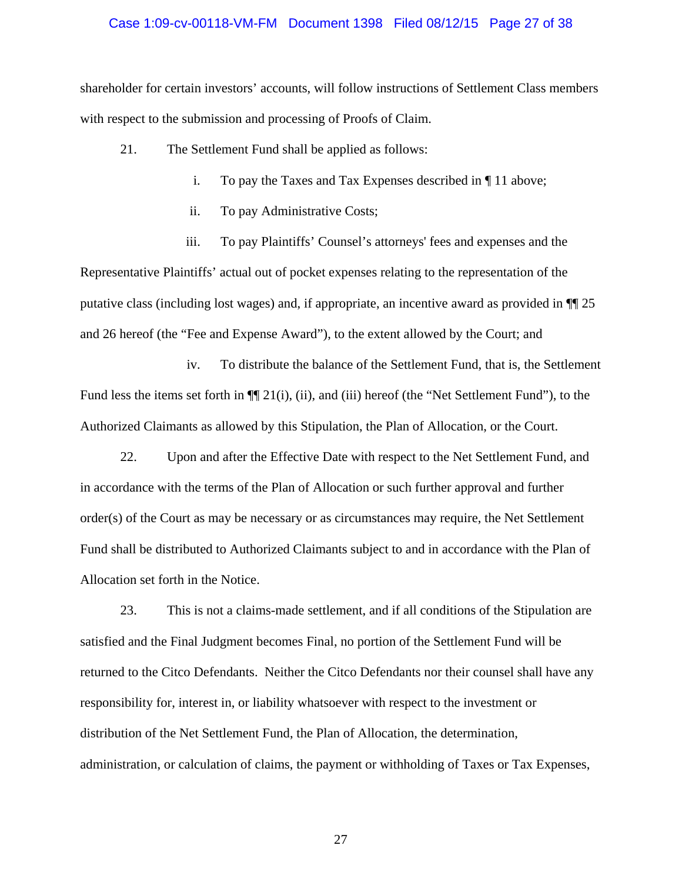shareholder for certain investors' accounts, will follow instructions of Settlement Class members with respect to the submission and processing of Proofs of Claim.

21. The Settlement Fund shall be applied as follows:

i. To pay the Taxes and Tax Expenses described in ¶ 11 above;

ii. To pay Administrative Costs;

iii. To pay Plaintiffs' Counsel's attorneys' fees and expenses and the Representative Plaintiffs' actual out of pocket expenses relating to the representation of the putative class (including lost wages) and, if appropriate, an incentive award as provided in ¶¶ 25 and 26 hereof (the "Fee and Expense Award"), to the extent allowed by the Court; and

iv. To distribute the balance of the Settlement Fund, that is, the Settlement Fund less the items set forth in ¶¶ 21(i), (ii), and (iii) hereof (the "Net Settlement Fund"), to the Authorized Claimants as allowed by this Stipulation, the Plan of Allocation, or the Court.

22. Upon and after the Effective Date with respect to the Net Settlement Fund, and in accordance with the terms of the Plan of Allocation or such further approval and further order(s) of the Court as may be necessary or as circumstances may require, the Net Settlement Fund shall be distributed to Authorized Claimants subject to and in accordance with the Plan of Allocation set forth in the Notice.

23. This is not a claims-made settlement, and if all conditions of the Stipulation are satisfied and the Final Judgment becomes Final, no portion of the Settlement Fund will be returned to the Citco Defendants. Neither the Citco Defendants nor their counsel shall have any responsibility for, interest in, or liability whatsoever with respect to the investment or distribution of the Net Settlement Fund, the Plan of Allocation, the determination, administration, or calculation of claims, the payment or withholding of Taxes or Tax Expenses,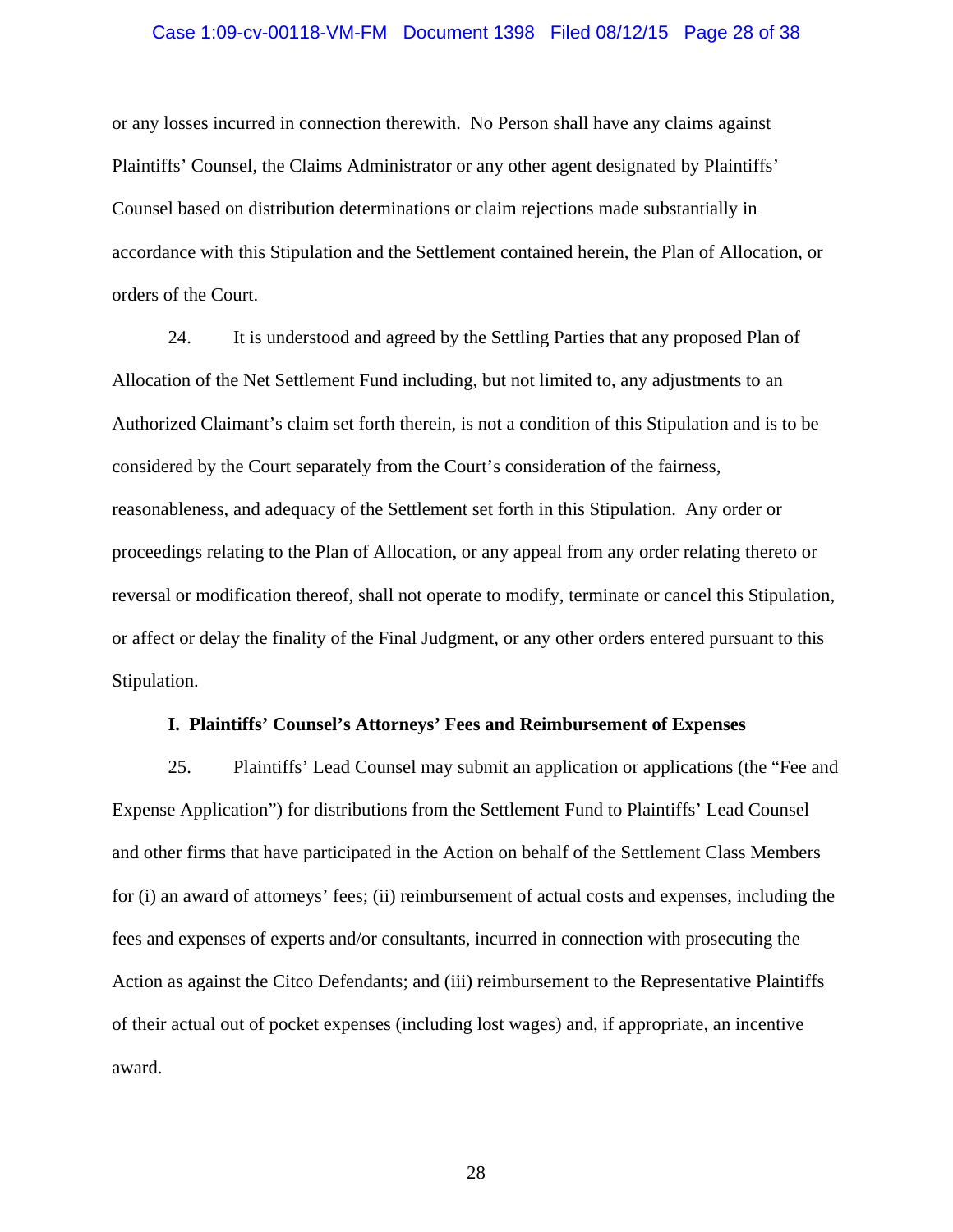or any losses incurred in connection therewith. No Person shall have any claims against Plaintiffs' Counsel, the Claims Administrator or any other agent designated by Plaintiffs' Counsel based on distribution determinations or claim rejections made substantially in accordance with this Stipulation and the Settlement contained herein, the Plan of Allocation, or orders of the Court.

24. It is understood and agreed by the Settling Parties that any proposed Plan of Allocation of the Net Settlement Fund including, but not limited to, any adjustments to an Authorized Claimant's claim set forth therein, is not a condition of this Stipulation and is to be considered by the Court separately from the Court's consideration of the fairness, reasonableness, and adequacy of the Settlement set forth in this Stipulation. Any order or proceedings relating to the Plan of Allocation, or any appeal from any order relating thereto or reversal or modification thereof, shall not operate to modify, terminate or cancel this Stipulation, or affect or delay the finality of the Final Judgment, or any other orders entered pursuant to this Stipulation.

### I. Plaintiffs' Counsel's Attorneys' Fees and Reimbursement of Expenses

25. Plaintiffs' Lead Counsel may submit an application or applications (the "Fee and Expense Application") for distributions from the Settlement Fund to Plaintiffs' Lead Counsel and other firms that have participated in the Action on behalf of the Settlement Class Members for (i) an award of attorneys' fees; (ii) reimbursement of actual costs and expenses, including the fees and expenses of experts and/or consultants, incurred in connection with prosecuting the Action as against the Citco Defendants; and (iii) reimbursement to the Representative Plaintiffs of their actual out of pocket expenses (including lost wages) and, if appropriate, an incentive award.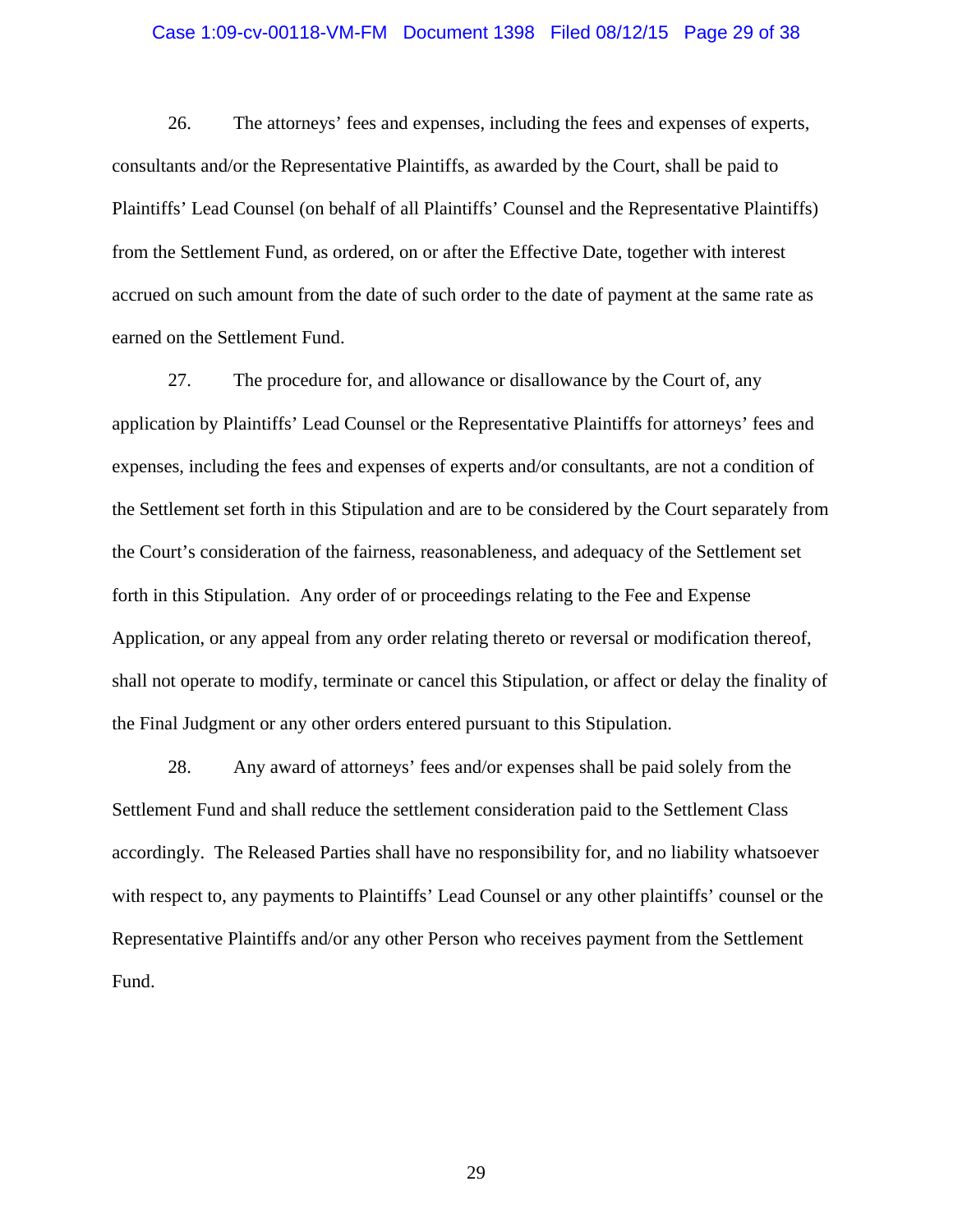26. The attorneys' fees and expenses, including the fees and expenses of experts, consultants and/or the Representative Plaintiffs, as awarded by the Court, shall be paid to Plaintiffs' Lead Counsel (on behalf of all Plaintiffs' Counsel and the Representative Plaintiffs) from the Settlement Fund, as ordered, on or after the Effective Date, together with interest accrued on such amount from the date of such order to the date of payment at the same rate as earned on the Settlement Fund.

27. The procedure for, and allowance or disallowance by the Court of, any application by Plaintiffs' Lead Counsel or the Representative Plaintiffs for attorneys' fees and expenses, including the fees and expenses of experts and/or consultants, are not a condition of the Settlement set forth in this Stipulation and are to be considered by the Court separately from the Court's consideration of the fairness, reasonableness, and adequacy of the Settlement set forth in this Stipulation. Any order of or proceedings relating to the Fee and Expense Application, or any appeal from any order relating thereto or reversal or modification thereof, shall not operate to modify, terminate or cancel this Stipulation, or affect or delay the finality of the Final Judgment or any other orders entered pursuant to this Stipulation.

28. Any award of attorneys' fees and/or expenses shall be paid solely from the Settlement Fund and shall reduce the settlement consideration paid to the Settlement Class accordingly. The Released Parties shall have no responsibility for, and no liability whatsoever with respect to, any payments to Plaintiffs' Lead Counsel or any other plaintiffs' counsel or the Representative Plaintiffs and/or any other Person who receives payment from the Settlement Fund.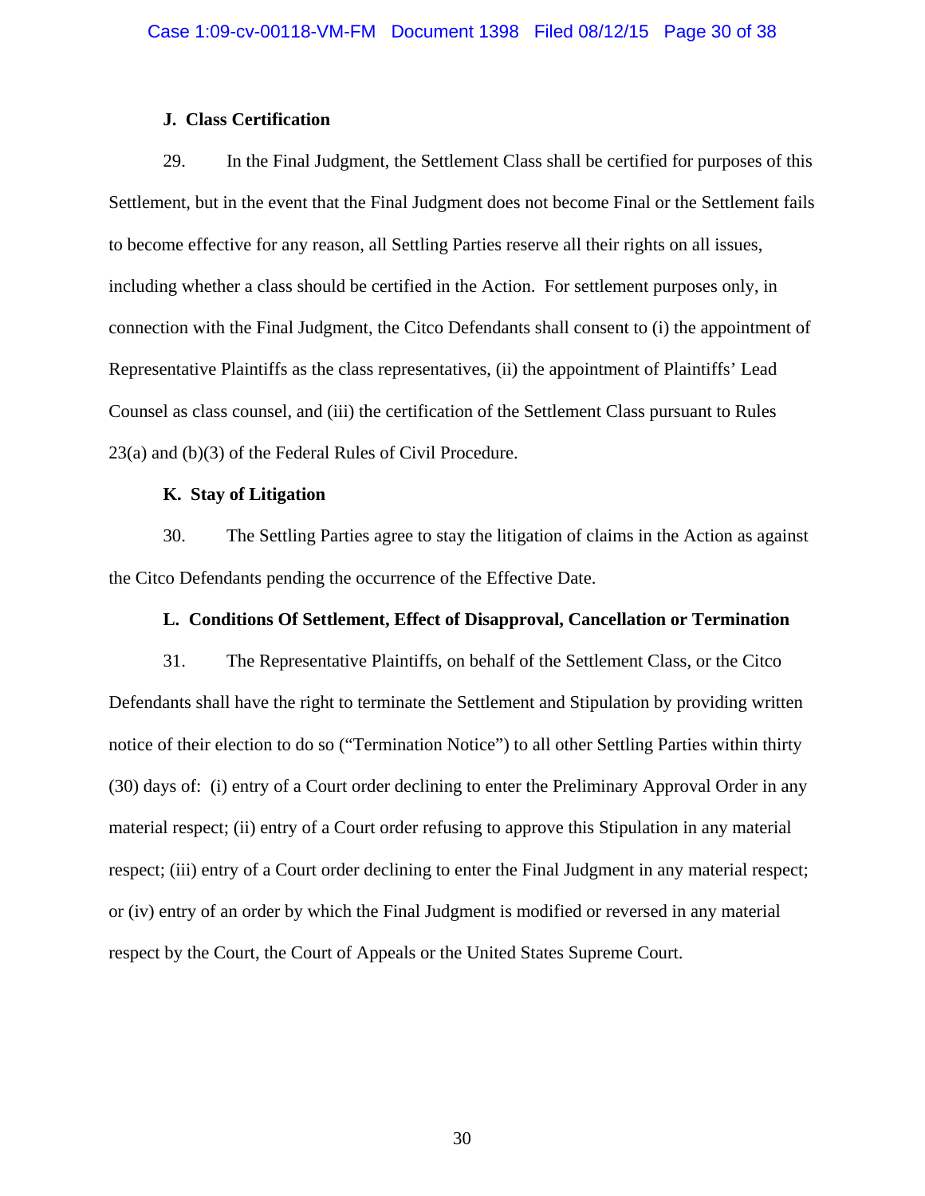### J. Class Certification

29. In the Final Judgment, the Settlement Class shall be certified for purposes of this Settlement, but in the event that the Final Judgment does not become Final or the Settlement fails to become effective for any reason, all Settling Parties reserve all their rights on all issues, including whether a class should be certified in the Action. For settlement purposes only, in connection with the Final Judgment, the Citco Defendants shall consent to (i) the appointment of Representative Plaintiffs as the class representatives, (ii) the appointment of Plaintiffs' Lead Counsel as class counsel, and (iii) the certification of the Settlement Class pursuant to Rules 23(a) and (b)(3) of the Federal Rules of Civil Procedure.

### K. Stay of Litigation

30. The Settling Parties agree to stay the litigation of claims in the Action as against the Citco Defendants pending the occurrence of the Effective Date.

### L. Conditions Of Settlement, Effect of Disapproval, Cancellation or Termination

31. The Representative Plaintiffs, on behalf of the Settlement Class, or the Citco Defendants shall have the right to terminate the Settlement and Stipulation by providing written notice of their election to do so ("Termination Notice") to all other Settling Parties within thirty (30) days of: (i) entry of a Court order declining to enter the Preliminary Approval Order in any material respect; (ii) entry of a Court order refusing to approve this Stipulation in any material respect; (iii) entry of a Court order declining to enter the Final Judgment in any material respect; or (iv) entry of an order by which the Final Judgment is modified or reversed in any material respect by the Court, the Court of Appeals or the United States Supreme Court.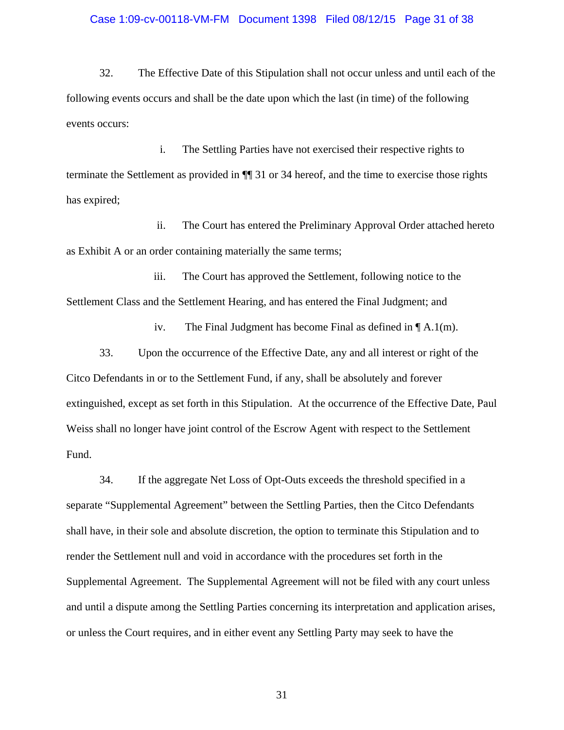32. The Effective Date of this Stipulation shall not occur unless and until each of the following events occurs and shall be the date upon which the last (in time) of the following events occurs:

i. The Settling Parties have not exercised their respective rights to terminate the Settlement as provided in ¶¶ 31 or 34 hereof, and the time to exercise those rights has expired;

ii. The Court has entered the Preliminary Approval Order attached hereto as Exhibit A or an order containing materially the same terms;

iii. The Court has approved the Settlement, following notice to the Settlement Class and the Settlement Hearing, and has entered the Final Judgment; and

iv. The Final Judgment has become Final as defined in ¶ A.1(m).

33. Upon the occurrence of the Effective Date, any and all interest or right of the Citco Defendants in or to the Settlement Fund, if any, shall be absolutely and forever extinguished, except as set forth in this Stipulation. At the occurrence of the Effective Date, Paul Weiss shall no longer have joint control of the Escrow Agent with respect to the Settlement Fund.

34. If the aggregate Net Loss of Opt-Outs exceeds the threshold specified in a separate "Supplemental Agreement" between the Settling Parties, then the Citco Defendants shall have, in their sole and absolute discretion, the option to terminate this Stipulation and to render the Settlement null and void in accordance with the procedures set forth in the Supplemental Agreement. The Supplemental Agreement will not be filed with any court unless and until a dispute among the Settling Parties concerning its interpretation and application arises, or unless the Court requires, and in either event any Settling Party may seek to have the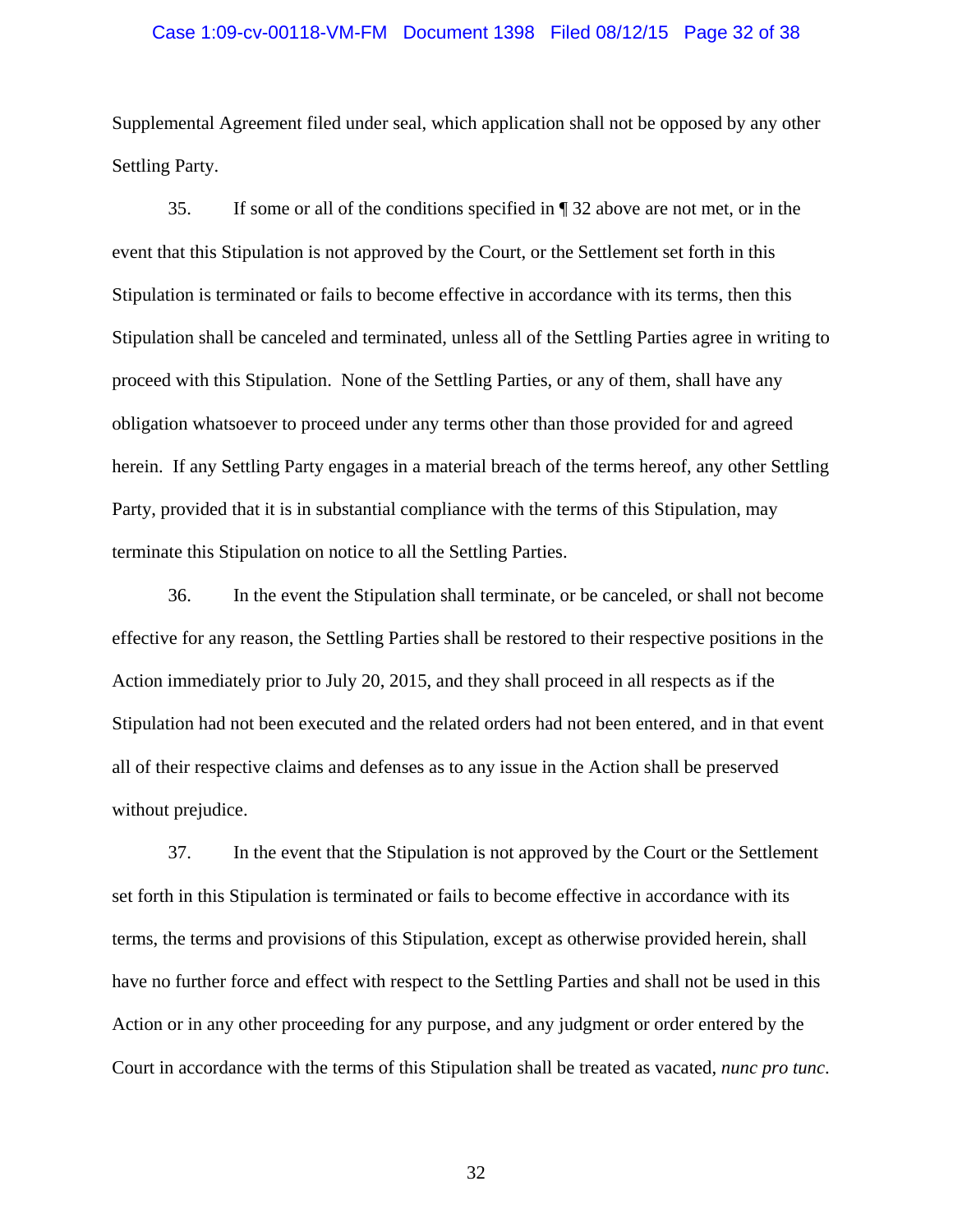Supplemental Agreement filed under seal, which application shall not be opposed by any other Settling Party.

35. If some or all of the conditions specified in ¶ 32 above are not met, or in the event that this Stipulation is not approved by the Court, or the Settlement set forth in this Stipulation is terminated or fails to become effective in accordance with its terms, then this Stipulation shall be canceled and terminated, unless all of the Settling Parties agree in writing to proceed with this Stipulation. None of the Settling Parties, or any of them, shall have any obligation whatsoever to proceed under any terms other than those provided for and agreed herein. If any Settling Party engages in a material breach of the terms hereof, any other Settling Party, provided that it is in substantial compliance with the terms of this Stipulation, may terminate this Stipulation on notice to all the Settling Parties.

36. In the event the Stipulation shall terminate, or be canceled, or shall not become effective for any reason, the Settling Parties shall be restored to their respective positions in the Action immediately prior to July 20, 2015, and they shall proceed in all respects as if the Stipulation had not been executed and the related orders had not been entered, and in that event all of their respective claims and defenses as to any issue in the Action shall be preserved without prejudice.

37. In the event that the Stipulation is not approved by the Court or the Settlement set forth in this Stipulation is terminated or fails to become effective in accordance with its terms, the terms and provisions of this Stipulation, except as otherwise provided herein, shall have no further force and effect with respect to the Settling Parties and shall not be used in this Action or in any other proceeding for any purpose, and any judgment or order entered by the Court in accordance with the terms of this Stipulation shall be treated as vacated, *nunc pro tunc*.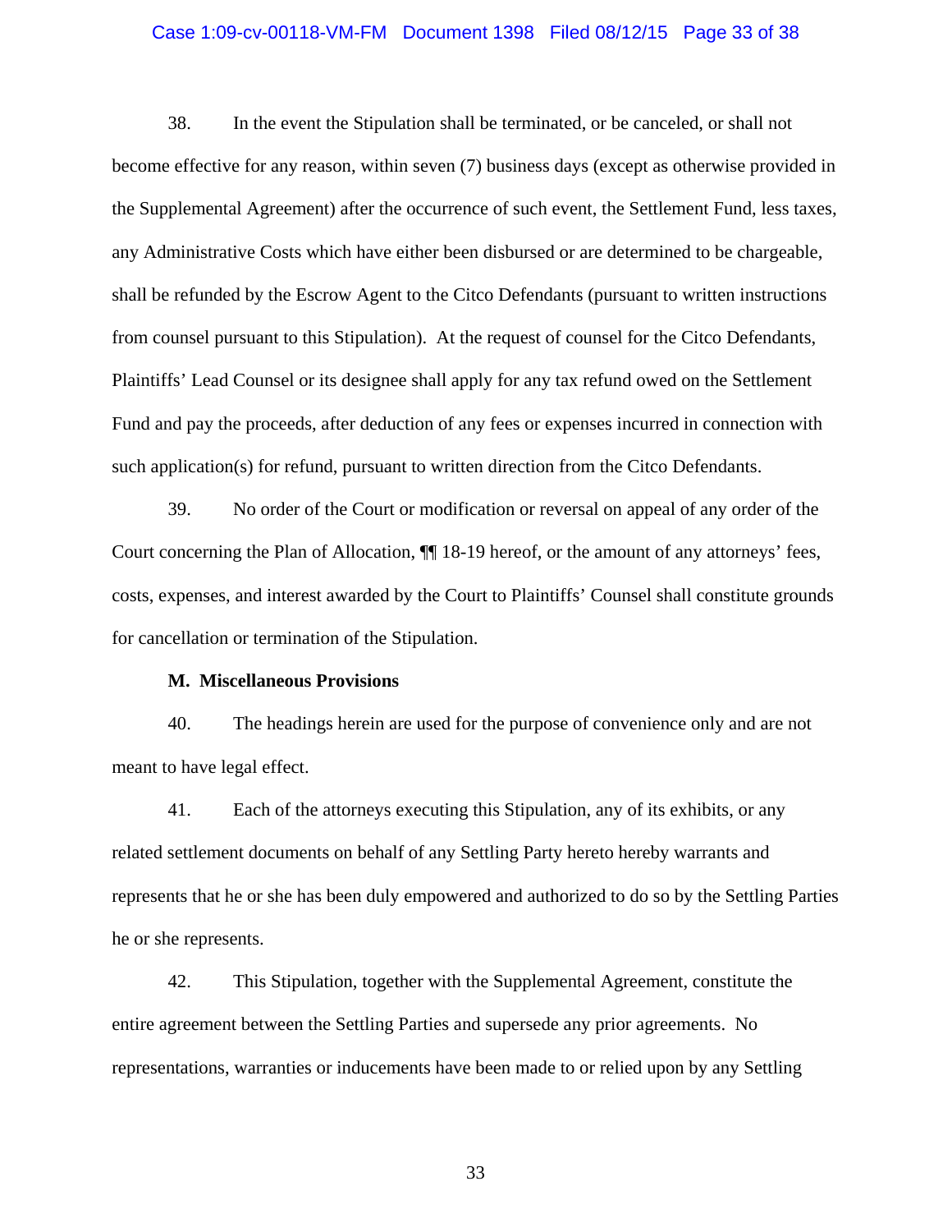38. In the event the Stipulation shall be terminated, or be canceled, or shall not become effective for any reason, within seven (7) business days (except as otherwise provided in the Supplemental Agreement) after the occurrence of such event, the Settlement Fund, less taxes, any Administrative Costs which have either been disbursed or are determined to be chargeable, shall be refunded by the Escrow Agent to the Citco Defendants (pursuant to written instructions from counsel pursuant to this Stipulation). At the request of counsel for the Citco Defendants, Plaintiffs' Lead Counsel or its designee shall apply for any tax refund owed on the Settlement Fund and pay the proceeds, after deduction of any fees or expenses incurred in connection with such application(s) for refund, pursuant to written direction from the Citco Defendants.

39. No order of the Court or modification or reversal on appeal of any order of the Court concerning the Plan of Allocation, ¶¶ 18-19 hereof, or the amount of any attorneys' fees, costs, expenses, and interest awarded by the Court to Plaintiffs' Counsel shall constitute grounds for cancellation or termination of the Stipulation.

**M. Miscellaneous Provisions**

40. The headings herein are used for the purpose of convenience only and are not meant to have legal effect.

41. Each of the attorneys executing this Stipulation, any of its exhibits, or any related settlement documents on behalf of any Settling Party hereto hereby warrants and represents that he or she has been duly empowered and authorized to do so by the Settling Parties he or she represents.

42. This Stipulation, together with the Supplemental Agreement, constitute the entire agreement between the Settling Parties and supersede any prior agreements. No representations, warranties or inducements have been made to or relied upon by any Settling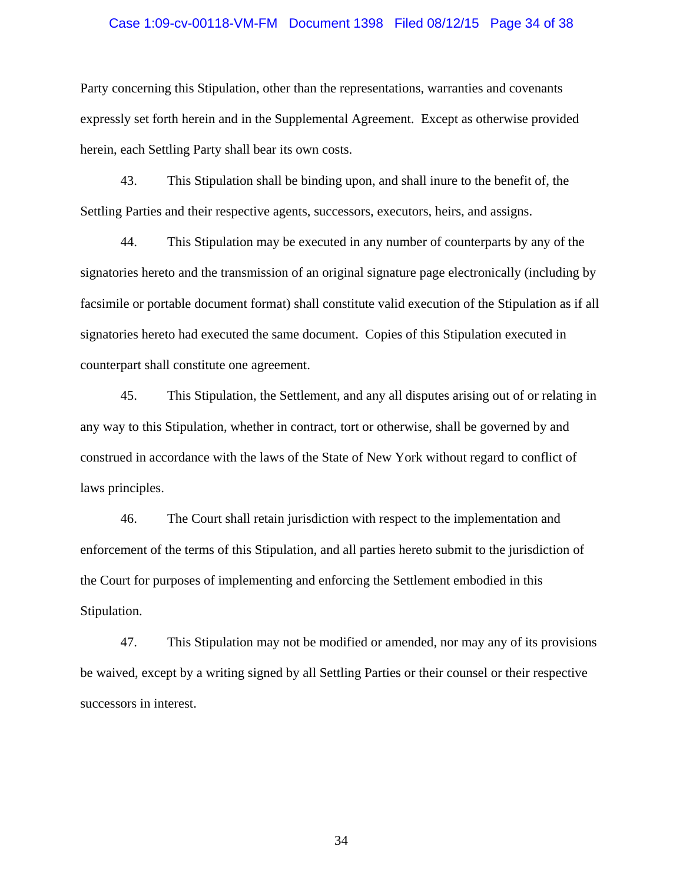Party concerning this Stipulation, other than the representations, warranties and covenants expressly set forth herein and in the Supplemental Agreement. Except as otherwise provided herein, each Settling Party shall bear its own costs.

43. This Stipulation shall be binding upon, and shall inure to the benefit of, the Settling Parties and their respective agents, successors, executors, heirs, and assigns.

44. This Stipulation may be executed in any number of counterparts by any of the signatories hereto and the transmission of an original signature page electronically (including by facsimile or portable document format) shall constitute valid execution of the Stipulation as if all signatories hereto had executed the same document. Copies of this Stipulation executed in counterpart shall constitute one agreement.

45. This Stipulation, the Settlement, and any all disputes arising out of or relating in any way to this Stipulation, whether in contract, tort or otherwise, shall be governed by and construed in accordance with the laws of the State of New York without regard to conflict of laws principles.

46. The Court shall retain jurisdiction with respect to the implementation and enforcement of the terms of this Stipulation, and all parties hereto submit to the jurisdiction of the Court for purposes of implementing and enforcing the Settlement embodied in this Stipulation.

47. This Stipulation may not be modified or amended, nor may any of its provisions be waived, except by a writing signed by all Settling Parties or their counsel or their respective successors in interest.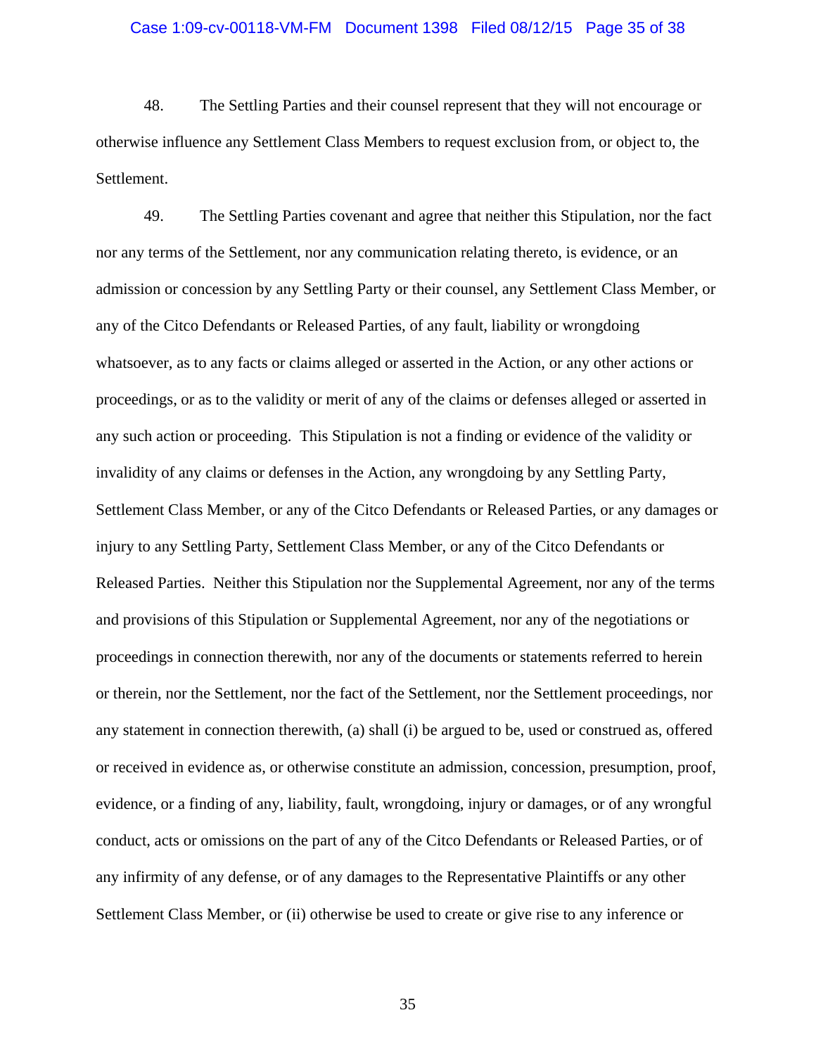48. The Settling Parties and their counsel represent that they will not encourage or otherwise influence any Settlement Class Members to request exclusion from, or object to, the Settlement.

49. The Settling Parties covenant and agree that neither this Stipulation, nor the fact nor any terms of the Settlement, nor any communication relating thereto, is evidence, or an admission or concession by any Settling Party or their counsel, any Settlement Class Member, or any of the Citco Defendants or Released Parties, of any fault, liability or wrongdoing whatsoever, as to any facts or claims alleged or asserted in the Action, or any other actions or proceedings, or as to the validity or merit of any of the claims or defenses alleged or asserted in any such action or proceeding. This Stipulation is not a finding or evidence of the validity or invalidity of any claims or defenses in the Action, any wrongdoing by any Settling Party, Settlement Class Member, or any of the Citco Defendants or Released Parties, or any damages or injury to any Settling Party, Settlement Class Member, or any of the Citco Defendants or Released Parties. Neither this Stipulation nor the Supplemental Agreement, nor any of the terms and provisions of this Stipulation or Supplemental Agreement, nor any of the negotiations or proceedings in connection therewith, nor any of the documents or statements referred to herein or therein, nor the Settlement, nor the fact of the Settlement, nor the Settlement proceedings, nor any statement in connection therewith, (a) shall (i) be argued to be, used or construed as, offered or received in evidence as, or otherwise constitute an admission, concession, presumption, proof, evidence, or a finding of any, liability, fault, wrongdoing, injury or damages, or of any wrongful conduct, acts or omissions on the part of any of the Citco Defendants or Released Parties, or of any infirmity of any defense, or of any damages to the Representative Plaintiffs or any other Settlement Class Member, or (ii) otherwise be used to create or give rise to any inference or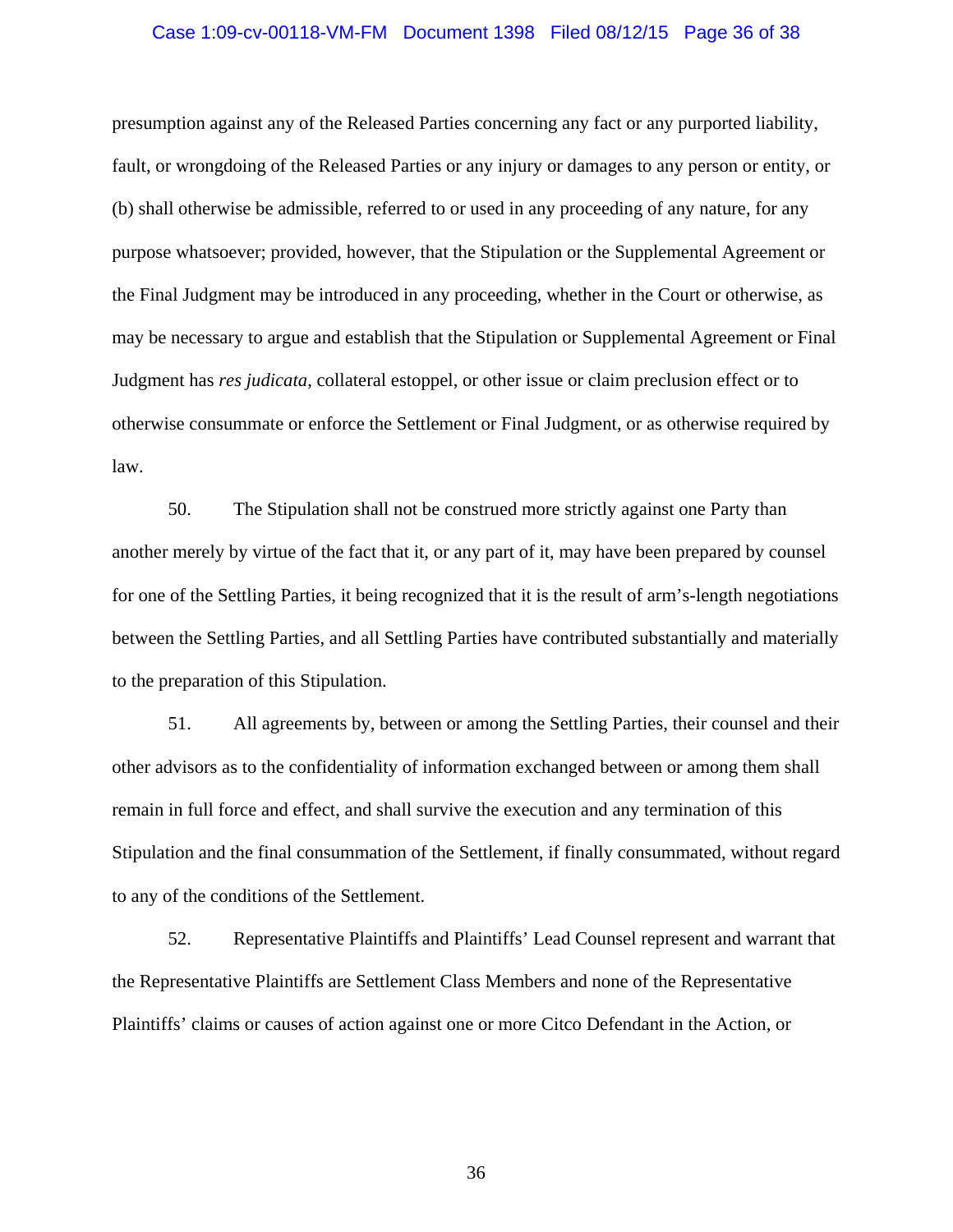presumption against any of the Released Parties concerning any fact or any purported liability, fault, or wrongdoing of the Released Parties or any injury or damages to any person or entity, or (b) shall otherwise be admissible, referred to or used in any proceeding of any nature, for any purpose whatsoever; provided, however, that the Stipulation or the Supplemental Agreement or the Final Judgment may be introduced in any proceeding, whether in the Court or otherwise, as may be necessary to argue and establish that the Stipulation or Supplemental Agreement or Final Judgment has *res judicata*, collateral estoppel, or other issue or claim preclusion effect or to otherwise consummate or enforce the Settlement or Final Judgment, or as otherwise required by law.

50. The Stipulation shall not be construed more strictly against one Party than another merely by virtue of the fact that it, or any part of it, may have been prepared by counsel for one of the Settling Parties, it being recognized that it is the result of arm's-length negotiations between the Settling Parties, and all Settling Parties have contributed substantially and materially to the preparation of this Stipulation.

51. All agreements by, between or among the Settling Parties, their counsel and their other advisors as to the confidentiality of information exchanged between or among them shall remain in full force and effect, and shall survive the execution and any termination of this Stipulation and the final consummation of the Settlement, if finally consummated, without regard to any of the conditions of the Settlement.

52. Representative Plaintiffs and Plaintiffs' Lead Counsel represent and warrant that the Representative Plaintiffs are Settlement Class Members and none of the Representative Plaintiffs' claims or causes of action against one or more Citco Defendant in the Action, or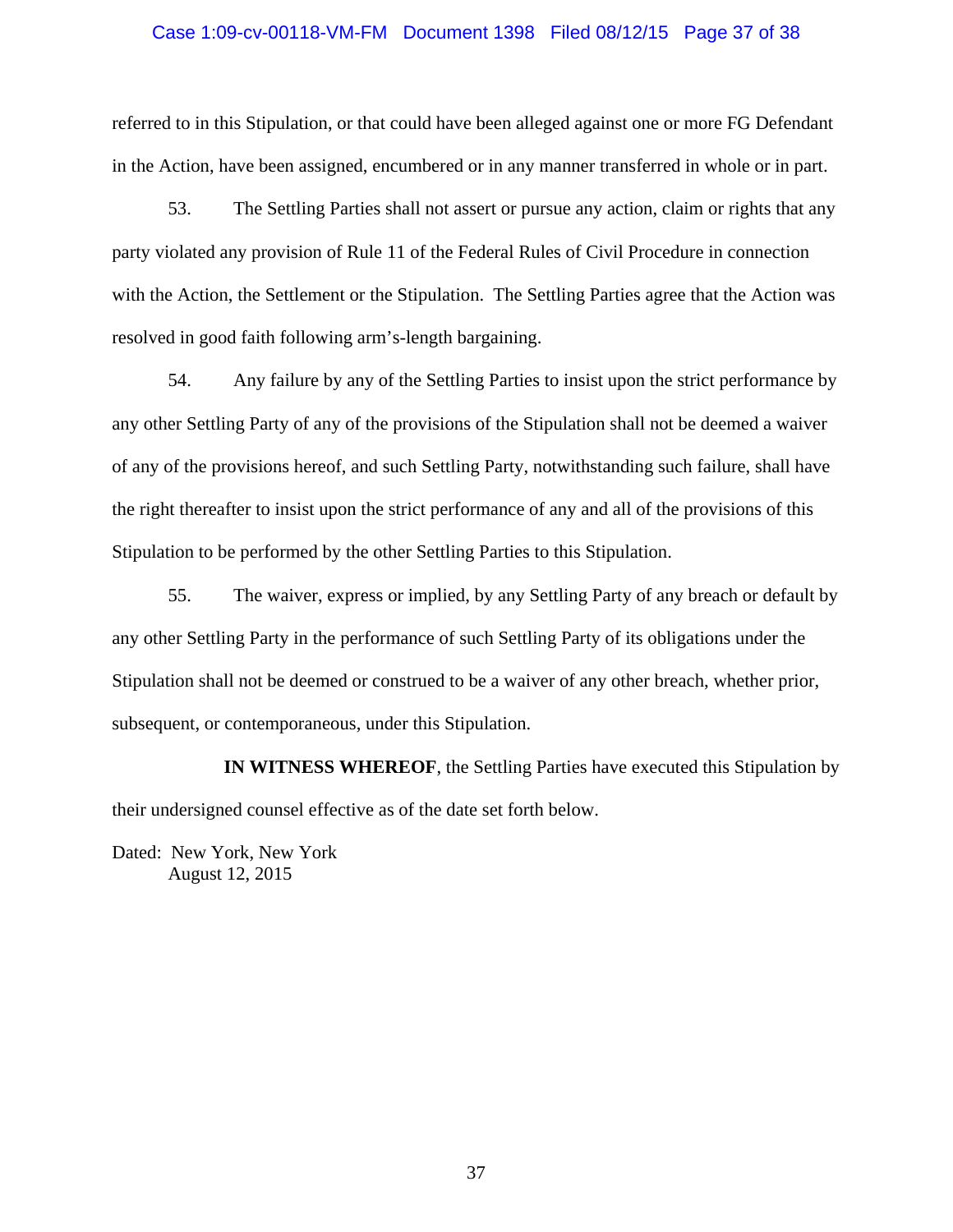referred to in this Stipulation, or that could have been alleged against one or more FG Defendant in the Action, have been assigned, encumbered or in any manner transferred in whole or in part.

53. The Settling Parties shall not assert or pursue any action, claim or rights that any party violated any provision of Rule 11 of the Federal Rules of Civil Procedure in connection with the Action, the Settlement or the Stipulation. The Settling Parties agree that the Action was resolved in good faith following arm's-length bargaining.

54. Any failure by any of the Settling Parties to insist upon the strict performance by any other Settling Party of any of the provisions of the Stipulation shall not be deemed a waiver of any of the provisions hereof, and such Settling Party, notwithstanding such failure, shall have the right thereafter to insist upon the strict performance of any and all of the provisions of this Stipulation to be performed by the other Settling Parties to this Stipulation.

55. The waiver, express or implied, by any Settling Party of any breach or default by any other Settling Party in the performance of such Settling Party of its obligations under the Stipulation shall not be deemed or construed to be a waiver of any other breach, whether prior, subsequent, or contemporaneous, under this Stipulation.

**IN WITNESS WHEREOF**, the Settling Parties have executed this Stipulation by their undersigned counsel effective as of the date set forth below.

Dated: New York, New York
August 12, 2015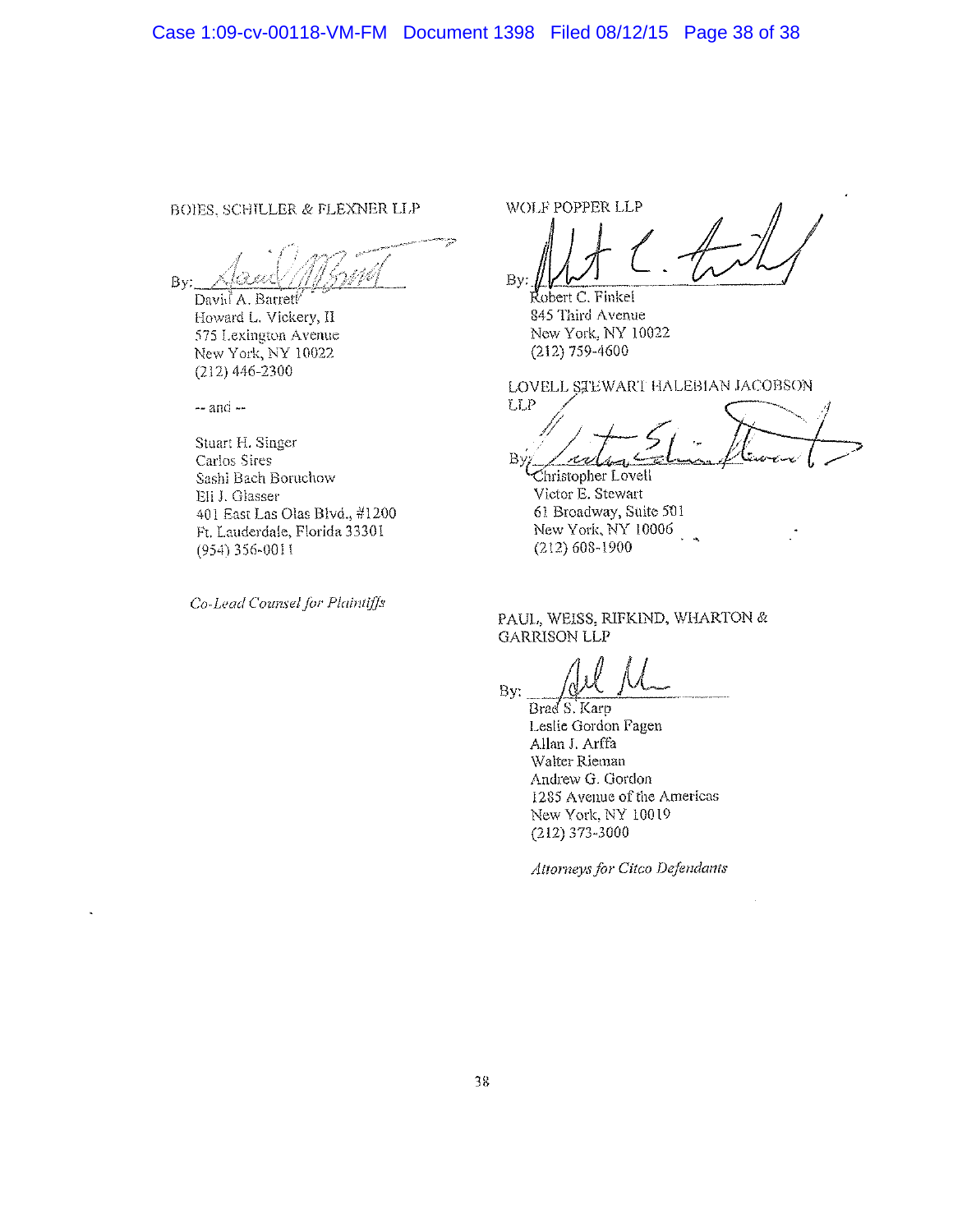BOIES, SCHILLER & FLEXNER LLP

By: ____________________
David A. Barrett
Howard L. Vickery, II
575 Lexington Avenue
New York, NY 10022
(212) 446-2300

-- and --

Stuart H. Singer
Carlos Sires
Sashi Bach Boruchow
Eli J. Glasser
401 East Las Olas Blvd., #1200
Ft. Lauderdale, Florida 33301
(954) 356-0011

*Co-Lead Counsel for Plaintiffs*

WOLF POPPER LLP

By: ____________________
Robert C. Finkel
845 Third Avenue
New York, NY 10022
(212) 759-4600

LOVELL STEWART HALEBIAN JACOBSON LLP

By: ____________________
Christopher Lovell
Victor E. Stewart
61 Broadway, Suite 501
New York, NY 10006
(212) 608-1900

PAUL, WEISS, RIFKIND, WHARTON & GARRISON LLP

By: ____________________
Brad S. Karp
Leslie Gordon Fagen
Allan J. Arffa
Walter Rieman
Andrew G. Gordon
1285 Avenue of the Americas
New York, NY 10019
(212) 373-3000

*Attorneys for Citco Defendants*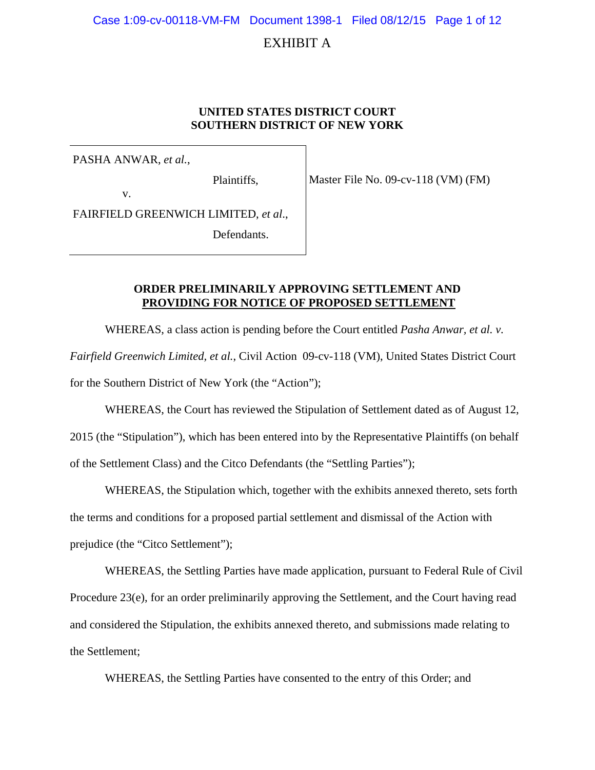EXHIBIT A

**UNITED STATES DISTRICT COURT**
**SOUTHERN DISTRICT OF NEW YORK**

| | |
|---|---|
| PASHA ANWAR, *et al.*,<br><br>Plaintiffs,<br><br>v.<br><br>FAIRFIELD GREENWICH LIMITED, *et al*.,<br><br>Defendants. | Master File No. 09-cv-118 (VM) (FM) |

**ORDER PRELIMINARILY APPROVING SETTLEMENT AND**
**<u>PROVIDING FOR NOTICE OF PROPOSED SETTLEMENT</u>**

WHEREAS, a class action is pending before the Court entitled *Pasha Anwar, et al. v. Fairfield Greenwich Limited, et al.*, Civil Action 09-cv-118 (VM), United States District Court for the Southern District of New York (the "Action");

WHEREAS, the Court has reviewed the Stipulation of Settlement dated as of August 12, 2015 (the "Stipulation"), which has been entered into by the Representative Plaintiffs (on behalf of the Settlement Class) and the Citco Defendants (the "Settling Parties");

WHEREAS, the Stipulation which, together with the exhibits annexed thereto, sets forth the terms and conditions for a proposed partial settlement and dismissal of the Action with prejudice (the "Citco Settlement");

WHEREAS, the Settling Parties have made application, pursuant to Federal Rule of Civil Procedure 23(e), for an order preliminarily approving the Settlement, and the Court having read and considered the Stipulation, the exhibits annexed thereto, and submissions made relating to the Settlement;

WHEREAS, the Settling Parties have consented to the entry of this Order; and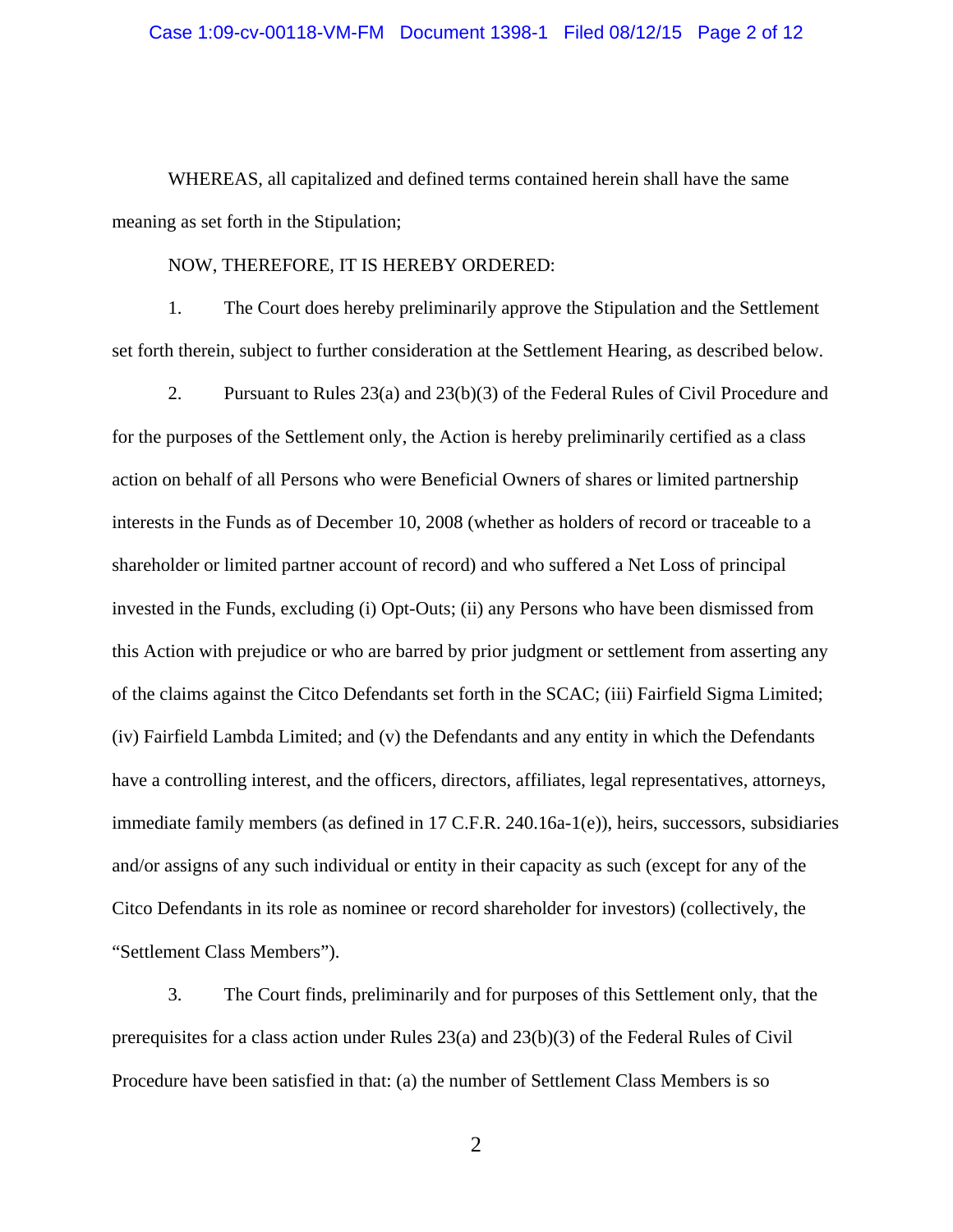WHEREAS, all capitalized and defined terms contained herein shall have the same meaning as set forth in the Stipulation;

NOW, THEREFORE, IT IS HEREBY ORDERED:

1. The Court does hereby preliminarily approve the Stipulation and the Settlement set forth therein, subject to further consideration at the Settlement Hearing, as described below.

2. Pursuant to Rules 23(a) and 23(b)(3) of the Federal Rules of Civil Procedure and for the purposes of the Settlement only, the Action is hereby preliminarily certified as a class action on behalf of all Persons who were Beneficial Owners of shares or limited partnership interests in the Funds as of December 10, 2008 (whether as holders of record or traceable to a shareholder or limited partner account of record) and who suffered a Net Loss of principal invested in the Funds, excluding (i) Opt-Outs; (ii) any Persons who have been dismissed from this Action with prejudice or who are barred by prior judgment or settlement from asserting any of the claims against the Citco Defendants set forth in the SCAC; (iii) Fairfield Sigma Limited; (iv) Fairfield Lambda Limited; and (v) the Defendants and any entity in which the Defendants have a controlling interest, and the officers, directors, affiliates, legal representatives, attorneys, immediate family members (as defined in 17 C.F.R. 240.16a-1(e)), heirs, successors, subsidiaries and/or assigns of any such individual or entity in their capacity as such (except for any of the Citco Defendants in its role as nominee or record shareholder for investors) (collectively, the "Settlement Class Members").

3. The Court finds, preliminarily and for purposes of this Settlement only, that the prerequisites for a class action under Rules 23(a) and 23(b)(3) of the Federal Rules of Civil Procedure have been satisfied in that: (a) the number of Settlement Class Members is so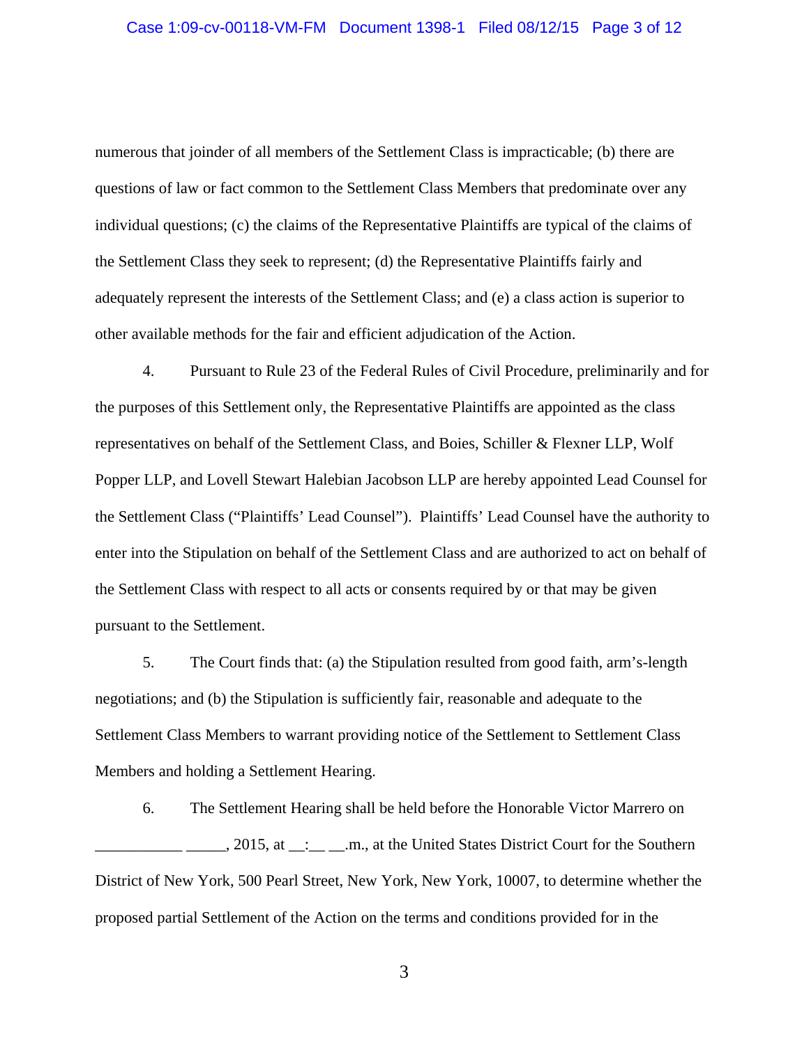numerous that joinder of all members of the Settlement Class is impracticable; (b) there are questions of law or fact common to the Settlement Class Members that predominate over any individual questions; (c) the claims of the Representative Plaintiffs are typical of the claims of the Settlement Class they seek to represent; (d) the Representative Plaintiffs fairly and adequately represent the interests of the Settlement Class; and (e) a class action is superior to other available methods for the fair and efficient adjudication of the Action.

4. Pursuant to Rule 23 of the Federal Rules of Civil Procedure, preliminarily and for the purposes of this Settlement only, the Representative Plaintiffs are appointed as the class representatives on behalf of the Settlement Class, and Boies, Schiller & Flexner LLP, Wolf Popper LLP, and Lovell Stewart Halebian Jacobson LLP are hereby appointed Lead Counsel for the Settlement Class ("Plaintiffs' Lead Counsel"). Plaintiffs' Lead Counsel have the authority to enter into the Stipulation on behalf of the Settlement Class and are authorized to act on behalf of the Settlement Class with respect to all acts or consents required by or that may be given pursuant to the Settlement.

5. The Court finds that: (a) the Stipulation resulted from good faith, arm's-length negotiations; and (b) the Stipulation is sufficiently fair, reasonable and adequate to the Settlement Class Members to warrant providing notice of the Settlement to Settlement Class Members and holding a Settlement Hearing.

6. The Settlement Hearing shall be held before the Honorable Victor Marrero on ___________ _____, 2015, at __:__ __.m., at the United States District Court for the Southern District of New York, 500 Pearl Street, New York, New York, 10007, to determine whether the proposed partial Settlement of the Action on the terms and conditions provided for in the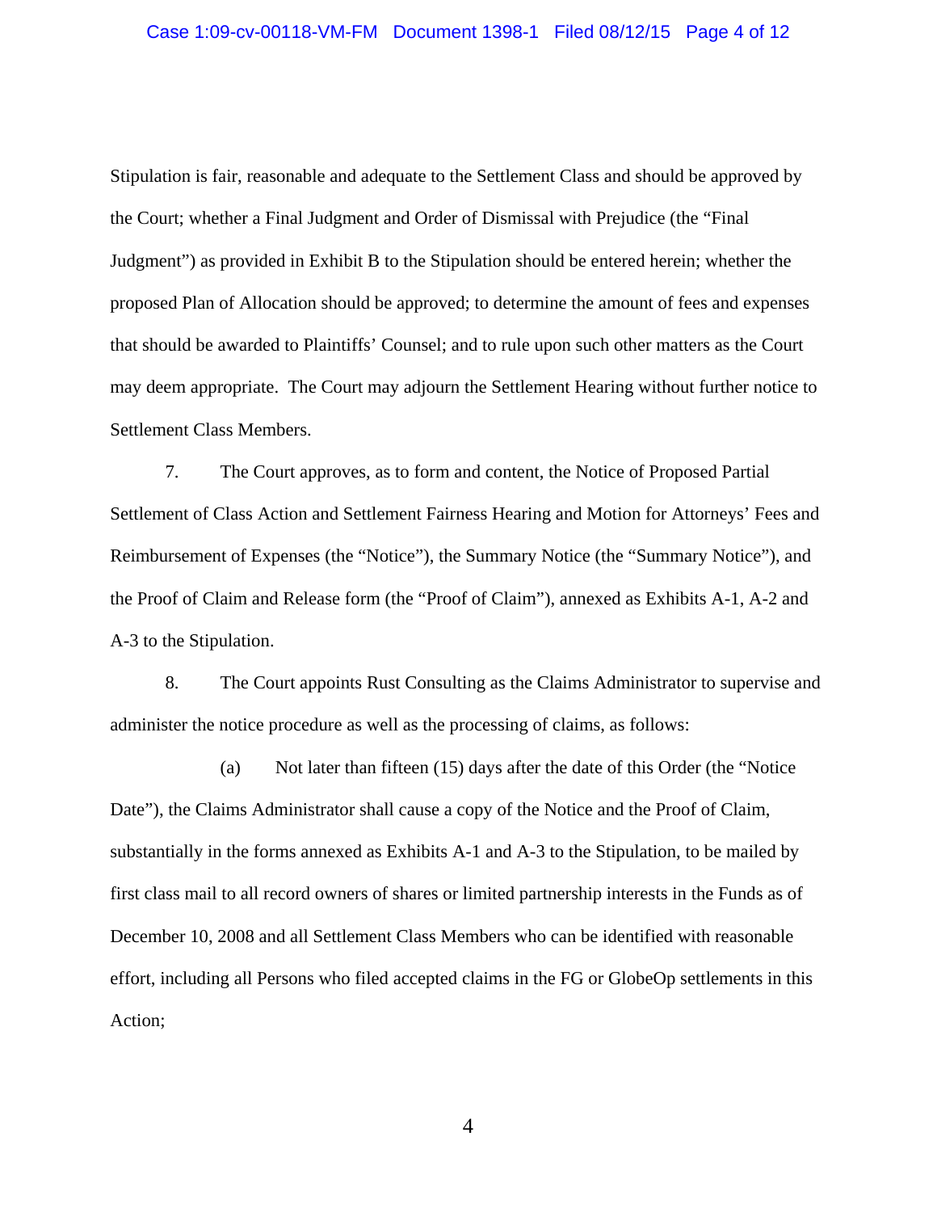Stipulation is fair, reasonable and adequate to the Settlement Class and should be approved by the Court; whether a Final Judgment and Order of Dismissal with Prejudice (the "Final Judgment") as provided in Exhibit B to the Stipulation should be entered herein; whether the proposed Plan of Allocation should be approved; to determine the amount of fees and expenses that should be awarded to Plaintiffs' Counsel; and to rule upon such other matters as the Court may deem appropriate. The Court may adjourn the Settlement Hearing without further notice to Settlement Class Members.

7. The Court approves, as to form and content, the Notice of Proposed Partial Settlement of Class Action and Settlement Fairness Hearing and Motion for Attorneys' Fees and Reimbursement of Expenses (the "Notice"), the Summary Notice (the "Summary Notice"), and the Proof of Claim and Release form (the "Proof of Claim"), annexed as Exhibits A-1, A-2 and A-3 to the Stipulation.

8. The Court appoints Rust Consulting as the Claims Administrator to supervise and administer the notice procedure as well as the processing of claims, as follows:

(a) Not later than fifteen (15) days after the date of this Order (the "Notice Date"), the Claims Administrator shall cause a copy of the Notice and the Proof of Claim, substantially in the forms annexed as Exhibits A-1 and A-3 to the Stipulation, to be mailed by first class mail to all record owners of shares or limited partnership interests in the Funds as of December 10, 2008 and all Settlement Class Members who can be identified with reasonable effort, including all Persons who filed accepted claims in the FG or GlobeOp settlements in this Action;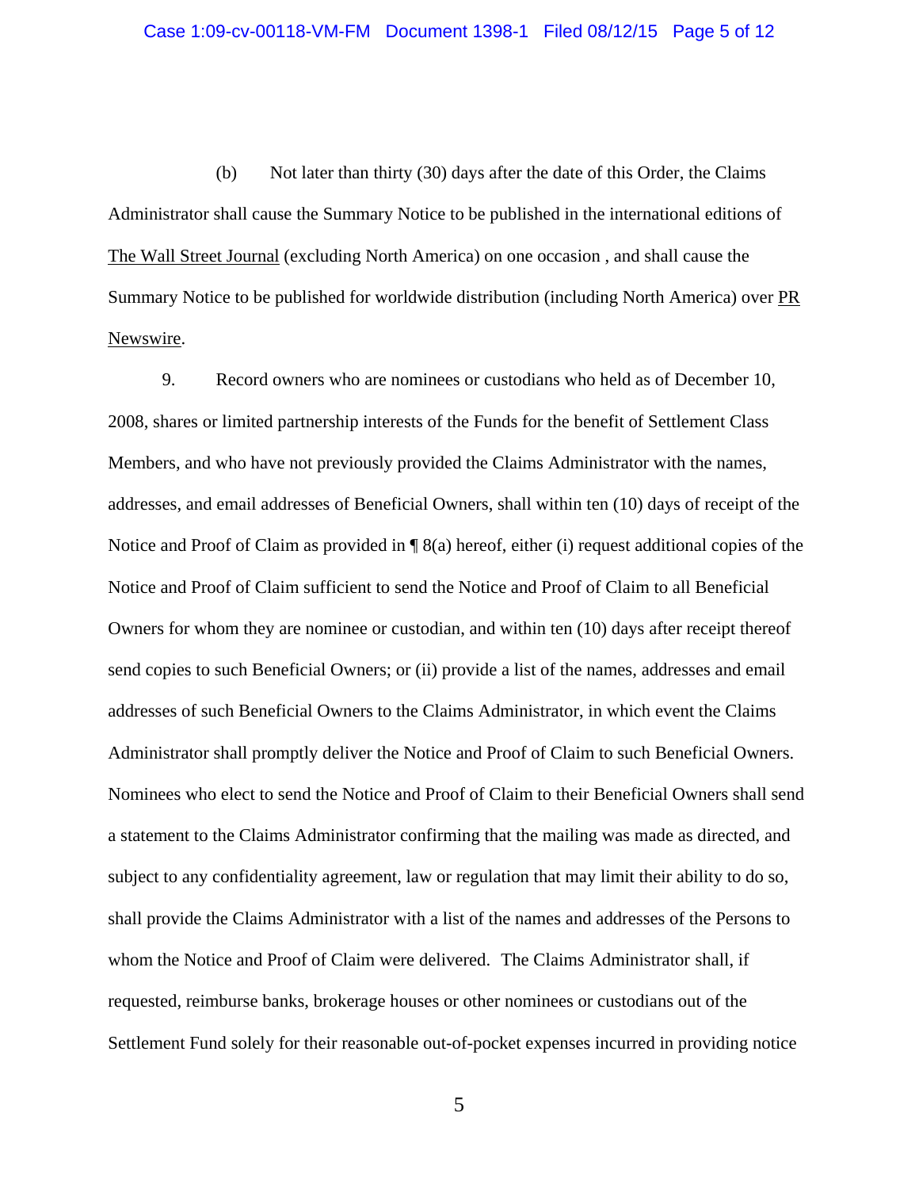(b) Not later than thirty (30) days after the date of this Order, the Claims Administrator shall cause the Summary Notice to be published in the international editions of The Wall Street Journal (excluding North America) on one occasion , and shall cause the Summary Notice to be published for worldwide distribution (including North America) over PR Newswire.

9. Record owners who are nominees or custodians who held as of December 10, 2008, shares or limited partnership interests of the Funds for the benefit of Settlement Class Members, and who have not previously provided the Claims Administrator with the names, addresses, and email addresses of Beneficial Owners, shall within ten (10) days of receipt of the Notice and Proof of Claim as provided in ¶ 8(a) hereof, either (i) request additional copies of the Notice and Proof of Claim sufficient to send the Notice and Proof of Claim to all Beneficial Owners for whom they are nominee or custodian, and within ten (10) days after receipt thereof send copies to such Beneficial Owners; or (ii) provide a list of the names, addresses and email addresses of such Beneficial Owners to the Claims Administrator, in which event the Claims Administrator shall promptly deliver the Notice and Proof of Claim to such Beneficial Owners. Nominees who elect to send the Notice and Proof of Claim to their Beneficial Owners shall send a statement to the Claims Administrator confirming that the mailing was made as directed, and subject to any confidentiality agreement, law or regulation that may limit their ability to do so, shall provide the Claims Administrator with a list of the names and addresses of the Persons to whom the Notice and Proof of Claim were delivered. The Claims Administrator shall, if requested, reimburse banks, brokerage houses or other nominees or custodians out of the Settlement Fund solely for their reasonable out-of-pocket expenses incurred in providing notice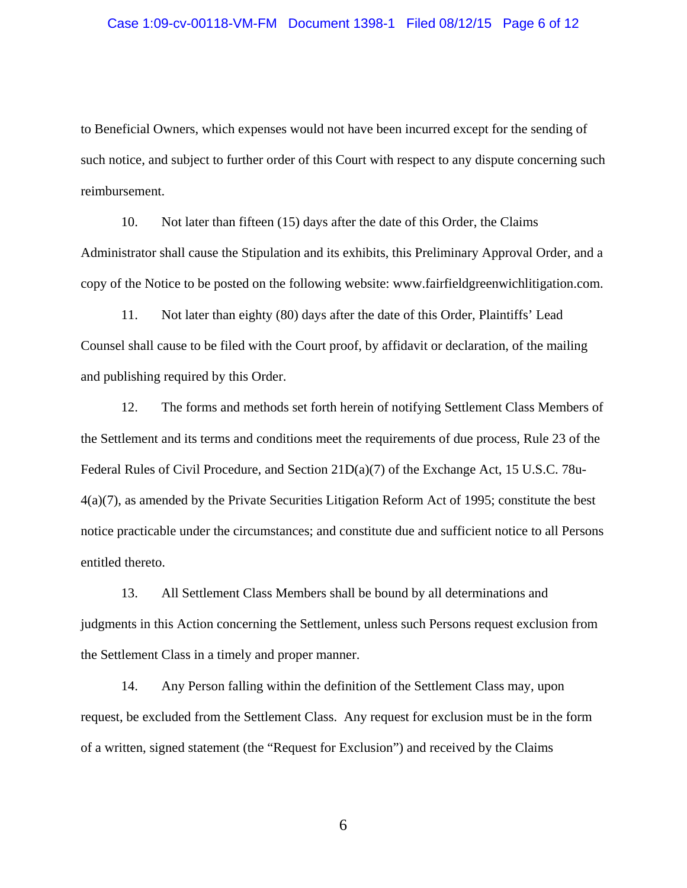to Beneficial Owners, which expenses would not have been incurred except for the sending of such notice, and subject to further order of this Court with respect to any dispute concerning such reimbursement.

10. Not later than fifteen (15) days after the date of this Order, the Claims Administrator shall cause the Stipulation and its exhibits, this Preliminary Approval Order, and a copy of the Notice to be posted on the following website: www.fairfieldgreenwichlitigation.com.

11. Not later than eighty (80) days after the date of this Order, Plaintiffs' Lead Counsel shall cause to be filed with the Court proof, by affidavit or declaration, of the mailing and publishing required by this Order.

12. The forms and methods set forth herein of notifying Settlement Class Members of the Settlement and its terms and conditions meet the requirements of due process, Rule 23 of the Federal Rules of Civil Procedure, and Section 21D(a)(7) of the Exchange Act, 15 U.S.C. 78u-4(a)(7), as amended by the Private Securities Litigation Reform Act of 1995; constitute the best notice practicable under the circumstances; and constitute due and sufficient notice to all Persons entitled thereto.

13. All Settlement Class Members shall be bound by all determinations and judgments in this Action concerning the Settlement, unless such Persons request exclusion from the Settlement Class in a timely and proper manner.

14. Any Person falling within the definition of the Settlement Class may, upon request, be excluded from the Settlement Class. Any request for exclusion must be in the form of a written, signed statement (the "Request for Exclusion") and received by the Claims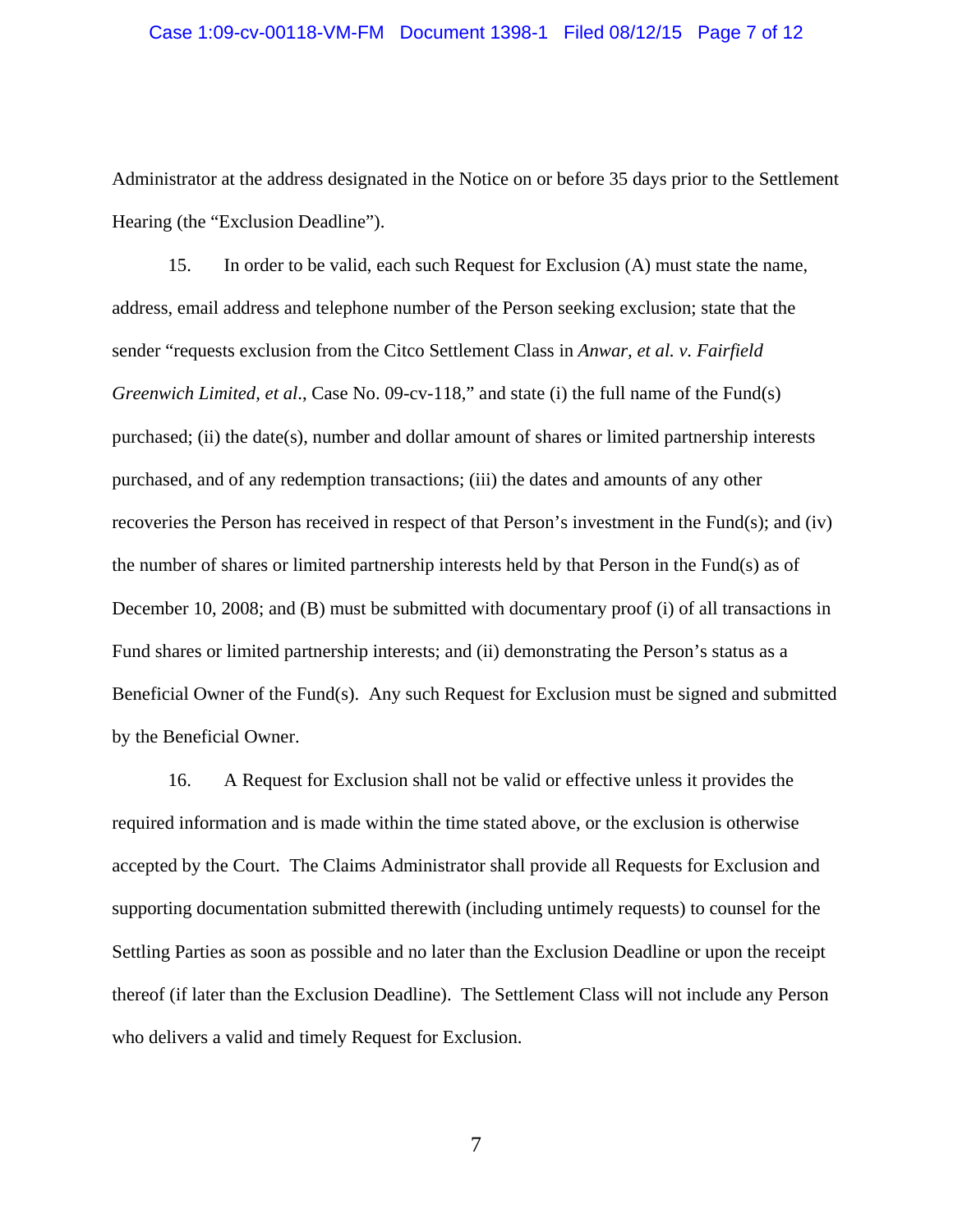Administrator at the address designated in the Notice on or before 35 days prior to the Settlement Hearing (the “Exclusion Deadline”).

15. In order to be valid, each such Request for Exclusion (A) must state the name, address, email address and telephone number of the Person seeking exclusion; state that the sender “requests exclusion from the Citco Settlement Class in *Anwar, et al. v. Fairfield Greenwich Limited, et al*., Case No. 09-cv-118,” and state (i) the full name of the Fund(s) purchased; (ii) the date(s), number and dollar amount of shares or limited partnership interests purchased, and of any redemption transactions; (iii) the dates and amounts of any other recoveries the Person has received in respect of that Person’s investment in the Fund(s); and (iv) the number of shares or limited partnership interests held by that Person in the Fund(s) as of December 10, 2008; and (B) must be submitted with documentary proof (i) of all transactions in Fund shares or limited partnership interests; and (ii) demonstrating the Person’s status as a Beneficial Owner of the Fund(s). Any such Request for Exclusion must be signed and submitted by the Beneficial Owner.

16. A Request for Exclusion shall not be valid or effective unless it provides the required information and is made within the time stated above, or the exclusion is otherwise accepted by the Court. The Claims Administrator shall provide all Requests for Exclusion and supporting documentation submitted therewith (including untimely requests) to counsel for the Settling Parties as soon as possible and no later than the Exclusion Deadline or upon the receipt thereof (if later than the Exclusion Deadline). The Settlement Class will not include any Person who delivers a valid and timely Request for Exclusion.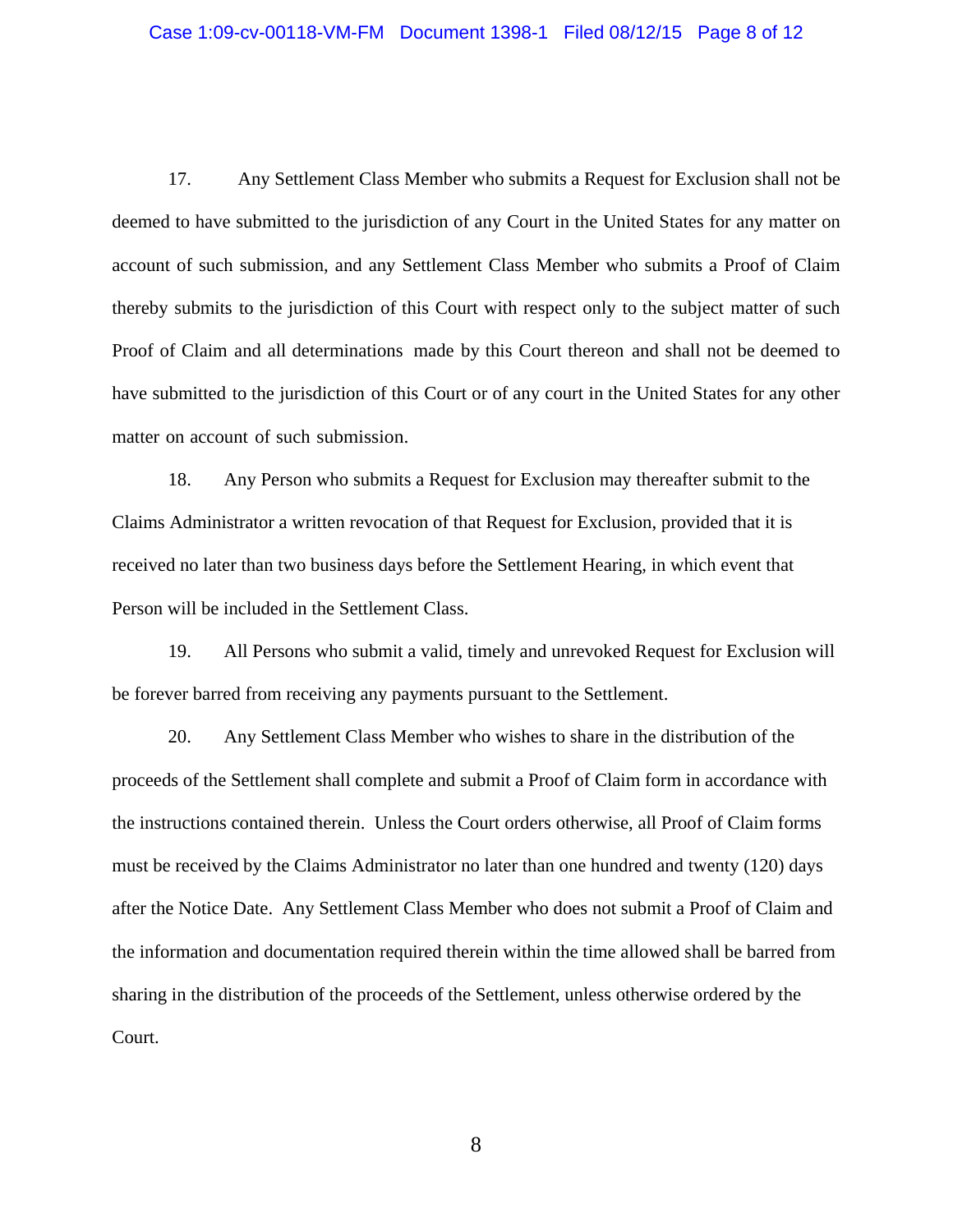17. Any Settlement Class Member who submits a Request for Exclusion shall not be deemed to have submitted to the jurisdiction of any Court in the United States for any matter on account of such submission, and any Settlement Class Member who submits a Proof of Claim thereby submits to the jurisdiction of this Court with respect only to the subject matter of such Proof of Claim and all determinations made by this Court thereon and shall not be deemed to have submitted to the jurisdiction of this Court or of any court in the United States for any other matter on account of such submission.

18. Any Person who submits a Request for Exclusion may thereafter submit to the Claims Administrator a written revocation of that Request for Exclusion, provided that it is received no later than two business days before the Settlement Hearing, in which event that Person will be included in the Settlement Class.

19. All Persons who submit a valid, timely and unrevoked Request for Exclusion will be forever barred from receiving any payments pursuant to the Settlement.

20. Any Settlement Class Member who wishes to share in the distribution of the proceeds of the Settlement shall complete and submit a Proof of Claim form in accordance with the instructions contained therein. Unless the Court orders otherwise, all Proof of Claim forms must be received by the Claims Administrator no later than one hundred and twenty (120) days after the Notice Date. Any Settlement Class Member who does not submit a Proof of Claim and the information and documentation required therein within the time allowed shall be barred from sharing in the distribution of the proceeds of the Settlement, unless otherwise ordered by the Court.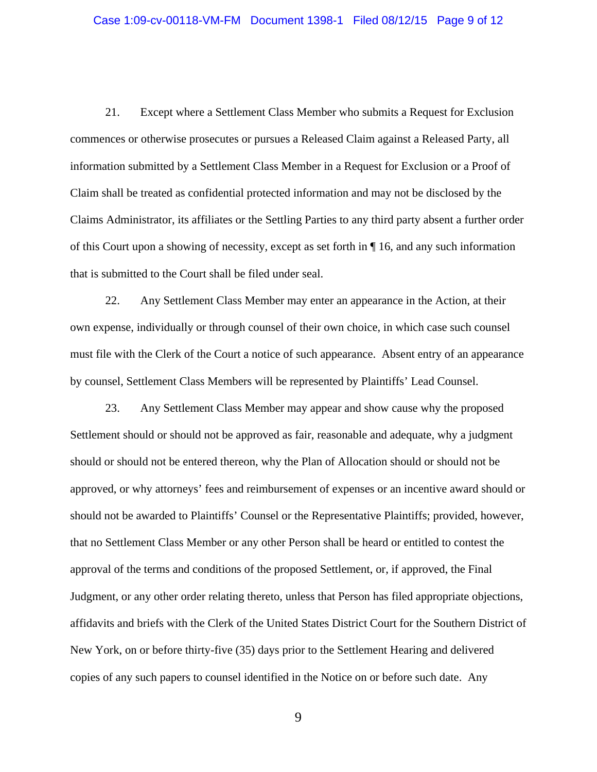21. Except where a Settlement Class Member who submits a Request for Exclusion commences or otherwise prosecutes or pursues a Released Claim against a Released Party, all information submitted by a Settlement Class Member in a Request for Exclusion or a Proof of Claim shall be treated as confidential protected information and may not be disclosed by the Claims Administrator, its affiliates or the Settling Parties to any third party absent a further order of this Court upon a showing of necessity, except as set forth in ¶ 16, and any such information that is submitted to the Court shall be filed under seal.

22. Any Settlement Class Member may enter an appearance in the Action, at their own expense, individually or through counsel of their own choice, in which case such counsel must file with the Clerk of the Court a notice of such appearance. Absent entry of an appearance by counsel, Settlement Class Members will be represented by Plaintiffs' Lead Counsel.

23. Any Settlement Class Member may appear and show cause why the proposed Settlement should or should not be approved as fair, reasonable and adequate, why a judgment should or should not be entered thereon, why the Plan of Allocation should or should not be approved, or why attorneys' fees and reimbursement of expenses or an incentive award should or should not be awarded to Plaintiffs' Counsel or the Representative Plaintiffs; provided, however, that no Settlement Class Member or any other Person shall be heard or entitled to contest the approval of the terms and conditions of the proposed Settlement, or, if approved, the Final Judgment, or any other order relating thereto, unless that Person has filed appropriate objections, affidavits and briefs with the Clerk of the United States District Court for the Southern District of New York, on or before thirty-five (35) days prior to the Settlement Hearing and delivered copies of any such papers to counsel identified in the Notice on or before such date. Any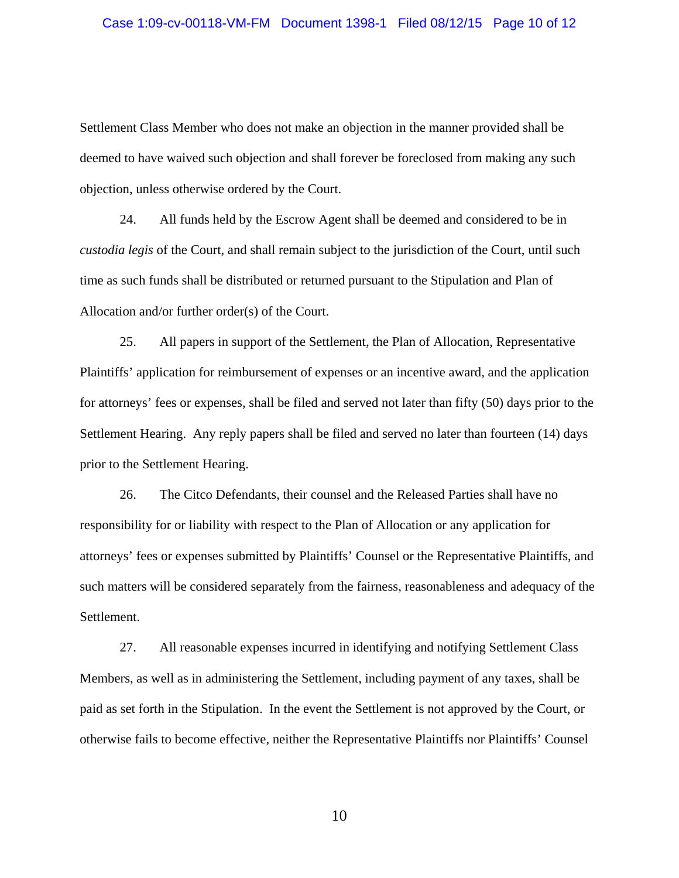Settlement Class Member who does not make an objection in the manner provided shall be deemed to have waived such objection and shall forever be foreclosed from making any such objection, unless otherwise ordered by the Court.

24. All funds held by the Escrow Agent shall be deemed and considered to be in *custodia legis* of the Court, and shall remain subject to the jurisdiction of the Court, until such time as such funds shall be distributed or returned pursuant to the Stipulation and Plan of Allocation and/or further order(s) of the Court.

25. All papers in support of the Settlement, the Plan of Allocation, Representative Plaintiffs' application for reimbursement of expenses or an incentive award, and the application for attorneys' fees or expenses, shall be filed and served not later than fifty (50) days prior to the Settlement Hearing. Any reply papers shall be filed and served no later than fourteen (14) days prior to the Settlement Hearing.

26. The Citco Defendants, their counsel and the Released Parties shall have no responsibility for or liability with respect to the Plan of Allocation or any application for attorneys' fees or expenses submitted by Plaintiffs' Counsel or the Representative Plaintiffs, and such matters will be considered separately from the fairness, reasonableness and adequacy of the Settlement.

27. All reasonable expenses incurred in identifying and notifying Settlement Class Members, as well as in administering the Settlement, including payment of any taxes, shall be paid as set forth in the Stipulation. In the event the Settlement is not approved by the Court, or otherwise fails to become effective, neither the Representative Plaintiffs nor Plaintiffs' Counsel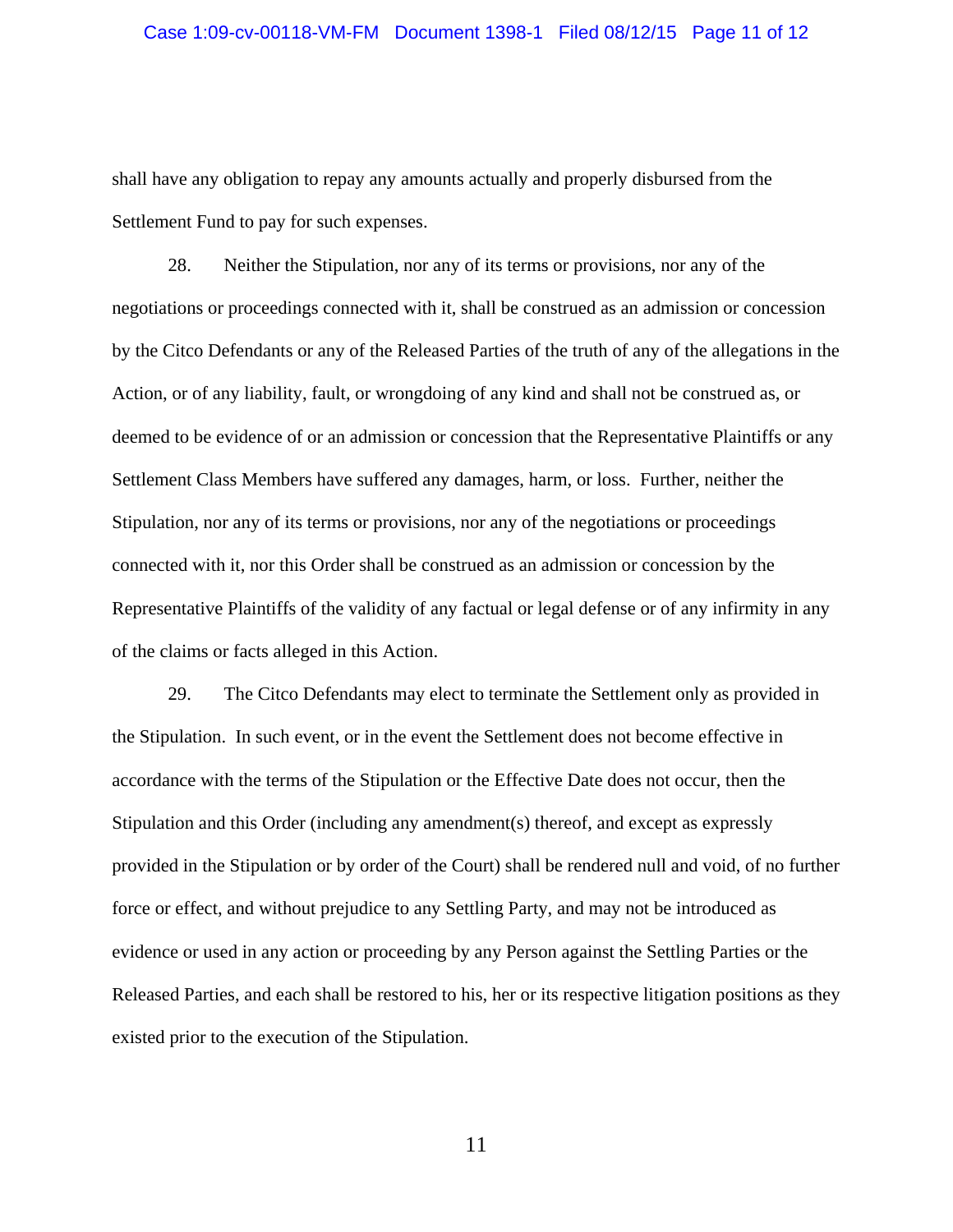shall have any obligation to repay any amounts actually and properly disbursed from the Settlement Fund to pay for such expenses.

28. Neither the Stipulation, nor any of its terms or provisions, nor any of the negotiations or proceedings connected with it, shall be construed as an admission or concession by the Citco Defendants or any of the Released Parties of the truth of any of the allegations in the Action, or of any liability, fault, or wrongdoing of any kind and shall not be construed as, or deemed to be evidence of or an admission or concession that the Representative Plaintiffs or any Settlement Class Members have suffered any damages, harm, or loss. Further, neither the Stipulation, nor any of its terms or provisions, nor any of the negotiations or proceedings connected with it, nor this Order shall be construed as an admission or concession by the Representative Plaintiffs of the validity of any factual or legal defense or of any infirmity in any of the claims or facts alleged in this Action.

29. The Citco Defendants may elect to terminate the Settlement only as provided in the Stipulation. In such event, or in the event the Settlement does not become effective in accordance with the terms of the Stipulation or the Effective Date does not occur, then the Stipulation and this Order (including any amendment(s) thereof, and except as expressly provided in the Stipulation or by order of the Court) shall be rendered null and void, of no further force or effect, and without prejudice to any Settling Party, and may not be introduced as evidence or used in any action or proceeding by any Person against the Settling Parties or the Released Parties, and each shall be restored to his, her or its respective litigation positions as they existed prior to the execution of the Stipulation.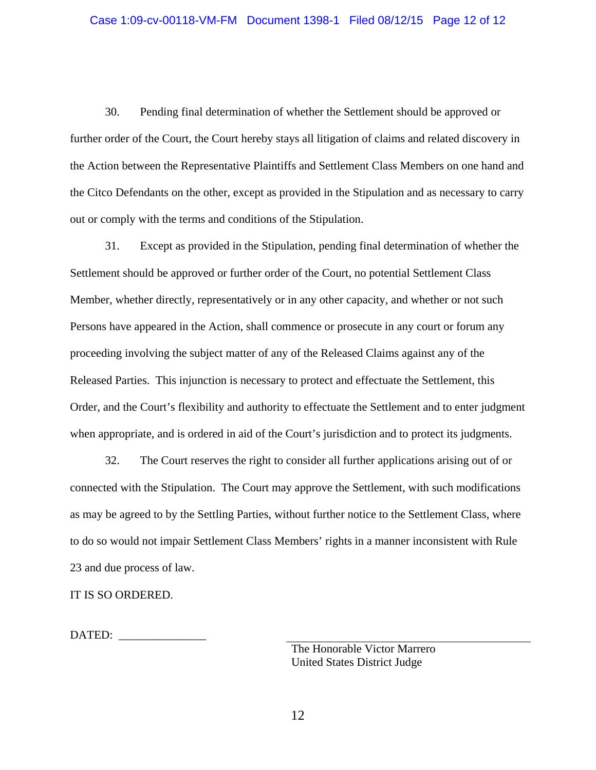30. Pending final determination of whether the Settlement should be approved or further order of the Court, the Court hereby stays all litigation of claims and related discovery in the Action between the Representative Plaintiffs and Settlement Class Members on one hand and the Citco Defendants on the other, except as provided in the Stipulation and as necessary to carry out or comply with the terms and conditions of the Stipulation.

31. Except as provided in the Stipulation, pending final determination of whether the Settlement should be approved or further order of the Court, no potential Settlement Class Member, whether directly, representatively or in any other capacity, and whether or not such Persons have appeared in the Action, shall commence or prosecute in any court or forum any proceeding involving the subject matter of any of the Released Claims against any of the Released Parties. This injunction is necessary to protect and effectuate the Settlement, this Order, and the Court's flexibility and authority to effectuate the Settlement and to enter judgment when appropriate, and is ordered in aid of the Court's jurisdiction and to protect its judgments.

32. The Court reserves the right to consider all further applications arising out of or connected with the Stipulation. The Court may approve the Settlement, with such modifications as may be agreed to by the Settling Parties, without further notice to the Settlement Class, where to do so would not impair Settlement Class Members' rights in a manner inconsistent with Rule 23 and due process of law.

IT IS SO ORDERED.

DATED: _______________

_______________________________
The Honorable Victor Marrero
United States District Judge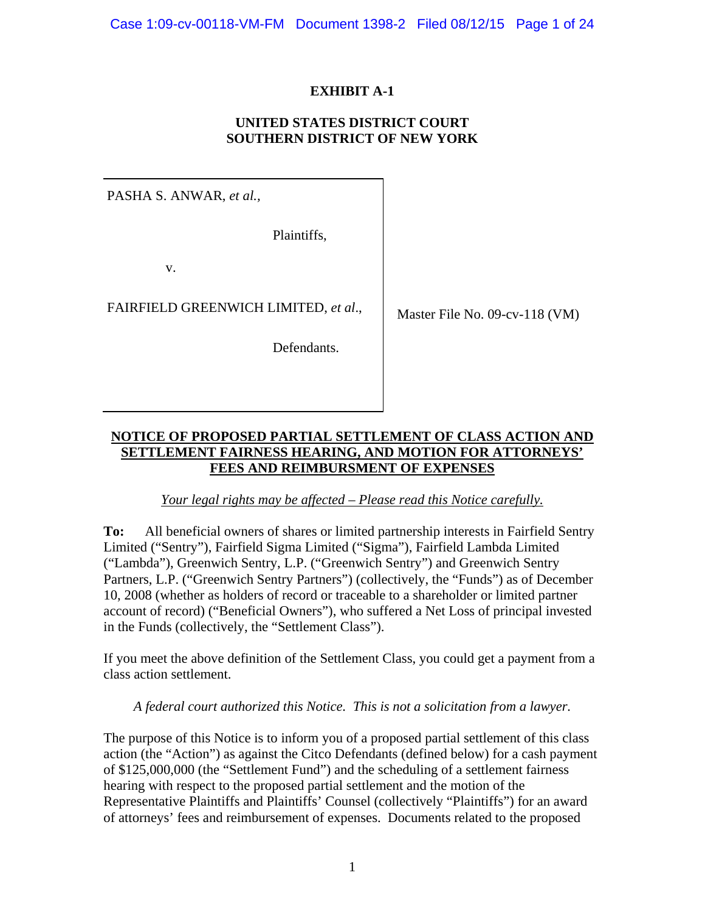**EXHIBIT A-1**

**UNITED STATES DISTRICT COURT**
**SOUTHERN DISTRICT OF NEW YORK**

| | |
|---|---|
| PASHA S. ANWAR, *et al.*,<br><br>Plaintiffs,<br><br>v.<br><br>FAIRFIELD GREENWICH LIMITED, *et al*.,<br><br>Defendants. | Master File No. 09-cv-118 (VM) |

**NOTICE OF PROPOSED PARTIAL SETTLEMENT OF CLASS ACTION AND SETTLEMENT FAIRNESS HEARING, AND MOTION FOR ATTORNEYS' FEES AND REIMBURSMENT OF EXPENSES**

*Your legal rights may be affected – Please read this Notice carefully.*

**To:** All beneficial owners of shares or limited partnership interests in Fairfield Sentry Limited ("Sentry"), Fairfield Sigma Limited ("Sigma"), Fairfield Lambda Limited ("Lambda"), Greenwich Sentry, L.P. ("Greenwich Sentry") and Greenwich Sentry Partners, L.P. ("Greenwich Sentry Partners") (collectively, the "Funds") as of December 10, 2008 (whether as holders of record or traceable to a shareholder or limited partner account of record) ("Beneficial Owners"), who suffered a Net Loss of principal invested in the Funds (collectively, the "Settlement Class").

If you meet the above definition of the Settlement Class, you could get a payment from a class action settlement.

*A federal court authorized this Notice. This is not a solicitation from a lawyer.*

The purpose of this Notice is to inform you of a proposed partial settlement of this class action (the "Action") as against the Citco Defendants (defined below) for a cash payment of $125,000,000 (the "Settlement Fund") and the scheduling of a settlement fairness hearing with respect to the proposed partial settlement and the motion of the Representative Plaintiffs and Plaintiffs' Counsel (collectively "Plaintiffs") for an award of attorneys' fees and reimbursement of expenses. Documents related to the proposed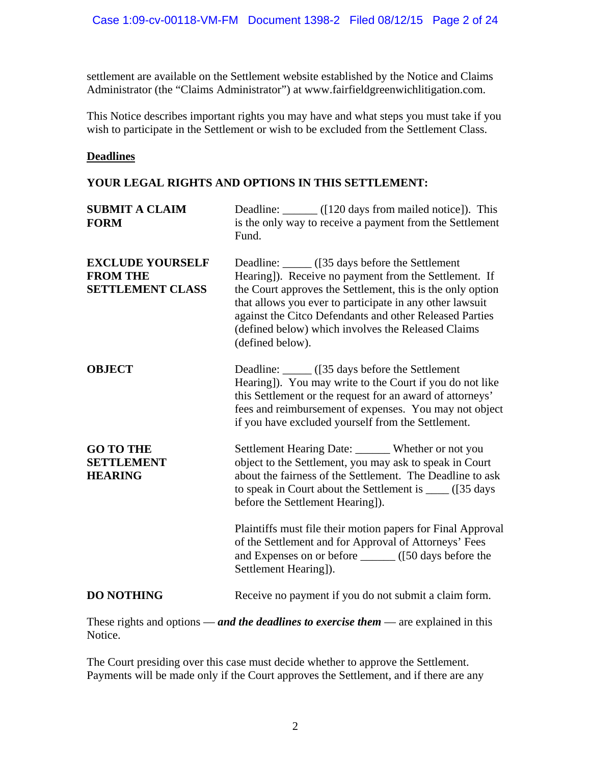settlement are available on the Settlement website established by the Notice and Claims Administrator (the "Claims Administrator") at www.fairfieldgreenwichlitigation.com.

This Notice describes important rights you may have and what steps you must take if you wish to participate in the Settlement or wish to be excluded from the Settlement Class.

**Deadlines**

**YOUR LEGAL RIGHTS AND OPTIONS IN THIS SETTLEMENT:**

| | |
|---|---|
| **SUBMIT A CLAIM FORM** | Deadline: ______ ([120 days from mailed notice]). This is the only way to receive a payment from the Settlement Fund. |
| **EXCLUDE YOURSELF FROM THE SETTLEMENT CLASS** | Deadline: _____ ([35 days before the Settlement Hearing]). Receive no payment from the Settlement. If the Court approves the Settlement, this is the only option that allows you ever to participate in any other lawsuit against the Citco Defendants and other Released Parties (defined below) which involves the Released Claims (defined below). |
| **OBJECT** | Deadline: _____ ([35 days before the Settlement Hearing]). You may write to the Court if you do not like this Settlement or the request for an award of attorneys' fees and reimbursement of expenses. You may not object if you have excluded yourself from the Settlement. |
| **GO TO THE SETTLEMENT HEARING** | Settlement Hearing Date: ______ Whether or not you object to the Settlement, you may ask to speak in Court about the fairness of the Settlement. The Deadline to ask to speak in Court about the Settlement is ____ ([35 days before the Settlement Hearing]).<br><br>Plaintiffs must file their motion papers for Final Approval of the Settlement and for Approval of Attorneys' Fees and Expenses on or before ______ ([50 days before the Settlement Hearing]). |
| **DO NOTHING** | Receive no payment if you do not submit a claim form. |

These rights and options — ***and the deadlines to exercise them*** — are explained in this Notice.

The Court presiding over this case must decide whether to approve the Settlement. Payments will be made only if the Court approves the Settlement, and if there are any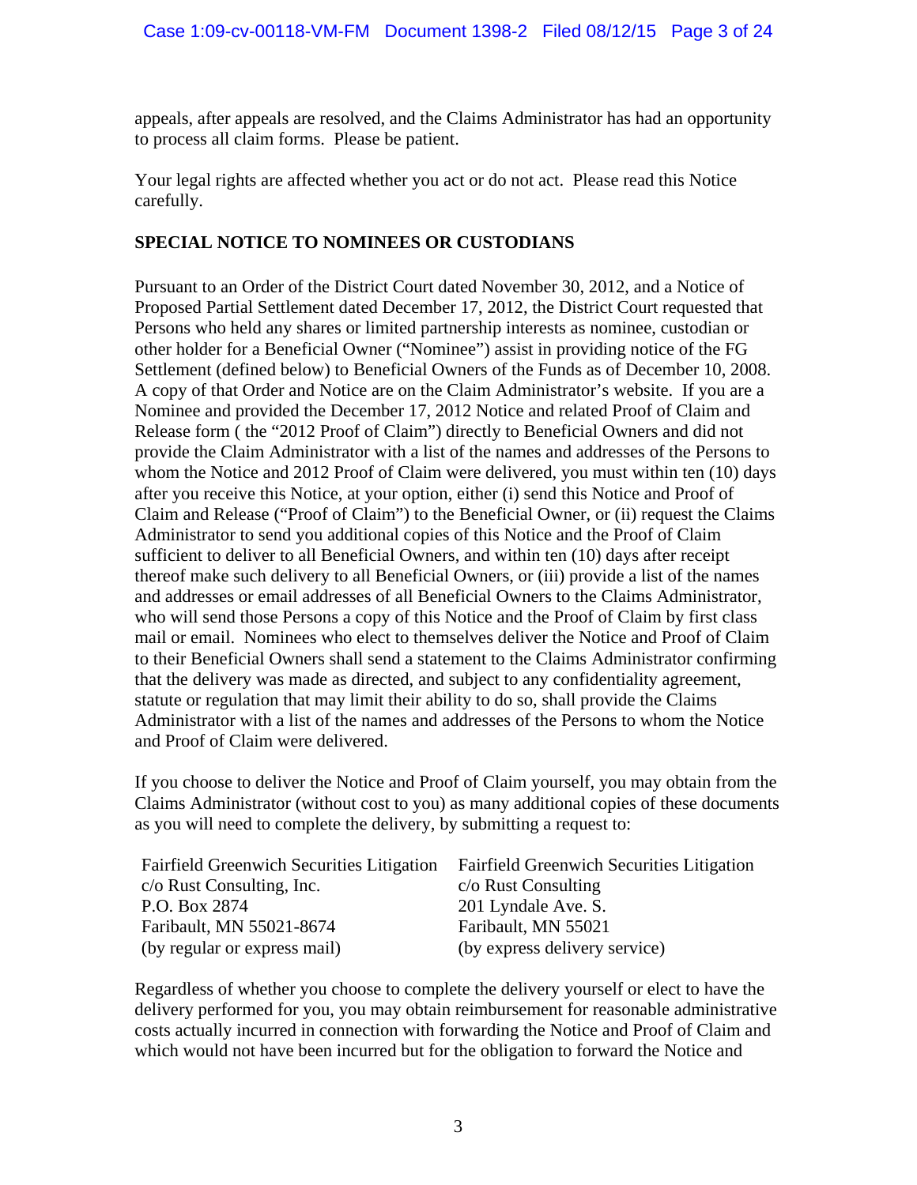appeals, after appeals are resolved, and the Claims Administrator has had an opportunity to process all claim forms. Please be patient.

Your legal rights are affected whether you act or do not act. Please read this Notice carefully.

**SPECIAL NOTICE TO NOMINEES OR CUSTODIANS**

Pursuant to an Order of the District Court dated November 30, 2012, and a Notice of Proposed Partial Settlement dated December 17, 2012, the District Court requested that Persons who held any shares or limited partnership interests as nominee, custodian or other holder for a Beneficial Owner ("Nominee") assist in providing notice of the FG Settlement (defined below) to Beneficial Owners of the Funds as of December 10, 2008. A copy of that Order and Notice are on the Claim Administrator's website. If you are a Nominee and provided the December 17, 2012 Notice and related Proof of Claim and Release form ( the "2012 Proof of Claim") directly to Beneficial Owners and did not provide the Claim Administrator with a list of the names and addresses of the Persons to whom the Notice and 2012 Proof of Claim were delivered, you must within ten (10) days after you receive this Notice, at your option, either (i) send this Notice and Proof of Claim and Release ("Proof of Claim") to the Beneficial Owner, or (ii) request the Claims Administrator to send you additional copies of this Notice and the Proof of Claim sufficient to deliver to all Beneficial Owners, and within ten (10) days after receipt thereof make such delivery to all Beneficial Owners, or (iii) provide a list of the names and addresses or email addresses of all Beneficial Owners to the Claims Administrator, who will send those Persons a copy of this Notice and the Proof of Claim by first class mail or email. Nominees who elect to themselves deliver the Notice and Proof of Claim to their Beneficial Owners shall send a statement to the Claims Administrator confirming that the delivery was made as directed, and subject to any confidentiality agreement, statute or regulation that may limit their ability to do so, shall provide the Claims Administrator with a list of the names and addresses of the Persons to whom the Notice and Proof of Claim were delivered.

If you choose to deliver the Notice and Proof of Claim yourself, you may obtain from the Claims Administrator (without cost to you) as many additional copies of these documents as you will need to complete the delivery, by submitting a request to:

Fairfield Greenwich Securities Litigation
c/o Rust Consulting, Inc.
P.O. Box 2874
Faribault, MN 55021-8674
(by regular or express mail)

Fairfield Greenwich Securities Litigation
c/o Rust Consulting
201 Lyndale Ave. S.
Faribault, MN 55021
(by express delivery service)

Regardless of whether you choose to complete the delivery yourself or elect to have the delivery performed for you, you may obtain reimbursement for reasonable administrative costs actually incurred in connection with forwarding the Notice and Proof of Claim and which would not have been incurred but for the obligation to forward the Notice and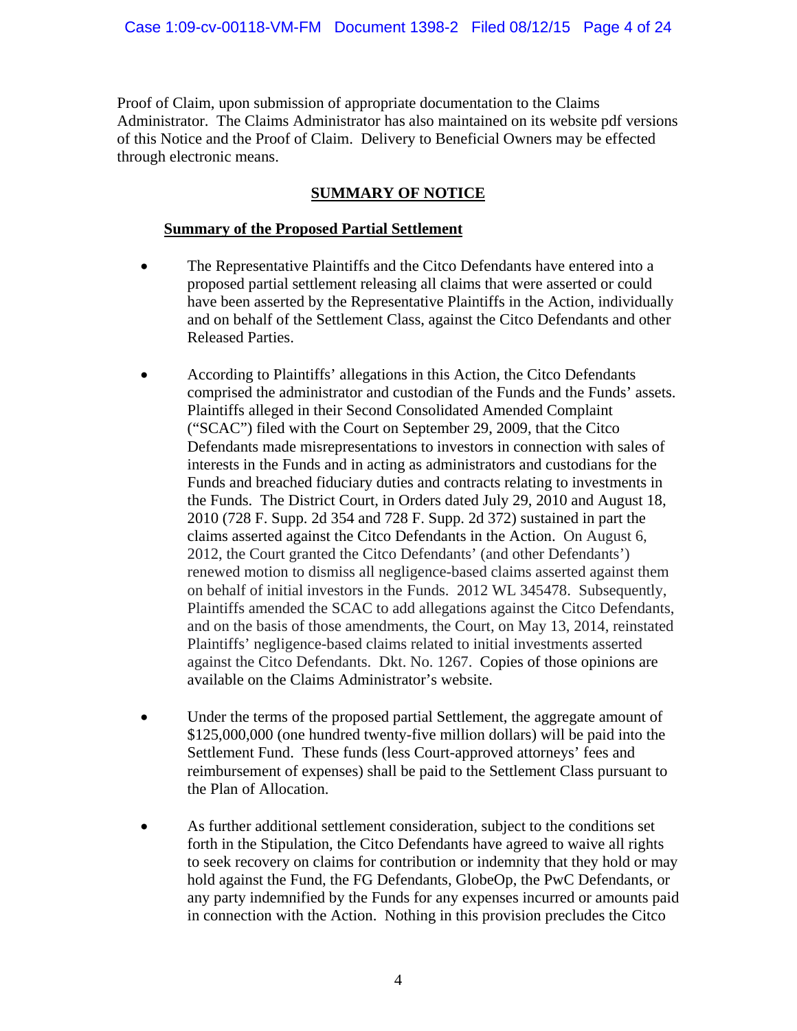Proof of Claim, upon submission of appropriate documentation to the Claims Administrator. The Claims Administrator has also maintained on its website pdf versions of this Notice and the Proof of Claim. Delivery to Beneficial Owners may be effected through electronic means.

## SUMMARY OF NOTICE

### Summary of the Proposed Partial Settlement

- The Representative Plaintiffs and the Citco Defendants have entered into a proposed partial settlement releasing all claims that were asserted or could have been asserted by the Representative Plaintiffs in the Action, individually and on behalf of the Settlement Class, against the Citco Defendants and other Released Parties.

- According to Plaintiffs' allegations in this Action, the Citco Defendants comprised the administrator and custodian of the Funds and the Funds' assets. Plaintiffs alleged in their Second Consolidated Amended Complaint ("SCAC") filed with the Court on September 29, 2009, that the Citco Defendants made misrepresentations to investors in connection with sales of interests in the Funds and in acting as administrators and custodians for the Funds and breached fiduciary duties and contracts relating to investments in the Funds. The District Court, in Orders dated July 29, 2010 and August 18, 2010 (728 F. Supp. 2d 354 and 728 F. Supp. 2d 372) sustained in part the claims asserted against the Citco Defendants in the Action. On August 6, 2012, the Court granted the Citco Defendants' (and other Defendants') renewed motion to dismiss all negligence-based claims asserted against them on behalf of initial investors in the Funds. 2012 WL 345478. Subsequently, Plaintiffs amended the SCAC to add allegations against the Citco Defendants, and on the basis of those amendments, the Court, on May 13, 2014, reinstated Plaintiffs' negligence-based claims related to initial investments asserted against the Citco Defendants. Dkt. No. 1267. Copies of those opinions are available on the Claims Administrator's website.

- Under the terms of the proposed partial Settlement, the aggregate amount of $125,000,000 (one hundred twenty-five million dollars) will be paid into the Settlement Fund. These funds (less Court-approved attorneys' fees and reimbursement of expenses) shall be paid to the Settlement Class pursuant to the Plan of Allocation.

- As further additional settlement consideration, subject to the conditions set forth in the Stipulation, the Citco Defendants have agreed to waive all rights to seek recovery on claims for contribution or indemnity that they hold or may hold against the Fund, the FG Defendants, GlobeOp, the PwC Defendants, or any party indemnified by the Funds for any expenses incurred or amounts paid in connection with the Action. Nothing in this provision precludes the Citco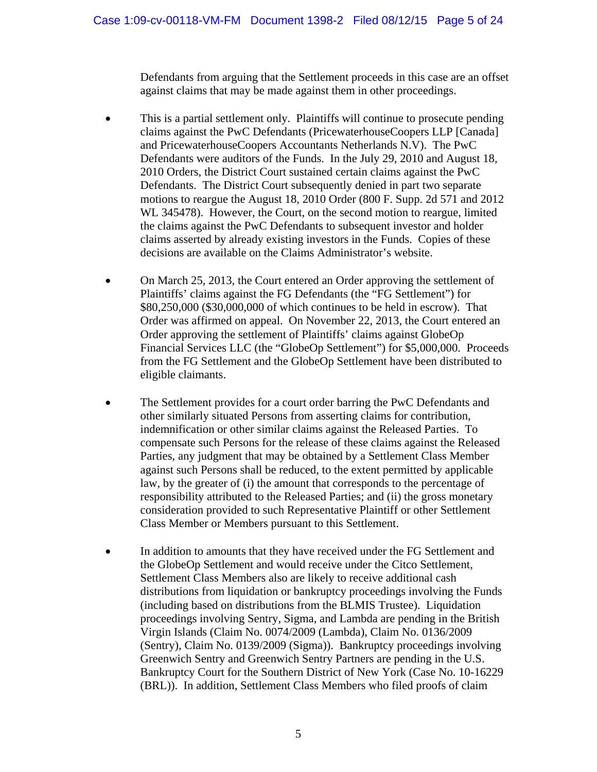Defendants from arguing that the Settlement proceeds in this case are an offset against claims that may be made against them in other proceedings.

- This is a partial settlement only. Plaintiffs will continue to prosecute pending claims against the PwC Defendants (PricewaterhouseCoopers LLP [Canada] and PricewaterhouseCoopers Accountants Netherlands N.V). The PwC Defendants were auditors of the Funds. In the July 29, 2010 and August 18, 2010 Orders, the District Court sustained certain claims against the PwC Defendants. The District Court subsequently denied in part two separate motions to reargue the August 18, 2010 Order (800 F. Supp. 2d 571 and 2012 WL 345478). However, the Court, on the second motion to reargue, limited the claims against the PwC Defendants to subsequent investor and holder claims asserted by already existing investors in the Funds. Copies of these decisions are available on the Claims Administrator's website.

- On March 25, 2013, the Court entered an Order approving the settlement of Plaintiffs' claims against the FG Defendants (the "FG Settlement") for $80,250,000 ($30,000,000 of which continues to be held in escrow). That Order was affirmed on appeal. On November 22, 2013, the Court entered an Order approving the settlement of Plaintiffs' claims against GlobeOp Financial Services LLC (the "GlobeOp Settlement") for $5,000,000. Proceeds from the FG Settlement and the GlobeOp Settlement have been distributed to eligible claimants.

- The Settlement provides for a court order barring the PwC Defendants and other similarly situated Persons from asserting claims for contribution, indemnification or other similar claims against the Released Parties. To compensate such Persons for the release of these claims against the Released Parties, any judgment that may be obtained by a Settlement Class Member against such Persons shall be reduced, to the extent permitted by applicable law, by the greater of (i) the amount that corresponds to the percentage of responsibility attributed to the Released Parties; and (ii) the gross monetary consideration provided to such Representative Plaintiff or other Settlement Class Member or Members pursuant to this Settlement.

- In addition to amounts that they have received under the FG Settlement and the GlobeOp Settlement and would receive under the Citco Settlement, Settlement Class Members also are likely to receive additional cash distributions from liquidation or bankruptcy proceedings involving the Funds (including based on distributions from the BLMIS Trustee). Liquidation proceedings involving Sentry, Sigma, and Lambda are pending in the British Virgin Islands (Claim No. 0074/2009 (Lambda), Claim No. 0136/2009 (Sentry), Claim No. 0139/2009 (Sigma)). Bankruptcy proceedings involving Greenwich Sentry and Greenwich Sentry Partners are pending in the U.S. Bankruptcy Court for the Southern District of New York (Case No. 10-16229 (BRL)). In addition, Settlement Class Members who filed proofs of claim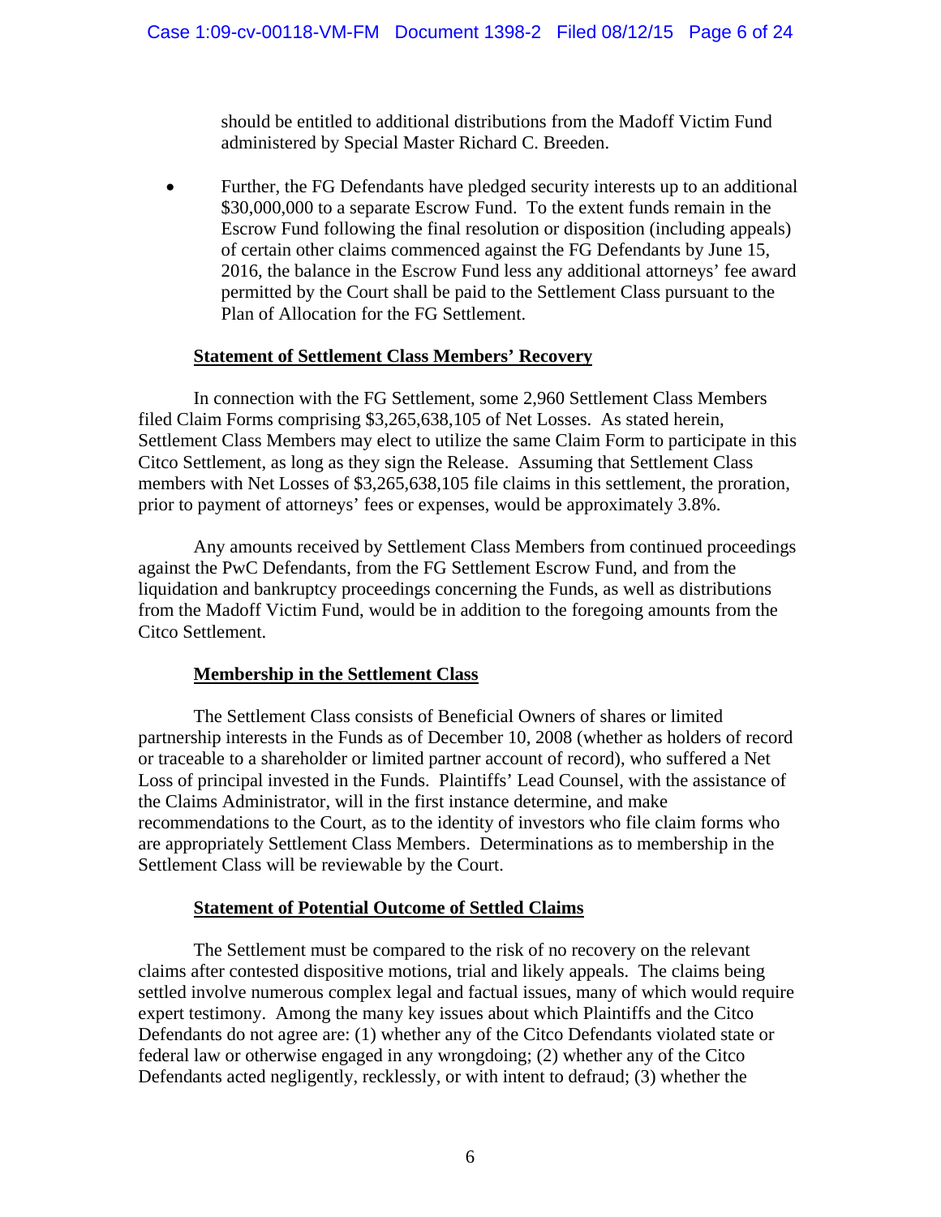should be entitled to additional distributions from the Madoff Victim Fund administered by Special Master Richard C. Breeden.

- Further, the FG Defendants have pledged security interests up to an additional $30,000,000 to a separate Escrow Fund. To the extent funds remain in the Escrow Fund following the final resolution or disposition (including appeals) of certain other claims commenced against the FG Defendants by June 15, 2016, the balance in the Escrow Fund less any additional attorneys' fee award permitted by the Court shall be paid to the Settlement Class pursuant to the Plan of Allocation for the FG Settlement.

**Statement of Settlement Class Members' Recovery**

In connection with the FG Settlement, some 2,960 Settlement Class Members filed Claim Forms comprising $3,265,638,105 of Net Losses. As stated herein, Settlement Class Members may elect to utilize the same Claim Form to participate in this Citco Settlement, as long as they sign the Release. Assuming that Settlement Class members with Net Losses of $3,265,638,105 file claims in this settlement, the proration, prior to payment of attorneys' fees or expenses, would be approximately 3.8%.

Any amounts received by Settlement Class Members from continued proceedings against the PwC Defendants, from the FG Settlement Escrow Fund, and from the liquidation and bankruptcy proceedings concerning the Funds, as well as distributions from the Madoff Victim Fund, would be in addition to the foregoing amounts from the Citco Settlement.

**Membership in the Settlement Class**

The Settlement Class consists of Beneficial Owners of shares or limited partnership interests in the Funds as of December 10, 2008 (whether as holders of record or traceable to a shareholder or limited partner account of record), who suffered a Net Loss of principal invested in the Funds. Plaintiffs' Lead Counsel, with the assistance of the Claims Administrator, will in the first instance determine, and make recommendations to the Court, as to the identity of investors who file claim forms who are appropriately Settlement Class Members. Determinations as to membership in the Settlement Class will be reviewable by the Court.

**Statement of Potential Outcome of Settled Claims**

The Settlement must be compared to the risk of no recovery on the relevant claims after contested dispositive motions, trial and likely appeals. The claims being settled involve numerous complex legal and factual issues, many of which would require expert testimony. Among the many key issues about which Plaintiffs and the Citco Defendants do not agree are: (1) whether any of the Citco Defendants violated state or federal law or otherwise engaged in any wrongdoing; (2) whether any of the Citco Defendants acted negligently, recklessly, or with intent to defraud; (3) whether the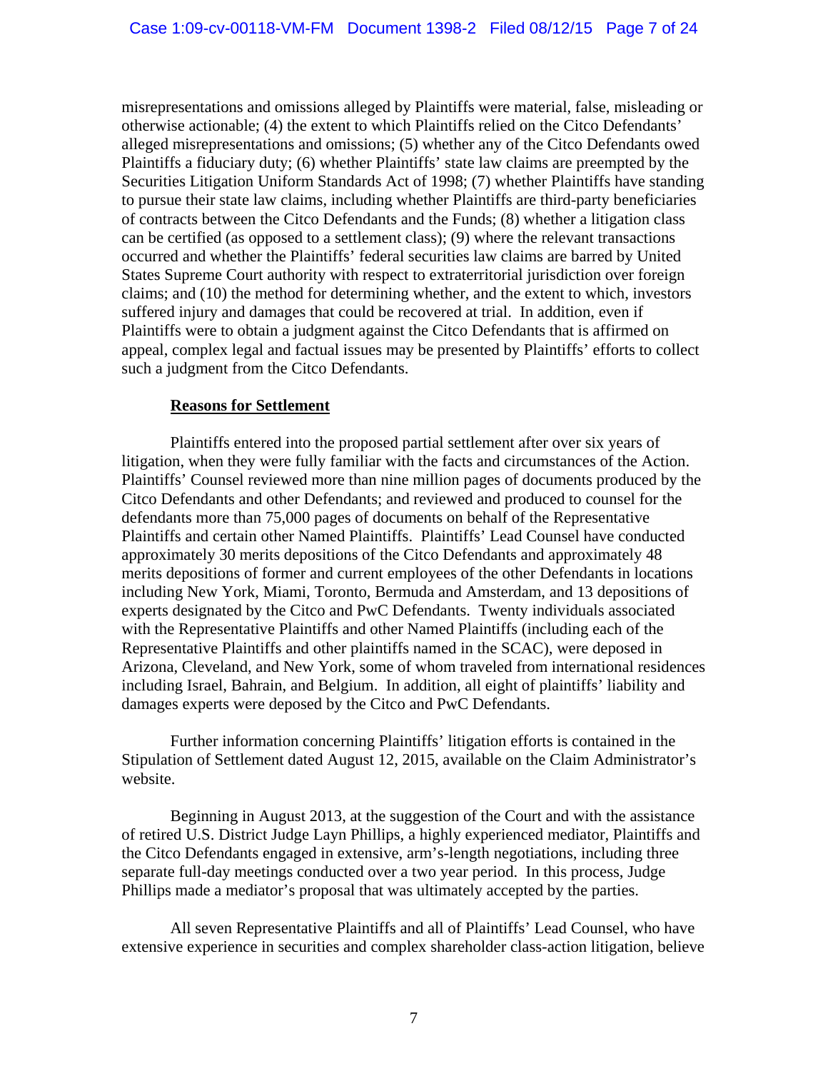misrepresentations and omissions alleged by Plaintiffs were material, false, misleading or otherwise actionable; (4) the extent to which Plaintiffs relied on the Citco Defendants' alleged misrepresentations and omissions; (5) whether any of the Citco Defendants owed Plaintiffs a fiduciary duty; (6) whether Plaintiffs' state law claims are preempted by the Securities Litigation Uniform Standards Act of 1998; (7) whether Plaintiffs have standing to pursue their state law claims, including whether Plaintiffs are third-party beneficiaries of contracts between the Citco Defendants and the Funds; (8) whether a litigation class can be certified (as opposed to a settlement class); (9) where the relevant transactions occurred and whether the Plaintiffs' federal securities law claims are barred by United States Supreme Court authority with respect to extraterritorial jurisdiction over foreign claims; and (10) the method for determining whether, and the extent to which, investors suffered injury and damages that could be recovered at trial. In addition, even if Plaintiffs were to obtain a judgment against the Citco Defendants that is affirmed on appeal, complex legal and factual issues may be presented by Plaintiffs' efforts to collect such a judgment from the Citco Defendants.

**Reasons for Settlement**

Plaintiffs entered into the proposed partial settlement after over six years of litigation, when they were fully familiar with the facts and circumstances of the Action. Plaintiffs' Counsel reviewed more than nine million pages of documents produced by the Citco Defendants and other Defendants; and reviewed and produced to counsel for the defendants more than 75,000 pages of documents on behalf of the Representative Plaintiffs and certain other Named Plaintiffs. Plaintiffs' Lead Counsel have conducted approximately 30 merits depositions of the Citco Defendants and approximately 48 merits depositions of former and current employees of the other Defendants in locations including New York, Miami, Toronto, Bermuda and Amsterdam, and 13 depositions of experts designated by the Citco and PwC Defendants. Twenty individuals associated with the Representative Plaintiffs and other Named Plaintiffs (including each of the Representative Plaintiffs and other plaintiffs named in the SCAC), were deposed in Arizona, Cleveland, and New York, some of whom traveled from international residences including Israel, Bahrain, and Belgium. In addition, all eight of plaintiffs' liability and damages experts were deposed by the Citco and PwC Defendants.

Further information concerning Plaintiffs' litigation efforts is contained in the Stipulation of Settlement dated August 12, 2015, available on the Claim Administrator's website.

Beginning in August 2013, at the suggestion of the Court and with the assistance of retired U.S. District Judge Layn Phillips, a highly experienced mediator, Plaintiffs and the Citco Defendants engaged in extensive, arm's-length negotiations, including three separate full-day meetings conducted over a two year period. In this process, Judge Phillips made a mediator's proposal that was ultimately accepted by the parties.

All seven Representative Plaintiffs and all of Plaintiffs' Lead Counsel, who have extensive experience in securities and complex shareholder class-action litigation, believe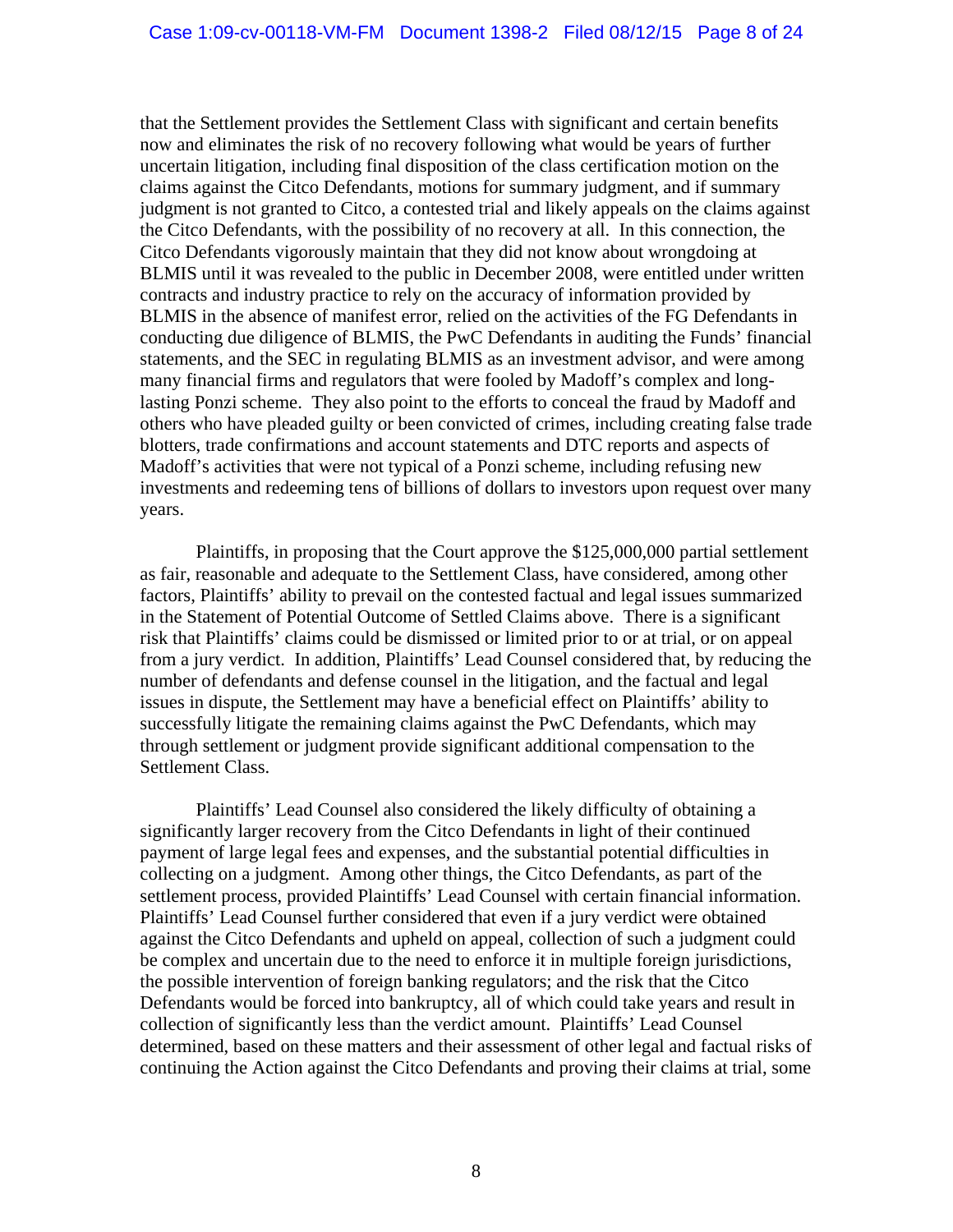that the Settlement provides the Settlement Class with significant and certain benefits now and eliminates the risk of no recovery following what would be years of further uncertain litigation, including final disposition of the class certification motion on the claims against the Citco Defendants, motions for summary judgment, and if summary judgment is not granted to Citco, a contested trial and likely appeals on the claims against the Citco Defendants, with the possibility of no recovery at all. In this connection, the Citco Defendants vigorously maintain that they did not know about wrongdoing at BLMIS until it was revealed to the public in December 2008, were entitled under written contracts and industry practice to rely on the accuracy of information provided by BLMIS in the absence of manifest error, relied on the activities of the FG Defendants in conducting due diligence of BLMIS, the PwC Defendants in auditing the Funds' financial statements, and the SEC in regulating BLMIS as an investment advisor, and were among many financial firms and regulators that were fooled by Madoff's complex and long-lasting Ponzi scheme. They also point to the efforts to conceal the fraud by Madoff and others who have pleaded guilty or been convicted of crimes, including creating false trade blotters, trade confirmations and account statements and DTC reports and aspects of Madoff's activities that were not typical of a Ponzi scheme, including refusing new investments and redeeming tens of billions of dollars to investors upon request over many years.

Plaintiffs, in proposing that the Court approve the $125,000,000 partial settlement as fair, reasonable and adequate to the Settlement Class, have considered, among other factors, Plaintiffs' ability to prevail on the contested factual and legal issues summarized in the Statement of Potential Outcome of Settled Claims above. There is a significant risk that Plaintiffs' claims could be dismissed or limited prior to or at trial, or on appeal from a jury verdict. In addition, Plaintiffs' Lead Counsel considered that, by reducing the number of defendants and defense counsel in the litigation, and the factual and legal issues in dispute, the Settlement may have a beneficial effect on Plaintiffs' ability to successfully litigate the remaining claims against the PwC Defendants, which may through settlement or judgment provide significant additional compensation to the Settlement Class.

Plaintiffs' Lead Counsel also considered the likely difficulty of obtaining a significantly larger recovery from the Citco Defendants in light of their continued payment of large legal fees and expenses, and the substantial potential difficulties in collecting on a judgment. Among other things, the Citco Defendants, as part of the settlement process, provided Plaintiffs' Lead Counsel with certain financial information. Plaintiffs' Lead Counsel further considered that even if a jury verdict were obtained against the Citco Defendants and upheld on appeal, collection of such a judgment could be complex and uncertain due to the need to enforce it in multiple foreign jurisdictions, the possible intervention of foreign banking regulators; and the risk that the Citco Defendants would be forced into bankruptcy, all of which could take years and result in collection of significantly less than the verdict amount. Plaintiffs' Lead Counsel determined, based on these matters and their assessment of other legal and factual risks of continuing the Action against the Citco Defendants and proving their claims at trial, some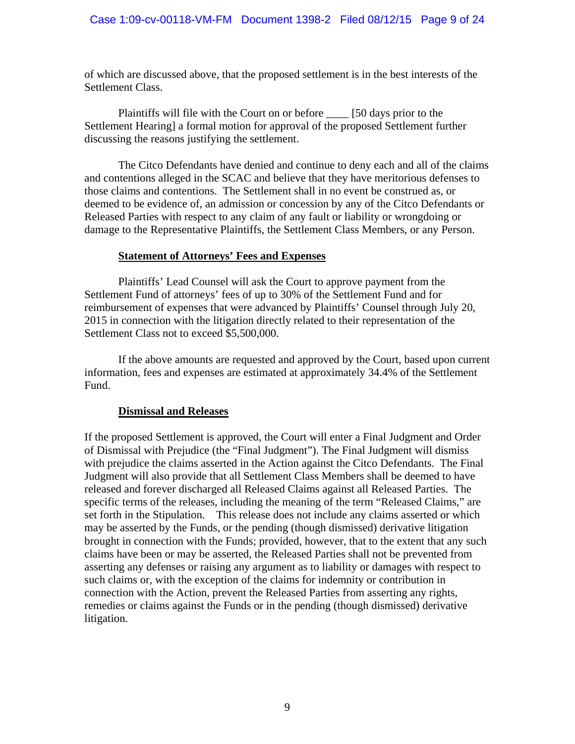of which are discussed above, that the proposed settlement is in the best interests of the Settlement Class.

Plaintiffs will file with the Court on or before ____ [50 days prior to the Settlement Hearing] a formal motion for approval of the proposed Settlement further discussing the reasons justifying the settlement.

The Citco Defendants have denied and continue to deny each and all of the claims and contentions alleged in the SCAC and believe that they have meritorious defenses to those claims and contentions. The Settlement shall in no event be construed as, or deemed to be evidence of, an admission or concession by any of the Citco Defendants or Released Parties with respect to any claim of any fault or liability or wrongdoing or damage to the Representative Plaintiffs, the Settlement Class Members, or any Person.

**Statement of Attorneys' Fees and Expenses**

Plaintiffs' Lead Counsel will ask the Court to approve payment from the Settlement Fund of attorneys' fees of up to 30% of the Settlement Fund and for reimbursement of expenses that were advanced by Plaintiffs' Counsel through July 20, 2015 in connection with the litigation directly related to their representation of the Settlement Class not to exceed $5,500,000.

If the above amounts are requested and approved by the Court, based upon current information, fees and expenses are estimated at approximately 34.4% of the Settlement Fund.

**Dismissal and Releases**

If the proposed Settlement is approved, the Court will enter a Final Judgment and Order of Dismissal with Prejudice (the "Final Judgment"). The Final Judgment will dismiss with prejudice the claims asserted in the Action against the Citco Defendants. The Final Judgment will also provide that all Settlement Class Members shall be deemed to have released and forever discharged all Released Claims against all Released Parties. The specific terms of the releases, including the meaning of the term "Released Claims," are set forth in the Stipulation. This release does not include any claims asserted or which may be asserted by the Funds, or the pending (though dismissed) derivative litigation brought in connection with the Funds; provided, however, that to the extent that any such claims have been or may be asserted, the Released Parties shall not be prevented from asserting any defenses or raising any argument as to liability or damages with respect to such claims or, with the exception of the claims for indemnity or contribution in connection with the Action, prevent the Released Parties from asserting any rights, remedies or claims against the Funds or in the pending (though dismissed) derivative litigation.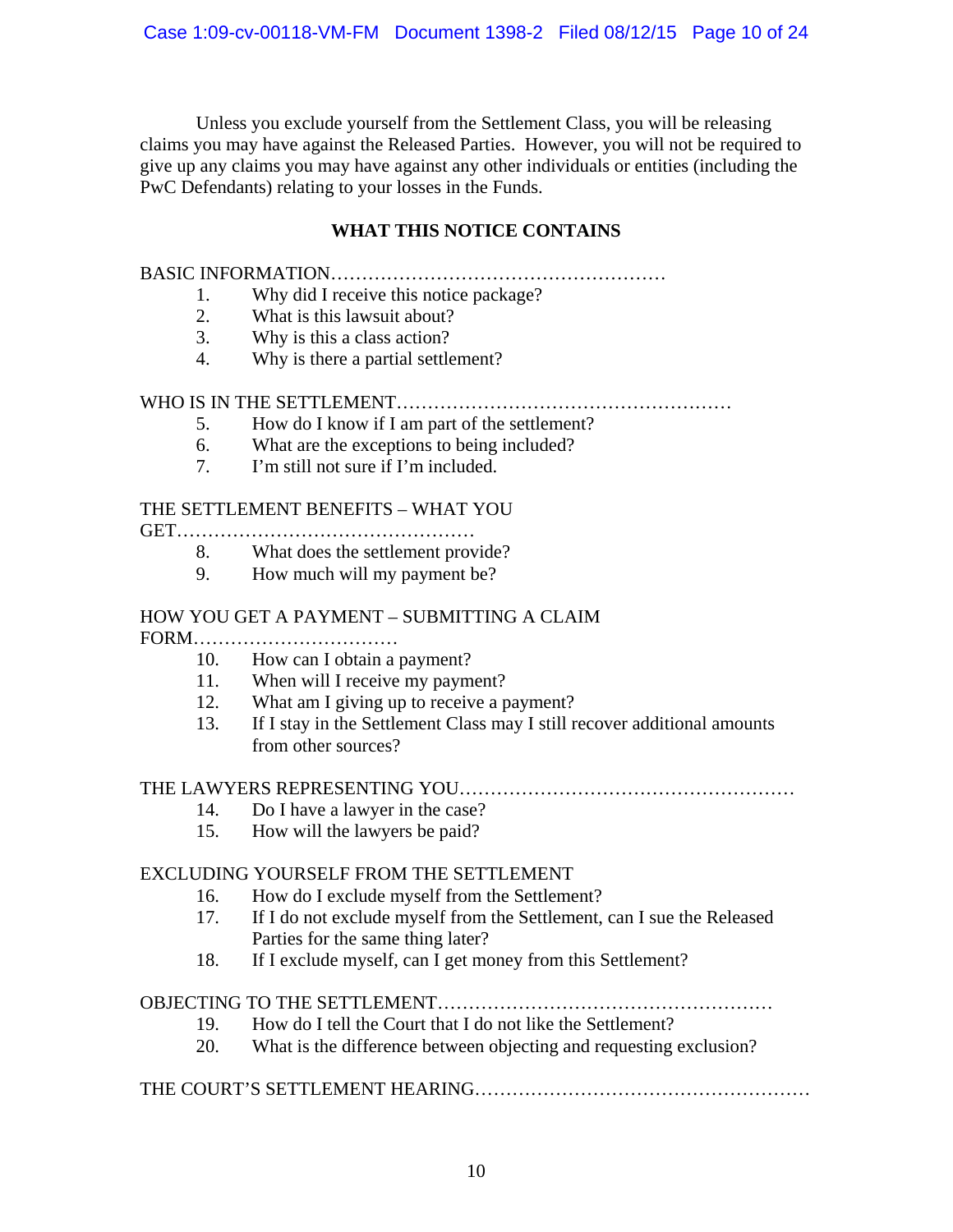Unless you exclude yourself from the Settlement Class, you will be releasing claims you may have against the Released Parties. However, you will not be required to give up any claims you may have against any other individuals or entities (including the PwC Defendants) relating to your losses in the Funds.

## WHAT THIS NOTICE CONTAINS

BASIC INFORMATION………………………………………………

1. Why did I receive this notice package?
2. What is this lawsuit about?
3. Why is this a class action?
4. Why is there a partial settlement?

WHO IS IN THE SETTLEMENT………………………………………………

5. How do I know if I am part of the settlement?
6. What are the exceptions to being included?
7. I'm still not sure if I'm included.

THE SETTLEMENT BENEFITS – WHAT YOU GET…………………………………………

8. What does the settlement provide?
9. How much will my payment be?

HOW YOU GET A PAYMENT – SUBMITTING A CLAIM FORM……………………………

10. How can I obtain a payment?
11. When will I receive my payment?
12. What am I giving up to receive a payment?
13. If I stay in the Settlement Class may I still recover additional amounts from other sources?

THE LAWYERS REPRESENTING YOU………………………………………………

14. Do I have a lawyer in the case?
15. How will the lawyers be paid?

EXCLUDING YOURSELF FROM THE SETTLEMENT

16. How do I exclude myself from the Settlement?
17. If I do not exclude myself from the Settlement, can I sue the Released Parties for the same thing later?
18. If I exclude myself, can I get money from this Settlement?

OBJECTING TO THE SETTLEMENT………………………………………………

19. How do I tell the Court that I do not like the Settlement?
20. What is the difference between objecting and requesting exclusion?

THE COURT'S SETTLEMENT HEARING………………………………………………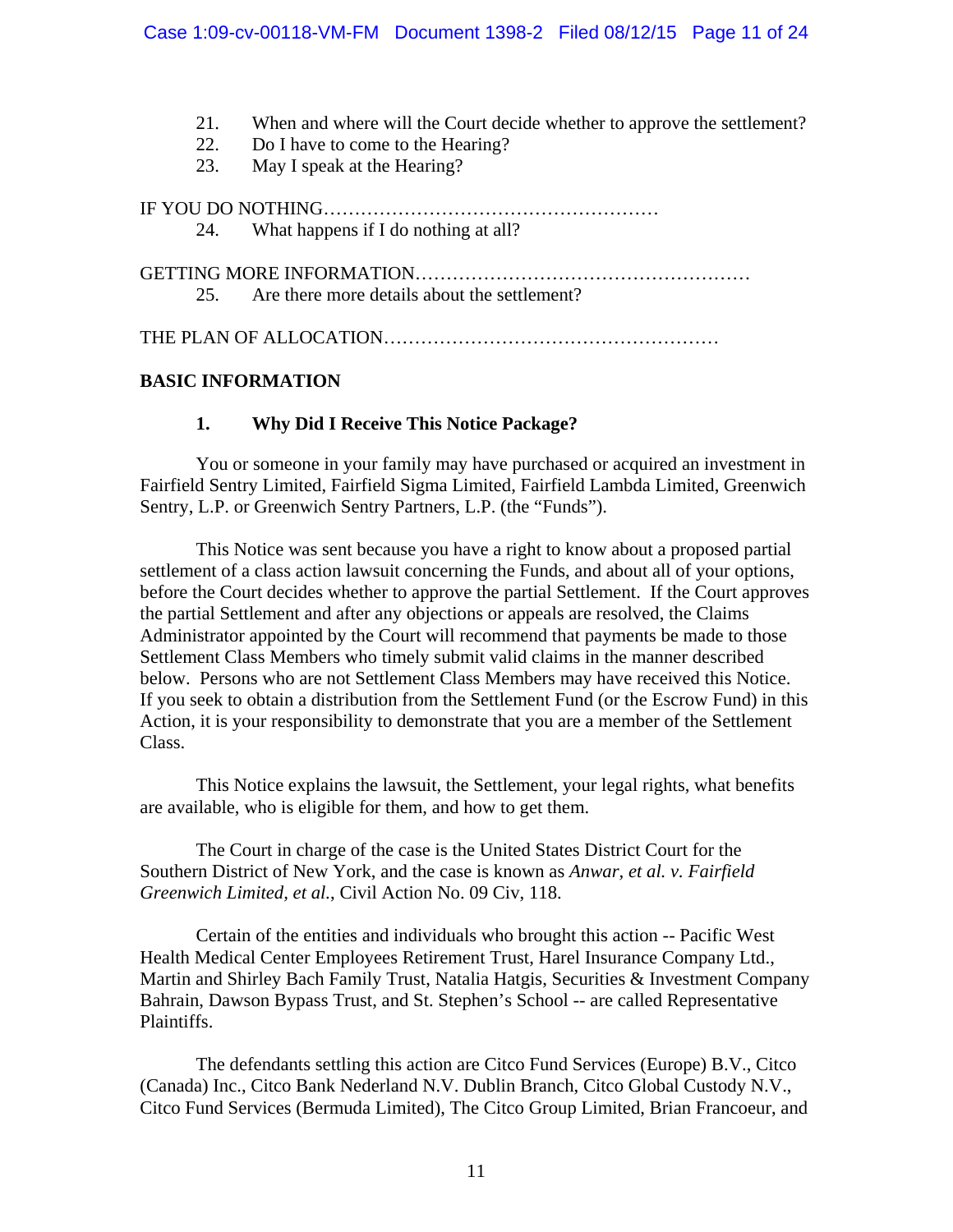21. When and where will the Court decide whether to approve the settlement?
22. Do I have to come to the Hearing?
23. May I speak at the Hearing?

IF YOU DO NOTHING………………………………………………

24. What happens if I do nothing at all?

GETTING MORE INFORMATION………………………………………………

25. Are there more details about the settlement?

THE PLAN OF ALLOCATION………………………………………………

## BASIC INFORMATION

### 1. Why Did I Receive This Notice Package?

You or someone in your family may have purchased or acquired an investment in Fairfield Sentry Limited, Fairfield Sigma Limited, Fairfield Lambda Limited, Greenwich Sentry, L.P. or Greenwich Sentry Partners, L.P. (the "Funds").

This Notice was sent because you have a right to know about a proposed partial settlement of a class action lawsuit concerning the Funds, and about all of your options, before the Court decides whether to approve the partial Settlement. If the Court approves the partial Settlement and after any objections or appeals are resolved, the Claims Administrator appointed by the Court will recommend that payments be made to those Settlement Class Members who timely submit valid claims in the manner described below. Persons who are not Settlement Class Members may have received this Notice. If you seek to obtain a distribution from the Settlement Fund (or the Escrow Fund) in this Action, it is your responsibility to demonstrate that you are a member of the Settlement Class.

This Notice explains the lawsuit, the Settlement, your legal rights, what benefits are available, who is eligible for them, and how to get them.

The Court in charge of the case is the United States District Court for the Southern District of New York, and the case is known as *Anwar, et al. v. Fairfield Greenwich Limited, et al.*, Civil Action No. 09 Civ, 118.

Certain of the entities and individuals who brought this action -- Pacific West Health Medical Center Employees Retirement Trust, Harel Insurance Company Ltd., Martin and Shirley Bach Family Trust, Natalia Hatgis, Securities & Investment Company Bahrain, Dawson Bypass Trust, and St. Stephen's School -- are called Representative Plaintiffs.

The defendants settling this action are Citco Fund Services (Europe) B.V., Citco (Canada) Inc., Citco Bank Nederland N.V. Dublin Branch, Citco Global Custody N.V., Citco Fund Services (Bermuda Limited), The Citco Group Limited, Brian Francoeur, and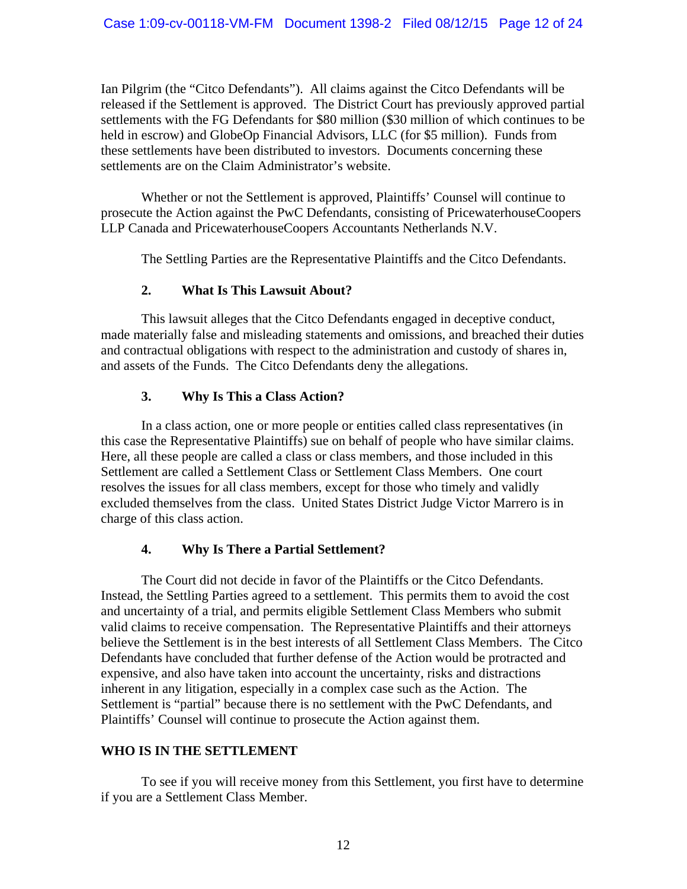Ian Pilgrim (the "Citco Defendants"). All claims against the Citco Defendants will be released if the Settlement is approved. The District Court has previously approved partial settlements with the FG Defendants for $80 million ($30 million of which continues to be held in escrow) and GlobeOp Financial Advisors, LLC (for $5 million). Funds from these settlements have been distributed to investors. Documents concerning these settlements are on the Claim Administrator's website.

Whether or not the Settlement is approved, Plaintiffs' Counsel will continue to prosecute the Action against the PwC Defendants, consisting of PricewaterhouseCoopers LLP Canada and PricewaterhouseCoopers Accountants Netherlands N.V.

The Settling Parties are the Representative Plaintiffs and the Citco Defendants.

### 2. What Is This Lawsuit About?

This lawsuit alleges that the Citco Defendants engaged in deceptive conduct, made materially false and misleading statements and omissions, and breached their duties and contractual obligations with respect to the administration and custody of shares in, and assets of the Funds. The Citco Defendants deny the allegations.

### 3. Why Is This a Class Action?

In a class action, one or more people or entities called class representatives (in this case the Representative Plaintiffs) sue on behalf of people who have similar claims. Here, all these people are called a class or class members, and those included in this Settlement are called a Settlement Class or Settlement Class Members. One court resolves the issues for all class members, except for those who timely and validly excluded themselves from the class. United States District Judge Victor Marrero is in charge of this class action.

### 4. Why Is There a Partial Settlement?

The Court did not decide in favor of the Plaintiffs or the Citco Defendants. Instead, the Settling Parties agreed to a settlement. This permits them to avoid the cost and uncertainty of a trial, and permits eligible Settlement Class Members who submit valid claims to receive compensation. The Representative Plaintiffs and their attorneys believe the Settlement is in the best interests of all Settlement Class Members. The Citco Defendants have concluded that further defense of the Action would be protracted and expensive, and also have taken into account the uncertainty, risks and distractions inherent in any litigation, especially in a complex case such as the Action. The Settlement is "partial" because there is no settlement with the PwC Defendants, and Plaintiffs' Counsel will continue to prosecute the Action against them.

## WHO IS IN THE SETTLEMENT

To see if you will receive money from this Settlement, you first have to determine if you are a Settlement Class Member.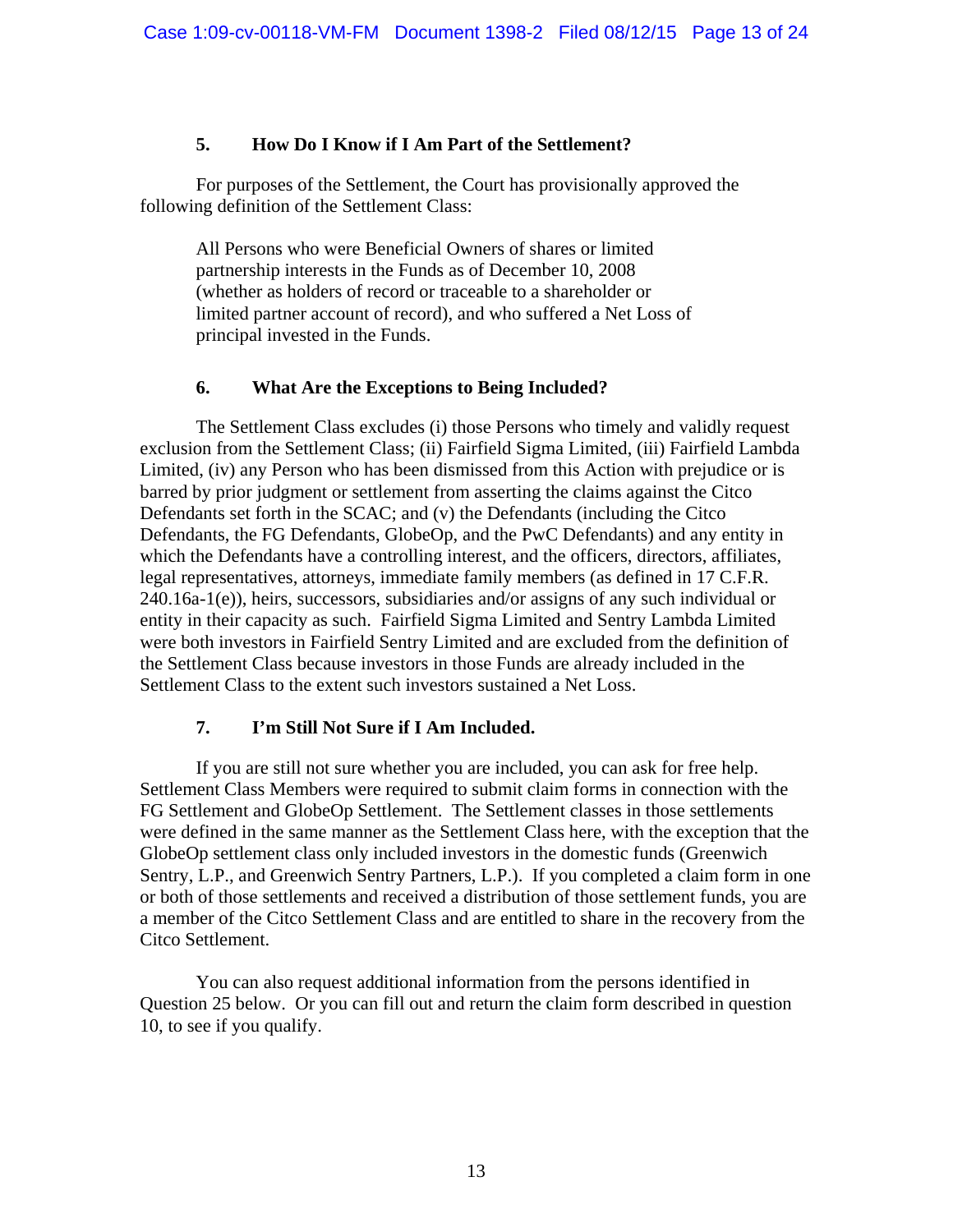### 5. How Do I Know if I Am Part of the Settlement?

For purposes of the Settlement, the Court has provisionally approved the following definition of the Settlement Class:

> All Persons who were Beneficial Owners of shares or limited partnership interests in the Funds as of December 10, 2008 (whether as holders of record or traceable to a shareholder or limited partner account of record), and who suffered a Net Loss of principal invested in the Funds.

### 6. What Are the Exceptions to Being Included?

The Settlement Class excludes (i) those Persons who timely and validly request exclusion from the Settlement Class; (ii) Fairfield Sigma Limited, (iii) Fairfield Lambda Limited, (iv) any Person who has been dismissed from this Action with prejudice or is barred by prior judgment or settlement from asserting the claims against the Citco Defendants set forth in the SCAC; and (v) the Defendants (including the Citco Defendants, the FG Defendants, GlobeOp, and the PwC Defendants) and any entity in which the Defendants have a controlling interest, and the officers, directors, affiliates, legal representatives, attorneys, immediate family members (as defined in 17 C.F.R. 240.16a-1(e)), heirs, successors, subsidiaries and/or assigns of any such individual or entity in their capacity as such. Fairfield Sigma Limited and Sentry Lambda Limited were both investors in Fairfield Sentry Limited and are excluded from the definition of the Settlement Class because investors in those Funds are already included in the Settlement Class to the extent such investors sustained a Net Loss.

### 7. I'm Still Not Sure if I Am Included.

If you are still not sure whether you are included, you can ask for free help. Settlement Class Members were required to submit claim forms in connection with the FG Settlement and GlobeOp Settlement. The Settlement classes in those settlements were defined in the same manner as the Settlement Class here, with the exception that the GlobeOp settlement class only included investors in the domestic funds (Greenwich Sentry, L.P., and Greenwich Sentry Partners, L.P.). If you completed a claim form in one or both of those settlements and received a distribution of those settlement funds, you are a member of the Citco Settlement Class and are entitled to share in the recovery from the Citco Settlement.

You can also request additional information from the persons identified in Question 25 below. Or you can fill out and return the claim form described in question 10, to see if you qualify.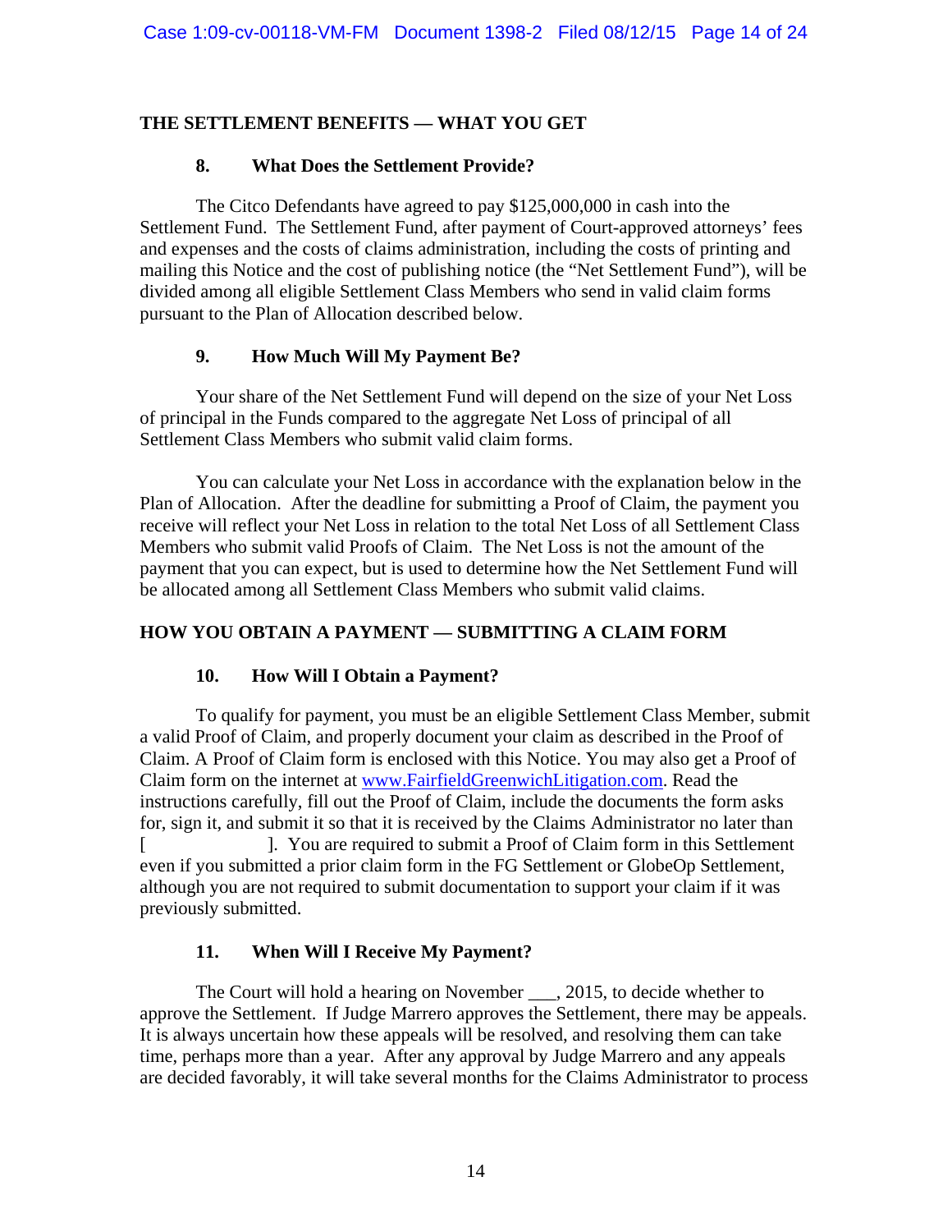## THE SETTLEMENT BENEFITS — WHAT YOU GET

### 8. What Does the Settlement Provide?

The Citco Defendants have agreed to pay $125,000,000 in cash into the Settlement Fund. The Settlement Fund, after payment of Court-approved attorneys' fees and expenses and the costs of claims administration, including the costs of printing and mailing this Notice and the cost of publishing notice (the "Net Settlement Fund"), will be divided among all eligible Settlement Class Members who send in valid claim forms pursuant to the Plan of Allocation described below.

### 9. How Much Will My Payment Be?

Your share of the Net Settlement Fund will depend on the size of your Net Loss of principal in the Funds compared to the aggregate Net Loss of principal of all Settlement Class Members who submit valid claim forms.

You can calculate your Net Loss in accordance with the explanation below in the Plan of Allocation. After the deadline for submitting a Proof of Claim, the payment you receive will reflect your Net Loss in relation to the total Net Loss of all Settlement Class Members who submit valid Proofs of Claim. The Net Loss is not the amount of the payment that you can expect, but is used to determine how the Net Settlement Fund will be allocated among all Settlement Class Members who submit valid claims.

## HOW YOU OBTAIN A PAYMENT — SUBMITTING A CLAIM FORM

### 10. How Will I Obtain a Payment?

To qualify for payment, you must be an eligible Settlement Class Member, submit a valid Proof of Claim, and properly document your claim as described in the Proof of Claim. A Proof of Claim form is enclosed with this Notice. You may also get a Proof of Claim form on the internet at www.FairfieldGreenwichLitigation.com. Read the instructions carefully, fill out the Proof of Claim, include the documents the form asks for, sign it, and submit it so that it is received by the Claims Administrator no later than [ ]. You are required to submit a Proof of Claim form in this Settlement even if you submitted a prior claim form in the FG Settlement or GlobeOp Settlement, although you are not required to submit documentation to support your claim if it was previously submitted.

### 11. When Will I Receive My Payment?

The Court will hold a hearing on November ___, 2015, to decide whether to approve the Settlement. If Judge Marrero approves the Settlement, there may be appeals. It is always uncertain how these appeals will be resolved, and resolving them can take time, perhaps more than a year. After any approval by Judge Marrero and any appeals are decided favorably, it will take several months for the Claims Administrator to process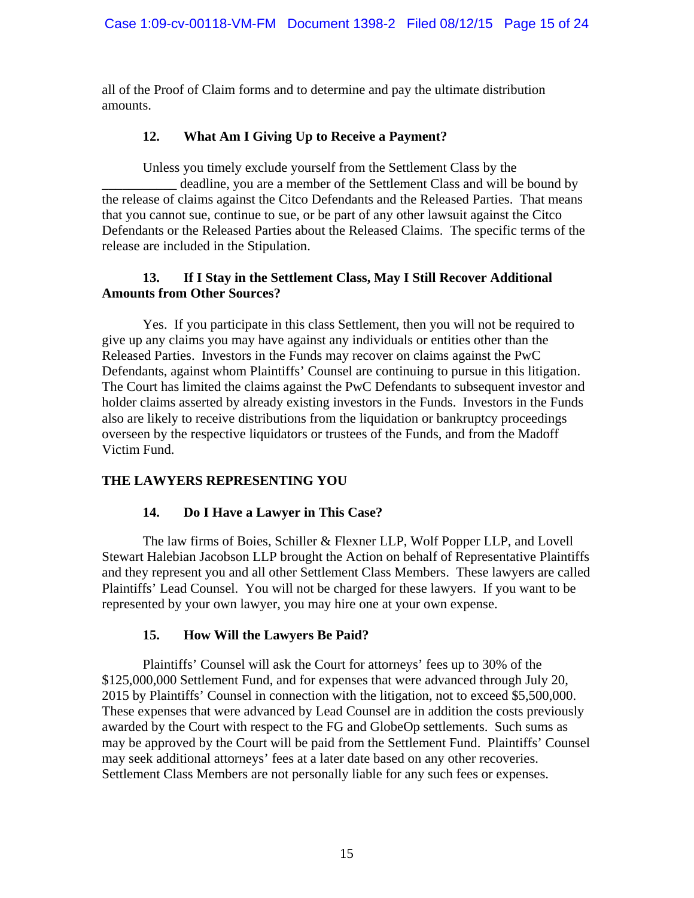all of the Proof of Claim forms and to determine and pay the ultimate distribution amounts.

### 12. What Am I Giving Up to Receive a Payment?

Unless you timely exclude yourself from the Settlement Class by the ___________ deadline, you are a member of the Settlement Class and will be bound by the release of claims against the Citco Defendants and the Released Parties. That means that you cannot sue, continue to sue, or be part of any other lawsuit against the Citco Defendants or the Released Parties about the Released Claims. The specific terms of the release are included in the Stipulation.

### 13. If I Stay in the Settlement Class, May I Still Recover Additional Amounts from Other Sources?

Yes. If you participate in this class Settlement, then you will not be required to give up any claims you may have against any individuals or entities other than the Released Parties. Investors in the Funds may recover on claims against the PwC Defendants, against whom Plaintiffs' Counsel are continuing to pursue in this litigation. The Court has limited the claims against the PwC Defendants to subsequent investor and holder claims asserted by already existing investors in the Funds. Investors in the Funds also are likely to receive distributions from the liquidation or bankruptcy proceedings overseen by the respective liquidators or trustees of the Funds, and from the Madoff Victim Fund.

## THE LAWYERS REPRESENTING YOU

### 14. Do I Have a Lawyer in This Case?

The law firms of Boies, Schiller & Flexner LLP, Wolf Popper LLP, and Lovell Stewart Halebian Jacobson LLP brought the Action on behalf of Representative Plaintiffs and they represent you and all other Settlement Class Members. These lawyers are called Plaintiffs' Lead Counsel. You will not be charged for these lawyers. If you want to be represented by your own lawyer, you may hire one at your own expense.

### 15. How Will the Lawyers Be Paid?

Plaintiffs' Counsel will ask the Court for attorneys' fees up to 30% of the $125,000,000 Settlement Fund, and for expenses that were advanced through July 20, 2015 by Plaintiffs' Counsel in connection with the litigation, not to exceed $5,500,000. These expenses that were advanced by Lead Counsel are in addition the costs previously awarded by the Court with respect to the FG and GlobeOp settlements. Such sums as may be approved by the Court will be paid from the Settlement Fund. Plaintiffs' Counsel may seek additional attorneys' fees at a later date based on any other recoveries. Settlement Class Members are not personally liable for any such fees or expenses.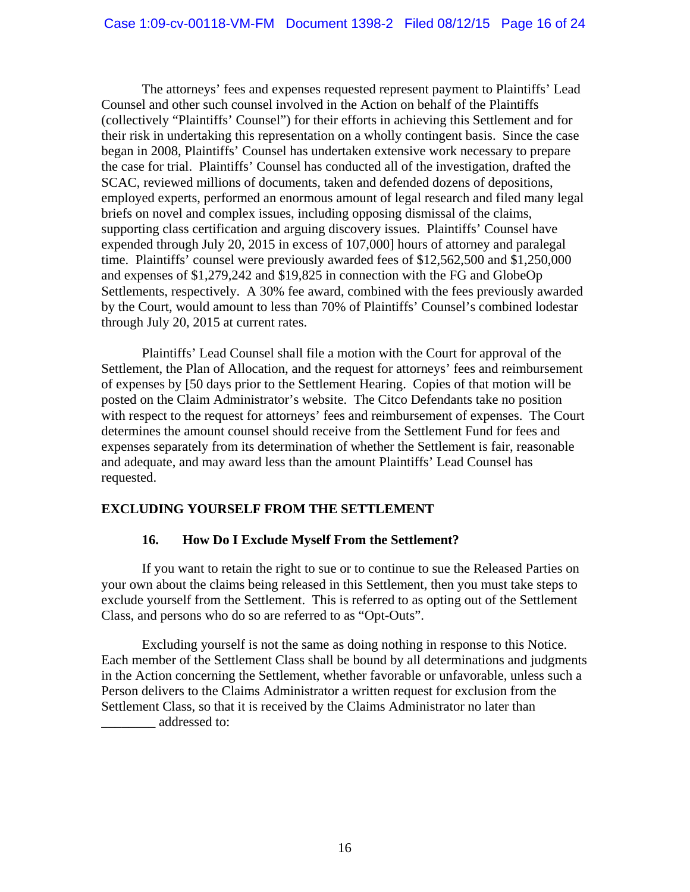The attorneys' fees and expenses requested represent payment to Plaintiffs' Lead Counsel and other such counsel involved in the Action on behalf of the Plaintiffs (collectively "Plaintiffs' Counsel") for their efforts in achieving this Settlement and for their risk in undertaking this representation on a wholly contingent basis. Since the case began in 2008, Plaintiffs' Counsel has undertaken extensive work necessary to prepare the case for trial. Plaintiffs' Counsel has conducted all of the investigation, drafted the SCAC, reviewed millions of documents, taken and defended dozens of depositions, employed experts, performed an enormous amount of legal research and filed many legal briefs on novel and complex issues, including opposing dismissal of the claims, supporting class certification and arguing discovery issues. Plaintiffs' Counsel have expended through July 20, 2015 in excess of 107,000] hours of attorney and paralegal time. Plaintiffs' counsel were previously awarded fees of $12,562,500 and $1,250,000 and expenses of $1,279,242 and $19,825 in connection with the FG and GlobeOp Settlements, respectively. A 30% fee award, combined with the fees previously awarded by the Court, would amount to less than 70% of Plaintiffs' Counsel's combined lodestar through July 20, 2015 at current rates.

Plaintiffs' Lead Counsel shall file a motion with the Court for approval of the Settlement, the Plan of Allocation, and the request for attorneys' fees and reimbursement of expenses by [50 days prior to the Settlement Hearing. Copies of that motion will be posted on the Claim Administrator's website. The Citco Defendants take no position with respect to the request for attorneys' fees and reimbursement of expenses. The Court determines the amount counsel should receive from the Settlement Fund for fees and expenses separately from its determination of whether the Settlement is fair, reasonable and adequate, and may award less than the amount Plaintiffs' Lead Counsel has requested.

## EXCLUDING YOURSELF FROM THE SETTLEMENT

### 16. How Do I Exclude Myself From the Settlement?

If you want to retain the right to sue or to continue to sue the Released Parties on your own about the claims being released in this Settlement, then you must take steps to exclude yourself from the Settlement. This is referred to as opting out of the Settlement Class, and persons who do so are referred to as "Opt-Outs".

Excluding yourself is not the same as doing nothing in response to this Notice. Each member of the Settlement Class shall be bound by all determinations and judgments in the Action concerning the Settlement, whether favorable or unfavorable, unless such a Person delivers to the Claims Administrator a written request for exclusion from the Settlement Class, so that it is received by the Claims Administrator no later than ________ addressed to: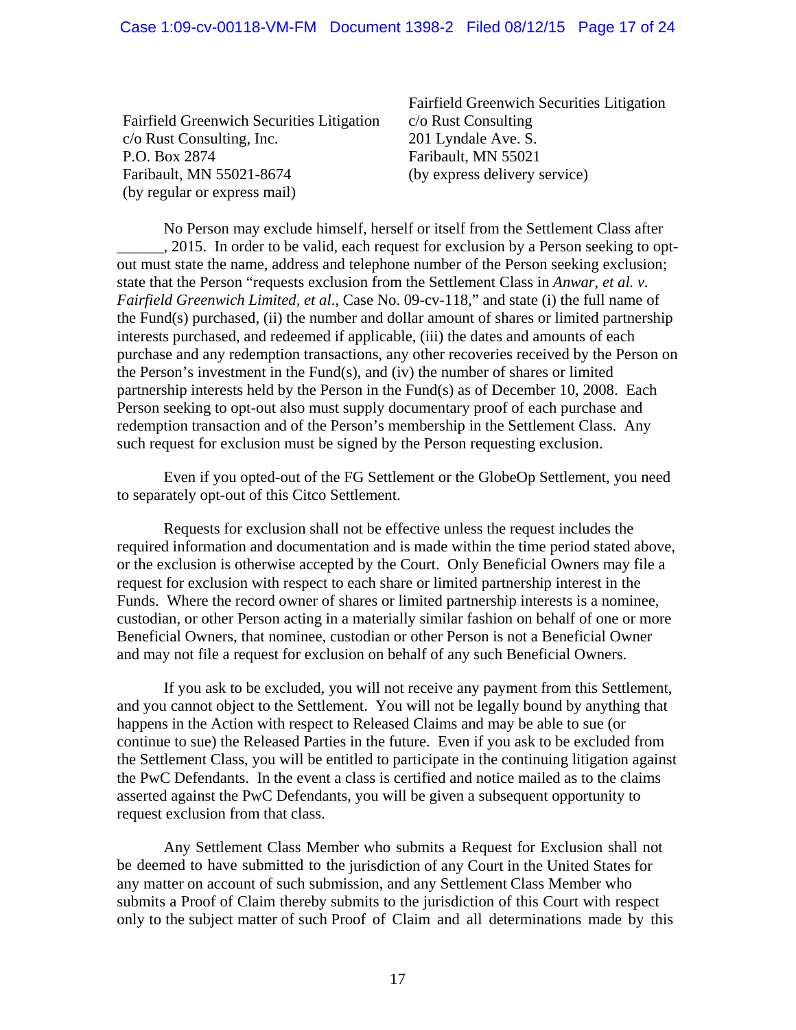Fairfield Greenwich Securities Litigation
c/o Rust Consulting, Inc.
P.O. Box 2874
Faribault, MN 55021-8674
(by regular or express mail)

Fairfield Greenwich Securities Litigation
c/o Rust Consulting
201 Lyndale Ave. S.
Faribault, MN 55021
(by express delivery service)

No Person may exclude himself, herself or itself from the Settlement Class after ______, 2015. In order to be valid, each request for exclusion by a Person seeking to opt-out must state the name, address and telephone number of the Person seeking exclusion; state that the Person "requests exclusion from the Settlement Class in *Anwar, et al. v. Fairfield Greenwich Limited, et al*., Case No. 09-cv-118," and state (i) the full name of the Fund(s) purchased, (ii) the number and dollar amount of shares or limited partnership interests purchased, and redeemed if applicable, (iii) the dates and amounts of each purchase and any redemption transactions, any other recoveries received by the Person on the Person's investment in the Fund(s), and (iv) the number of shares or limited partnership interests held by the Person in the Fund(s) as of December 10, 2008. Each Person seeking to opt-out also must supply documentary proof of each purchase and redemption transaction and of the Person's membership in the Settlement Class. Any such request for exclusion must be signed by the Person requesting exclusion.

Even if you opted-out of the FG Settlement or the GlobeOp Settlement, you need to separately opt-out of this Citco Settlement.

Requests for exclusion shall not be effective unless the request includes the required information and documentation and is made within the time period stated above, or the exclusion is otherwise accepted by the Court. Only Beneficial Owners may file a request for exclusion with respect to each share or limited partnership interest in the Funds. Where the record owner of shares or limited partnership interests is a nominee, custodian, or other Person acting in a materially similar fashion on behalf of one or more Beneficial Owners, that nominee, custodian or other Person is not a Beneficial Owner and may not file a request for exclusion on behalf of any such Beneficial Owners.

If you ask to be excluded, you will not receive any payment from this Settlement, and you cannot object to the Settlement. You will not be legally bound by anything that happens in the Action with respect to Released Claims and may be able to sue (or continue to sue) the Released Parties in the future. Even if you ask to be excluded from the Settlement Class, you will be entitled to participate in the continuing litigation against the PwC Defendants. In the event a class is certified and notice mailed as to the claims asserted against the PwC Defendants, you will be given a subsequent opportunity to request exclusion from that class.

Any Settlement Class Member who submits a Request for Exclusion shall not be deemed to have submitted to the jurisdiction of any Court in the United States for any matter on account of such submission, and any Settlement Class Member who submits a Proof of Claim thereby submits to the jurisdiction of this Court with respect only to the subject matter of such Proof of Claim and all determinations made by this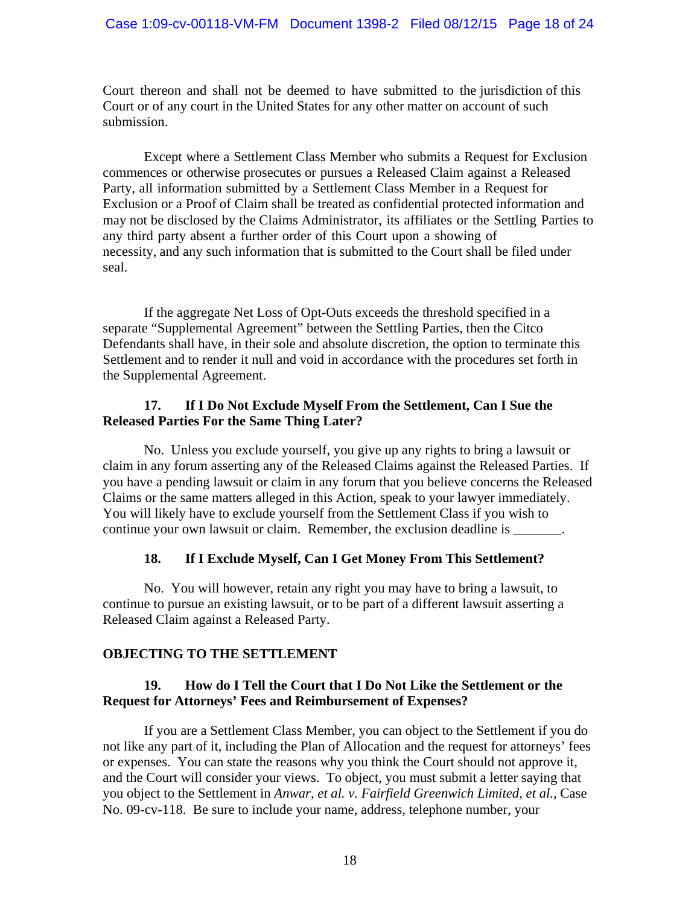Court thereon and shall not be deemed to have submitted to the jurisdiction of this Court or of any court in the United States for any other matter on account of such submission.

Except where a Settlement Class Member who submits a Request for Exclusion commences or otherwise prosecutes or pursues a Released Claim against a Released Party, all information submitted by a Settlement Class Member in a Request for Exclusion or a Proof of Claim shall be treated as confidential protected information and may not be disclosed by the Claims Administrator, its affiliates or the Settling Parties to any third party absent a further order of this Court upon a showing of necessity, and any such information that is submitted to the Court shall be filed under seal.

If the aggregate Net Loss of Opt-Outs exceeds the threshold specified in a separate "Supplemental Agreement" between the Settling Parties, then the Citco Defendants shall have, in their sole and absolute discretion, the option to terminate this Settlement and to render it null and void in accordance with the procedures set forth in the Supplemental Agreement.

### 17. If I Do Not Exclude Myself From the Settlement, Can I Sue the Released Parties For the Same Thing Later?

No. Unless you exclude yourself, you give up any rights to bring a lawsuit or claim in any forum asserting any of the Released Claims against the Released Parties. If you have a pending lawsuit or claim in any forum that you believe concerns the Released Claims or the same matters alleged in this Action, speak to your lawyer immediately. You will likely have to exclude yourself from the Settlement Class if you wish to continue your own lawsuit or claim. Remember, the exclusion deadline is _______.

### 18. If I Exclude Myself, Can I Get Money From This Settlement?

No. You will however, retain any right you may have to bring a lawsuit, to continue to pursue an existing lawsuit, or to be part of a different lawsuit asserting a Released Claim against a Released Party.

## OBJECTING TO THE SETTLEMENT

### 19. How do I Tell the Court that I Do Not Like the Settlement or the Request for Attorneys' Fees and Reimbursement of Expenses?

If you are a Settlement Class Member, you can object to the Settlement if you do not like any part of it, including the Plan of Allocation and the request for attorneys' fees or expenses. You can state the reasons why you think the Court should not approve it, and the Court will consider your views. To object, you must submit a letter saying that you object to the Settlement in *Anwar, et al. v. Fairfield Greenwich Limited, et al.*, Case No. 09-cv-118. Be sure to include your name, address, telephone number, your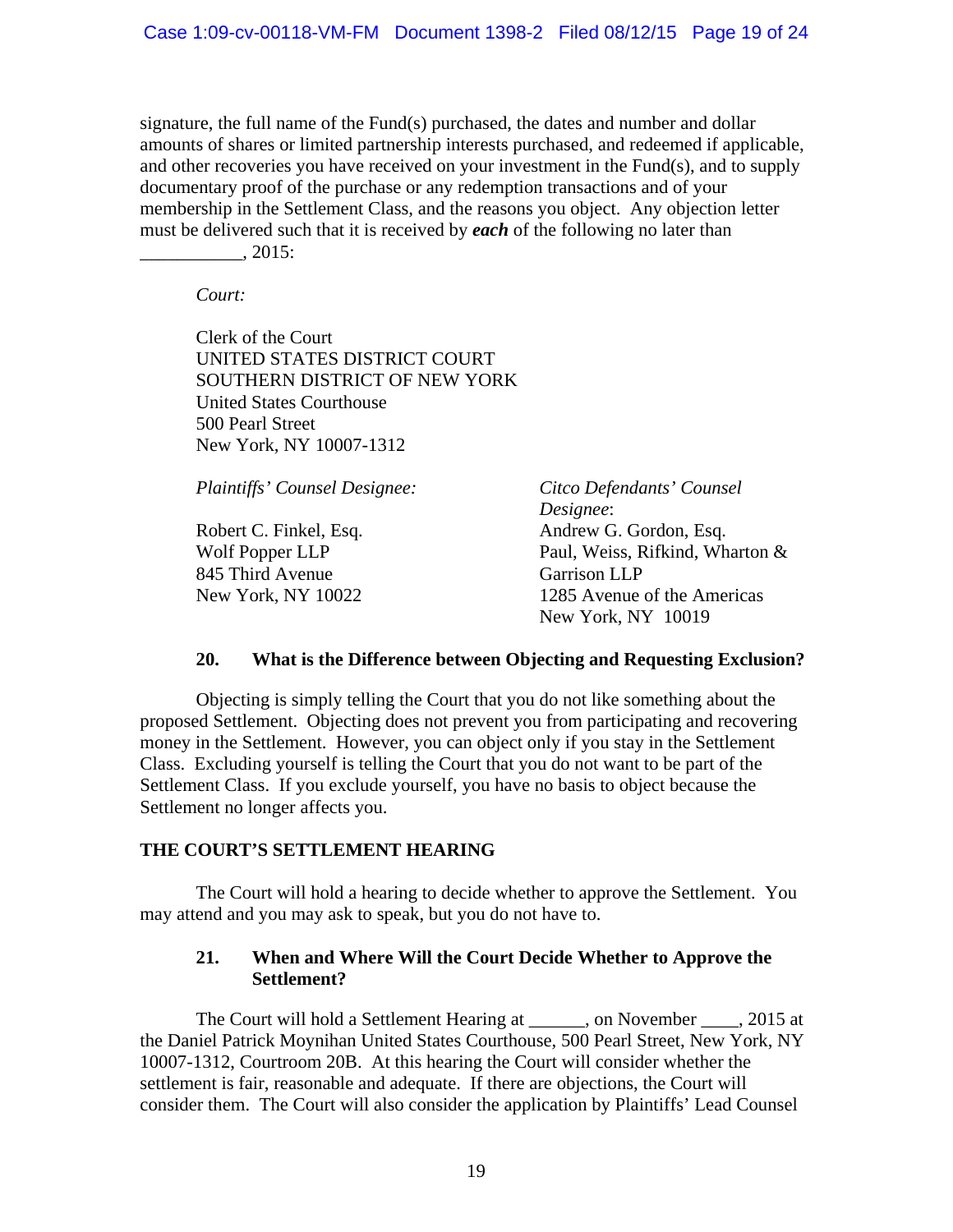signature, the full name of the Fund(s) purchased, the dates and number and dollar amounts of shares or limited partnership interests purchased, and redeemed if applicable, and other recoveries you have received on your investment in the Fund(s), and to supply documentary proof of the purchase or any redemption transactions and of your membership in the Settlement Class, and the reasons you object. Any objection letter must be delivered such that it is received by ***each*** of the following no later than ___________, 2015:

*Court:*

Clerk of the Court
UNITED STATES DISTRICT COURT
SOUTHERN DISTRICT OF NEW YORK
United States Courthouse
500 Pearl Street
New York, NY 10007-1312

*Plaintiffs' Counsel Designee:*

Robert C. Finkel, Esq.
Wolf Popper LLP
845 Third Avenue
New York, NY 10022

*Citco Defendants' Counsel Designee*:
Andrew G. Gordon, Esq.
Paul, Weiss, Rifkind, Wharton & Garrison LLP
1285 Avenue of the Americas
New York, NY 10019

### 20. What is the Difference between Objecting and Requesting Exclusion?

Objecting is simply telling the Court that you do not like something about the proposed Settlement. Objecting does not prevent you from participating and recovering money in the Settlement. However, you can object only if you stay in the Settlement Class. Excluding yourself is telling the Court that you do not want to be part of the Settlement Class. If you exclude yourself, you have no basis to object because the Settlement no longer affects you.

## THE COURT'S SETTLEMENT HEARING

The Court will hold a hearing to decide whether to approve the Settlement. You may attend and you may ask to speak, but you do not have to.

### 21. When and Where Will the Court Decide Whether to Approve the Settlement?

The Court will hold a Settlement Hearing at ______, on November ____, 2015 at the Daniel Patrick Moynihan United States Courthouse, 500 Pearl Street, New York, NY 10007-1312, Courtroom 20B. At this hearing the Court will consider whether the settlement is fair, reasonable and adequate. If there are objections, the Court will consider them. The Court will also consider the application by Plaintiffs' Lead Counsel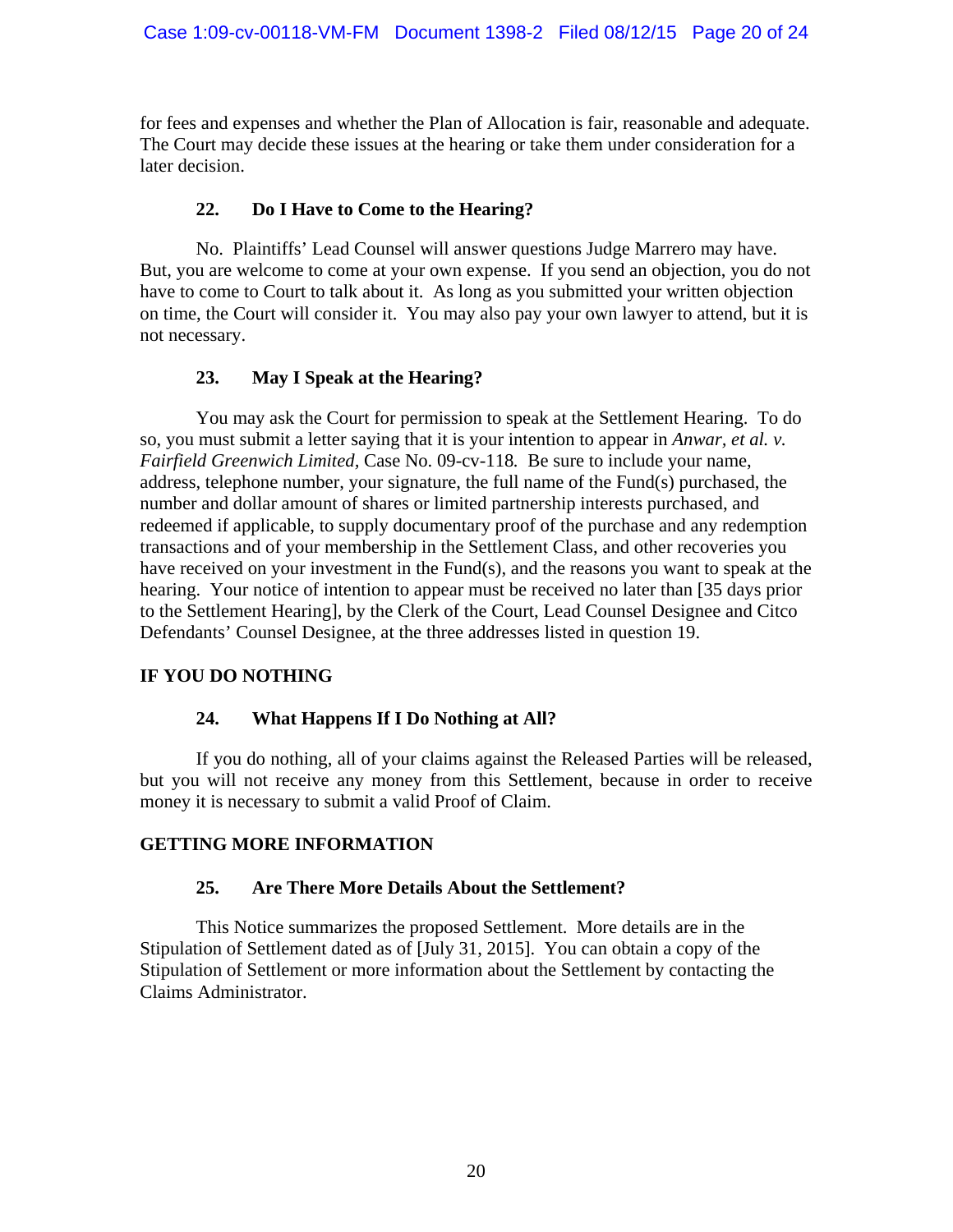for fees and expenses and whether the Plan of Allocation is fair, reasonable and adequate. The Court may decide these issues at the hearing or take them under consideration for a later decision.

### 22. Do I Have to Come to the Hearing?

No. Plaintiffs' Lead Counsel will answer questions Judge Marrero may have. But, you are welcome to come at your own expense. If you send an objection, you do not have to come to Court to talk about it. As long as you submitted your written objection on time, the Court will consider it. You may also pay your own lawyer to attend, but it is not necessary.

### 23. May I Speak at the Hearing?

You may ask the Court for permission to speak at the Settlement Hearing. To do so, you must submit a letter saying that it is your intention to appear in *Anwar, et al. v. Fairfield Greenwich Limited*, Case No. 09-cv-118. Be sure to include your name, address, telephone number, your signature, the full name of the Fund(s) purchased, the number and dollar amount of shares or limited partnership interests purchased, and redeemed if applicable, to supply documentary proof of the purchase and any redemption transactions and of your membership in the Settlement Class, and other recoveries you have received on your investment in the Fund(s), and the reasons you want to speak at the hearing. Your notice of intention to appear must be received no later than [35 days prior to the Settlement Hearing], by the Clerk of the Court, Lead Counsel Designee and Citco Defendants' Counsel Designee, at the three addresses listed in question 19.

## IF YOU DO NOTHING

### 24. What Happens If I Do Nothing at All?

If you do nothing, all of your claims against the Released Parties will be released, but you will not receive any money from this Settlement, because in order to receive money it is necessary to submit a valid Proof of Claim.

## GETTING MORE INFORMATION

### 25. Are There More Details About the Settlement?

This Notice summarizes the proposed Settlement. More details are in the Stipulation of Settlement dated as of [July 31, 2015]. You can obtain a copy of the Stipulation of Settlement or more information about the Settlement by contacting the Claims Administrator.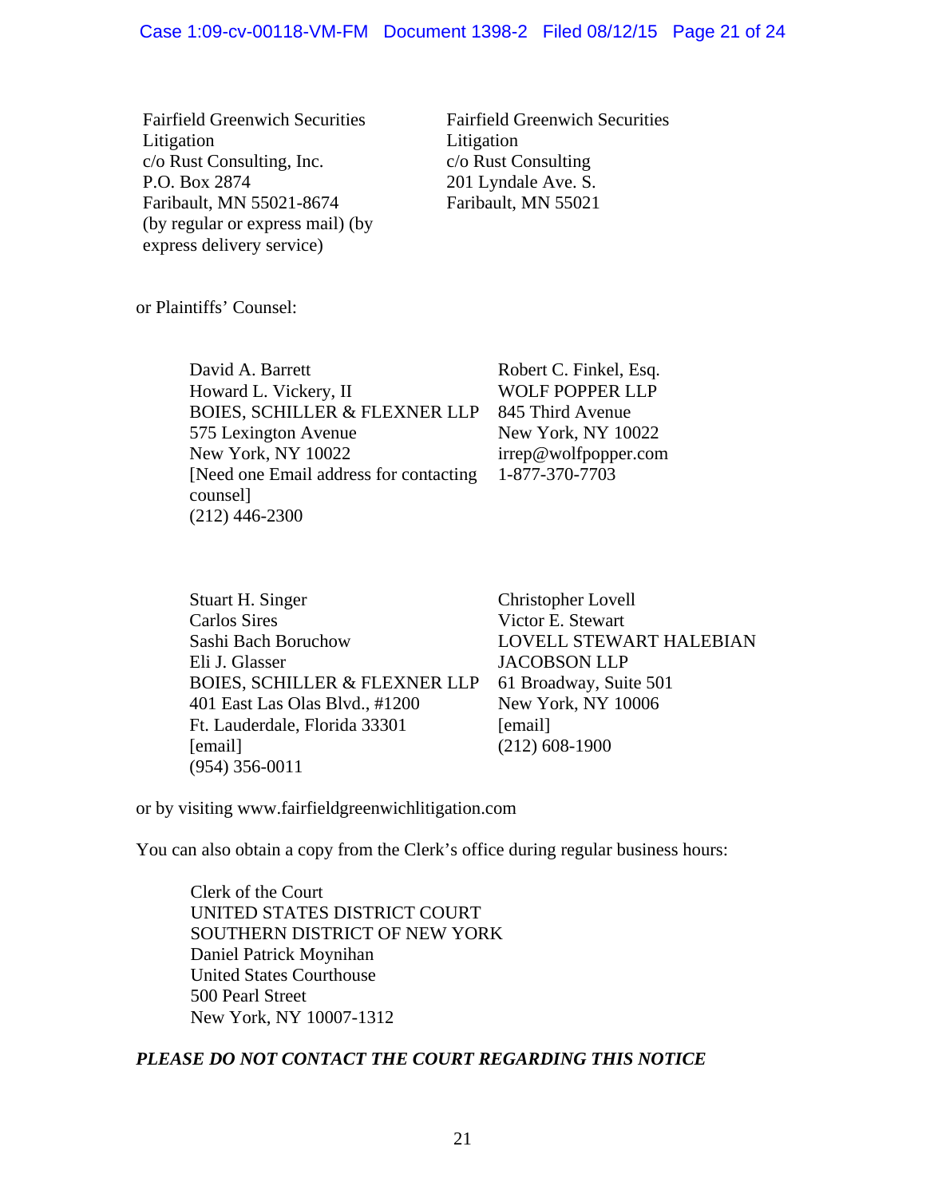Fairfield Greenwich Securities Litigation
c/o Rust Consulting, Inc.
P.O. Box 2874
Faribault, MN 55021-8674
(by regular or express mail) (by express delivery service)

Fairfield Greenwich Securities Litigation
c/o Rust Consulting
201 Lyndale Ave. S.
Faribault, MN 55021

or Plaintiffs' Counsel:

David A. Barrett
Howard L. Vickery, II
BOIES, SCHILLER & FLEXNER LLP
575 Lexington Avenue
New York, NY 10022
[Need one Email address for contacting counsel]
(212) 446-2300

Robert C. Finkel, Esq.
WOLF POPPER LLP
845 Third Avenue
New York, NY 10022
irrep@wolfpopper.com
1-877-370-7703

Stuart H. Singer
Carlos Sires
Sashi Bach Boruchow
Eli J. Glasser
BOIES, SCHILLER & FLEXNER LLP
401 East Las Olas Blvd., #1200
Ft. Lauderdale, Florida 33301
[email]
(954) 356-0011

Christopher Lovell
Victor E. Stewart
LOVELL STEWART HALEBIAN JACOBSON LLP
61 Broadway, Suite 501
New York, NY 10006
[email]
(212) 608-1900

or by visiting www.fairfieldgreenwichlitigation.com

You can also obtain a copy from the Clerk's office during regular business hours:

Clerk of the Court
UNITED STATES DISTRICT COURT
SOUTHERN DISTRICT OF NEW YORK
Daniel Patrick Moynihan
United States Courthouse
500 Pearl Street
New York, NY 10007-1312

***PLEASE DO NOT CONTACT THE COURT REGARDING THIS NOTICE***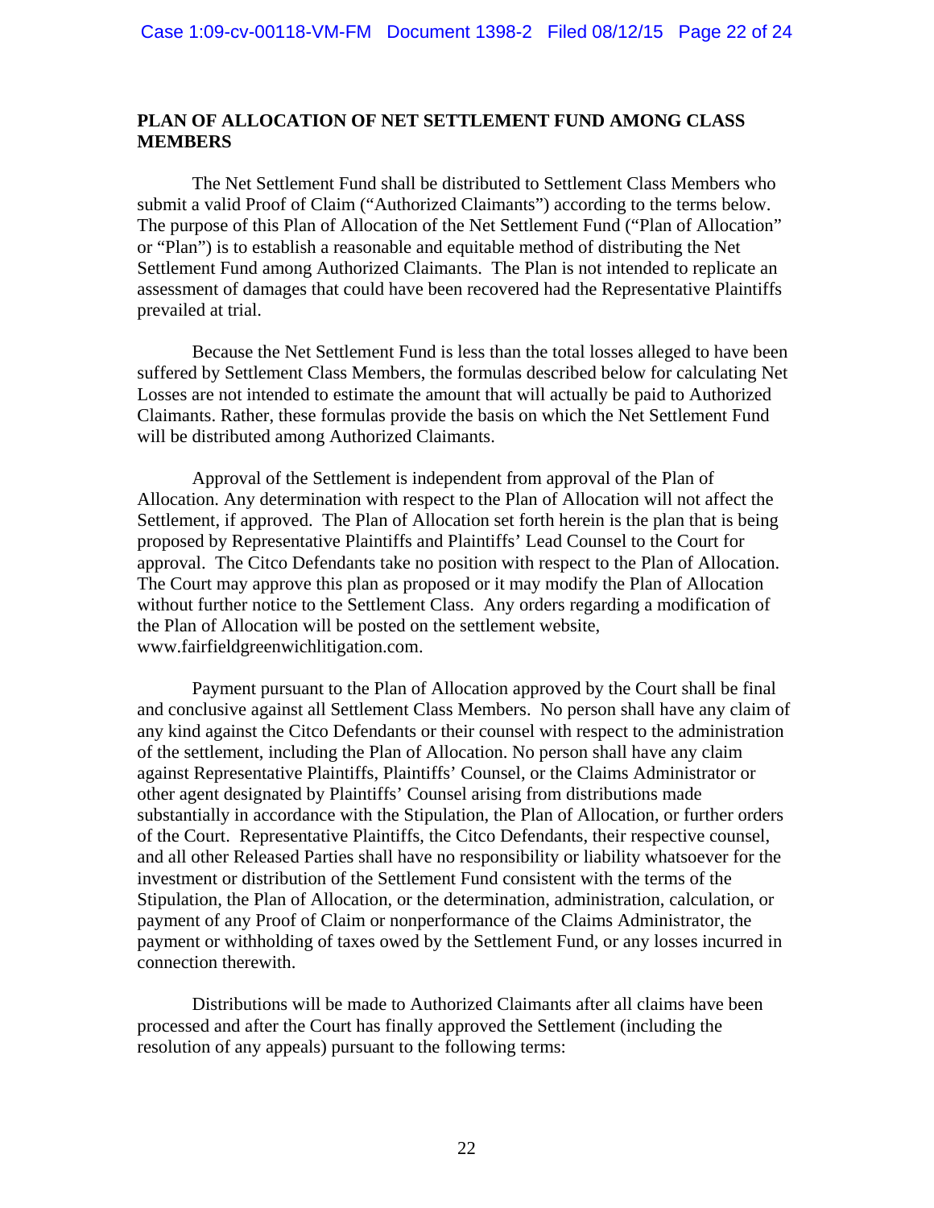## PLAN OF ALLOCATION OF NET SETTLEMENT FUND AMONG CLASS MEMBERS

The Net Settlement Fund shall be distributed to Settlement Class Members who submit a valid Proof of Claim ("Authorized Claimants") according to the terms below. The purpose of this Plan of Allocation of the Net Settlement Fund ("Plan of Allocation" or "Plan") is to establish a reasonable and equitable method of distributing the Net Settlement Fund among Authorized Claimants. The Plan is not intended to replicate an assessment of damages that could have been recovered had the Representative Plaintiffs prevailed at trial.

Because the Net Settlement Fund is less than the total losses alleged to have been suffered by Settlement Class Members, the formulas described below for calculating Net Losses are not intended to estimate the amount that will actually be paid to Authorized Claimants. Rather, these formulas provide the basis on which the Net Settlement Fund will be distributed among Authorized Claimants.

Approval of the Settlement is independent from approval of the Plan of Allocation. Any determination with respect to the Plan of Allocation will not affect the Settlement, if approved. The Plan of Allocation set forth herein is the plan that is being proposed by Representative Plaintiffs and Plaintiffs' Lead Counsel to the Court for approval. The Citco Defendants take no position with respect to the Plan of Allocation. The Court may approve this plan as proposed or it may modify the Plan of Allocation without further notice to the Settlement Class. Any orders regarding a modification of the Plan of Allocation will be posted on the settlement website, www.fairfieldgreenwichlitigation.com.

Payment pursuant to the Plan of Allocation approved by the Court shall be final and conclusive against all Settlement Class Members. No person shall have any claim of any kind against the Citco Defendants or their counsel with respect to the administration of the settlement, including the Plan of Allocation. No person shall have any claim against Representative Plaintiffs, Plaintiffs' Counsel, or the Claims Administrator or other agent designated by Plaintiffs' Counsel arising from distributions made substantially in accordance with the Stipulation, the Plan of Allocation, or further orders of the Court. Representative Plaintiffs, the Citco Defendants, their respective counsel, and all other Released Parties shall have no responsibility or liability whatsoever for the investment or distribution of the Settlement Fund consistent with the terms of the Stipulation, the Plan of Allocation, or the determination, administration, calculation, or payment of any Proof of Claim or nonperformance of the Claims Administrator, the payment or withholding of taxes owed by the Settlement Fund, or any losses incurred in connection therewith.

Distributions will be made to Authorized Claimants after all claims have been processed and after the Court has finally approved the Settlement (including the resolution of any appeals) pursuant to the following terms: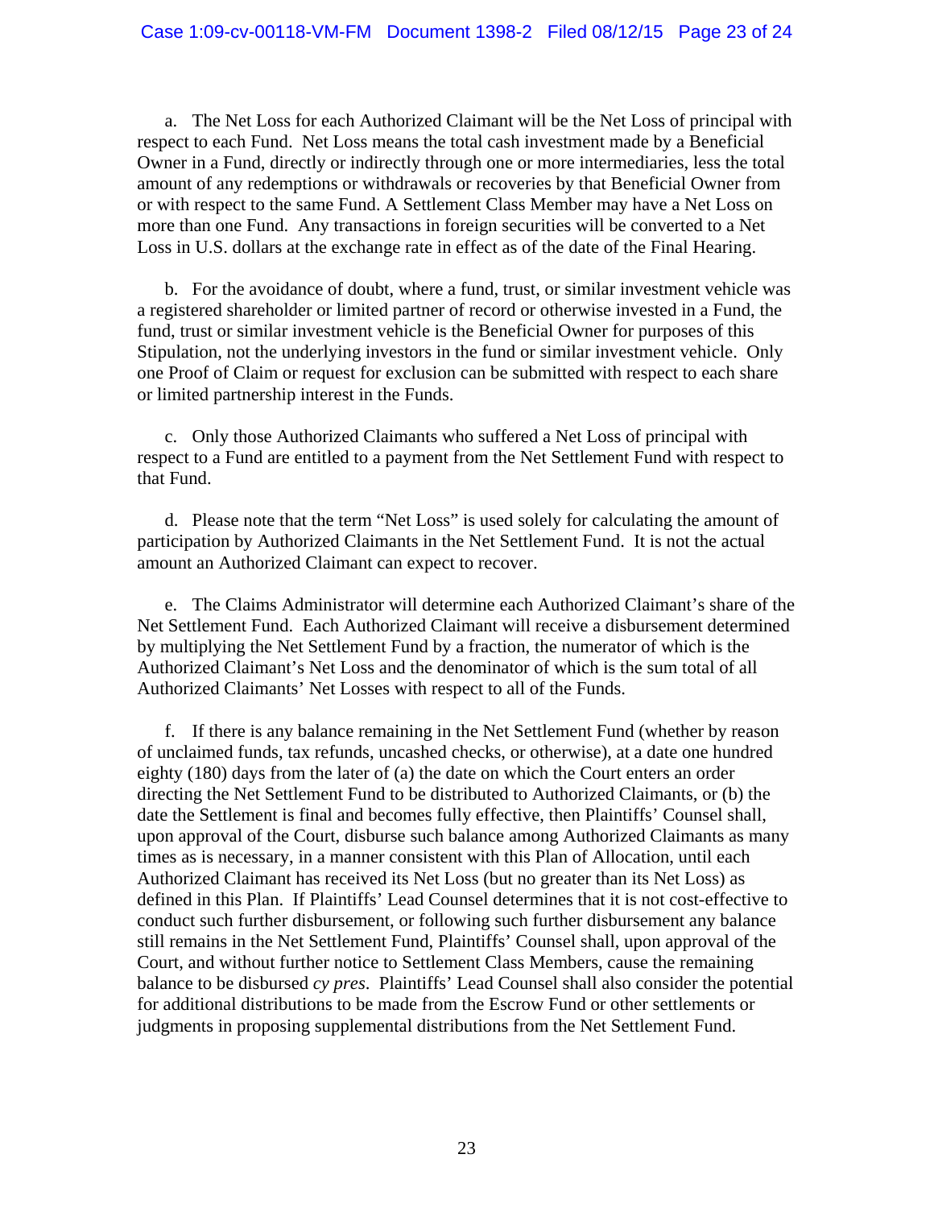a. The Net Loss for each Authorized Claimant will be the Net Loss of principal with respect to each Fund. Net Loss means the total cash investment made by a Beneficial Owner in a Fund, directly or indirectly through one or more intermediaries, less the total amount of any redemptions or withdrawals or recoveries by that Beneficial Owner from or with respect to the same Fund. A Settlement Class Member may have a Net Loss on more than one Fund. Any transactions in foreign securities will be converted to a Net Loss in U.S. dollars at the exchange rate in effect as of the date of the Final Hearing.

b. For the avoidance of doubt, where a fund, trust, or similar investment vehicle was a registered shareholder or limited partner of record or otherwise invested in a Fund, the fund, trust or similar investment vehicle is the Beneficial Owner for purposes of this Stipulation, not the underlying investors in the fund or similar investment vehicle. Only one Proof of Claim or request for exclusion can be submitted with respect to each share or limited partnership interest in the Funds.

c. Only those Authorized Claimants who suffered a Net Loss of principal with respect to a Fund are entitled to a payment from the Net Settlement Fund with respect to that Fund.

d. Please note that the term "Net Loss" is used solely for calculating the amount of participation by Authorized Claimants in the Net Settlement Fund. It is not the actual amount an Authorized Claimant can expect to recover.

e. The Claims Administrator will determine each Authorized Claimant's share of the Net Settlement Fund. Each Authorized Claimant will receive a disbursement determined by multiplying the Net Settlement Fund by a fraction, the numerator of which is the Authorized Claimant's Net Loss and the denominator of which is the sum total of all Authorized Claimants' Net Losses with respect to all of the Funds.

f. If there is any balance remaining in the Net Settlement Fund (whether by reason of unclaimed funds, tax refunds, uncashed checks, or otherwise), at a date one hundred eighty (180) days from the later of (a) the date on which the Court enters an order directing the Net Settlement Fund to be distributed to Authorized Claimants, or (b) the date the Settlement is final and becomes fully effective, then Plaintiffs' Counsel shall, upon approval of the Court, disburse such balance among Authorized Claimants as many times as is necessary, in a manner consistent with this Plan of Allocation, until each Authorized Claimant has received its Net Loss (but no greater than its Net Loss) as defined in this Plan. If Plaintiffs' Lead Counsel determines that it is not cost-effective to conduct such further disbursement, or following such further disbursement any balance still remains in the Net Settlement Fund, Plaintiffs' Counsel shall, upon approval of the Court, and without further notice to Settlement Class Members, cause the remaining balance to be disbursed *cy pres*. Plaintiffs' Lead Counsel shall also consider the potential for additional distributions to be made from the Escrow Fund or other settlements or judgments in proposing supplemental distributions from the Net Settlement Fund.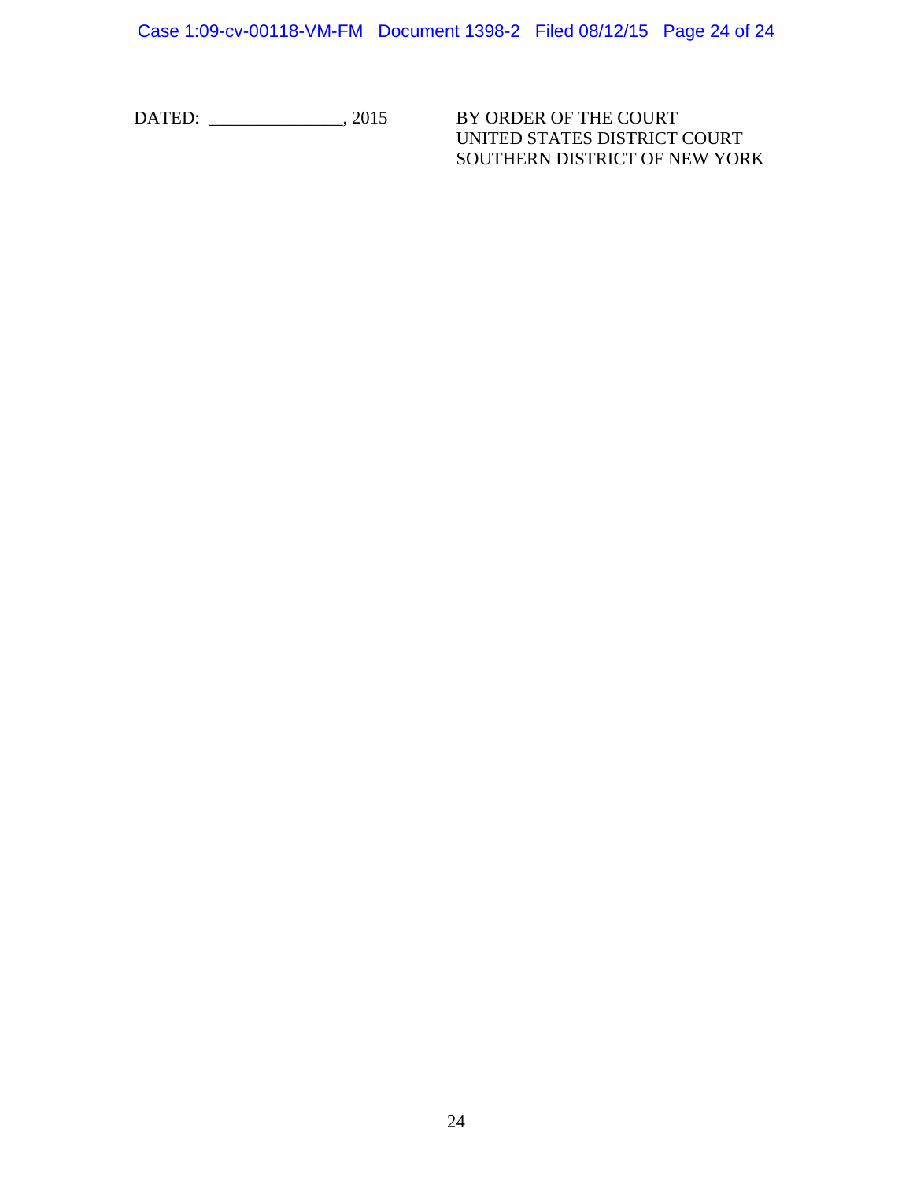DATED: _______________, 2015

BY ORDER OF THE COURT
UNITED STATES DISTRICT COURT
SOUTHERN DISTRICT OF NEW YORK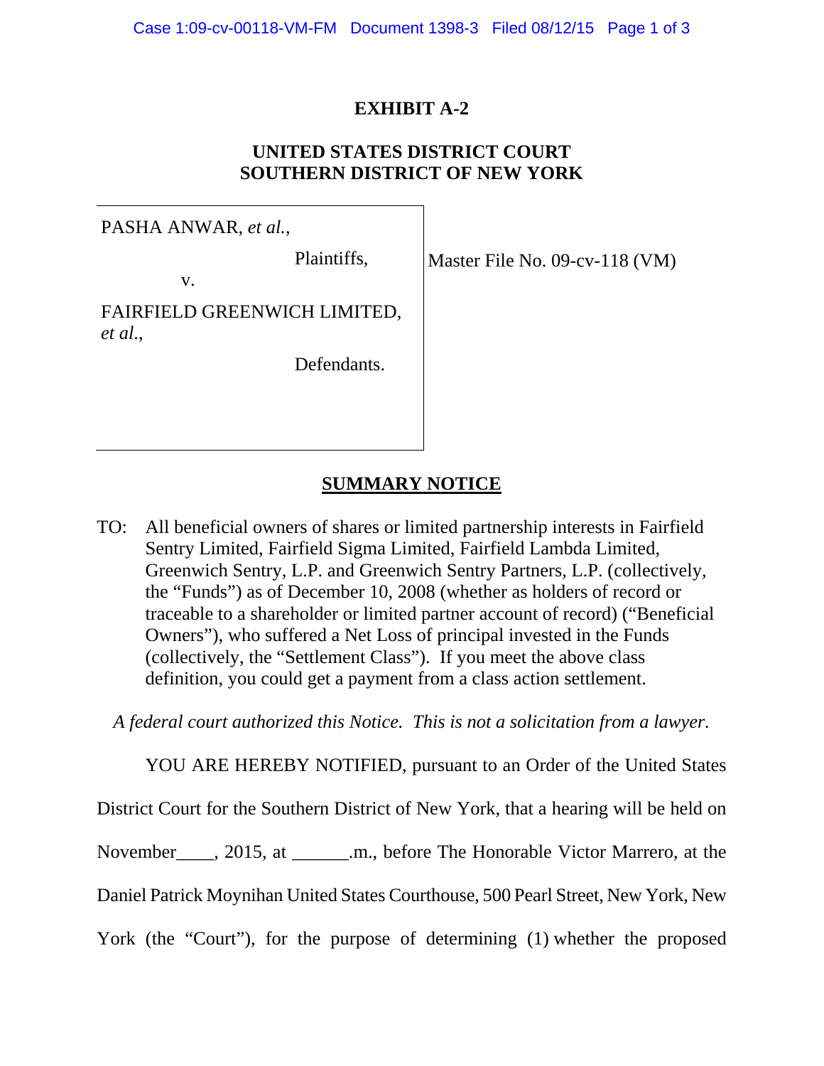# EXHIBIT A-2

## UNITED STATES DISTRICT COURT
## SOUTHERN DISTRICT OF NEW YORK

| | |
|---|---|
| PASHA ANWAR, *et al.*,<br><br>Plaintiffs,<br><br>v.<br><br>FAIRFIELD GREENWICH LIMITED, *et al*.,<br><br>Defendants. | Master File No. 09-cv-118 (VM) |

## SUMMARY NOTICE

TO: All beneficial owners of shares or limited partnership interests in Fairfield Sentry Limited, Fairfield Sigma Limited, Fairfield Lambda Limited, Greenwich Sentry, L.P. and Greenwich Sentry Partners, L.P. (collectively, the "Funds") as of December 10, 2008 (whether as holders of record or traceable to a shareholder or limited partner account of record) ("Beneficial Owners"), who suffered a Net Loss of principal invested in the Funds (collectively, the "Settlement Class"). If you meet the above class definition, you could get a payment from a class action settlement.

*A federal court authorized this Notice. This is not a solicitation from a lawyer.*

YOU ARE HEREBY NOTIFIED, pursuant to an Order of the United States District Court for the Southern District of New York, that a hearing will be held on November____, 2015, at ______.m., before The Honorable Victor Marrero, at the Daniel Patrick Moynihan United States Courthouse, 500 Pearl Street, New York, New York (the "Court"), for the purpose of determining (1) whether the proposed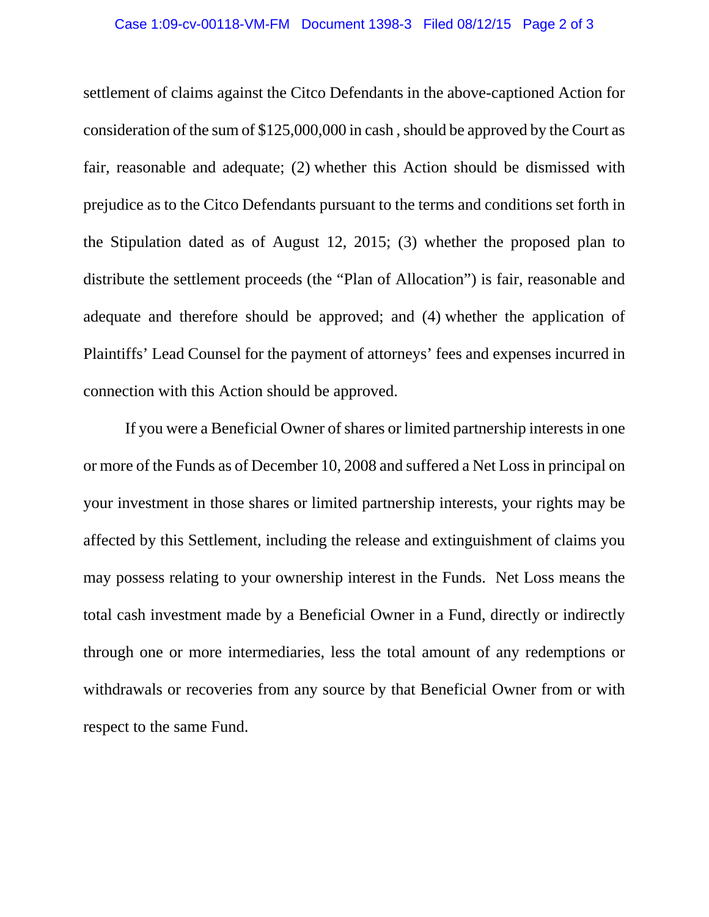settlement of claims against the Citco Defendants in the above-captioned Action for consideration of the sum of $125,000,000 in cash , should be approved by the Court as fair, reasonable and adequate; (2) whether this Action should be dismissed with prejudice as to the Citco Defendants pursuant to the terms and conditions set forth in the Stipulation dated as of August 12, 2015; (3) whether the proposed plan to distribute the settlement proceeds (the "Plan of Allocation") is fair, reasonable and adequate and therefore should be approved; and (4) whether the application of Plaintiffs' Lead Counsel for the payment of attorneys' fees and expenses incurred in connection with this Action should be approved.

If you were a Beneficial Owner of shares or limited partnership interests in one or more of the Funds as of December 10, 2008 and suffered a Net Loss in principal on your investment in those shares or limited partnership interests, your rights may be affected by this Settlement, including the release and extinguishment of claims you may possess relating to your ownership interest in the Funds. Net Loss means the total cash investment made by a Beneficial Owner in a Fund, directly or indirectly through one or more intermediaries, less the total amount of any redemptions or withdrawals or recoveries from any source by that Beneficial Owner from or with respect to the same Fund.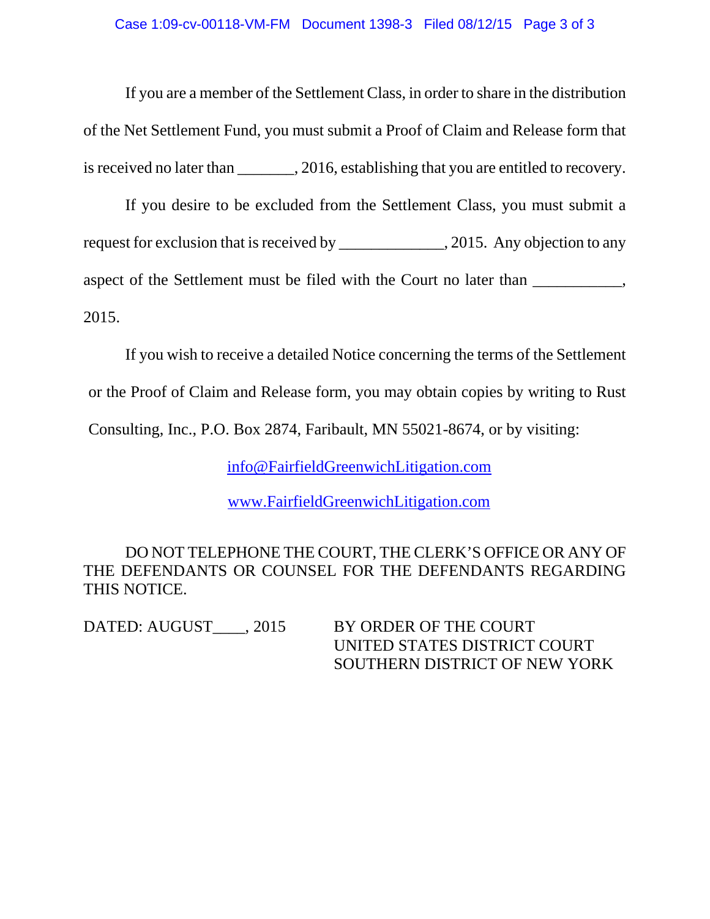If you are a member of the Settlement Class, in order to share in the distribution of the Net Settlement Fund, you must submit a Proof of Claim and Release form that is received no later than _______, 2016, establishing that you are entitled to recovery.

If you desire to be excluded from the Settlement Class, you must submit a request for exclusion that is received by _____________, 2015. Any objection to any aspect of the Settlement must be filed with the Court no later than ___________, 2015.

If you wish to receive a detailed Notice concerning the terms of the Settlement or the Proof of Claim and Release form, you may obtain copies by writing to Rust Consulting, Inc., P.O. Box 2874, Faribault, MN 55021-8674, or by visiting:

info@FairfieldGreenwichLitigation.com

www.FairfieldGreenwichLitigation.com

DO NOT TELEPHONE THE COURT, THE CLERK'S OFFICE OR ANY OF THE DEFENDANTS OR COUNSEL FOR THE DEFENDANTS REGARDING THIS NOTICE.

DATED: AUGUST____, 2015

BY ORDER OF THE COURT
UNITED STATES DISTRICT COURT
SOUTHERN DISTRICT OF NEW YORK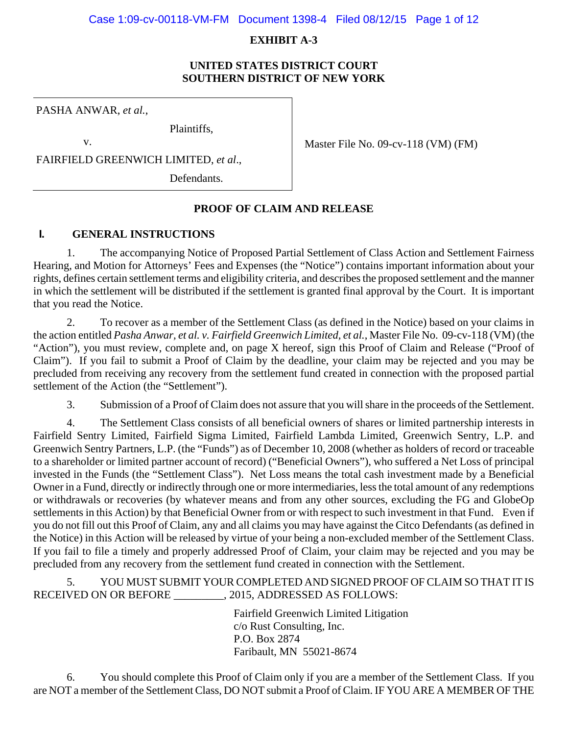**EXHIBIT A-3**

**UNITED STATES DISTRICT COURT**
**SOUTHERN DISTRICT OF NEW YORK**

| | |
|---|---|
| PASHA ANWAR, *et al.*, Plaintiffs, v. FAIRFIELD GREENWICH LIMITED, *et al*., Defendants. | Master File No. 09-cv-118 (VM) (FM) |

**PROOF OF CLAIM AND RELEASE**

## I. GENERAL INSTRUCTIONS

1. The accompanying Notice of Proposed Partial Settlement of Class Action and Settlement Fairness Hearing, and Motion for Attorneys' Fees and Expenses (the "Notice") contains important information about your rights, defines certain settlement terms and eligibility criteria, and describes the proposed settlement and the manner in which the settlement will be distributed if the settlement is granted final approval by the Court. It is important that you read the Notice.

2. To recover as a member of the Settlement Class (as defined in the Notice) based on your claims in the action entitled *Pasha Anwar, et al. v. Fairfield Greenwich Limited, et al.*, Master File No. 09-cv-118 (VM) (the "Action"), you must review, complete and, on page X hereof, sign this Proof of Claim and Release ("Proof of Claim"). If you fail to submit a Proof of Claim by the deadline, your claim may be rejected and you may be precluded from receiving any recovery from the settlement fund created in connection with the proposed partial settlement of the Action (the "Settlement").

3. Submission of a Proof of Claim does not assure that you will share in the proceeds of the Settlement.

4. The Settlement Class consists of all beneficial owners of shares or limited partnership interests in Fairfield Sentry Limited, Fairfield Sigma Limited, Fairfield Lambda Limited, Greenwich Sentry, L.P. and Greenwich Sentry Partners, L.P. (the "Funds") as of December 10, 2008 (whether as holders of record or traceable to a shareholder or limited partner account of record) ("Beneficial Owners"), who suffered a Net Loss of principal invested in the Funds (the "Settlement Class"). Net Loss means the total cash investment made by a Beneficial Owner in a Fund, directly or indirectly through one or more intermediaries, less the total amount of any redemptions or withdrawals or recoveries (by whatever means and from any other sources, excluding the FG and GlobeOp settlements in this Action) by that Beneficial Owner from or with respect to such investment in that Fund. Even if you do not fill out this Proof of Claim, any and all claims you may have against the Citco Defendants (as defined in the Notice) in this Action will be released by virtue of your being a non-excluded member of the Settlement Class. If you fail to file a timely and properly addressed Proof of Claim, your claim may be rejected and you may be precluded from any recovery from the settlement fund created in connection with the Settlement.

5. YOU MUST SUBMIT YOUR COMPLETED AND SIGNED PROOF OF CLAIM SO THAT IT IS RECEIVED ON OR BEFORE _________, 2015, ADDRESSED AS FOLLOWS:

Fairfield Greenwich Limited Litigation
c/o Rust Consulting, Inc.
P.O. Box 2874
Faribault, MN 55021-8674

6. You should complete this Proof of Claim only if you are a member of the Settlement Class. If you are NOT a member of the Settlement Class, DO NOT submit a Proof of Claim. IF YOU ARE A MEMBER OF THE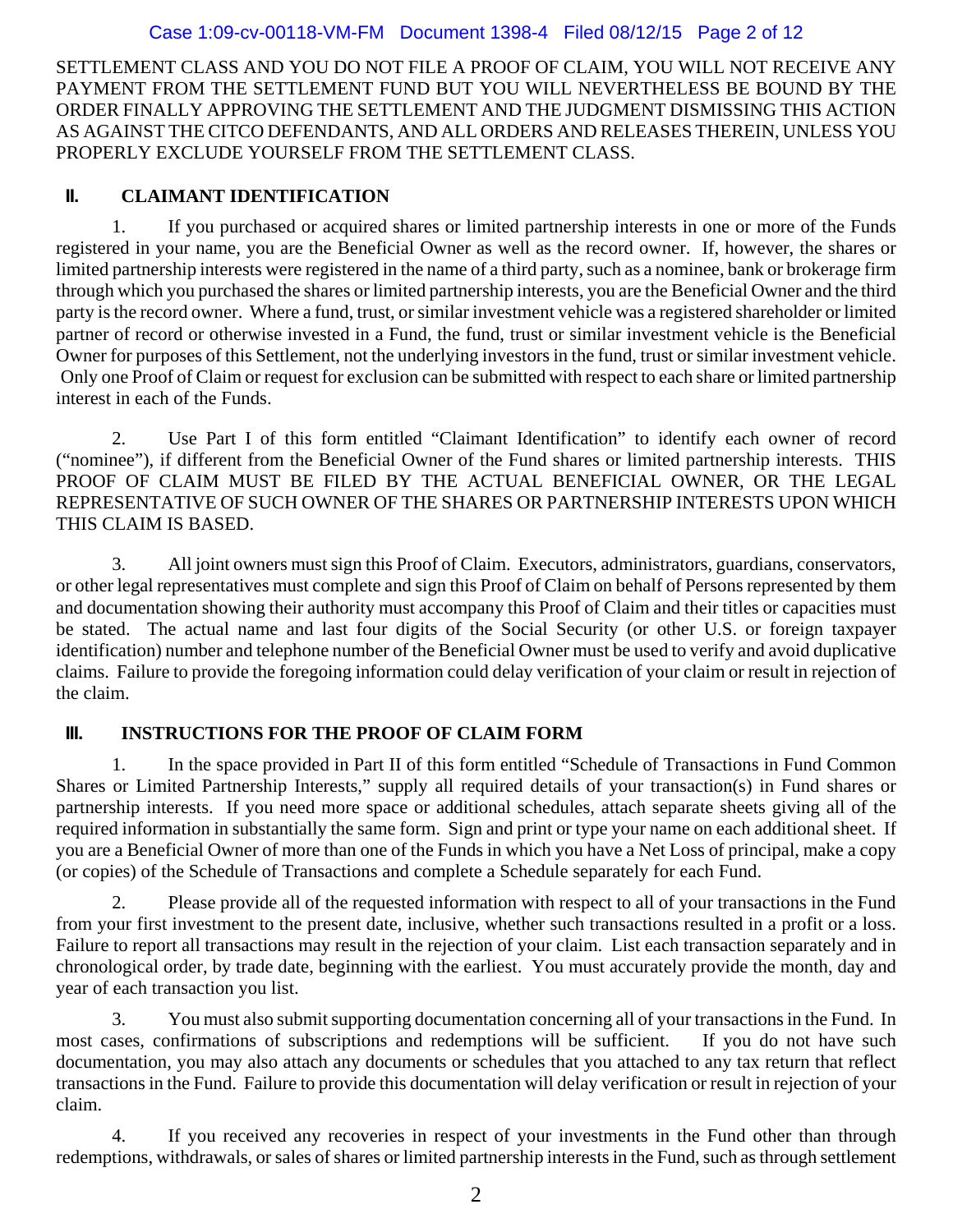SETTLEMENT CLASS AND YOU DO NOT FILE A PROOF OF CLAIM, YOU WILL NOT RECEIVE ANY PAYMENT FROM THE SETTLEMENT FUND BUT YOU WILL NEVERTHELESS BE BOUND BY THE ORDER FINALLY APPROVING THE SETTLEMENT AND THE JUDGMENT DISMISSING THIS ACTION AS AGAINST THE CITCO DEFENDANTS, AND ALL ORDERS AND RELEASES THEREIN, UNLESS YOU PROPERLY EXCLUDE YOURSELF FROM THE SETTLEMENT CLASS.

## II. CLAIMANT IDENTIFICATION

1. If you purchased or acquired shares or limited partnership interests in one or more of the Funds registered in your name, you are the Beneficial Owner as well as the record owner. If, however, the shares or limited partnership interests were registered in the name of a third party, such as a nominee, bank or brokerage firm through which you purchased the shares or limited partnership interests, you are the Beneficial Owner and the third party is the record owner. Where a fund, trust, or similar investment vehicle was a registered shareholder or limited partner of record or otherwise invested in a Fund, the fund, trust or similar investment vehicle is the Beneficial Owner for purposes of this Settlement, not the underlying investors in the fund, trust or similar investment vehicle. Only one Proof of Claim or request for exclusion can be submitted with respect to each share or limited partnership interest in each of the Funds.

2. Use Part I of this form entitled "Claimant Identification" to identify each owner of record ("nominee"), if different from the Beneficial Owner of the Fund shares or limited partnership interests. THIS PROOF OF CLAIM MUST BE FILED BY THE ACTUAL BENEFICIAL OWNER, OR THE LEGAL REPRESENTATIVE OF SUCH OWNER OF THE SHARES OR PARTNERSHIP INTERESTS UPON WHICH THIS CLAIM IS BASED.

3. All joint owners must sign this Proof of Claim. Executors, administrators, guardians, conservators, or other legal representatives must complete and sign this Proof of Claim on behalf of Persons represented by them and documentation showing their authority must accompany this Proof of Claim and their titles or capacities must be stated. The actual name and last four digits of the Social Security (or other U.S. or foreign taxpayer identification) number and telephone number of the Beneficial Owner must be used to verify and avoid duplicative claims. Failure to provide the foregoing information could delay verification of your claim or result in rejection of the claim.

## III. INSTRUCTIONS FOR THE PROOF OF CLAIM FORM

1. In the space provided in Part II of this form entitled "Schedule of Transactions in Fund Common Shares or Limited Partnership Interests," supply all required details of your transaction(s) in Fund shares or partnership interests. If you need more space or additional schedules, attach separate sheets giving all of the required information in substantially the same form. Sign and print or type your name on each additional sheet. If you are a Beneficial Owner of more than one of the Funds in which you have a Net Loss of principal, make a copy (or copies) of the Schedule of Transactions and complete a Schedule separately for each Fund.

2. Please provide all of the requested information with respect to all of your transactions in the Fund from your first investment to the present date, inclusive, whether such transactions resulted in a profit or a loss. Failure to report all transactions may result in the rejection of your claim. List each transaction separately and in chronological order, by trade date, beginning with the earliest. You must accurately provide the month, day and year of each transaction you list.

3. You must also submit supporting documentation concerning all of your transactions in the Fund. In most cases, confirmations of subscriptions and redemptions will be sufficient. If you do not have such documentation, you may also attach any documents or schedules that you attached to any tax return that reflect transactions in the Fund. Failure to provide this documentation will delay verification or result in rejection of your claim.

4. If you received any recoveries in respect of your investments in the Fund other than through redemptions, withdrawals, or sales of shares or limited partnership interests in the Fund, such as through settlement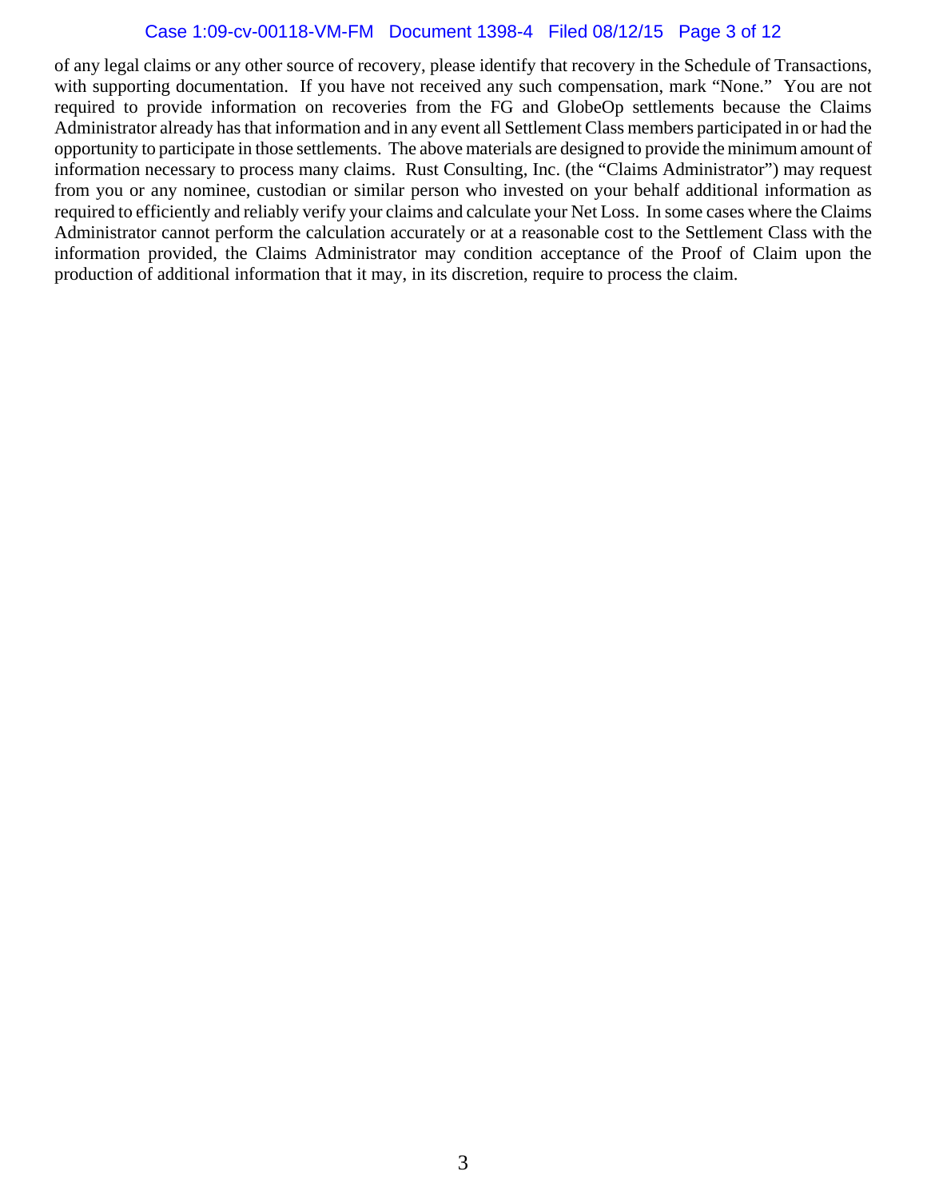of any legal claims or any other source of recovery, please identify that recovery in the Schedule of Transactions, with supporting documentation. If you have not received any such compensation, mark "None." You are not required to provide information on recoveries from the FG and GlobeOp settlements because the Claims Administrator already has that information and in any event all Settlement Class members participated in or had the opportunity to participate in those settlements. The above materials are designed to provide the minimum amount of information necessary to process many claims. Rust Consulting, Inc. (the "Claims Administrator") may request from you or any nominee, custodian or similar person who invested on your behalf additional information as required to efficiently and reliably verify your claims and calculate your Net Loss. In some cases where the Claims Administrator cannot perform the calculation accurately or at a reasonable cost to the Settlement Class with the information provided, the Claims Administrator may condition acceptance of the Proof of Claim upon the production of additional information that it may, in its discretion, require to process the claim.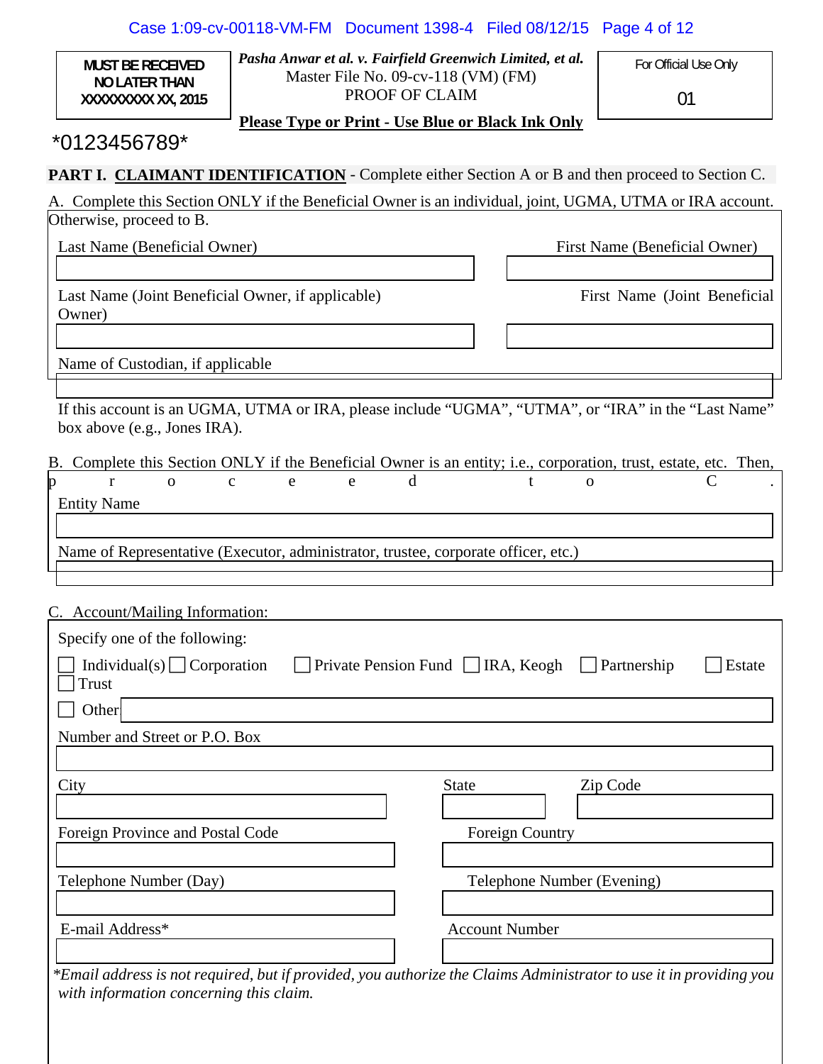| MUST BE RECEIVED NO LATER THAN XXXXXXXXX XX, 2015 | *Pasha Anwar et al. v. Fairfield Greenwich Limited, et al.* Master File No. 09-cv-118 (VM) (FM) PROOF OF CLAIM | For Official Use Only 01 |
|---|---|---|

**Please Type or Print - Use Blue or Black Ink Only**

*0123456789*

**PART I. CLAIMANT IDENTIFICATION** - Complete either Section A or B and then proceed to Section C.

A. Complete this Section ONLY if the Beneficial Owner is an individual, joint, UGMA, UTMA or IRA account. Otherwise, proceed to B.

Last Name (Beneficial Owner) ____________________ First Name (Beneficial Owner) ____________________

Last Name (Joint Beneficial Owner, if applicable) ____________________ First Name (Joint Beneficial Owner) ____________________

Name of Custodian, if applicable ____________________

If this account is an UGMA, UTMA or IRA, please include "UGMA", "UTMA", or "IRA" in the "Last Name" box above (e.g., Jones IRA).

B. Complete this Section ONLY if the Beneficial Owner is an entity; i.e., corporation, trust, estate, etc. Then, proceed to C.

Entity Name ____________________

Name of Representative (Executor, administrator, trustee, corporate officer, etc.) ____________________

C. Account/Mailing Information:

Specify one of the following:

☐ Individual(s) ☐ Corporation ☐ Private Pension Fund ☐ IRA, Keogh ☐ Partnership ☐ Estate ☐ Trust

☐ Other ____________________

Number and Street or P.O. Box ____________________

City ____________________ State ________ Zip Code ____________

Foreign Province and Postal Code ____________________ Foreign Country ____________________

Telephone Number (Day) ____________________ Telephone Number (Evening) ____________________

E-mail Address* ____________________ Account Number ____________________

**Email address is not required, but if provided, you authorize the Claims Administrator to use it in providing you with information concerning this claim.*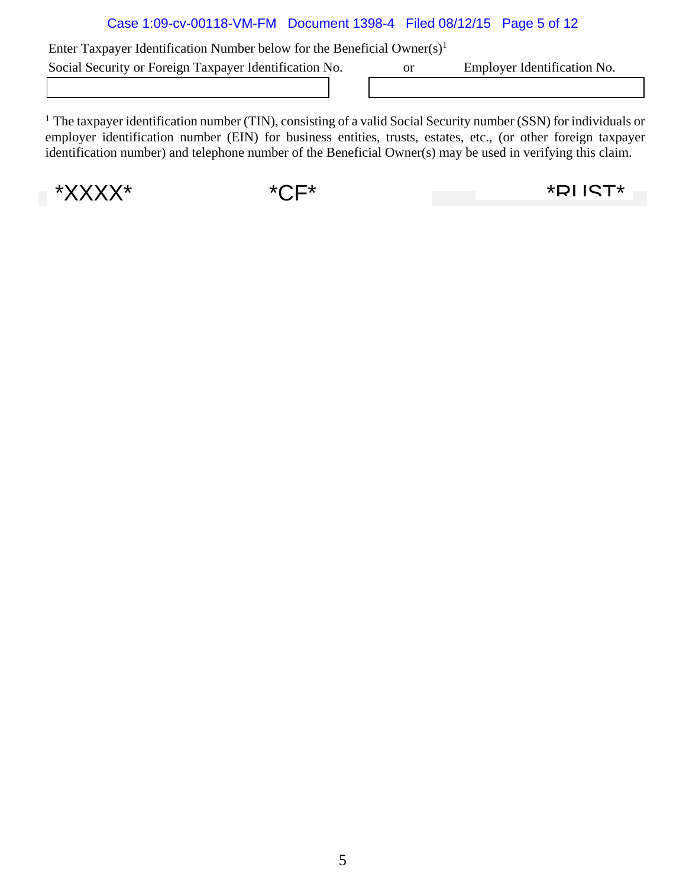Enter Taxpayer Identification Number below for the Beneficial Owner(s)[1]

| Social Security or Foreign Taxpayer Identification No. | or | Employer Identification No. |
|---|---|---|
| | | |

[1] The taxpayer identification number (TIN), consisting of a valid Social Security number (SSN) for individuals or employer identification number (EIN) for business entities, trusts, estates, etc., (or other foreign taxpayer identification number) and telephone number of the Beneficial Owner(s) may be used in verifying this claim.

*XXXX* *CF* *RUST*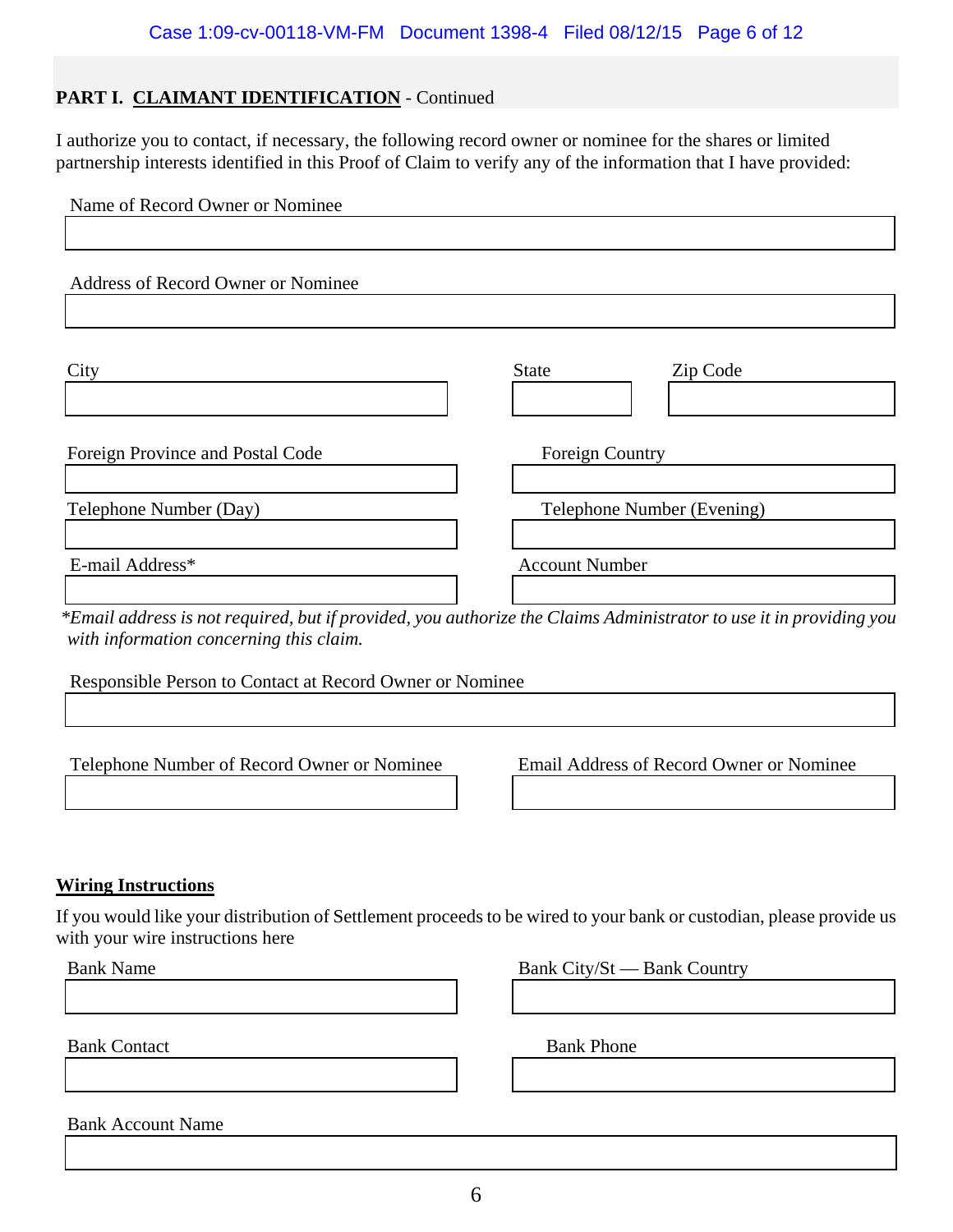**PART I. CLAIMANT IDENTIFICATION** - Continued

I authorize you to contact, if necessary, the following record owner or nominee for the shares or limited partnership interests identified in this Proof of Claim to verify any of the information that I have provided:

Name of Record Owner or Nominee

Address of Record Owner or Nominee

City | State | Zip Code

Foreign Province and Postal Code | Foreign Country

Telephone Number (Day) | Telephone Number (Evening)

E-mail Address* | Account Number

**Email address is not required, but if provided, you authorize the Claims Administrator to use it in providing you with information concerning this claim.*

Responsible Person to Contact at Record Owner or Nominee

Telephone Number of Record Owner or Nominee | Email Address of Record Owner or Nominee

**Wiring Instructions**

If you would like your distribution of Settlement proceeds to be wired to your bank or custodian, please provide us with your wire instructions here

Bank Name | Bank City/St — Bank Country

Bank Contact | Bank Phone

Bank Account Name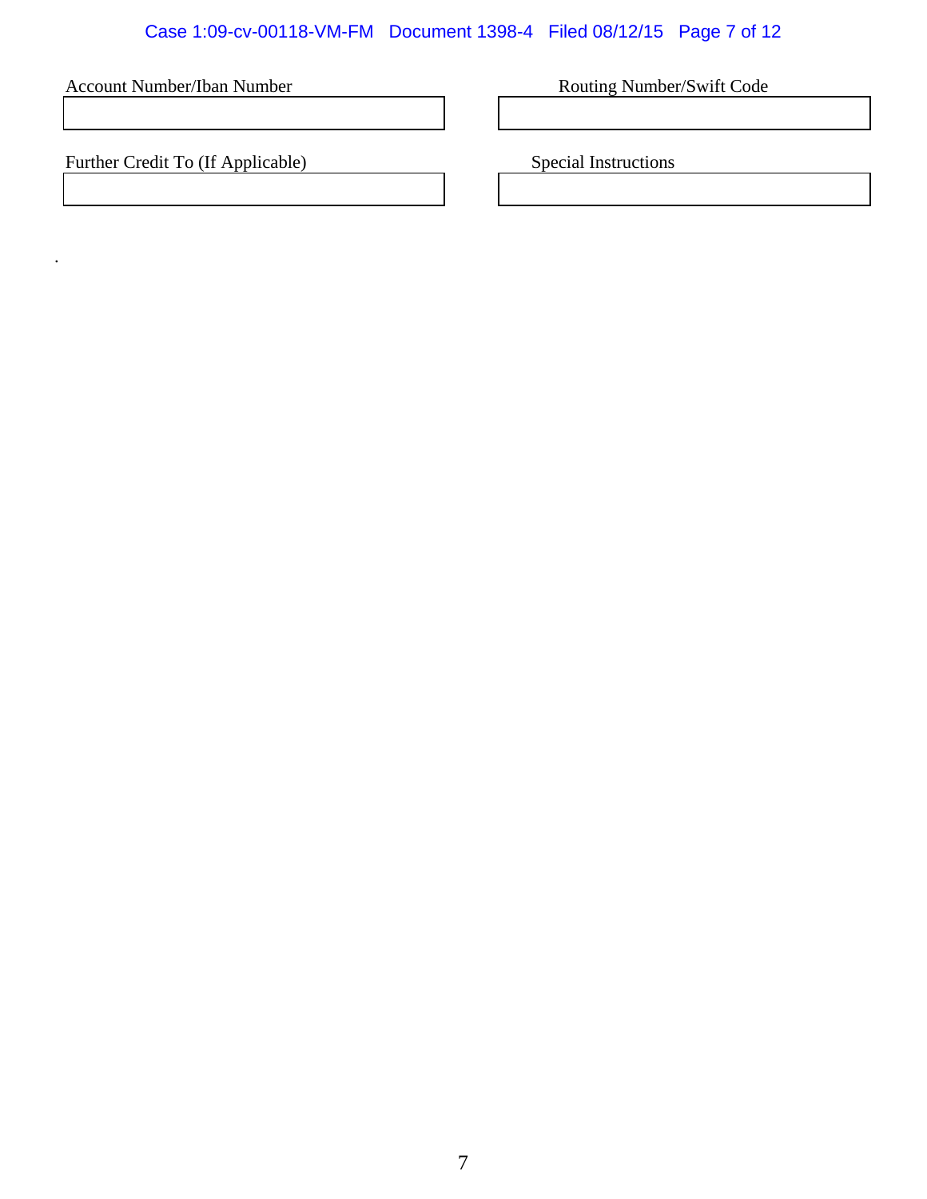| Account Number/Iban Number | Routing Number/Swift Code |
| --- | --- |
| | |

| Further Credit To (If Applicable) | Special Instructions |
| --- | --- |
| | |

.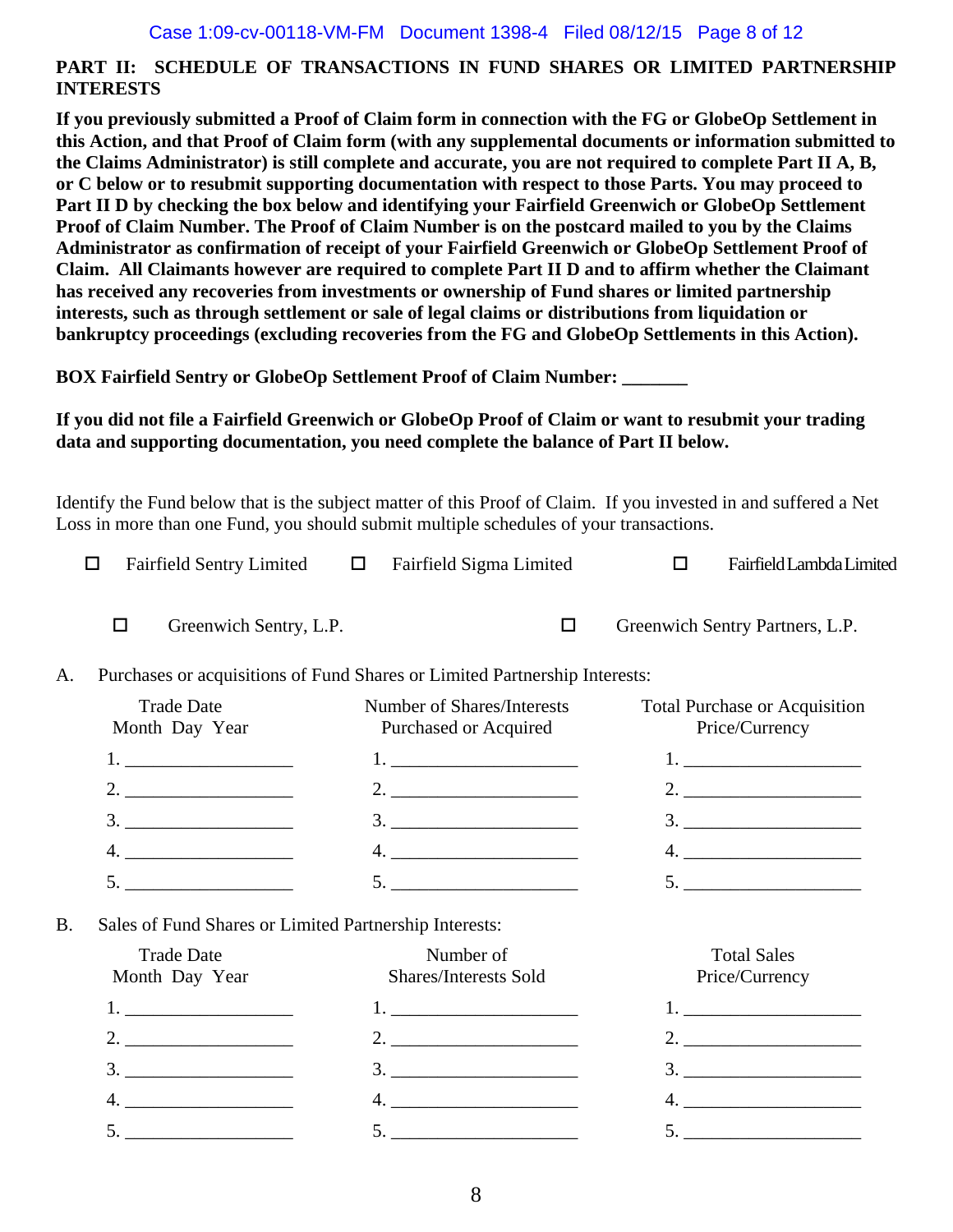## PART II: SCHEDULE OF TRANSACTIONS IN FUND SHARES OR LIMITED PARTNERSHIP INTERESTS

**If you previously submitted a Proof of Claim form in connection with the FG or GlobeOp Settlement in this Action, and that Proof of Claim form (with any supplemental documents or information submitted to the Claims Administrator) is still complete and accurate, you are not required to complete Part II A, B, or C below or to resubmit supporting documentation with respect to those Parts. You may proceed to Part II D by checking the box below and identifying your Fairfield Greenwich or GlobeOp Settlement Proof of Claim Number. The Proof of Claim Number is on the postcard mailed to you by the Claims Administrator as confirmation of receipt of your Fairfield Greenwich or GlobeOp Settlement Proof of Claim. All Claimants however are required to complete Part II D and to affirm whether the Claimant has received any recoveries from investments or ownership of Fund shares or limited partnership interests, such as through settlement or sale of legal claims or distributions from liquidation or bankruptcy proceedings (excluding recoveries from the FG and GlobeOp Settlements in this Action).**

**BOX Fairfield Sentry or GlobeOp Settlement Proof of Claim Number: _______**

**If you did not file a Fairfield Greenwich or GlobeOp Proof of Claim or want to resubmit your trading data and supporting documentation, you need complete the balance of Part II below.**

Identify the Fund below that is the subject matter of this Proof of Claim. If you invested in and suffered a Net Loss in more than one Fund, you should submit multiple schedules of your transactions.

☐ Fairfield Sentry Limited ☐ Fairfield Sigma Limited ☐ Fairfield Lambda Limited

☐ Greenwich Sentry, L.P. ☐ Greenwich Sentry Partners, L.P.

A. Purchases or acquisitions of Fund Shares or Limited Partnership Interests:

| Trade Date Month Day Year | Number of Shares/Interests Purchased or Acquired | Total Purchase or Acquisition Price/Currency |
|---|---|---|
| 1. ________ | 1. ________ | 1. ________ |
| 2. ________ | 2. ________ | 2. ________ |
| 3. ________ | 3. ________ | 3. ________ |
| 4. ________ | 4. ________ | 4. ________ |
| 5. ________ | 5. ________ | 5. ________ |

B. Sales of Fund Shares or Limited Partnership Interests:

| Trade Date Month Day Year | Number of Shares/Interests Sold | Total Sales Price/Currency |
|---|---|---|
| 1. ________ | 1. ________ | 1. ________ |
| 2. ________ | 2. ________ | 2. ________ |
| 3. ________ | 3. ________ | 3. ________ |
| 4. ________ | 4. ________ | 4. ________ |
| 5. ________ | 5. ________ | 5. ________ |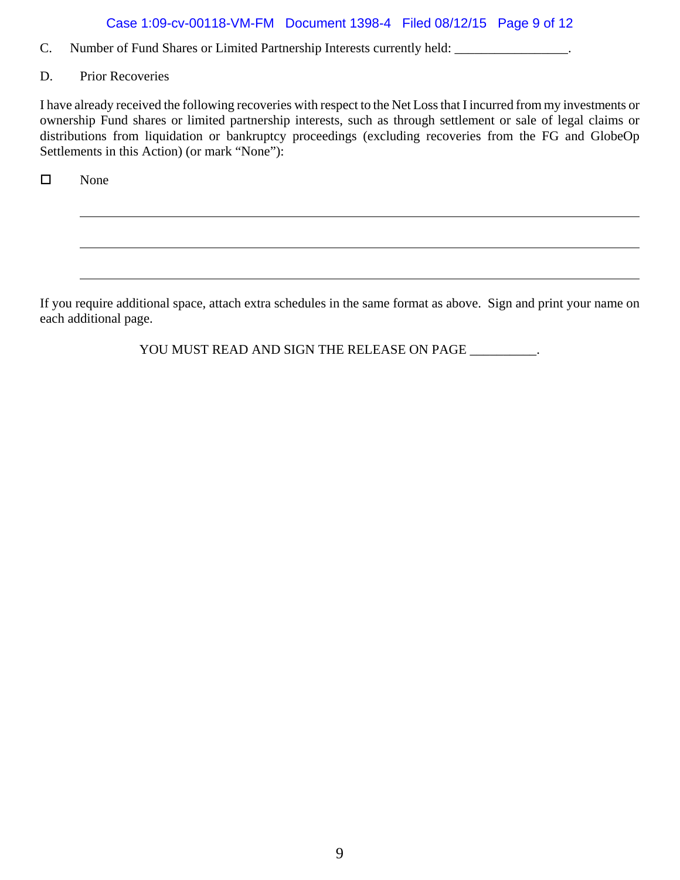C. Number of Fund Shares or Limited Partnership Interests currently held: _________________.

D. Prior Recoveries

I have already received the following recoveries with respect to the Net Loss that I incurred from my investments or ownership Fund shares or limited partnership interests, such as through settlement or sale of legal claims or distributions from liquidation or bankruptcy proceedings (excluding recoveries from the FG and GlobeOp Settlements in this Action) (or mark "None"):

☐ None

______________________________________________________________________________

______________________________________________________________________________

______________________________________________________________________________

If you require additional space, attach extra schedules in the same format as above. Sign and print your name on each additional page.

YOU MUST READ AND SIGN THE RELEASE ON PAGE __________.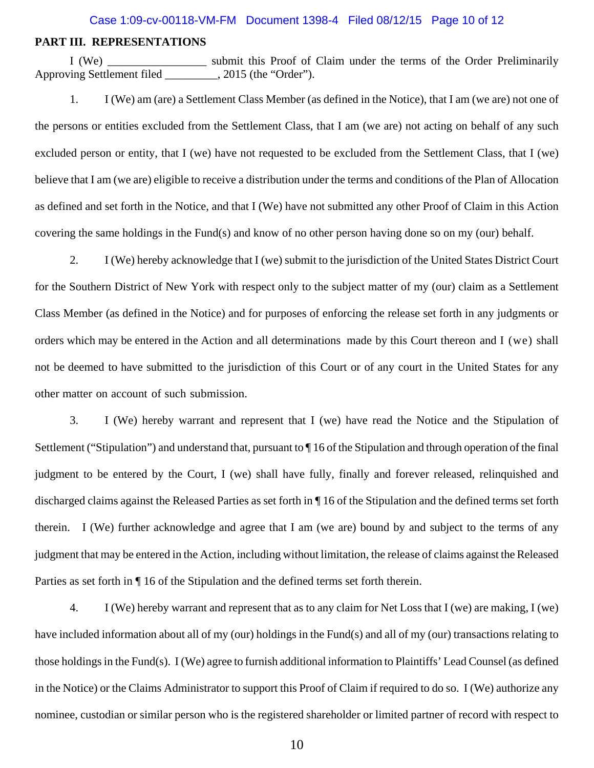## PART III. REPRESENTATIONS

I (We) _________________ submit this Proof of Claim under the terms of the Order Preliminarily Approving Settlement filed _________, 2015 (the "Order").

1. I (We) am (are) a Settlement Class Member (as defined in the Notice), that I am (we are) not one of the persons or entities excluded from the Settlement Class, that I am (we are) not acting on behalf of any such excluded person or entity, that I (we) have not requested to be excluded from the Settlement Class, that I (we) believe that I am (we are) eligible to receive a distribution under the terms and conditions of the Plan of Allocation as defined and set forth in the Notice, and that I (We) have not submitted any other Proof of Claim in this Action covering the same holdings in the Fund(s) and know of no other person having done so on my (our) behalf.

2. I (We) hereby acknowledge that I (we) submit to the jurisdiction of the United States District Court for the Southern District of New York with respect only to the subject matter of my (our) claim as a Settlement Class Member (as defined in the Notice) and for purposes of enforcing the release set forth in any judgments or orders which may be entered in the Action and all determinations made by this Court thereon and I (we) shall not be deemed to have submitted to the jurisdiction of this Court or of any court in the United States for any other matter on account of such submission.

3. I (We) hereby warrant and represent that I (we) have read the Notice and the Stipulation of Settlement ("Stipulation") and understand that, pursuant to ¶ 16 of the Stipulation and through operation of the final judgment to be entered by the Court, I (we) shall have fully, finally and forever released, relinquished and discharged claims against the Released Parties as set forth in ¶ 16 of the Stipulation and the defined terms set forth therein. I (We) further acknowledge and agree that I am (we are) bound by and subject to the terms of any judgment that may be entered in the Action, including without limitation, the release of claims against the Released Parties as set forth in ¶ 16 of the Stipulation and the defined terms set forth therein.

4. I (We) hereby warrant and represent that as to any claim for Net Loss that I (we) are making, I (we) have included information about all of my (our) holdings in the Fund(s) and all of my (our) transactions relating to those holdings in the Fund(s). I (We) agree to furnish additional information to Plaintiffs' Lead Counsel (as defined in the Notice) or the Claims Administrator to support this Proof of Claim if required to do so. I (We) authorize any nominee, custodian or similar person who is the registered shareholder or limited partner of record with respect to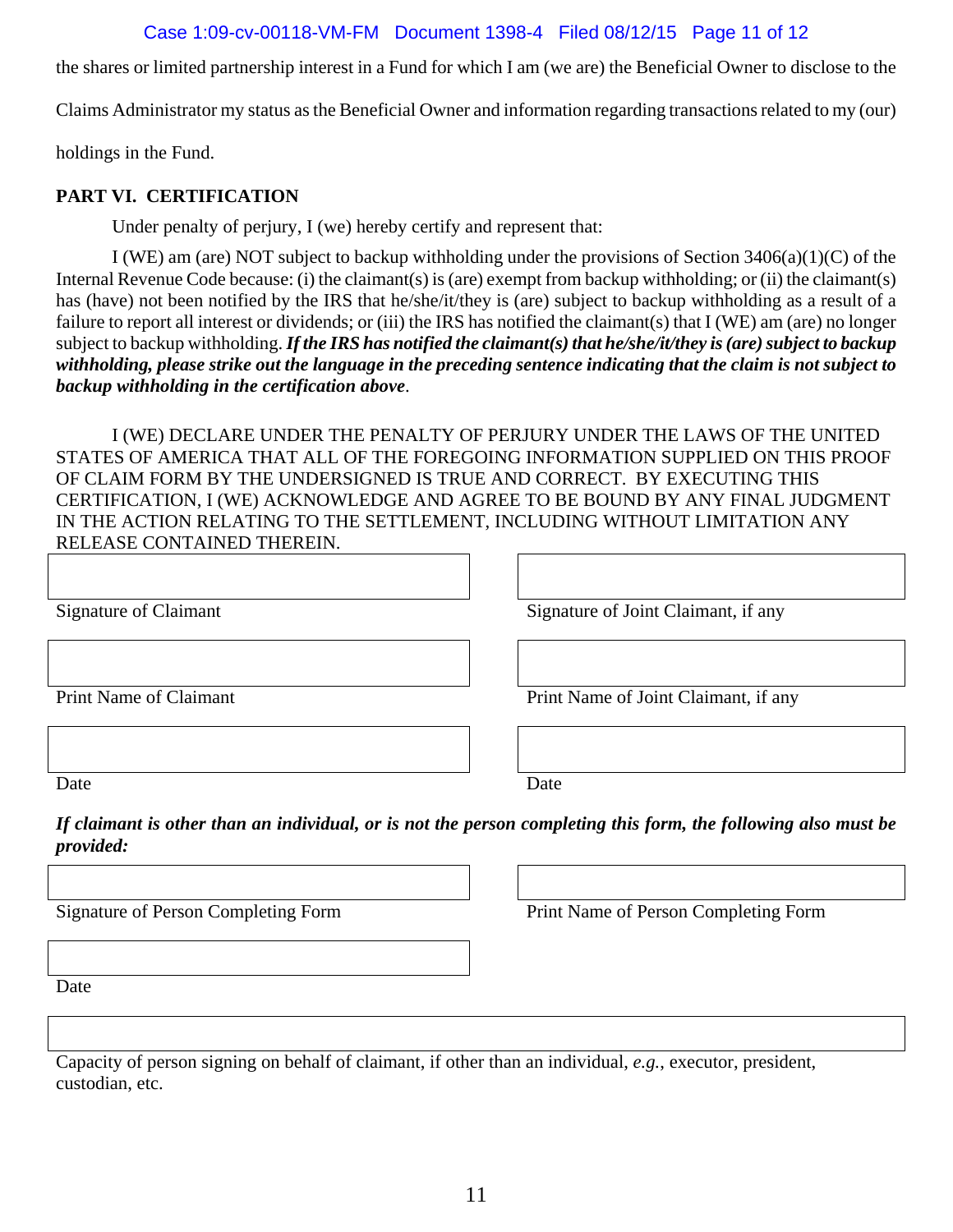the shares or limited partnership interest in a Fund for which I am (we are) the Beneficial Owner to disclose to the Claims Administrator my status as the Beneficial Owner and information regarding transactions related to my (our) holdings in the Fund.

**PART VI. CERTIFICATION**

Under penalty of perjury, I (we) hereby certify and represent that:

I (WE) am (are) NOT subject to backup withholding under the provisions of Section 3406(a)(1)(C) of the Internal Revenue Code because: (i) the claimant(s) is (are) exempt from backup withholding; or (ii) the claimant(s) has (have) not been notified by the IRS that he/she/it/they is (are) subject to backup withholding as a result of a failure to report all interest or dividends; or (iii) the IRS has notified the claimant(s) that I (WE) am (are) no longer subject to backup withholding. ***If the IRS has notified the claimant(s) that he/she/it/they is (are) subject to backup withholding, please strike out the language in the preceding sentence indicating that the claim is not subject to backup withholding in the certification above***.

I (WE) DECLARE UNDER THE PENALTY OF PERJURY UNDER THE LAWS OF THE UNITED STATES OF AMERICA THAT ALL OF THE FOREGOING INFORMATION SUPPLIED ON THIS PROOF OF CLAIM FORM BY THE UNDERSIGNED IS TRUE AND CORRECT. BY EXECUTING THIS CERTIFICATION, I (WE) ACKNOWLEDGE AND AGREE TO BE BOUND BY ANY FINAL JUDGMENT IN THE ACTION RELATING TO THE SETTLEMENT, INCLUDING WITHOUT LIMITATION ANY RELEASE CONTAINED THEREIN.

| | |
|---|---|
| Signature of Claimant | Signature of Joint Claimant, if any |
| Print Name of Claimant | Print Name of Joint Claimant, if any |
| Date | Date |

***If claimant is other than an individual, or is not the person completing this form, the following also must be provided:***

| | |
|---|---|
| Signature of Person Completing Form | Print Name of Person Completing Form |
| Date | |

Capacity of person signing on behalf of claimant, if other than an individual, *e.g.*, executor, president, custodian, etc.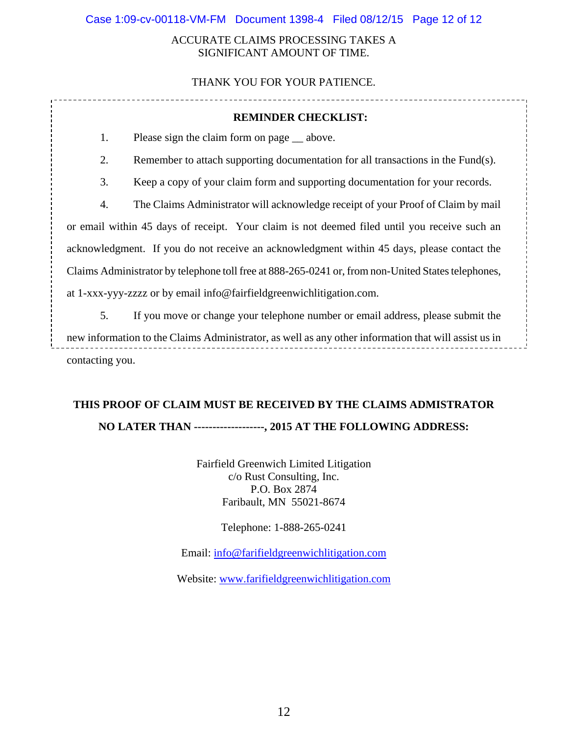ACCURATE CLAIMS PROCESSING TAKES A SIGNIFICANT AMOUNT OF TIME.

THANK YOU FOR YOUR PATIENCE.

**REMINDER CHECKLIST:**

1. Please sign the claim form on page __ above.
2. Remember to attach supporting documentation for all transactions in the Fund(s).
3. Keep a copy of your claim form and supporting documentation for your records.
4. The Claims Administrator will acknowledge receipt of your Proof of Claim by mail or email within 45 days of receipt. Your claim is not deemed filed until you receive such an acknowledgment. If you do not receive an acknowledgment within 45 days, please contact the Claims Administrator by telephone toll free at 888-265-0241 or, from non-United States telephones, at 1-xxx-yyy-zzzz or by email info@fairfieldgreenwichlitigation.com.
5. If you move or change your telephone number or email address, please submit the new information to the Claims Administrator, as well as any other information that will assist us in contacting you.

**THIS PROOF OF CLAIM MUST BE RECEIVED BY THE CLAIMS ADMISTRATOR NO LATER THAN -------------------, 2015 AT THE FOLLOWING ADDRESS:**

Fairfield Greenwich Limited Litigation
c/o Rust Consulting, Inc.
P.O. Box 2874
Faribault, MN 55021-8674

Telephone: 1-888-265-0241

Email: info@farifieldgreenwichlitigation.com

Website: www.farifieldgreenwichlitigation.com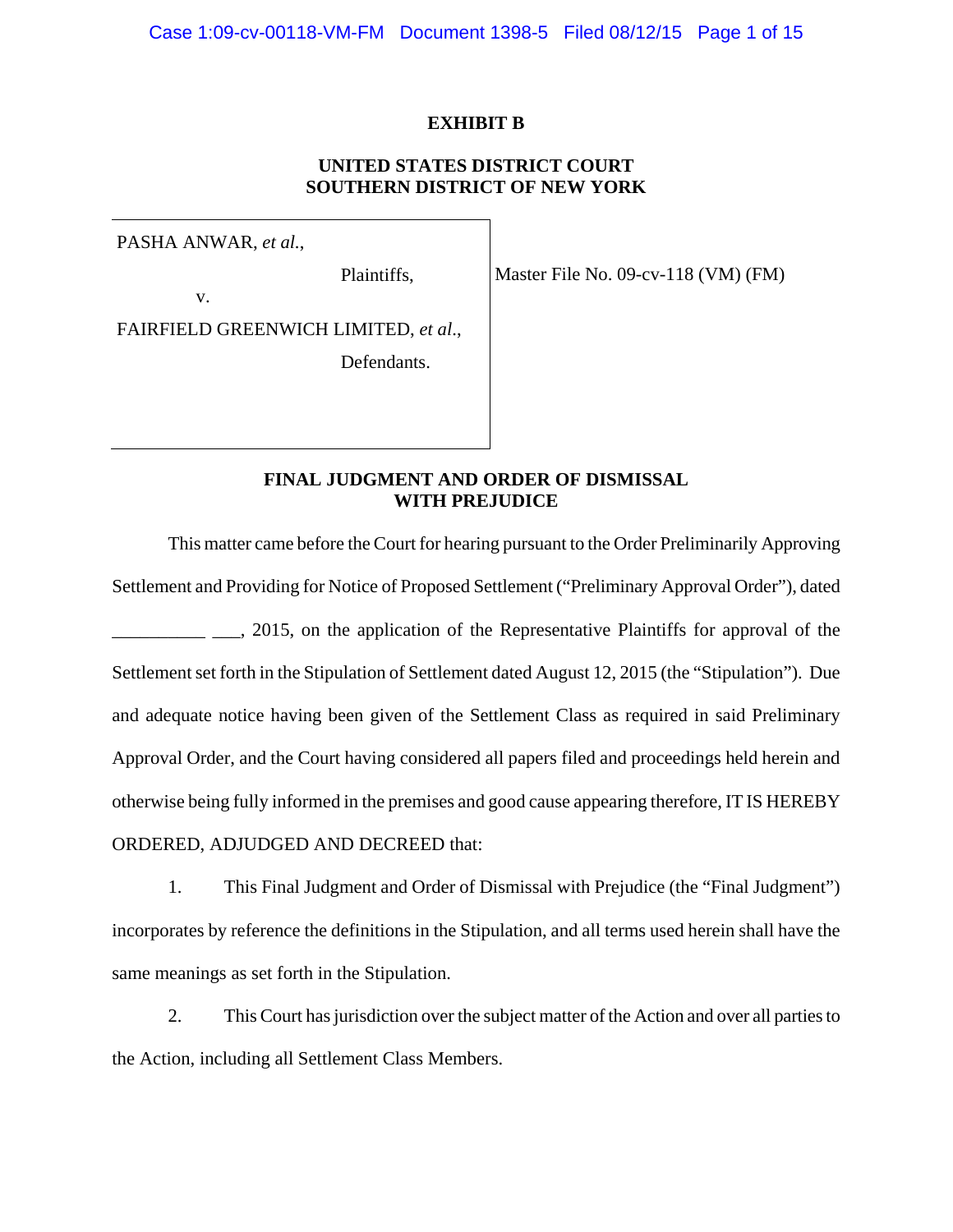**EXHIBIT B**

**UNITED STATES DISTRICT COURT**
**SOUTHERN DISTRICT OF NEW YORK**

| | |
|---|---|
| PASHA ANWAR, *et al.*,<br><br>Plaintiffs,<br><br>v.<br><br>FAIRFIELD GREENWICH LIMITED, *et al.*,<br><br>Defendants. | Master File No. 09-cv-118 (VM) (FM) |

**FINAL JUDGMENT AND ORDER OF DISMISSAL**
**WITH PREJUDICE**

This matter came before the Court for hearing pursuant to the Order Preliminarily Approving Settlement and Providing for Notice of Proposed Settlement ("Preliminary Approval Order"), dated __________ ___, 2015, on the application of the Representative Plaintiffs for approval of the Settlement set forth in the Stipulation of Settlement dated August 12, 2015 (the "Stipulation"). Due and adequate notice having been given of the Settlement Class as required in said Preliminary Approval Order, and the Court having considered all papers filed and proceedings held herein and otherwise being fully informed in the premises and good cause appearing therefore, IT IS HEREBY ORDERED, ADJUDGED AND DECREED that:

1. This Final Judgment and Order of Dismissal with Prejudice (the "Final Judgment") incorporates by reference the definitions in the Stipulation, and all terms used herein shall have the same meanings as set forth in the Stipulation.

2. This Court has jurisdiction over the subject matter of the Action and over all parties to the Action, including all Settlement Class Members.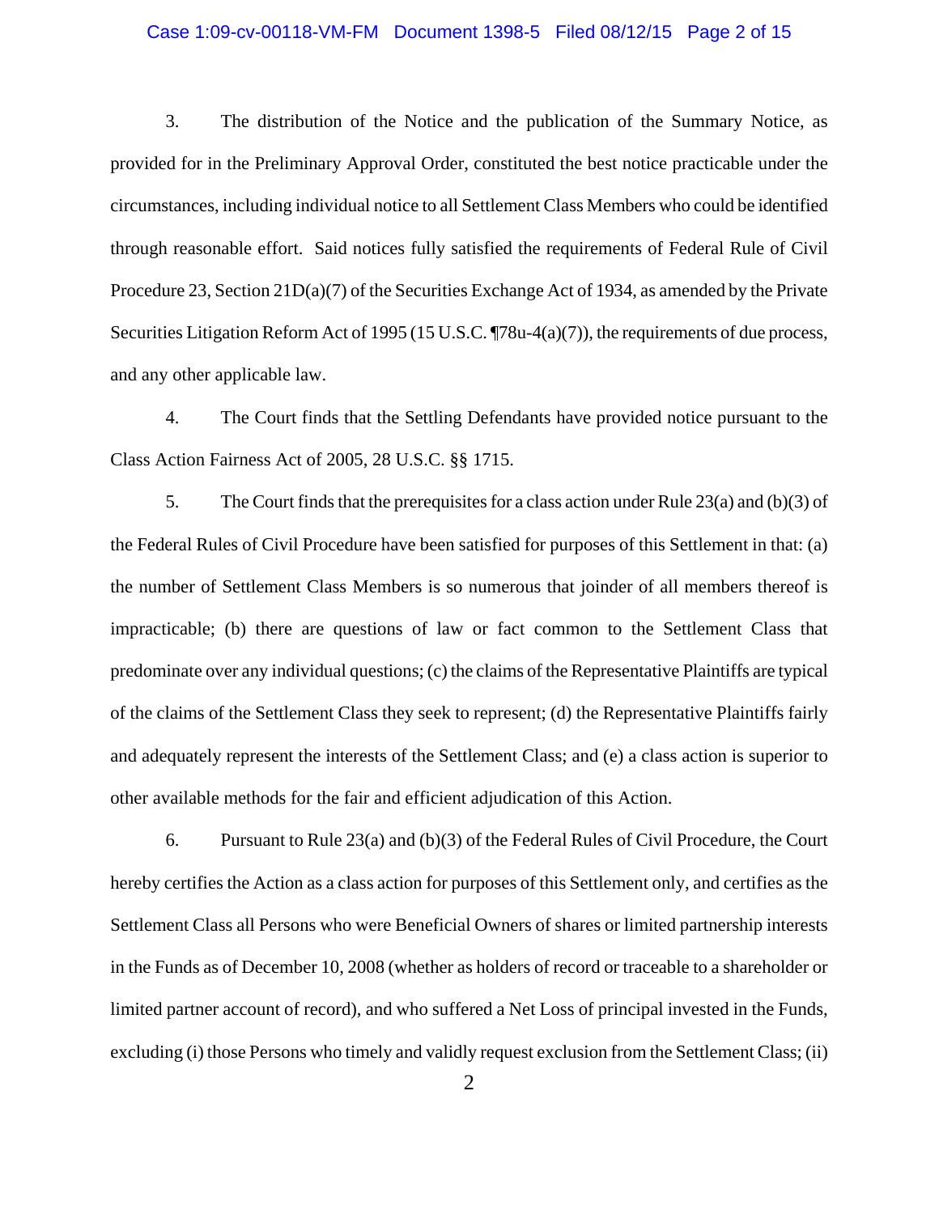3. The distribution of the Notice and the publication of the Summary Notice, as provided for in the Preliminary Approval Order, constituted the best notice practicable under the circumstances, including individual notice to all Settlement Class Members who could be identified through reasonable effort. Said notices fully satisfied the requirements of Federal Rule of Civil Procedure 23, Section 21D(a)(7) of the Securities Exchange Act of 1934, as amended by the Private Securities Litigation Reform Act of 1995 (15 U.S.C. ¶78u-4(a)(7)), the requirements of due process, and any other applicable law.

4. The Court finds that the Settling Defendants have provided notice pursuant to the Class Action Fairness Act of 2005, 28 U.S.C. §§ 1715.

5. The Court finds that the prerequisites for a class action under Rule 23(a) and (b)(3) of the Federal Rules of Civil Procedure have been satisfied for purposes of this Settlement in that: (a) the number of Settlement Class Members is so numerous that joinder of all members thereof is impracticable; (b) there are questions of law or fact common to the Settlement Class that predominate over any individual questions; (c) the claims of the Representative Plaintiffs are typical of the claims of the Settlement Class they seek to represent; (d) the Representative Plaintiffs fairly and adequately represent the interests of the Settlement Class; and (e) a class action is superior to other available methods for the fair and efficient adjudication of this Action.

6. Pursuant to Rule 23(a) and (b)(3) of the Federal Rules of Civil Procedure, the Court hereby certifies the Action as a class action for purposes of this Settlement only, and certifies as the Settlement Class all Persons who were Beneficial Owners of shares or limited partnership interests in the Funds as of December 10, 2008 (whether as holders of record or traceable to a shareholder or limited partner account of record), and who suffered a Net Loss of principal invested in the Funds, excluding (i) those Persons who timely and validly request exclusion from the Settlement Class; (ii)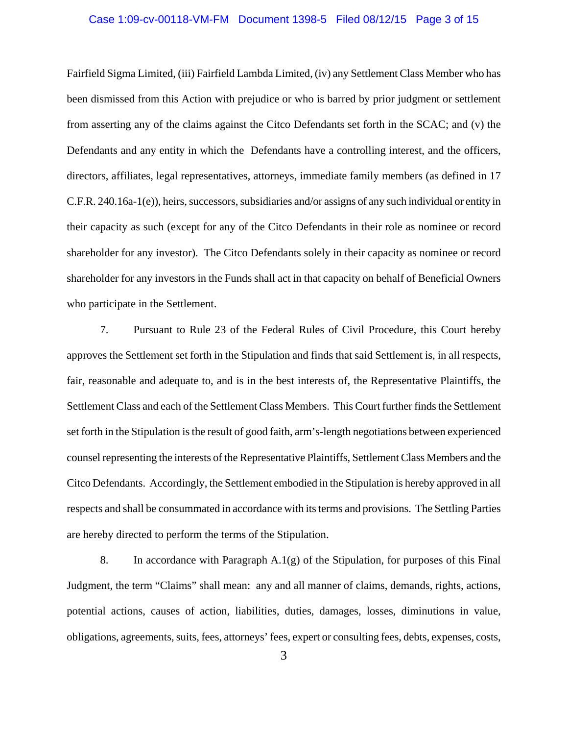Fairfield Sigma Limited, (iii) Fairfield Lambda Limited, (iv) any Settlement Class Member who has been dismissed from this Action with prejudice or who is barred by prior judgment or settlement from asserting any of the claims against the Citco Defendants set forth in the SCAC; and (v) the Defendants and any entity in which the Defendants have a controlling interest, and the officers, directors, affiliates, legal representatives, attorneys, immediate family members (as defined in 17 C.F.R. 240.16a-1(e)), heirs, successors, subsidiaries and/or assigns of any such individual or entity in their capacity as such (except for any of the Citco Defendants in their role as nominee or record shareholder for any investor). The Citco Defendants solely in their capacity as nominee or record shareholder for any investors in the Funds shall act in that capacity on behalf of Beneficial Owners who participate in the Settlement.

7. Pursuant to Rule 23 of the Federal Rules of Civil Procedure, this Court hereby approves the Settlement set forth in the Stipulation and finds that said Settlement is, in all respects, fair, reasonable and adequate to, and is in the best interests of, the Representative Plaintiffs, the Settlement Class and each of the Settlement Class Members. This Court further finds the Settlement set forth in the Stipulation is the result of good faith, arm's-length negotiations between experienced counsel representing the interests of the Representative Plaintiffs, Settlement Class Members and the Citco Defendants. Accordingly, the Settlement embodied in the Stipulation is hereby approved in all respects and shall be consummated in accordance with its terms and provisions. The Settling Parties are hereby directed to perform the terms of the Stipulation.

8. In accordance with Paragraph A.1(g) of the Stipulation, for purposes of this Final Judgment, the term "Claims" shall mean: any and all manner of claims, demands, rights, actions, potential actions, causes of action, liabilities, duties, damages, losses, diminutions in value, obligations, agreements, suits, fees, attorneys' fees, expert or consulting fees, debts, expenses, costs,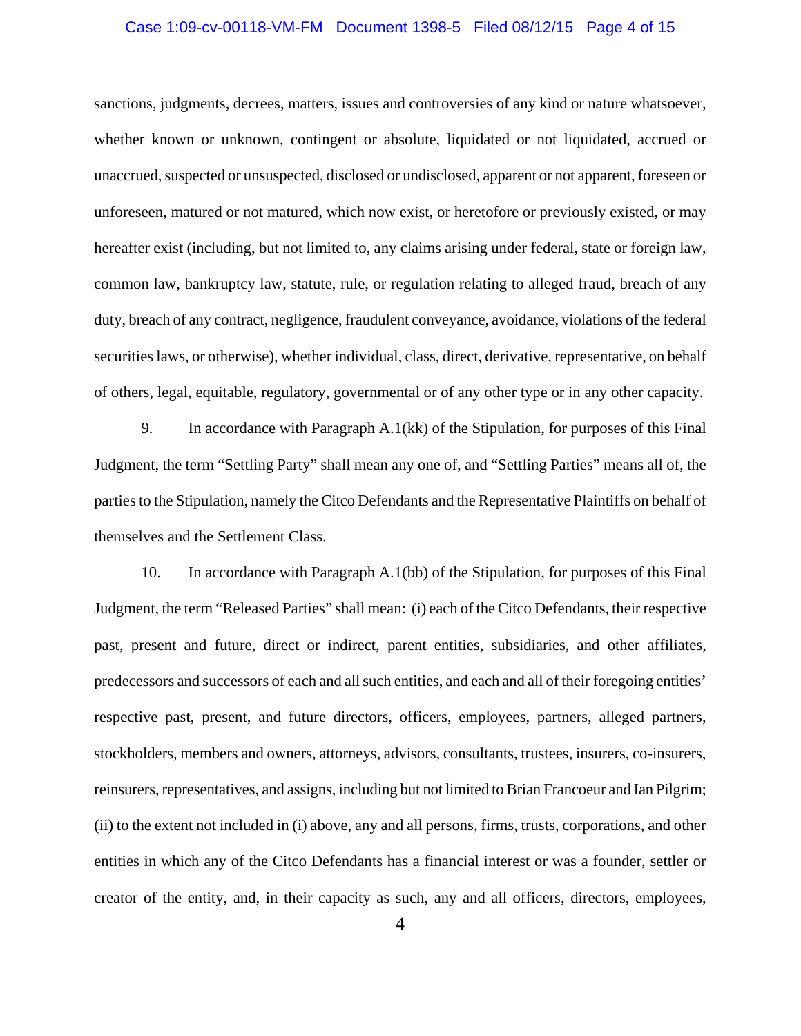sanctions, judgments, decrees, matters, issues and controversies of any kind or nature whatsoever, whether known or unknown, contingent or absolute, liquidated or not liquidated, accrued or unaccrued, suspected or unsuspected, disclosed or undisclosed, apparent or not apparent, foreseen or unforeseen, matured or not matured, which now exist, or heretofore or previously existed, or may hereafter exist (including, but not limited to, any claims arising under federal, state or foreign law, common law, bankruptcy law, statute, rule, or regulation relating to alleged fraud, breach of any duty, breach of any contract, negligence, fraudulent conveyance, avoidance, violations of the federal securities laws, or otherwise), whether individual, class, direct, derivative, representative, on behalf of others, legal, equitable, regulatory, governmental or of any other type or in any other capacity.

9. In accordance with Paragraph A.1(kk) of the Stipulation, for purposes of this Final Judgment, the term "Settling Party" shall mean any one of, and "Settling Parties" means all of, the parties to the Stipulation, namely the Citco Defendants and the Representative Plaintiffs on behalf of themselves and the Settlement Class.

10. In accordance with Paragraph A.1(bb) of the Stipulation, for purposes of this Final Judgment, the term "Released Parties" shall mean: (i) each of the Citco Defendants, their respective past, present and future, direct or indirect, parent entities, subsidiaries, and other affiliates, predecessors and successors of each and all such entities, and each and all of their foregoing entities' respective past, present, and future directors, officers, employees, partners, alleged partners, stockholders, members and owners, attorneys, advisors, consultants, trustees, insurers, co-insurers, reinsurers, representatives, and assigns, including but not limited to Brian Francoeur and Ian Pilgrim; (ii) to the extent not included in (i) above, any and all persons, firms, trusts, corporations, and other entities in which any of the Citco Defendants has a financial interest or was a founder, settler or creator of the entity, and, in their capacity as such, any and all officers, directors, employees,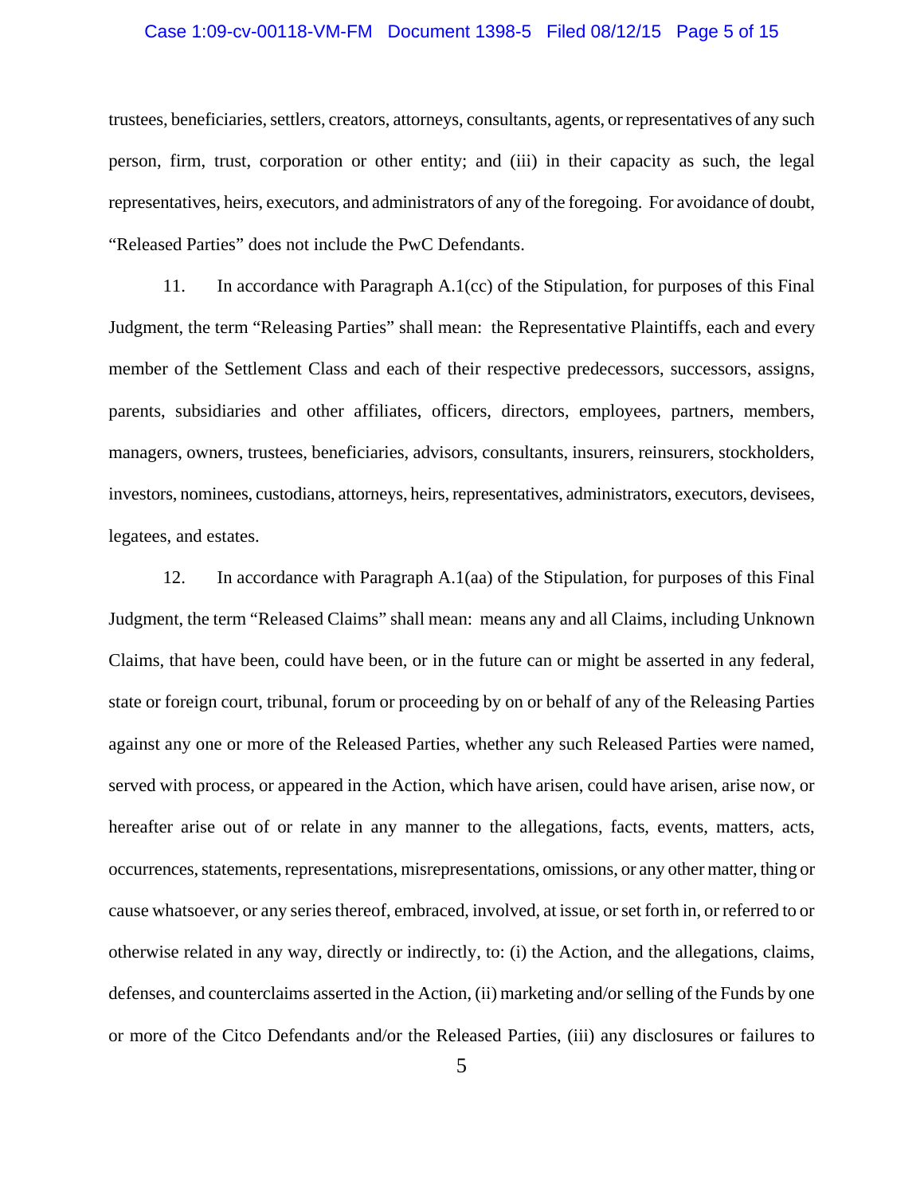trustees, beneficiaries, settlers, creators, attorneys, consultants, agents, or representatives of any such person, firm, trust, corporation or other entity; and (iii) in their capacity as such, the legal representatives, heirs, executors, and administrators of any of the foregoing. For avoidance of doubt, "Released Parties" does not include the PwC Defendants.

11. In accordance with Paragraph A.1(cc) of the Stipulation, for purposes of this Final Judgment, the term "Releasing Parties" shall mean: the Representative Plaintiffs, each and every member of the Settlement Class and each of their respective predecessors, successors, assigns, parents, subsidiaries and other affiliates, officers, directors, employees, partners, members, managers, owners, trustees, beneficiaries, advisors, consultants, insurers, reinsurers, stockholders, investors, nominees, custodians, attorneys, heirs, representatives, administrators, executors, devisees, legatees, and estates.

12. In accordance with Paragraph A.1(aa) of the Stipulation, for purposes of this Final Judgment, the term "Released Claims" shall mean: means any and all Claims, including Unknown Claims, that have been, could have been, or in the future can or might be asserted in any federal, state or foreign court, tribunal, forum or proceeding by on or behalf of any of the Releasing Parties against any one or more of the Released Parties, whether any such Released Parties were named, served with process, or appeared in the Action, which have arisen, could have arisen, arise now, or hereafter arise out of or relate in any manner to the allegations, facts, events, matters, acts, occurrences, statements, representations, misrepresentations, omissions, or any other matter, thing or cause whatsoever, or any series thereof, embraced, involved, at issue, or set forth in, or referred to or otherwise related in any way, directly or indirectly, to: (i) the Action, and the allegations, claims, defenses, and counterclaims asserted in the Action, (ii) marketing and/or selling of the Funds by one or more of the Citco Defendants and/or the Released Parties, (iii) any disclosures or failures to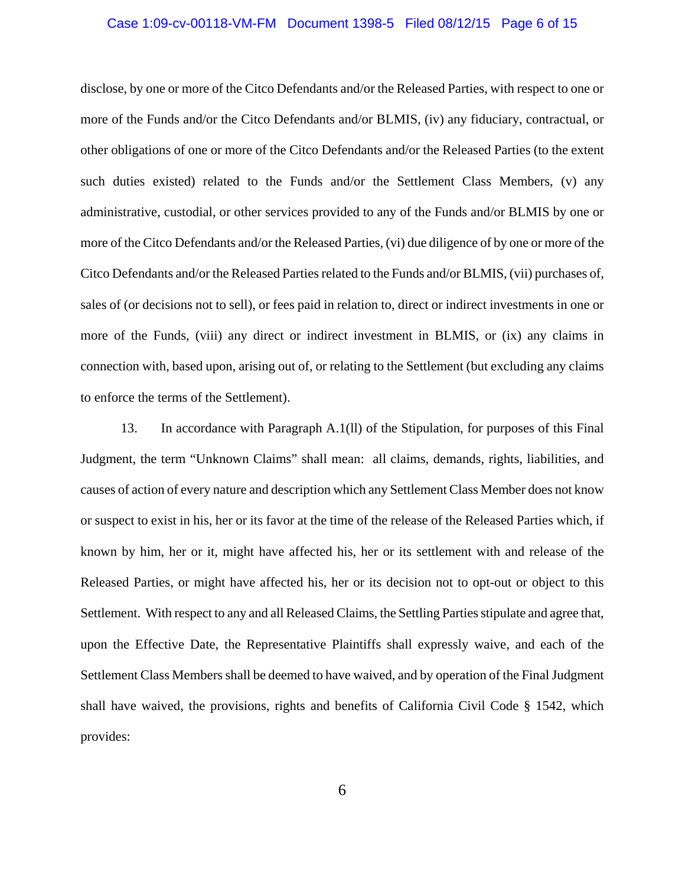disclose, by one or more of the Citco Defendants and/or the Released Parties, with respect to one or more of the Funds and/or the Citco Defendants and/or BLMIS, (iv) any fiduciary, contractual, or other obligations of one or more of the Citco Defendants and/or the Released Parties (to the extent such duties existed) related to the Funds and/or the Settlement Class Members, (v) any administrative, custodial, or other services provided to any of the Funds and/or BLMIS by one or more of the Citco Defendants and/or the Released Parties, (vi) due diligence of by one or more of the Citco Defendants and/or the Released Parties related to the Funds and/or BLMIS, (vii) purchases of, sales of (or decisions not to sell), or fees paid in relation to, direct or indirect investments in one or more of the Funds, (viii) any direct or indirect investment in BLMIS, or (ix) any claims in connection with, based upon, arising out of, or relating to the Settlement (but excluding any claims to enforce the terms of the Settlement).

13. In accordance with Paragraph A.1(ll) of the Stipulation, for purposes of this Final Judgment, the term "Unknown Claims" shall mean: all claims, demands, rights, liabilities, and causes of action of every nature and description which any Settlement Class Member does not know or suspect to exist in his, her or its favor at the time of the release of the Released Parties which, if known by him, her or it, might have affected his, her or its settlement with and release of the Released Parties, or might have affected his, her or its decision not to opt-out or object to this Settlement. With respect to any and all Released Claims, the Settling Parties stipulate and agree that, upon the Effective Date, the Representative Plaintiffs shall expressly waive, and each of the Settlement Class Members shall be deemed to have waived, and by operation of the Final Judgment shall have waived, the provisions, rights and benefits of California Civil Code § 1542, which provides: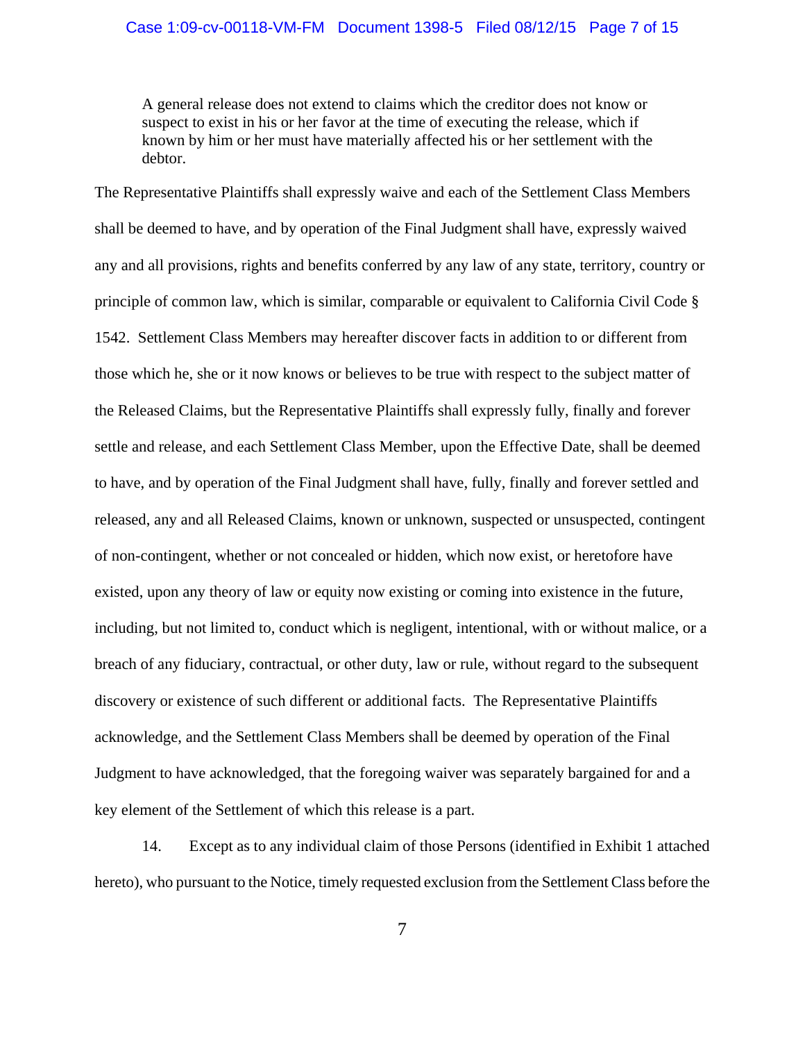> A general release does not extend to claims which the creditor does not know or suspect to exist in his or her favor at the time of executing the release, which if known by him or her must have materially affected his or her settlement with the debtor.

The Representative Plaintiffs shall expressly waive and each of the Settlement Class Members shall be deemed to have, and by operation of the Final Judgment shall have, expressly waived any and all provisions, rights and benefits conferred by any law of any state, territory, country or principle of common law, which is similar, comparable or equivalent to California Civil Code § 1542. Settlement Class Members may hereafter discover facts in addition to or different from those which he, she or it now knows or believes to be true with respect to the subject matter of the Released Claims, but the Representative Plaintiffs shall expressly fully, finally and forever settle and release, and each Settlement Class Member, upon the Effective Date, shall be deemed to have, and by operation of the Final Judgment shall have, fully, finally and forever settled and released, any and all Released Claims, known or unknown, suspected or unsuspected, contingent of non-contingent, whether or not concealed or hidden, which now exist, or heretofore have existed, upon any theory of law or equity now existing or coming into existence in the future, including, but not limited to, conduct which is negligent, intentional, with or without malice, or a breach of any fiduciary, contractual, or other duty, law or rule, without regard to the subsequent discovery or existence of such different or additional facts. The Representative Plaintiffs acknowledge, and the Settlement Class Members shall be deemed by operation of the Final Judgment to have acknowledged, that the foregoing waiver was separately bargained for and a key element of the Settlement of which this release is a part.

14. Except as to any individual claim of those Persons (identified in Exhibit 1 attached hereto), who pursuant to the Notice, timely requested exclusion from the Settlement Class before the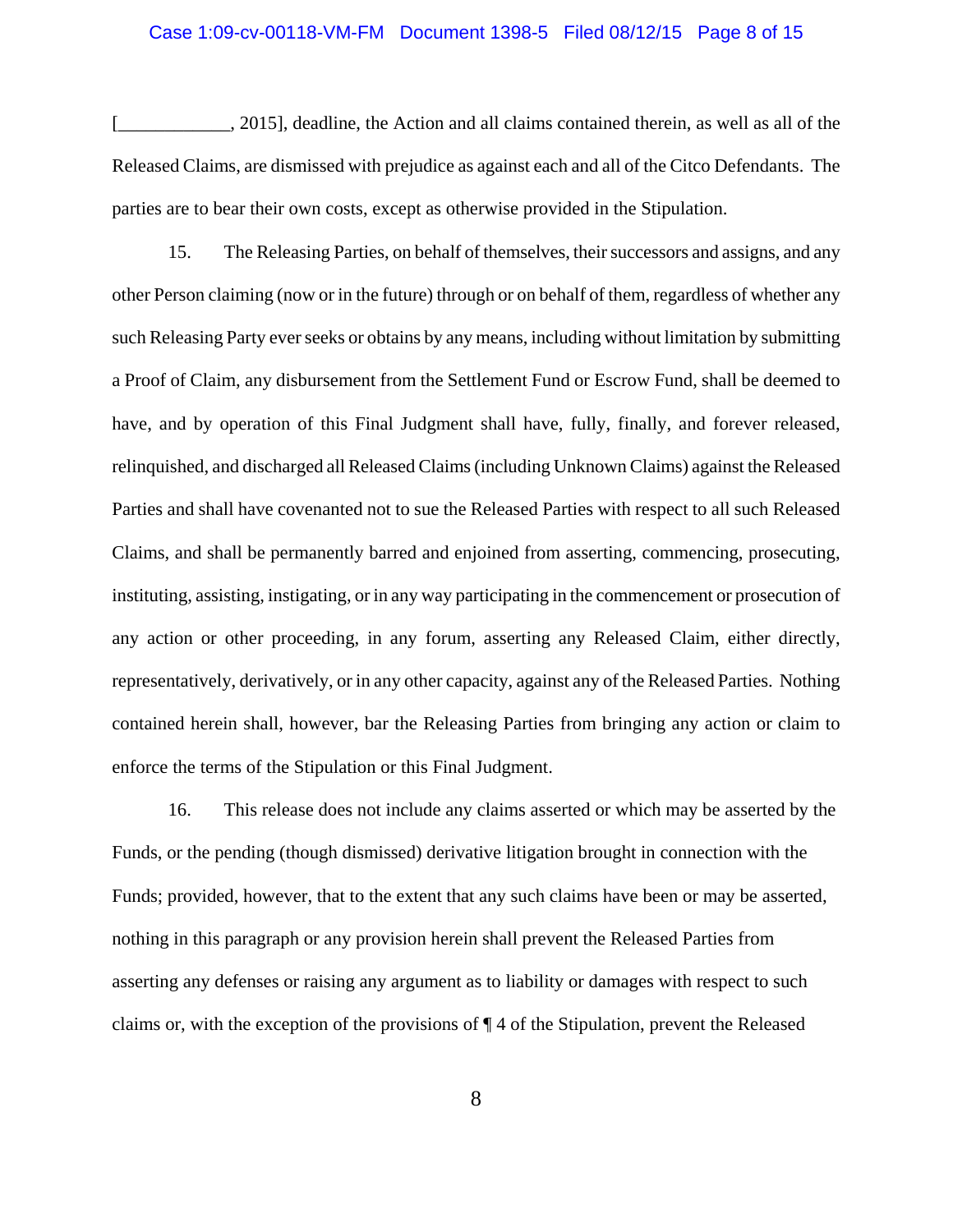[____________, 2015], deadline, the Action and all claims contained therein, as well as all of the Released Claims, are dismissed with prejudice as against each and all of the Citco Defendants. The parties are to bear their own costs, except as otherwise provided in the Stipulation.

15. The Releasing Parties, on behalf of themselves, their successors and assigns, and any other Person claiming (now or in the future) through or on behalf of them, regardless of whether any such Releasing Party ever seeks or obtains by any means, including without limitation by submitting a Proof of Claim, any disbursement from the Settlement Fund or Escrow Fund, shall be deemed to have, and by operation of this Final Judgment shall have, fully, finally, and forever released, relinquished, and discharged all Released Claims (including Unknown Claims) against the Released Parties and shall have covenanted not to sue the Released Parties with respect to all such Released Claims, and shall be permanently barred and enjoined from asserting, commencing, prosecuting, instituting, assisting, instigating, or in any way participating in the commencement or prosecution of any action or other proceeding, in any forum, asserting any Released Claim, either directly, representatively, derivatively, or in any other capacity, against any of the Released Parties. Nothing contained herein shall, however, bar the Releasing Parties from bringing any action or claim to enforce the terms of the Stipulation or this Final Judgment.

16. This release does not include any claims asserted or which may be asserted by the Funds, or the pending (though dismissed) derivative litigation brought in connection with the Funds; provided, however, that to the extent that any such claims have been or may be asserted, nothing in this paragraph or any provision herein shall prevent the Released Parties from asserting any defenses or raising any argument as to liability or damages with respect to such claims or, with the exception of the provisions of ¶ 4 of the Stipulation, prevent the Released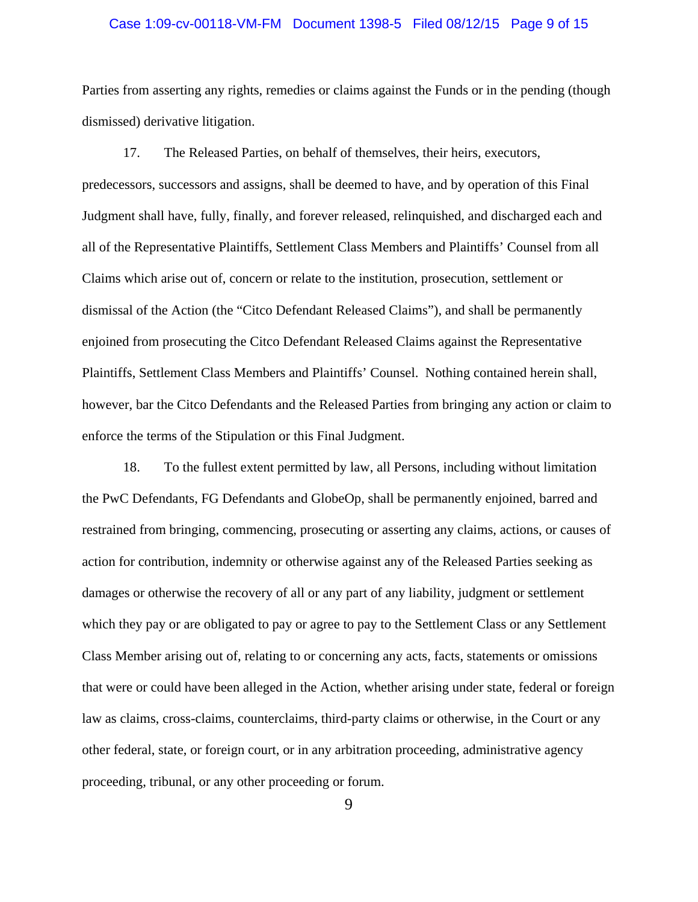Parties from asserting any rights, remedies or claims against the Funds or in the pending (though dismissed) derivative litigation.

17. The Released Parties, on behalf of themselves, their heirs, executors, predecessors, successors and assigns, shall be deemed to have, and by operation of this Final Judgment shall have, fully, finally, and forever released, relinquished, and discharged each and all of the Representative Plaintiffs, Settlement Class Members and Plaintiffs' Counsel from all Claims which arise out of, concern or relate to the institution, prosecution, settlement or dismissal of the Action (the "Citco Defendant Released Claims"), and shall be permanently enjoined from prosecuting the Citco Defendant Released Claims against the Representative Plaintiffs, Settlement Class Members and Plaintiffs' Counsel. Nothing contained herein shall, however, bar the Citco Defendants and the Released Parties from bringing any action or claim to enforce the terms of the Stipulation or this Final Judgment.

18. To the fullest extent permitted by law, all Persons, including without limitation the PwC Defendants, FG Defendants and GlobeOp, shall be permanently enjoined, barred and restrained from bringing, commencing, prosecuting or asserting any claims, actions, or causes of action for contribution, indemnity or otherwise against any of the Released Parties seeking as damages or otherwise the recovery of all or any part of any liability, judgment or settlement which they pay or are obligated to pay or agree to pay to the Settlement Class or any Settlement Class Member arising out of, relating to or concerning any acts, facts, statements or omissions that were or could have been alleged in the Action, whether arising under state, federal or foreign law as claims, cross-claims, counterclaims, third-party claims or otherwise, in the Court or any other federal, state, or foreign court, or in any arbitration proceeding, administrative agency proceeding, tribunal, or any other proceeding or forum.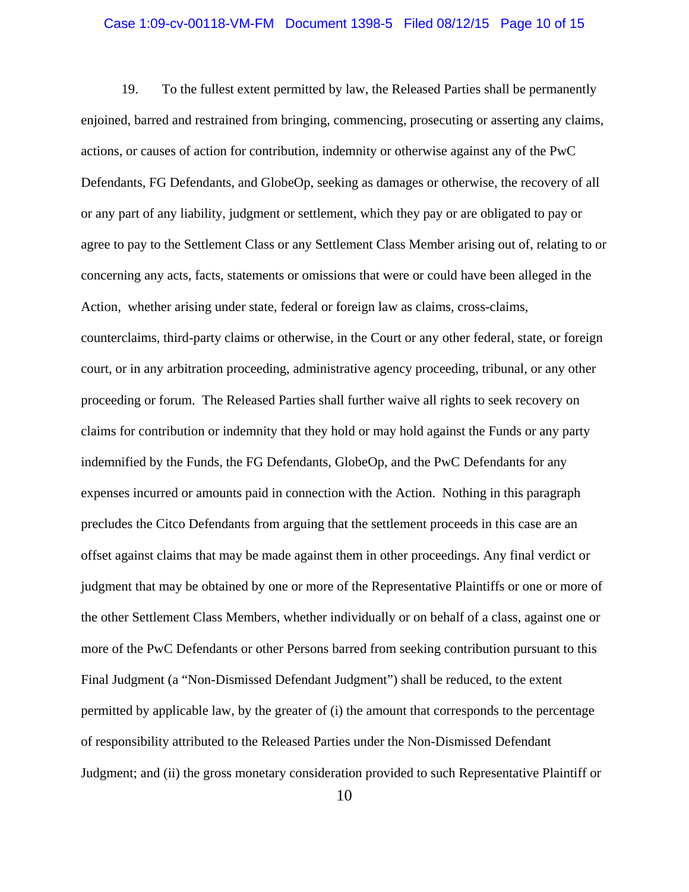19. To the fullest extent permitted by law, the Released Parties shall be permanently enjoined, barred and restrained from bringing, commencing, prosecuting or asserting any claims, actions, or causes of action for contribution, indemnity or otherwise against any of the PwC Defendants, FG Defendants, and GlobeOp, seeking as damages or otherwise, the recovery of all or any part of any liability, judgment or settlement, which they pay or are obligated to pay or agree to pay to the Settlement Class or any Settlement Class Member arising out of, relating to or concerning any acts, facts, statements or omissions that were or could have been alleged in the Action, whether arising under state, federal or foreign law as claims, cross-claims, counterclaims, third-party claims or otherwise, in the Court or any other federal, state, or foreign court, or in any arbitration proceeding, administrative agency proceeding, tribunal, or any other proceeding or forum. The Released Parties shall further waive all rights to seek recovery on claims for contribution or indemnity that they hold or may hold against the Funds or any party indemnified by the Funds, the FG Defendants, GlobeOp, and the PwC Defendants for any expenses incurred or amounts paid in connection with the Action. Nothing in this paragraph precludes the Citco Defendants from arguing that the settlement proceeds in this case are an offset against claims that may be made against them in other proceedings. Any final verdict or judgment that may be obtained by one or more of the Representative Plaintiffs or one or more of the other Settlement Class Members, whether individually or on behalf of a class, against one or more of the PwC Defendants or other Persons barred from seeking contribution pursuant to this Final Judgment (a "Non-Dismissed Defendant Judgment") shall be reduced, to the extent permitted by applicable law, by the greater of (i) the amount that corresponds to the percentage of responsibility attributed to the Released Parties under the Non-Dismissed Defendant Judgment; and (ii) the gross monetary consideration provided to such Representative Plaintiff or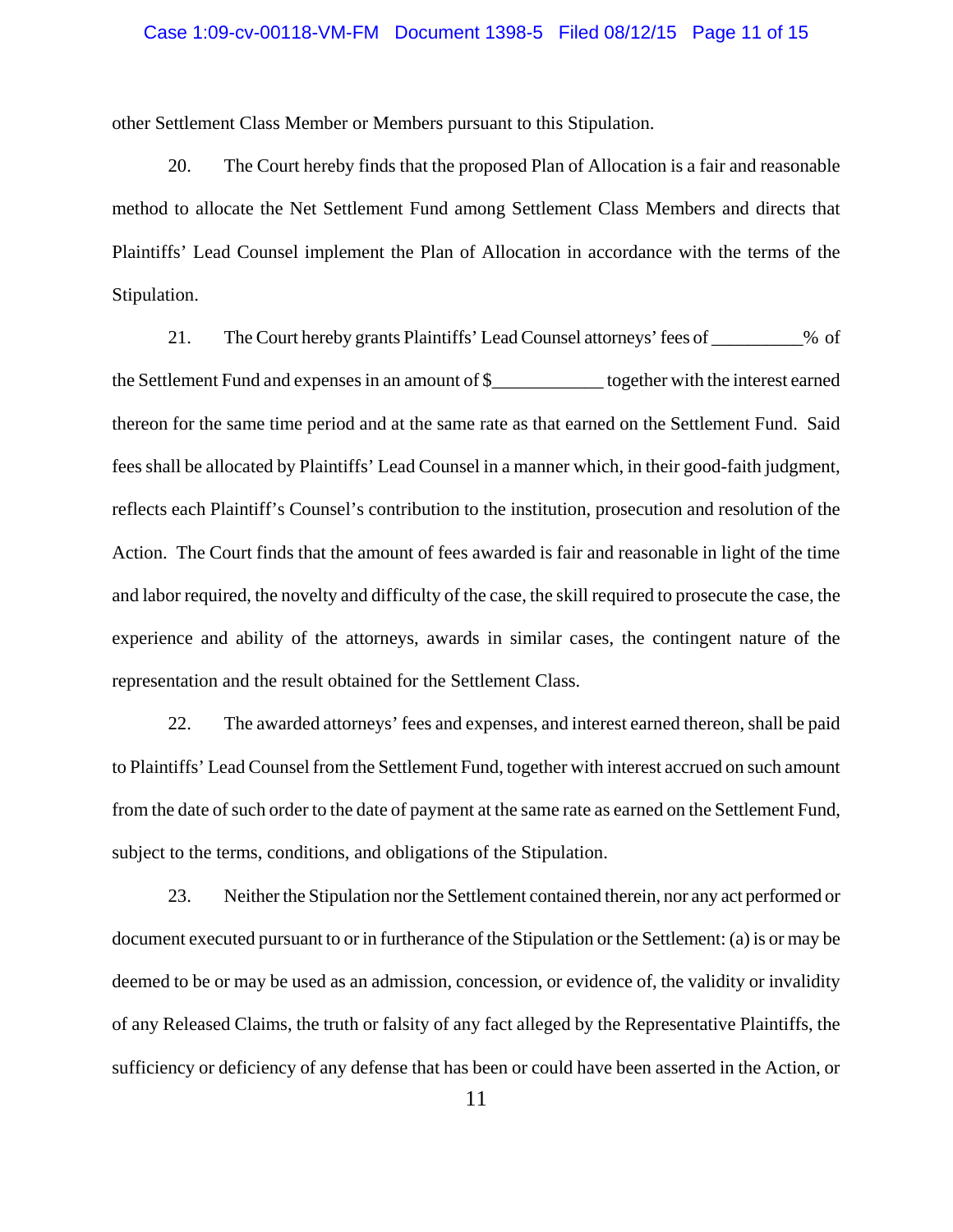other Settlement Class Member or Members pursuant to this Stipulation.

20. The Court hereby finds that the proposed Plan of Allocation is a fair and reasonable method to allocate the Net Settlement Fund among Settlement Class Members and directs that Plaintiffs' Lead Counsel implement the Plan of Allocation in accordance with the terms of the Stipulation.

21. The Court hereby grants Plaintiffs' Lead Counsel attorneys' fees of __________% of the Settlement Fund and expenses in an amount of $____________ together with the interest earned thereon for the same time period and at the same rate as that earned on the Settlement Fund. Said fees shall be allocated by Plaintiffs' Lead Counsel in a manner which, in their good-faith judgment, reflects each Plaintiff's Counsel's contribution to the institution, prosecution and resolution of the Action. The Court finds that the amount of fees awarded is fair and reasonable in light of the time and labor required, the novelty and difficulty of the case, the skill required to prosecute the case, the experience and ability of the attorneys, awards in similar cases, the contingent nature of the representation and the result obtained for the Settlement Class.

22. The awarded attorneys' fees and expenses, and interest earned thereon, shall be paid to Plaintiffs' Lead Counsel from the Settlement Fund, together with interest accrued on such amount from the date of such order to the date of payment at the same rate as earned on the Settlement Fund, subject to the terms, conditions, and obligations of the Stipulation.

23. Neither the Stipulation nor the Settlement contained therein, nor any act performed or document executed pursuant to or in furtherance of the Stipulation or the Settlement: (a) is or may be deemed to be or may be used as an admission, concession, or evidence of, the validity or invalidity of any Released Claims, the truth or falsity of any fact alleged by the Representative Plaintiffs, the sufficiency or deficiency of any defense that has been or could have been asserted in the Action, or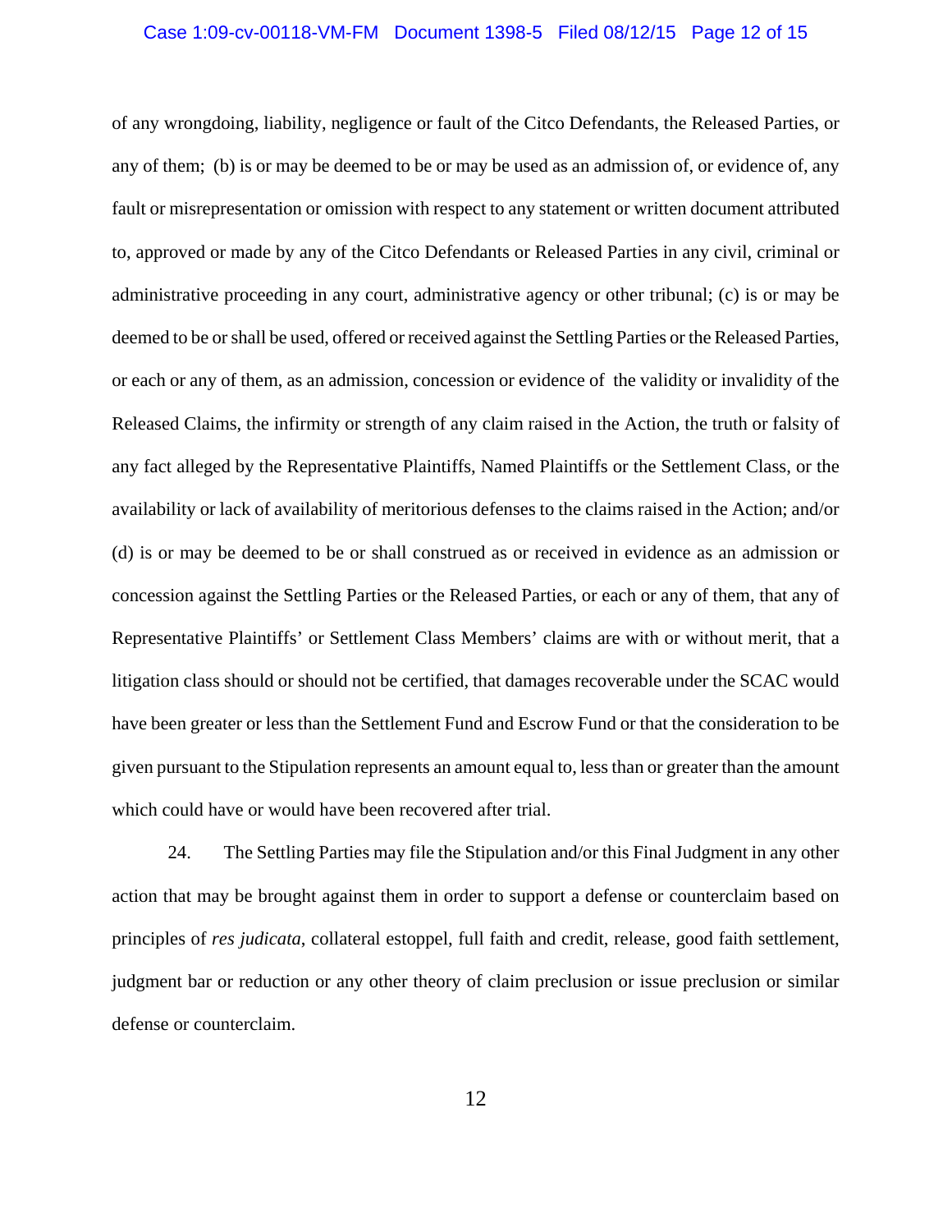of any wrongdoing, liability, negligence or fault of the Citco Defendants, the Released Parties, or any of them; (b) is or may be deemed to be or may be used as an admission of, or evidence of, any fault or misrepresentation or omission with respect to any statement or written document attributed to, approved or made by any of the Citco Defendants or Released Parties in any civil, criminal or administrative proceeding in any court, administrative agency or other tribunal; (c) is or may be deemed to be or shall be used, offered or received against the Settling Parties or the Released Parties, or each or any of them, as an admission, concession or evidence of the validity or invalidity of the Released Claims, the infirmity or strength of any claim raised in the Action, the truth or falsity of any fact alleged by the Representative Plaintiffs, Named Plaintiffs or the Settlement Class, or the availability or lack of availability of meritorious defenses to the claims raised in the Action; and/or (d) is or may be deemed to be or shall construed as or received in evidence as an admission or concession against the Settling Parties or the Released Parties, or each or any of them, that any of Representative Plaintiffs' or Settlement Class Members' claims are with or without merit, that a litigation class should or should not be certified, that damages recoverable under the SCAC would have been greater or less than the Settlement Fund and Escrow Fund or that the consideration to be given pursuant to the Stipulation represents an amount equal to, less than or greater than the amount which could have or would have been recovered after trial.

24. The Settling Parties may file the Stipulation and/or this Final Judgment in any other action that may be brought against them in order to support a defense or counterclaim based on principles of *res judicata*, collateral estoppel, full faith and credit, release, good faith settlement, judgment bar or reduction or any other theory of claim preclusion or issue preclusion or similar defense or counterclaim.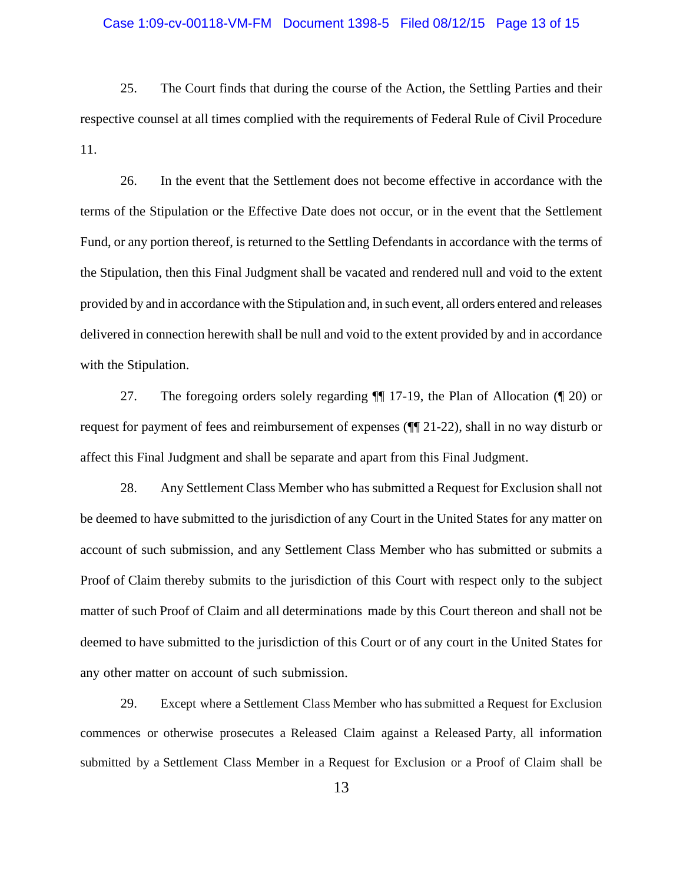25. The Court finds that during the course of the Action, the Settling Parties and their respective counsel at all times complied with the requirements of Federal Rule of Civil Procedure 11.

26. In the event that the Settlement does not become effective in accordance with the terms of the Stipulation or the Effective Date does not occur, or in the event that the Settlement Fund, or any portion thereof, is returned to the Settling Defendants in accordance with the terms of the Stipulation, then this Final Judgment shall be vacated and rendered null and void to the extent provided by and in accordance with the Stipulation and, in such event, all orders entered and releases delivered in connection herewith shall be null and void to the extent provided by and in accordance with the Stipulation.

27. The foregoing orders solely regarding ¶¶ 17-19, the Plan of Allocation (¶ 20) or request for payment of fees and reimbursement of expenses (¶¶ 21-22), shall in no way disturb or affect this Final Judgment and shall be separate and apart from this Final Judgment.

28. Any Settlement Class Member who has submitted a Request for Exclusion shall not be deemed to have submitted to the jurisdiction of any Court in the United States for any matter on account of such submission, and any Settlement Class Member who has submitted or submits a Proof of Claim thereby submits to the jurisdiction of this Court with respect only to the subject matter of such Proof of Claim and all determinations made by this Court thereon and shall not be deemed to have submitted to the jurisdiction of this Court or of any court in the United States for any other matter on account of such submission.

29. Except where a Settlement Class Member who has submitted a Request for Exclusion commences or otherwise prosecutes a Released Claim against a Released Party, all information submitted by a Settlement Class Member in a Request for Exclusion or a Proof of Claim shall be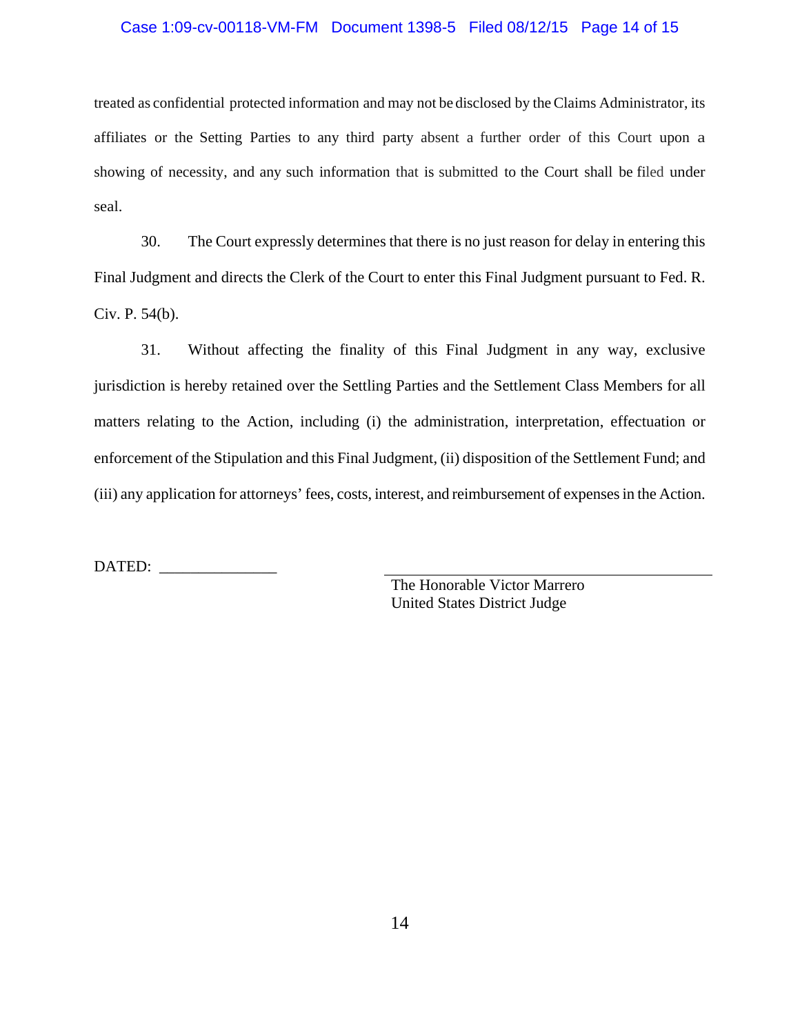treated as confidential protected information and may not be disclosed by the Claims Administrator, its affiliates or the Setting Parties to any third party absent a further order of this Court upon a showing of necessity, and any such information that is submitted to the Court shall be filed under seal.

30. The Court expressly determines that there is no just reason for delay in entering this Final Judgment and directs the Clerk of the Court to enter this Final Judgment pursuant to Fed. R. Civ. P. 54(b).

31. Without affecting the finality of this Final Judgment in any way, exclusive jurisdiction is hereby retained over the Settling Parties and the Settlement Class Members for all matters relating to the Action, including (i) the administration, interpretation, effectuation or enforcement of the Stipulation and this Final Judgment, (ii) disposition of the Settlement Fund; and (iii) any application for attorneys' fees, costs, interest, and reimbursement of expenses in the Action.

DATED: _______________

_______________________________________
The Honorable Victor Marrero
United States District Judge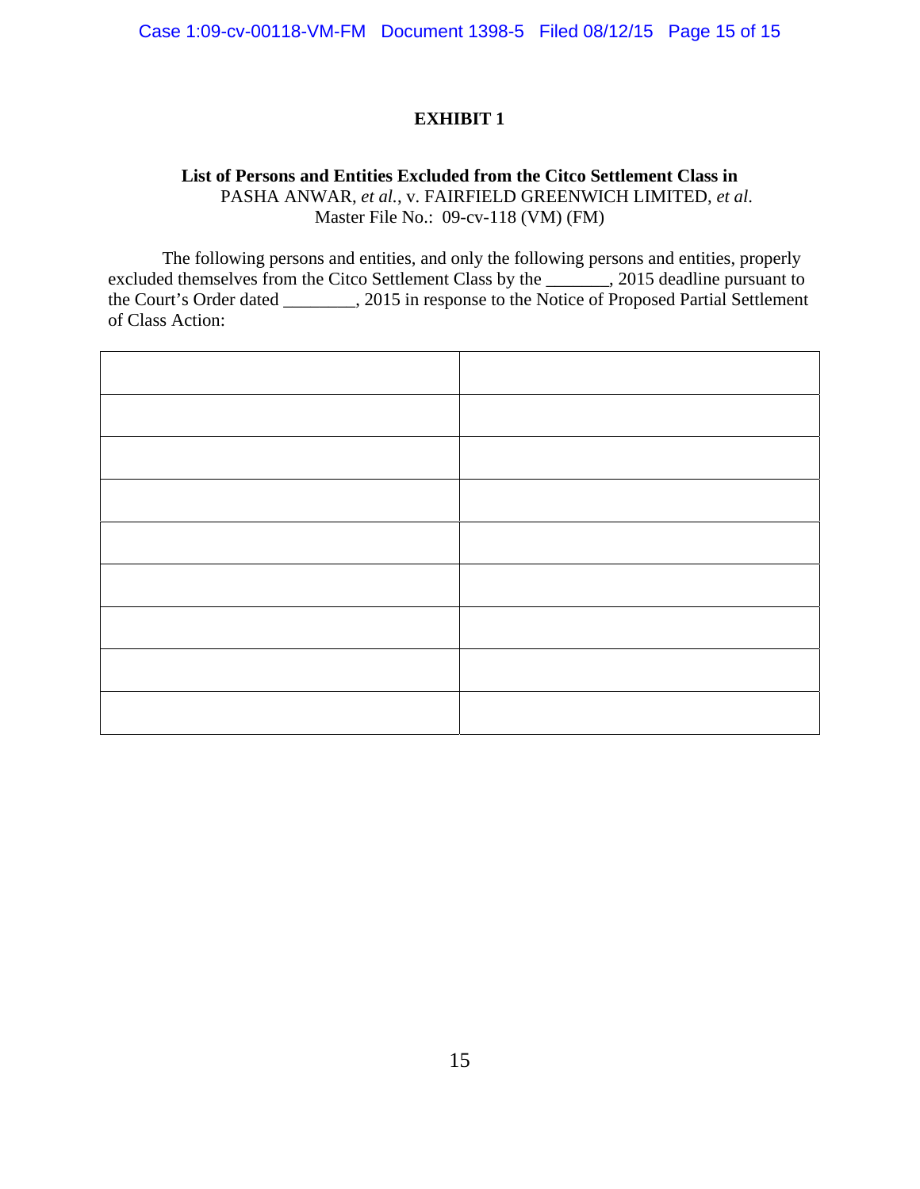# EXHIBIT 1

**List of Persons and Entities Excluded from the Citco Settlement Class in**
PASHA ANWAR, *et al.*, v. FAIRFIELD GREENWICH LIMITED, *et al*.
Master File No.: 09-cv-118 (VM) (FM)

The following persons and entities, and only the following persons and entities, properly excluded themselves from the Citco Settlement Class by the _______, 2015 deadline pursuant to the Court's Order dated ________, 2015 in response to the Notice of Proposed Partial Settlement of Class Action:

| | |
|---|---|
| | |
| | |
| | |
| | |
| | |
| | |
| | |
| | |
| | |